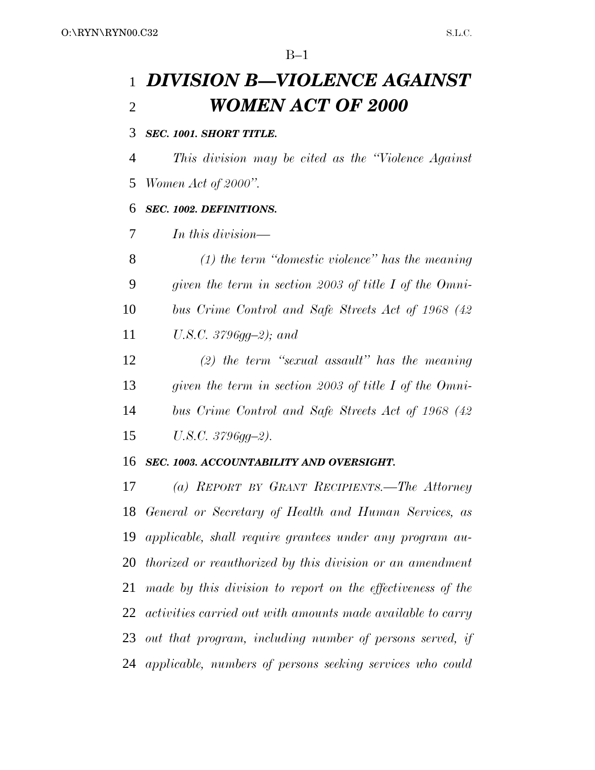# *DIVISION B—VIOLENCE AGAINST WOMEN ACT OF 2000*

### *SEC. 1001. SHORT TITLE.*

*This division may be cited as the ''Violence Against Women Act of 2000''.*

### *SEC. 1002. DEFINITIONS.*

*In this division—*

*(1) the term ''domestic violence'' has the meaning given the term in section 2003 of title I of the Omnibus Crime Control and Safe Streets Act of 1968 (42 U.S.C. 3796gg–2); and*

*(2) the term ''sexual assault'' has the meaning given the term in section 2003 of title I of the Omnibus Crime Control and Safe Streets Act of 1968 (42 U.S.C. 3796gg–2).*

### *SEC. 1003. ACCOUNTABILITY AND OVERSIGHT.*

*(a) REPORT BY GRANT RECIPIENTS.—The Attorney General or Secretary of Health and Human Services, as applicable, shall require grantees under any program authorized or reauthorized by this division or an amendment made by this division to report on the effectiveness of the activities carried out with amounts made available to carry out that program, including number of persons served, if applicable, numbers of persons seeking services who could*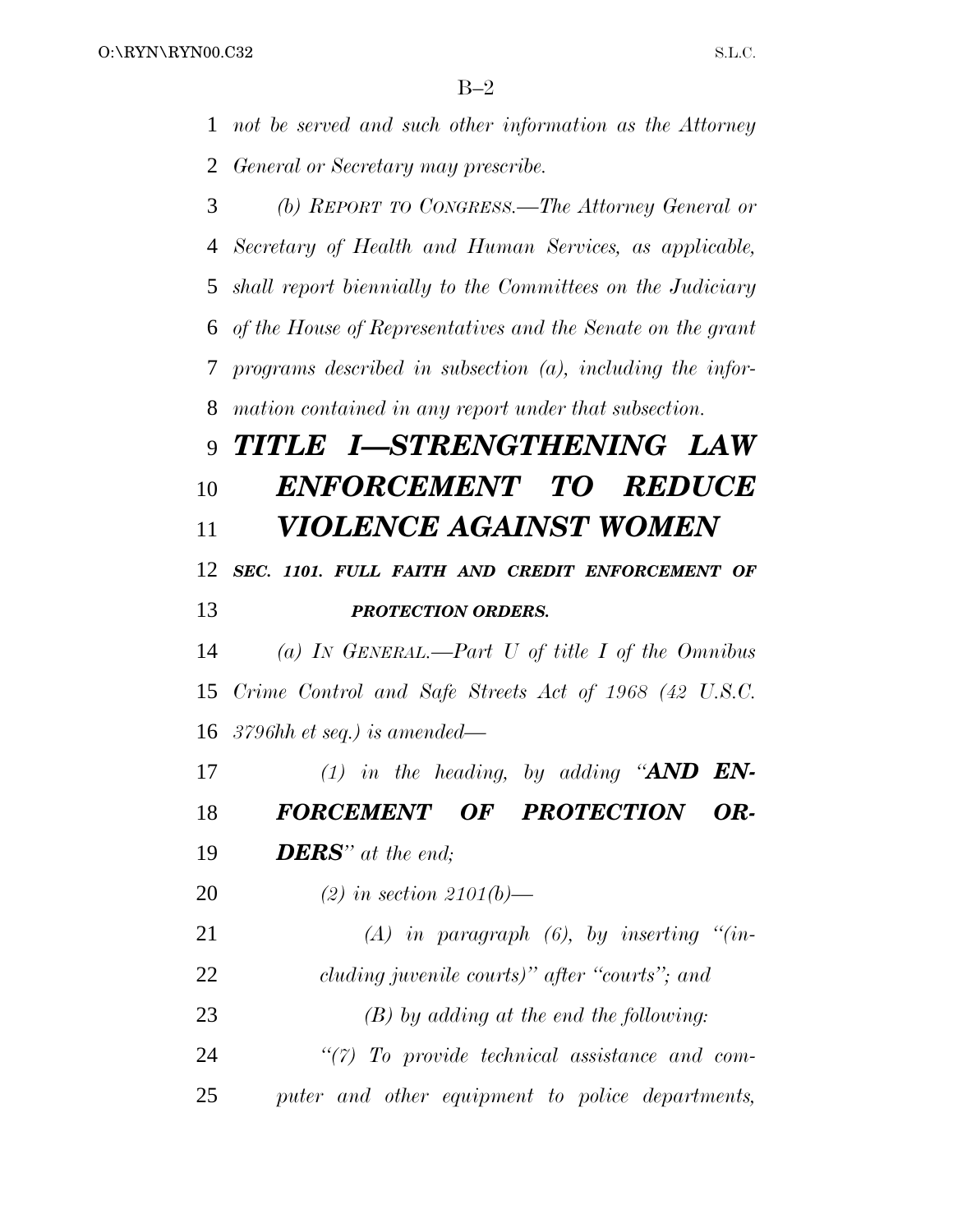*not be served and such other information as the Attorney General or Secretary may prescribe.*

*(b) REPORT TO CONGRESS.—The Attorney General or Secretary of Health and Human Services, as applicable, shall report biennially to the Committees on the Judiciary of the House of Representatives and the Senate on the grant programs described in subsection (a), including the information contained in any report under that subsection.*

# *TITLE I—STRENGTHENING LAW ENFORCEMENT TO REDUCE VIOLENCE AGAINST WOMEN*

### *SEC. 1101. FULL FAITH AND CREDIT ENFORCEMENT OF PROTECTION ORDERS.*

*(a) IN GENERAL.—Part U of title I of the Omnibus Crime Control and Safe Streets Act of 1968 (42 U.S.C. 3796hh et seq.) is amended—*

*(1) in the heading, by adding "**AND ENFORCEMENT OF PROTECTION ORDERS**" at the end;*

*(2) in section 2101(b)—*

*(A) in paragraph (6), by inserting "(including juvenile courts)" after "courts"; and*

*(B) by adding at the end the following:*

*"(7) To provide technical assistance and computer and other equipment to police departments,*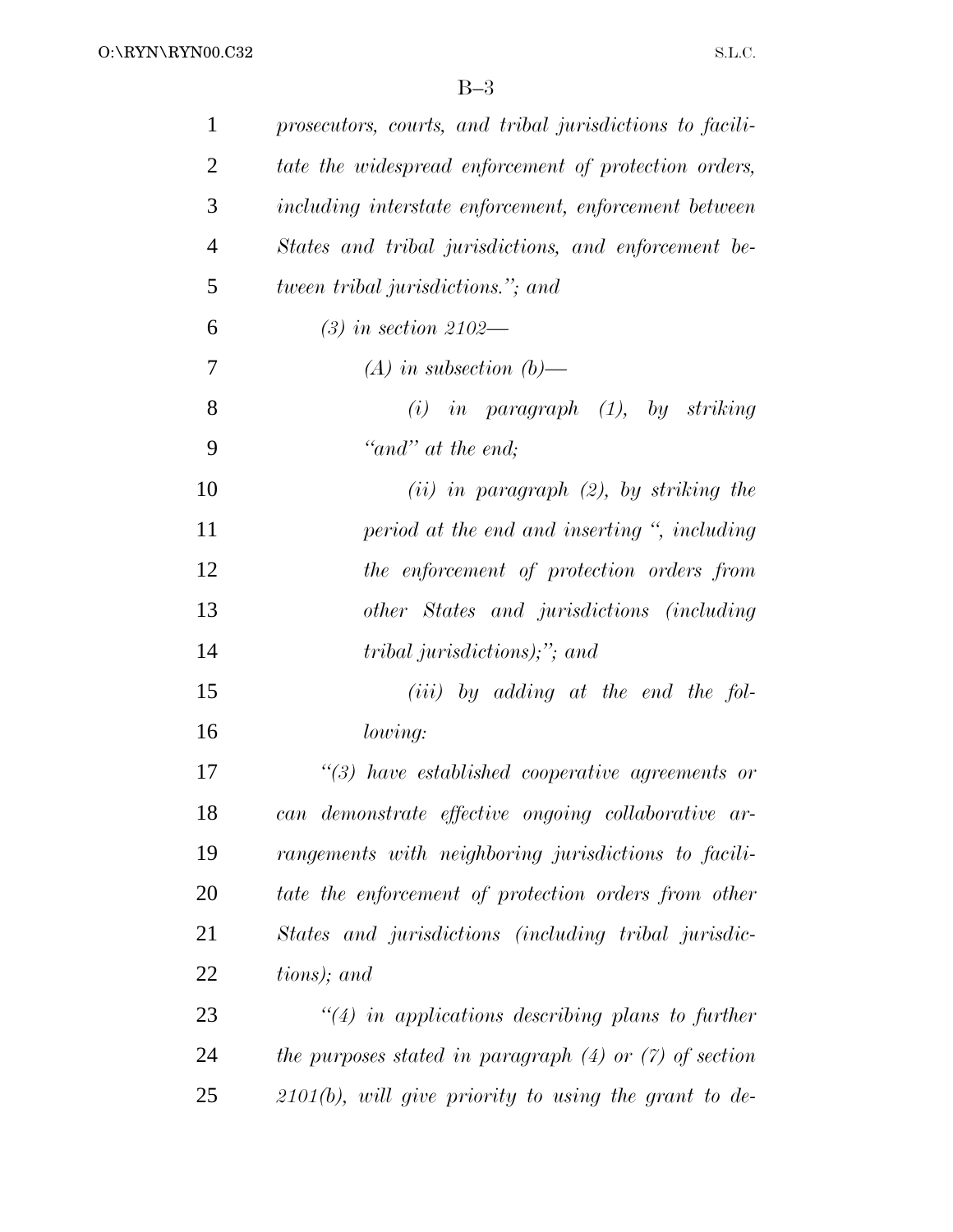*prosecutors, courts, and tribal jurisdictions to facilitate the widespread enforcement of protection orders, including interstate enforcement, enforcement between States and tribal jurisdictions, and enforcement between tribal jurisdictions."; and*

*(3) in section 2102—*

*(A) in subsection (b)—*

*(i) in paragraph (1), by striking "and" at the end;*

*(ii) in paragraph (2), by striking the period at the end and inserting ", including the enforcement of protection orders from other States and jurisdictions (including tribal jurisdictions);"; and*

*(iii) by adding at the end the following:*

*"(3) have established cooperative agreements or can demonstrate effective ongoing collaborative arrangements with neighboring jurisdictions to facilitate the enforcement of protection orders from other States and jurisdictions (including tribal jurisdictions); and*

*"(4) in applications describing plans to further the purposes stated in paragraph (4) or (7) of section 2101(b), will give priority to using the grant to de-*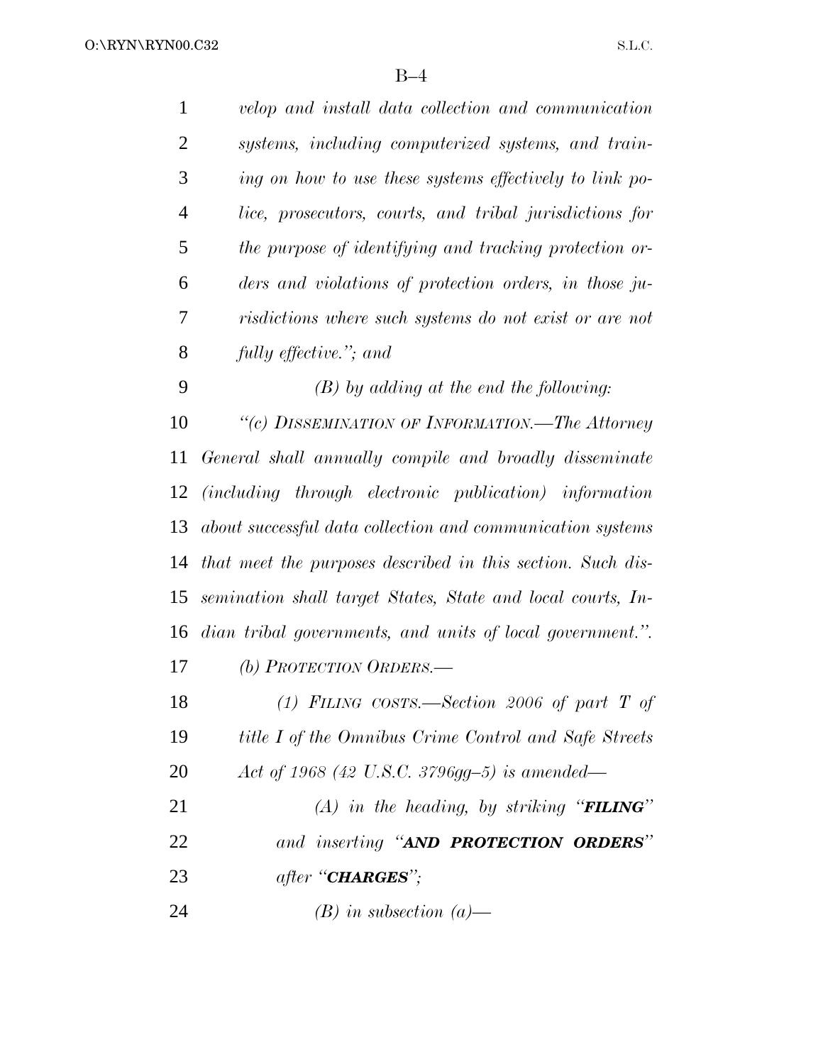*velop and install data collection and communication systems, including computerized systems, and training on how to use these systems effectively to link police, prosecutors, courts, and tribal jurisdictions for the purpose of identifying and tracking protection orders and violations of protection orders, in those jurisdictions where such systems do not exist or are not fully effective.''; and*

*(B) by adding at the end the following:*

*''(c) DISSEMINATION OF INFORMATION.—The Attorney General shall annually compile and broadly disseminate (including through electronic publication) information about successful data collection and communication systems that meet the purposes described in this section. Such dissemination shall target States, State and local courts, Indian tribal governments, and units of local government.''.*

*(b) PROTECTION ORDERS.—*

*(1) FILING COSTS.—Section 2006 of part T of title I of the Omnibus Crime Control and Safe Streets Act of 1968 (42 U.S.C. 3796gg–5) is amended—*

*(A) in the heading, by striking ''**FILING**'' and inserting ''**AND PROTECTION ORDERS**'' after ''**CHARGES**'';*

*(B) in subsection (a)—*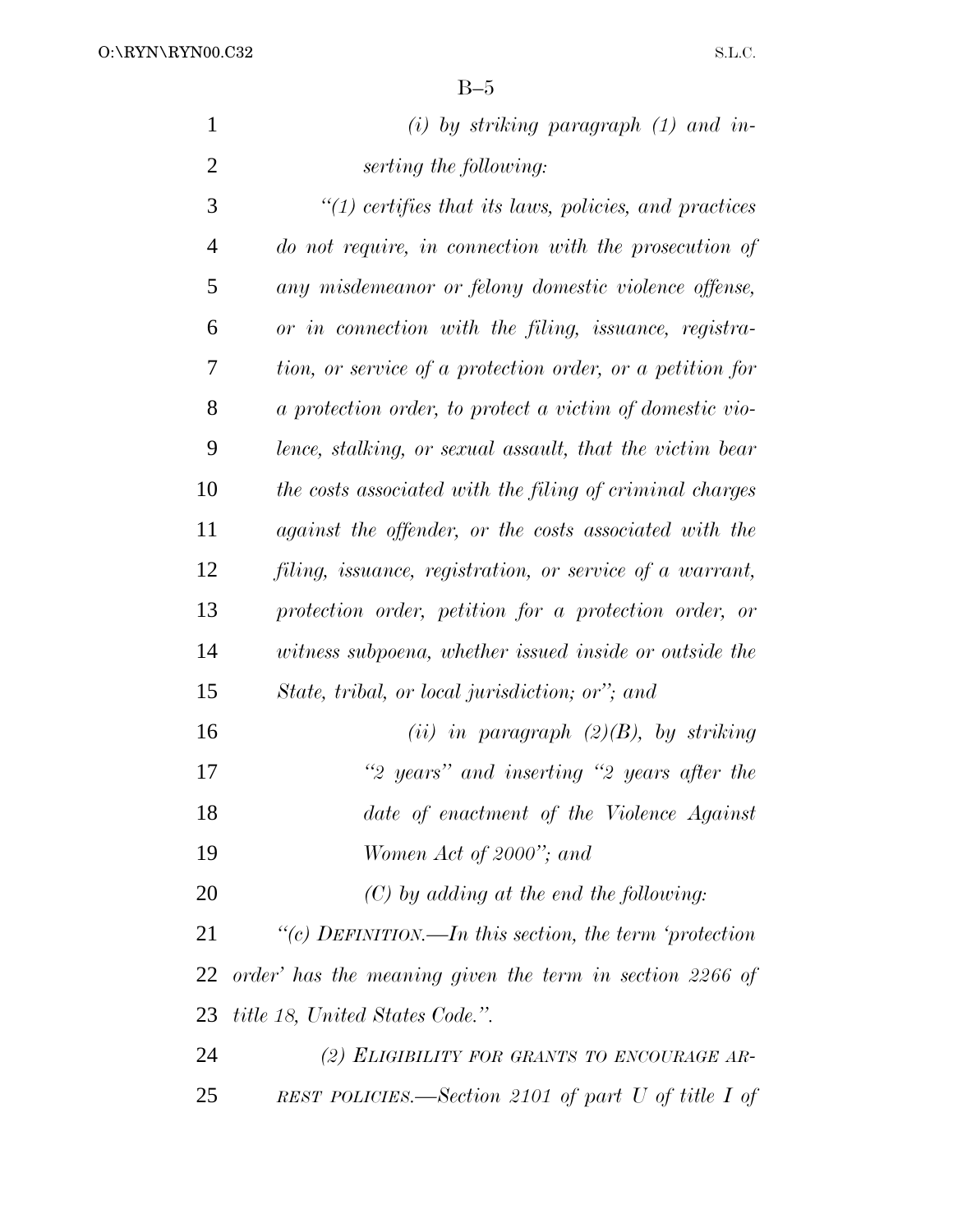*(i) by striking paragraph (1) and inserting the following:*

*"(1) certifies that its laws, policies, and practices do not require, in connection with the prosecution of any misdemeanor or felony domestic violence offense, or in connection with the filing, issuance, registration, or service of a protection order, or a petition for a protection order, to protect a victim of domestic violence, stalking, or sexual assault, that the victim bear the costs associated with the filing of criminal charges against the offender, or the costs associated with the filing, issuance, registration, or service of a warrant, protection order, petition for a protection order, or witness subpoena, whether issued inside or outside the State, tribal, or local jurisdiction; or"; and*

*(ii) in paragraph (2)(B), by striking "2 years" and inserting "2 years after the date of enactment of the Violence Against Women Act of 2000"; and*

*(C) by adding at the end the following:*

*"(c) DEFINITION.—In this section, the term 'protection order' has the meaning given the term in section 2266 of title 18, United States Code.".*

*(2) ELIGIBILITY FOR GRANTS TO ENCOURAGE ARREST POLICIES.—Section 2101 of part U of title I of*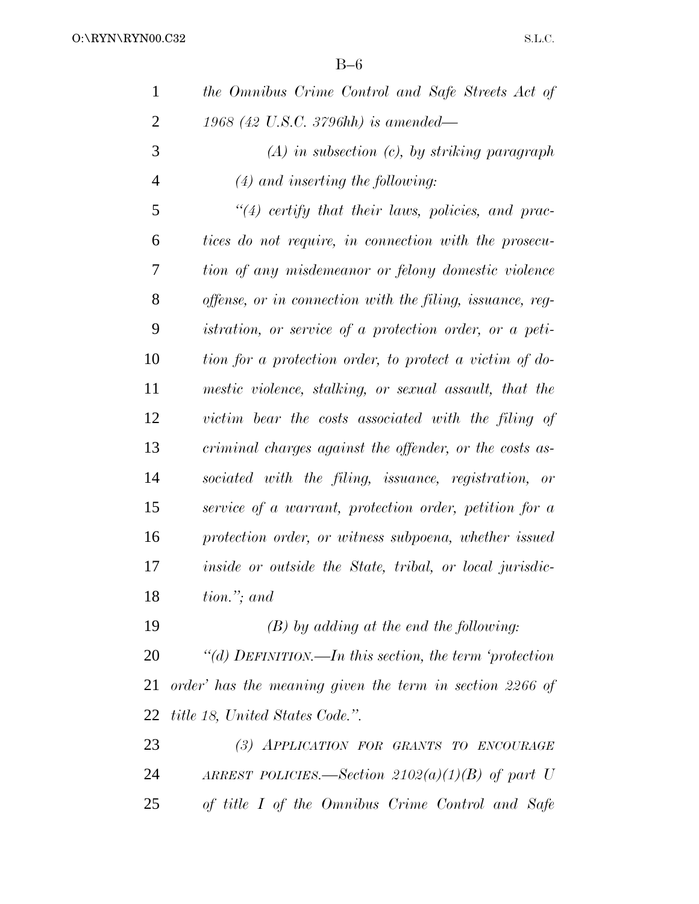*the Omnibus Crime Control and Safe Streets Act of 1968 (42 U.S.C. 3796hh) is amended—*

*(A) in subsection (c), by striking paragraph (4) and inserting the following:*

*"(4) certify that their laws, policies, and practices do not require, in connection with the prosecution of any misdemeanor or felony domestic violence offense, or in connection with the filing, issuance, registration, or service of a protection order, or a petition for a protection order, to protect a victim of domestic violence, stalking, or sexual assault, that the victim bear the costs associated with the filing of criminal charges against the offender, or the costs associated with the filing, issuance, registration, or service of a warrant, protection order, petition for a protection order, or witness subpoena, whether issued inside or outside the State, tribal, or local jurisdiction."; and*

*(B) by adding at the end the following:*

*"(d) DEFINITION.—In this section, the term 'protection order' has the meaning given the term in section 2266 of title 18, United States Code.".*

*(3) APPLICATION FOR GRANTS TO ENCOURAGE ARREST POLICIES.—Section 2102(a)(1)(B) of part U of title I of the Omnibus Crime Control and Safe*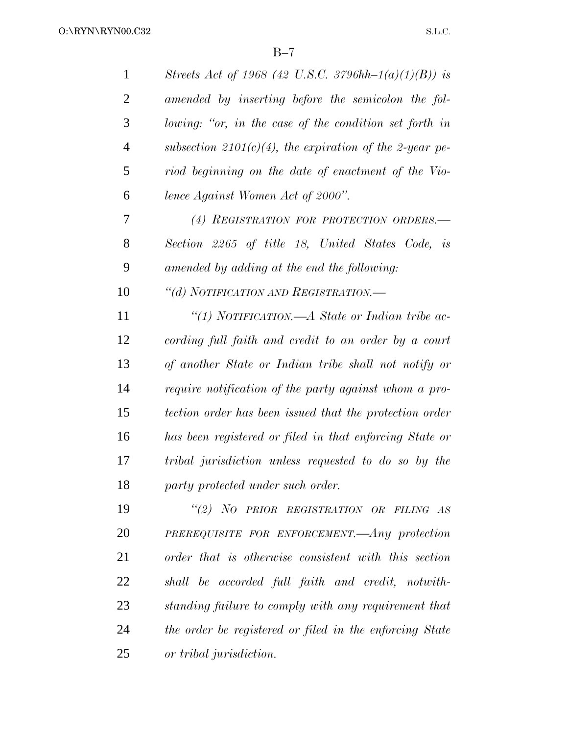*Streets Act of 1968 (42 U.S.C. 3796hh–1(a)(1)(B)) is amended by inserting before the semicolon the following: "or, in the case of the condition set forth in subsection 2101(c)(4), the expiration of the 2-year period beginning on the date of enactment of the Violence Against Women Act of 2000".*

*(4) REGISTRATION FOR PROTECTION ORDERS.—Section 2265 of title 18, United States Code, is amended by adding at the end the following:*

*"(d) NOTIFICATION AND REGISTRATION.—*

*"(1) NOTIFICATION.—A State or Indian tribe according full faith and credit to an order by a court of another State or Indian tribe shall not notify or require notification of the party against whom a protection order has been issued that the protection order has been registered or filed in that enforcing State or tribal jurisdiction unless requested to do so by the party protected under such order.*

*"(2) NO PRIOR REGISTRATION OR FILING AS PREREQUISITE FOR ENFORCEMENT.—Any protection order that is otherwise consistent with this section shall be accorded full faith and credit, notwithstanding failure to comply with any requirement that the order be registered or filed in the enforcing State or tribal jurisdiction.*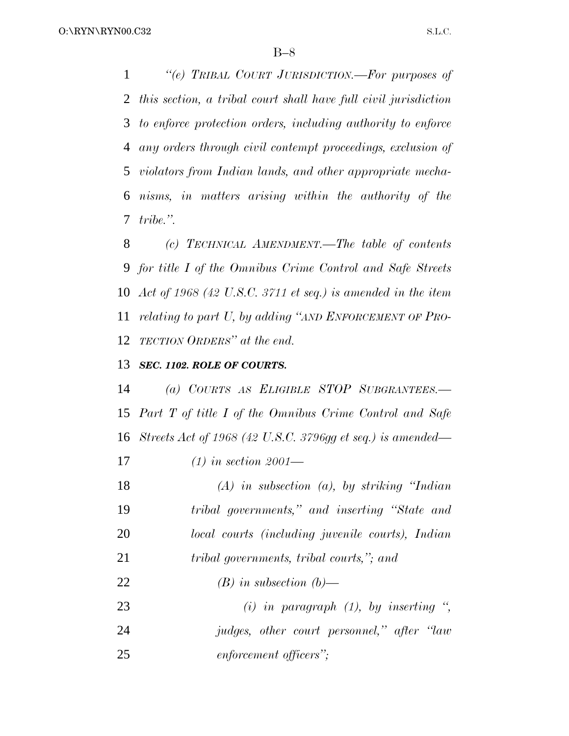*"(e) TRIBAL COURT JURISDICTION.—For purposes of this section, a tribal court shall have full civil jurisdiction to enforce protection orders, including authority to enforce any orders through civil contempt proceedings, exclusion of violators from Indian lands, and other appropriate mechanisms, in matters arising within the authority of the tribe.".*

*(c) TECHNICAL AMENDMENT.—The table of contents for title I of the Omnibus Crime Control and Safe Streets Act of 1968 (42 U.S.C. 3711 et seq.) is amended in the item relating to part U, by adding "AND ENFORCEMENT OF PROTECTION ORDERS" at the end.*

***SEC. 1102. ROLE OF COURTS.***

*(a) COURTS AS ELIGIBLE STOP SUBGRANTEES.—Part T of title I of the Omnibus Crime Control and Safe Streets Act of 1968 (42 U.S.C. 3796gg et seq.) is amended—*

*(1) in section 2001—*

*(A) in subsection (a), by striking "Indian tribal governments," and inserting "State and local courts (including juvenile courts), Indian tribal governments, tribal courts,"; and*

*(B) in subsection (b)—*

*(i) in paragraph (1), by inserting ", judges, other court personnel," after "law enforcement officers";*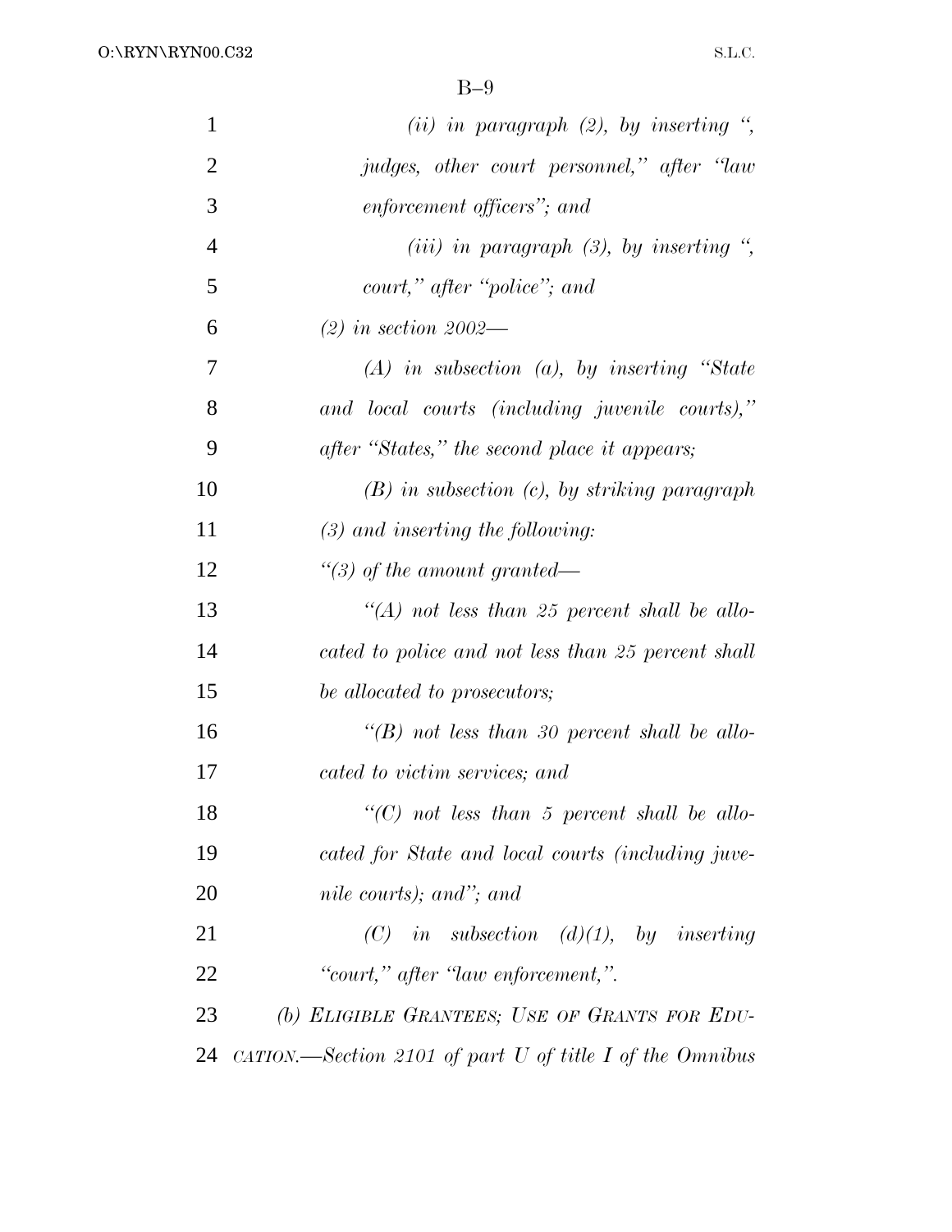*(ii) in paragraph (2), by inserting ", judges, other court personnel," after "law enforcement officers"; and*

*(iii) in paragraph (3), by inserting ", court," after "police"; and*

*(2) in section 2002—*

*(A) in subsection (a), by inserting "State and local courts (including juvenile courts)," after "States," the second place it appears;*

*(B) in subsection (c), by striking paragraph (3) and inserting the following:*

*"(3) of the amount granted—*

*"(A) not less than 25 percent shall be allocated to police and not less than 25 percent shall be allocated to prosecutors;*

*"(B) not less than 30 percent shall be allocated to victim services; and*

*"(C) not less than 5 percent shall be allocated for State and local courts (including juvenile courts); and"; and*

*(C) in subsection (d)(1), by inserting "court," after "law enforcement,".*

*(b) ELIGIBLE GRANTEES; USE OF GRANTS FOR EDUCATION.—Section 2101 of part U of title I of the Omnibus*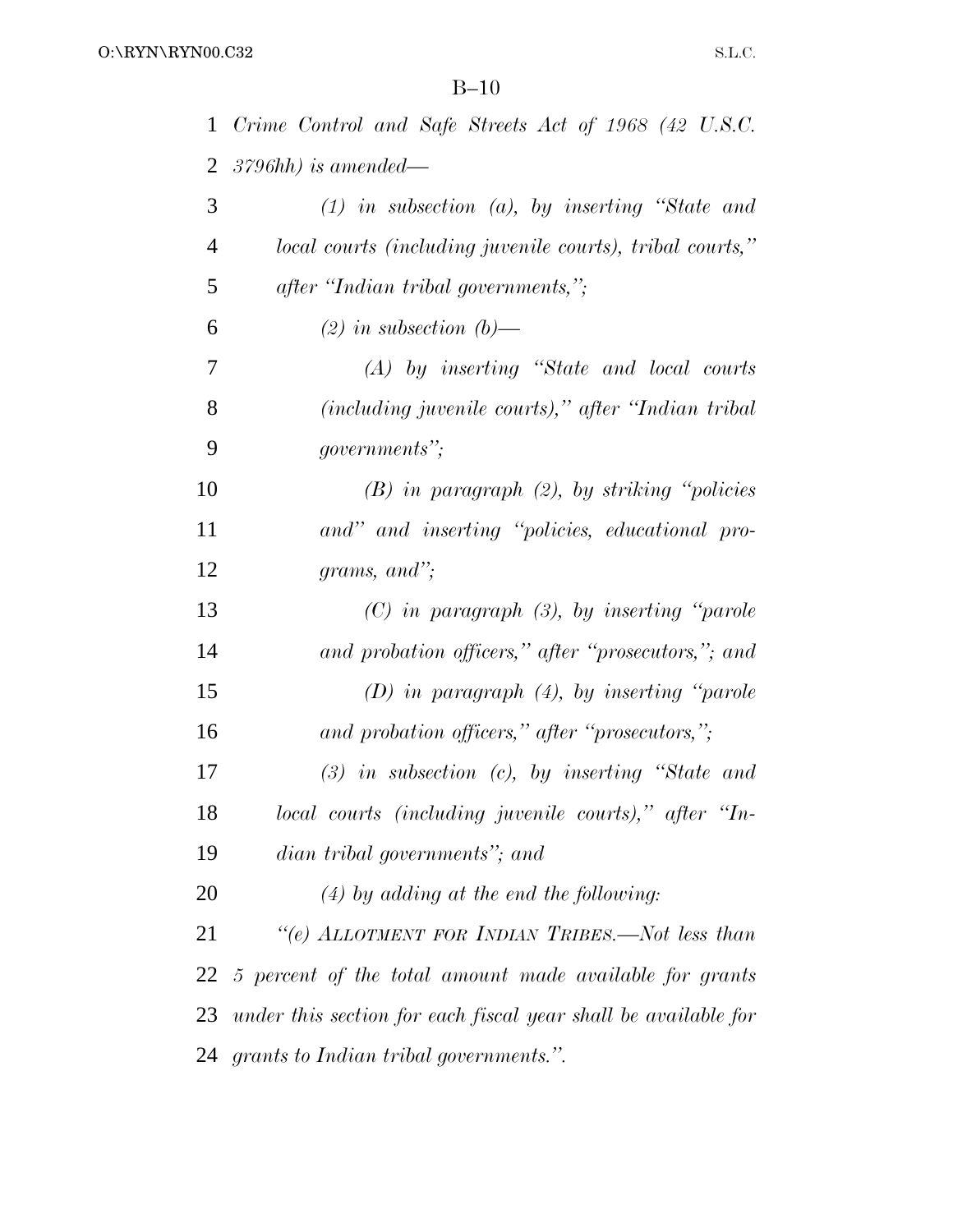*Crime Control and Safe Streets Act of 1968 (42 U.S.C. 3796hh) is amended—*

*(1) in subsection (a), by inserting "State and local courts (including juvenile courts), tribal courts," after "Indian tribal governments,";*

*(2) in subsection (b)—*

*(A) by inserting "State and local courts (including juvenile courts)," after "Indian tribal governments";*

*(B) in paragraph (2), by striking "policies and" and inserting "policies, educational programs, and";*

*(C) in paragraph (3), by inserting "parole and probation officers," after "prosecutors,"; and*

*(D) in paragraph (4), by inserting "parole and probation officers," after "prosecutors,";*

*(3) in subsection (c), by inserting "State and local courts (including juvenile courts)," after "Indian tribal governments"; and*

*(4) by adding at the end the following:*

*"(e) ALLOTMENT FOR INDIAN TRIBES.—Not less than 5 percent of the total amount made available for grants under this section for each fiscal year shall be available for grants to Indian tribal governments.".*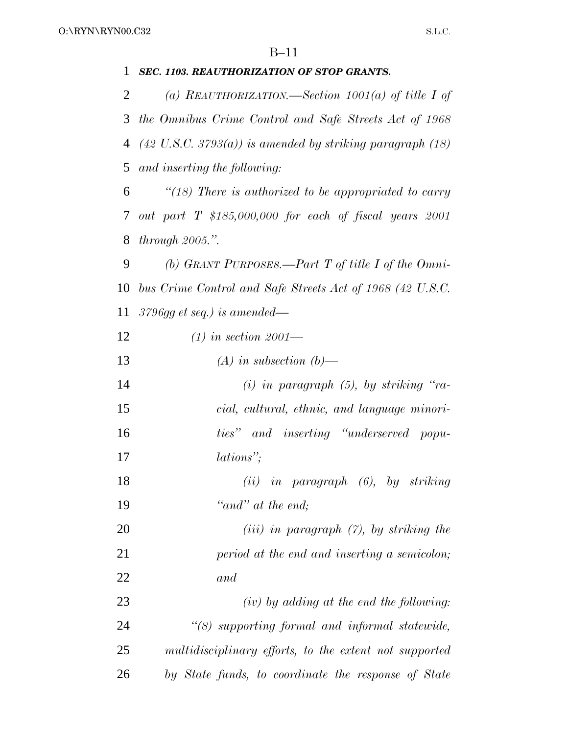***SEC. 1103. REAUTHORIZATION OF STOP GRANTS.***

*(a) REAUTHORIZATION.—Section 1001(a) of title I of the Omnibus Crime Control and Safe Streets Act of 1968 (42 U.S.C. 3793(a)) is amended by striking paragraph (18) and inserting the following:*

*"(18) There is authorized to be appropriated to carry out part T $185,000,000 for each of fiscal years 2001 through 2005.".*

*(b) GRANT PURPOSES.—Part T of title I of the Omnibus Crime Control and Safe Streets Act of 1968 (42 U.S.C. 3796gg et seq.) is amended—*

*(1) in section 2001—*

*(A) in subsection (b)—*

*(i) in paragraph (5), by striking "racial, cultural, ethnic, and language minorities" and inserting "underserved populations";*

*(ii) in paragraph (6), by striking "and" at the end;*

*(iii) in paragraph (7), by striking the period at the end and inserting a semicolon; and*

*(iv) by adding at the end the following:*

*"(8) supporting formal and informal statewide, multidisciplinary efforts, to the extent not supported by State funds, to coordinate the response of State*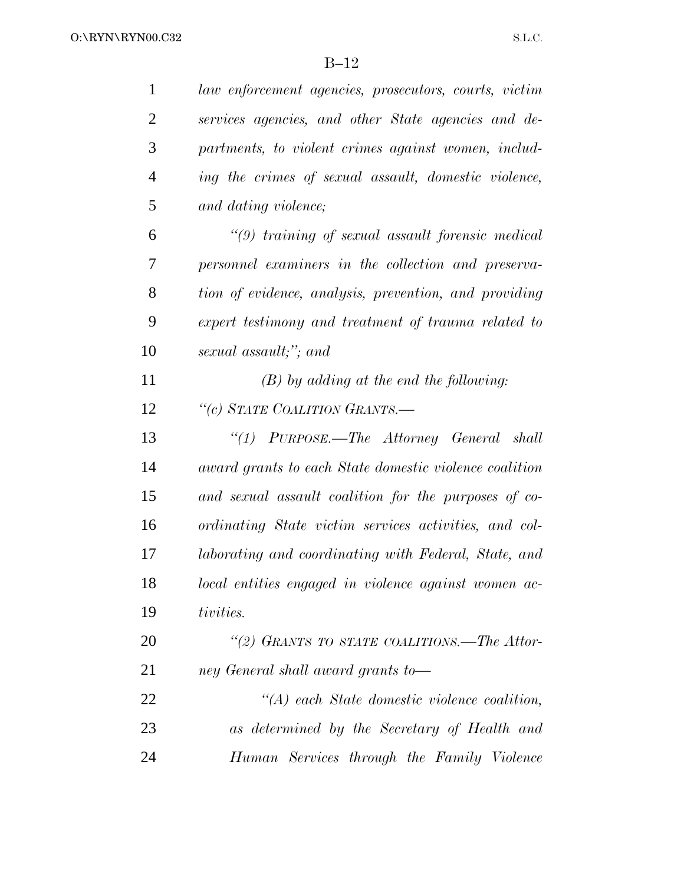*law enforcement agencies, prosecutors, courts, victim services agencies, and other State agencies and departments, to violent crimes against women, including the crimes of sexual assault, domestic violence, and dating violence;*

*"(9) training of sexual assault forensic medical personnel examiners in the collection and preservation of evidence, analysis, prevention, and providing expert testimony and treatment of trauma related to sexual assault;"; and*

*(B) by adding at the end the following:*

*"(c) STATE COALITION GRANTS.—*

*"(1) PURPOSE.—The Attorney General shall award grants to each State domestic violence coalition and sexual assault coalition for the purposes of coordinating State victim services activities, and collaborating and coordinating with Federal, State, and local entities engaged in violence against women activities.*

*"(2) GRANTS TO STATE COALITIONS.—The Attorney General shall award grants to—*

*"(A) each State domestic violence coalition, as determined by the Secretary of Health and Human Services through the Family Violence*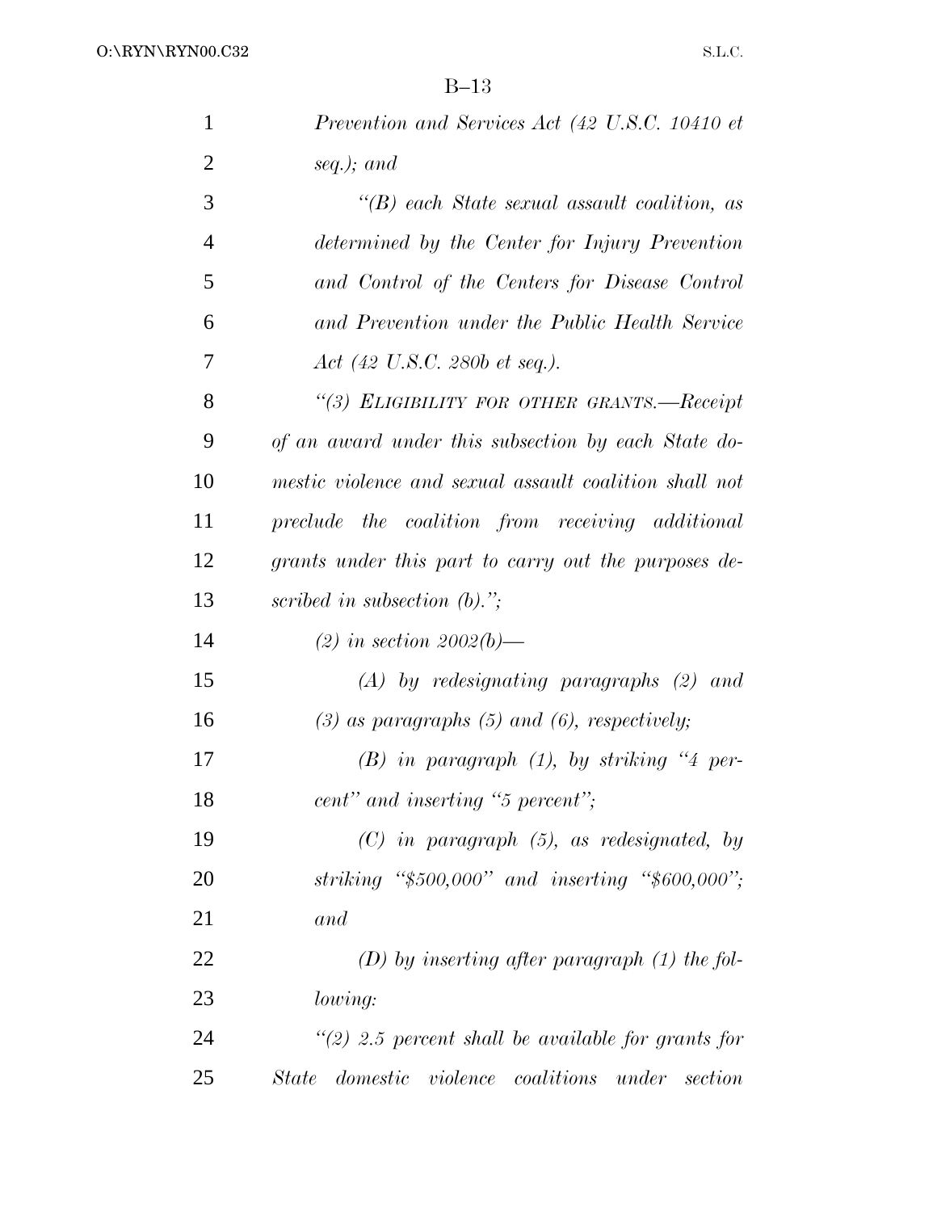*Prevention and Services Act (42 U.S.C. 10410 et seq.); and*

*"(B) each State sexual assault coalition, as determined by the Center for Injury Prevention and Control of the Centers for Disease Control and Prevention under the Public Health Service Act (42 U.S.C. 280b et seq.).*

*"(3) ELIGIBILITY FOR OTHER GRANTS.—Receipt of an award under this subsection by each State domestic violence and sexual assault coalition shall not preclude the coalition from receiving additional grants under this part to carry out the purposes described in subsection (b).";*

*(2) in section 2002(b)—*

*(A) by redesignating paragraphs (2) and (3) as paragraphs (5) and (6), respectively;*

*(B) in paragraph (1), by striking "4 percent" and inserting "5 percent";*

*(C) in paragraph (5), as redesignated, by striking "$500,000" and inserting "$600,000"; and*

*(D) by inserting after paragraph (1) the following:*

*"(2) 2.5 percent shall be available for grants for State domestic violence coalitions under section*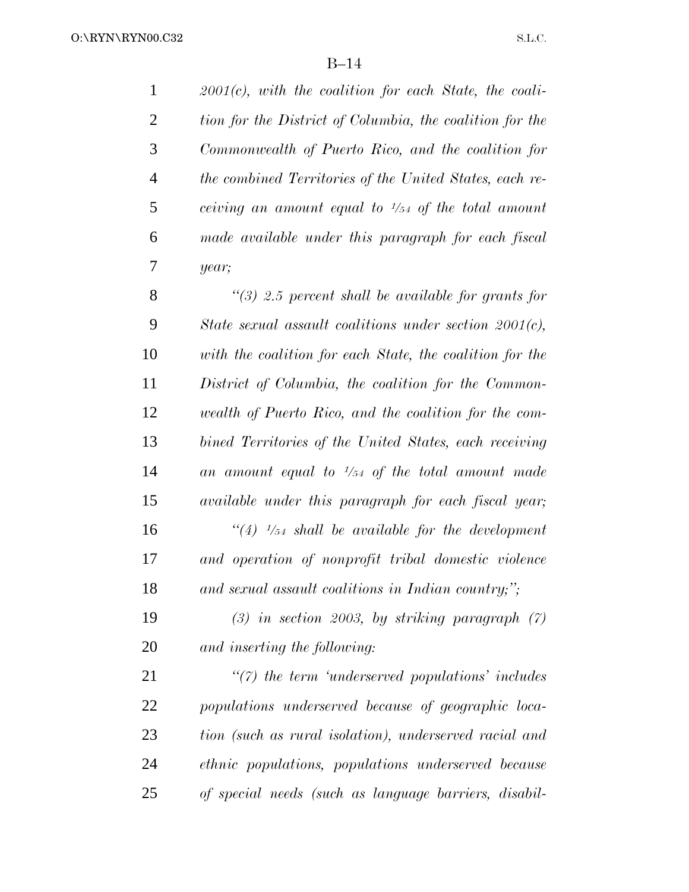*2001(c), with the coalition for each State, the coalition for the District of Columbia, the coalition for the Commonwealth of Puerto Rico, and the coalition for the combined Territories of the United States, each receiving an amount equal to 1/54 of the total amount made available under this paragraph for each fiscal year;*

*"(3) 2.5 percent shall be available for grants for State sexual assault coalitions under section 2001(c), with the coalition for each State, the coalition for the District of Columbia, the coalition for the Commonwealth of Puerto Rico, and the coalition for the combined Territories of the United States, each receiving an amount equal to 1/54 of the total amount made available under this paragraph for each fiscal year;*

*"(4) 1/54 shall be available for the development and operation of nonprofit tribal domestic violence and sexual assault coalitions in Indian country;";*

*(3) in section 2003, by striking paragraph (7) and inserting the following:*

*"(7) the term 'underserved populations' includes populations underserved because of geographic location (such as rural isolation), underserved racial and ethnic populations, populations underserved because of special needs (such as language barriers, disabil-*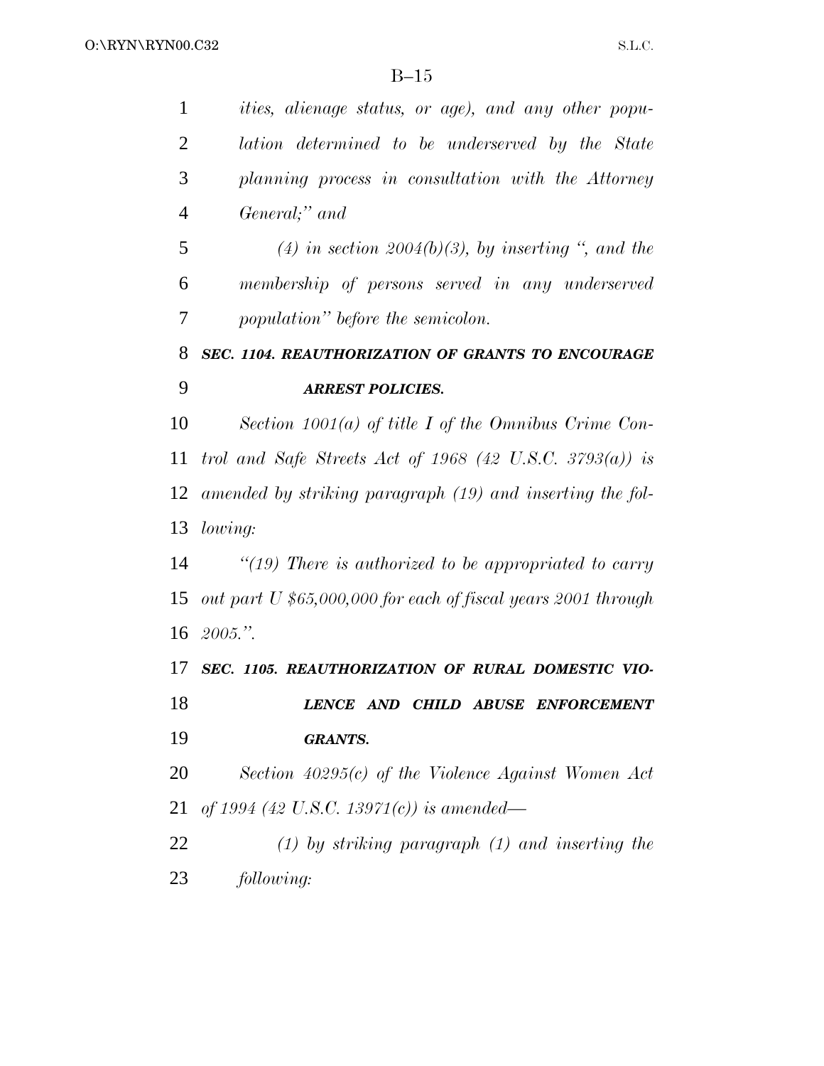*ities, alienage status, or age), and any other population determined to be underserved by the State planning process in consultation with the Attorney General;" and*

*(4) in section 2004(b)(3), by inserting ", and the membership of persons served in any underserved population" before the semicolon.*

***SEC. 1104. REAUTHORIZATION OF GRANTS TO ENCOURAGE ARREST POLICIES.***

*Section 1001(a) of title I of the Omnibus Crime Control and Safe Streets Act of 1968 (42 U.S.C. 3793(a)) is amended by striking paragraph (19) and inserting the following:*

*"(19) There is authorized to be appropriated to carry out part U $65,000,000 for each of fiscal years 2001 through 2005.".*

***SEC. 1105. REAUTHORIZATION OF RURAL DOMESTIC VIOLENCE AND CHILD ABUSE ENFORCEMENT GRANTS.***

*Section 40295(c) of the Violence Against Women Act of 1994 (42 U.S.C. 13971(c)) is amended—*

*(1) by striking paragraph (1) and inserting the following:*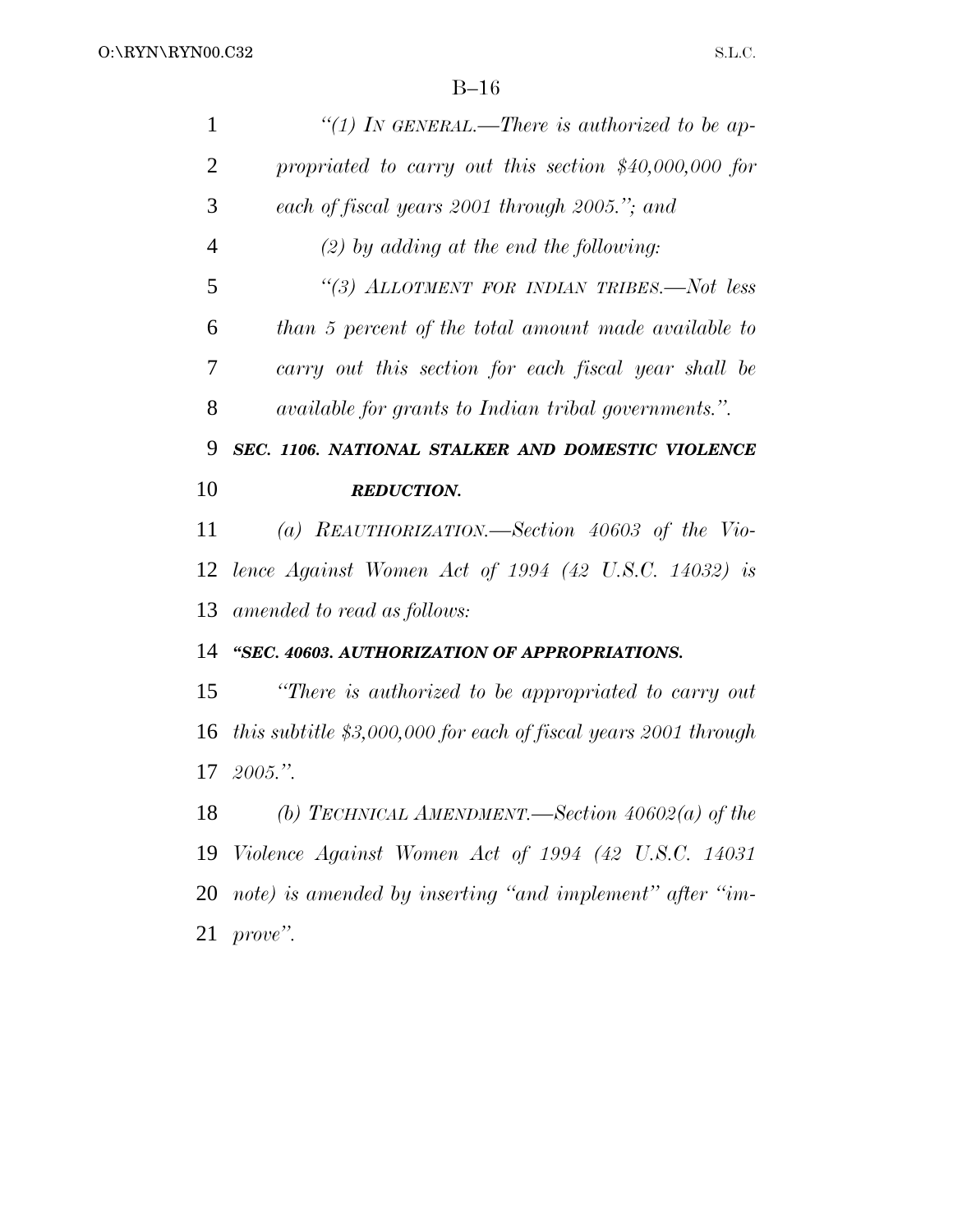*"(1) IN GENERAL.—There is authorized to be appropriated to carry out this section $40,000,000 for each of fiscal years 2001 through 2005."; and*

*(2) by adding at the end the following:*

*"(3) ALLOTMENT FOR INDIAN TRIBES.—Not less than 5 percent of the total amount made available to carry out this section for each fiscal year shall be available for grants to Indian tribal governments.".*

***SEC. 1106. NATIONAL STALKER AND DOMESTIC VIOLENCE REDUCTION.***

*(a) REAUTHORIZATION.—Section 40603 of the Violence Against Women Act of 1994 (42 U.S.C. 14032) is amended to read as follows:*

***"SEC. 40603. AUTHORIZATION OF APPROPRIATIONS.***

*"There is authorized to be appropriated to carry out this subtitle $3,000,000 for each of fiscal years 2001 through 2005.".*

*(b) TECHNICAL AMENDMENT.—Section 40602(a) of the Violence Against Women Act of 1994 (42 U.S.C. 14031 note) is amended by inserting "and implement" after "improve".*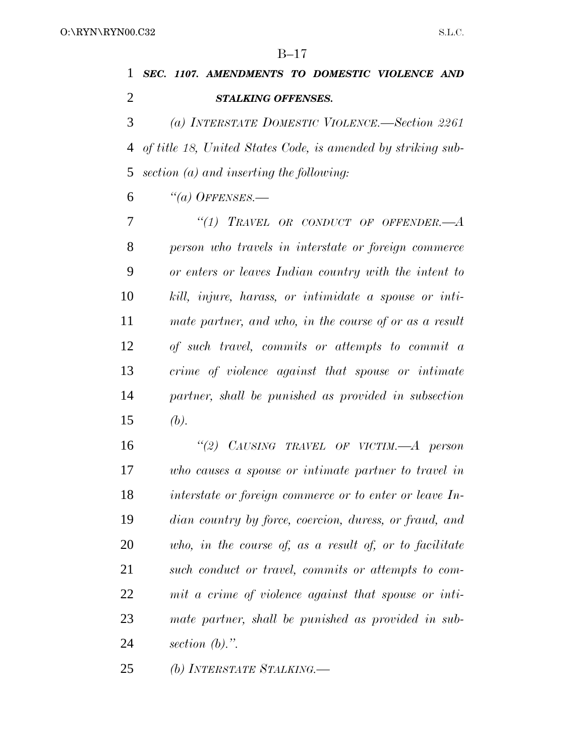***SEC. 1107. AMENDMENTS TO DOMESTIC VIOLENCE AND STALKING OFFENSES.***

*(a) INTERSTATE DOMESTIC VIOLENCE.—Section 2261 of title 18, United States Code, is amended by striking subsection (a) and inserting the following:*

*"(a) OFFENSES.—*

*"(1) TRAVEL OR CONDUCT OF OFFENDER.—A person who travels in interstate or foreign commerce or enters or leaves Indian country with the intent to kill, injure, harass, or intimidate a spouse or intimate partner, and who, in the course of or as a result of such travel, commits or attempts to commit a crime of violence against that spouse or intimate partner, shall be punished as provided in subsection (b).*

*"(2) CAUSING TRAVEL OF VICTIM.—A person who causes a spouse or intimate partner to travel in interstate or foreign commerce or to enter or leave Indian country by force, coercion, duress, or fraud, and who, in the course of, as a result of, or to facilitate such conduct or travel, commits or attempts to commit a crime of violence against that spouse or intimate partner, shall be punished as provided in subsection (b).".*

*(b) INTERSTATE STALKING.—*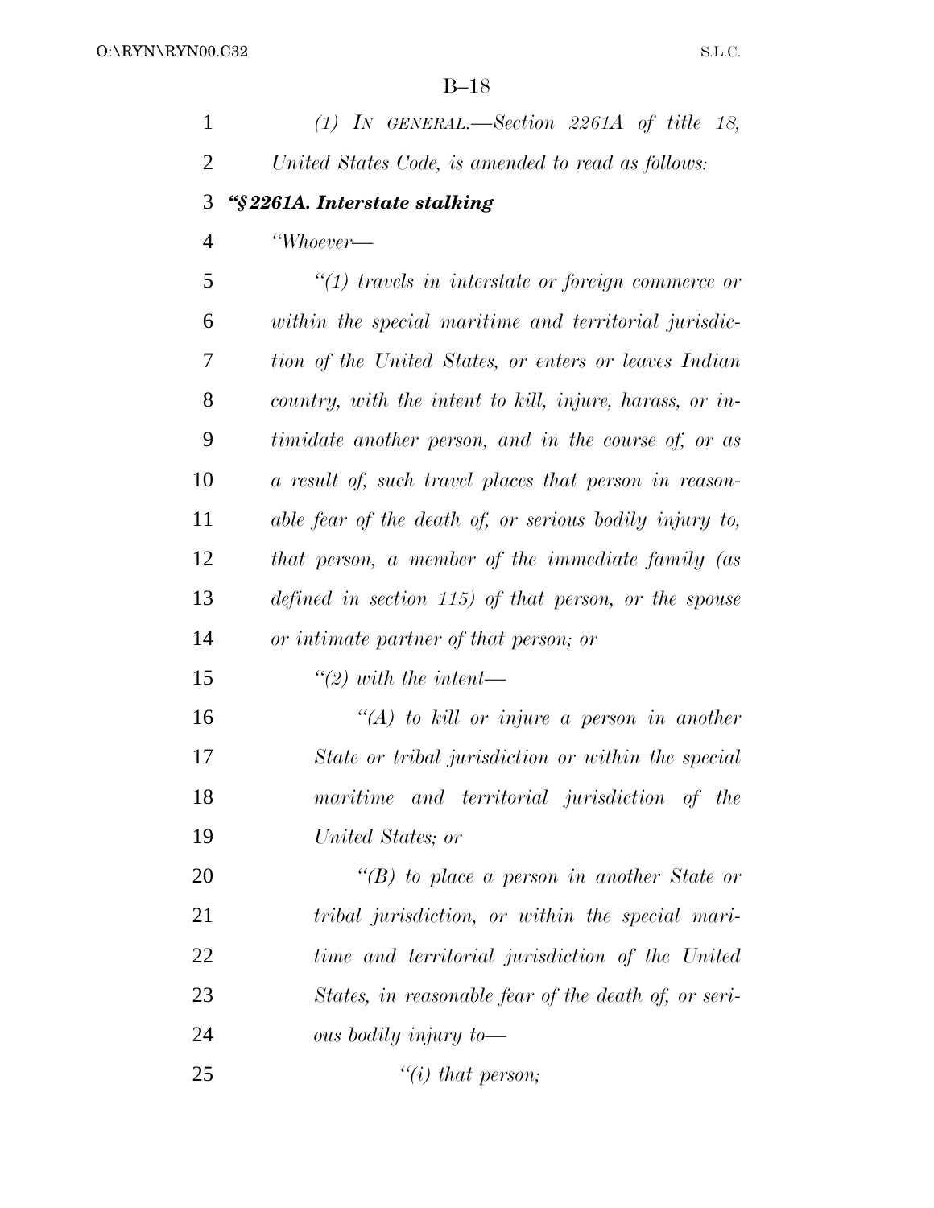*(1) In general.—Section 2261A of title 18, United States Code, is amended to read as follows:*

***"§2261A. Interstate stalking***

*"Whoever—*

*"(1) travels in interstate or foreign commerce or within the special maritime and territorial jurisdiction of the United States, or enters or leaves Indian country, with the intent to kill, injure, harass, or intimidate another person, and in the course of, or as a result of, such travel places that person in reasonable fear of the death of, or serious bodily injury to, that person, a member of the immediate family (as defined in section 115) of that person, or the spouse or intimate partner of that person; or*

*"(2) with the intent—*

*"(A) to kill or injure a person in another State or tribal jurisdiction or within the special maritime and territorial jurisdiction of the United States; or*

*"(B) to place a person in another State or tribal jurisdiction, or within the special maritime and territorial jurisdiction of the United States, in reasonable fear of the death of, or serious bodily injury to—*

*"(i) that person;*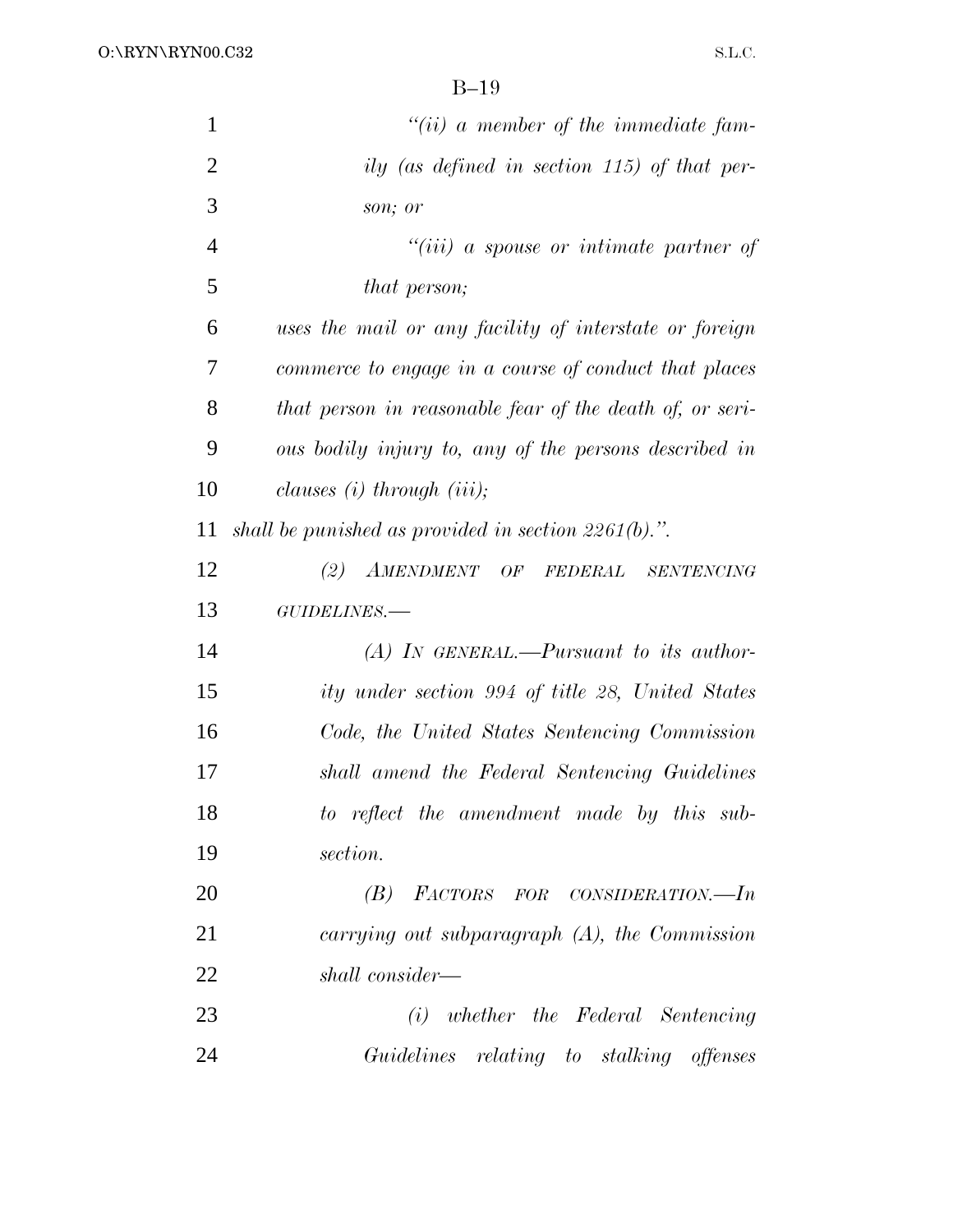*"(ii) a member of the immediate family (as defined in section 115) of that person; or*

*"(iii) a spouse or intimate partner of that person;*

*uses the mail or any facility of interstate or foreign commerce to engage in a course of conduct that places that person in reasonable fear of the death of, or serious bodily injury to, any of the persons described in clauses (i) through (iii);*

*shall be punished as provided in section 2261(b).".*

*(2) AMENDMENT OF FEDERAL SENTENCING GUIDELINES.—*

*(A) IN GENERAL.—Pursuant to its authority under section 994 of title 28, United States Code, the United States Sentencing Commission shall amend the Federal Sentencing Guidelines to reflect the amendment made by this subsection.*

*(B) FACTORS FOR CONSIDERATION.—In carrying out subparagraph (A), the Commission shall consider—*

*(i) whether the Federal Sentencing Guidelines relating to stalking offenses*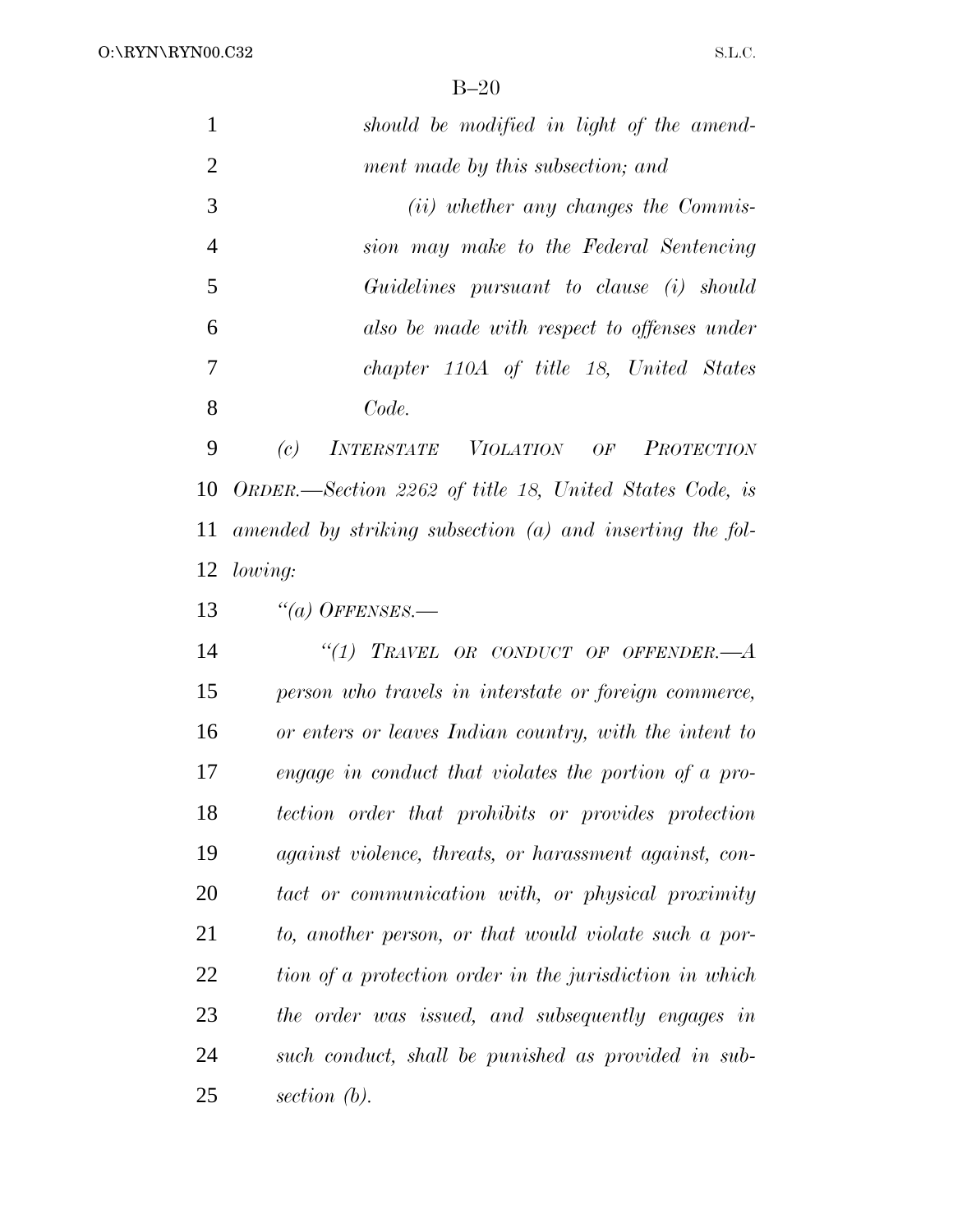*should be modified in light of the amendment made by this subsection; and*

*(ii) whether any changes the Commission may make to the Federal Sentencing Guidelines pursuant to clause (i) should also be made with respect to offenses under chapter 110A of title 18, United States Code.*

*(c) INTERSTATE VIOLATION OF PROTECTION ORDER.—Section 2262 of title 18, United States Code, is amended by striking subsection (a) and inserting the following:*

*"(a) OFFENSES.—*

*"(1) TRAVEL OR CONDUCT OF OFFENDER.—A person who travels in interstate or foreign commerce, or enters or leaves Indian country, with the intent to engage in conduct that violates the portion of a protection order that prohibits or provides protection against violence, threats, or harassment against, contact or communication with, or physical proximity to, another person, or that would violate such a portion of a protection order in the jurisdiction in which the order was issued, and subsequently engages in such conduct, shall be punished as provided in subsection (b).*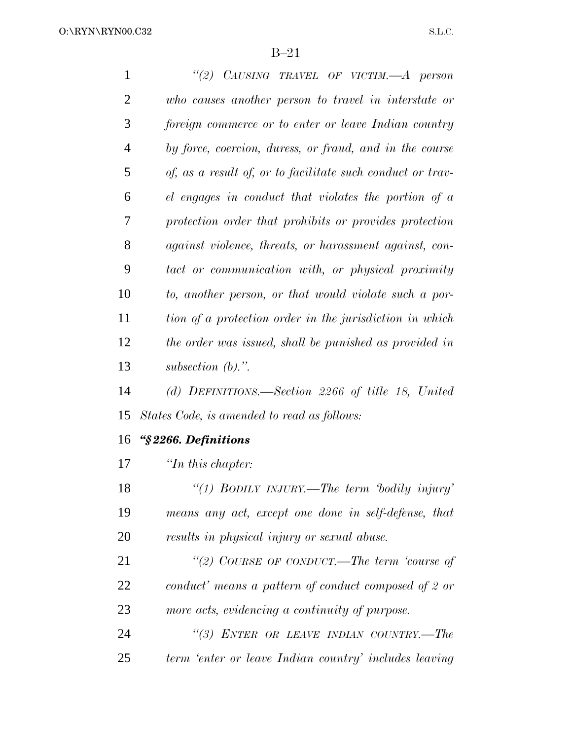*"(2) CAUSING TRAVEL OF VICTIM.—A person who causes another person to travel in interstate or foreign commerce or to enter or leave Indian country by force, coercion, duress, or fraud, and in the course of, as a result of, or to facilitate such conduct or travel engages in conduct that violates the portion of a protection order that prohibits or provides protection against violence, threats, or harassment against, contact or communication with, or physical proximity to, another person, or that would violate such a portion of a protection order in the jurisdiction in which the order was issued, shall be punished as provided in subsection (b).".*

*(d) DEFINITIONS.—Section 2266 of title 18, United States Code, is amended to read as follows:*

***"§ 2266. Definitions***

*"In this chapter:*

*"(1) BODILY INJURY.—The term 'bodily injury' means any act, except one done in self-defense, that results in physical injury or sexual abuse.*

*"(2) COURSE OF CONDUCT.—The term 'course of conduct' means a pattern of conduct composed of 2 or more acts, evidencing a continuity of purpose.*

*"(3) ENTER OR LEAVE INDIAN COUNTRY.—The term 'enter or leave Indian country' includes leaving*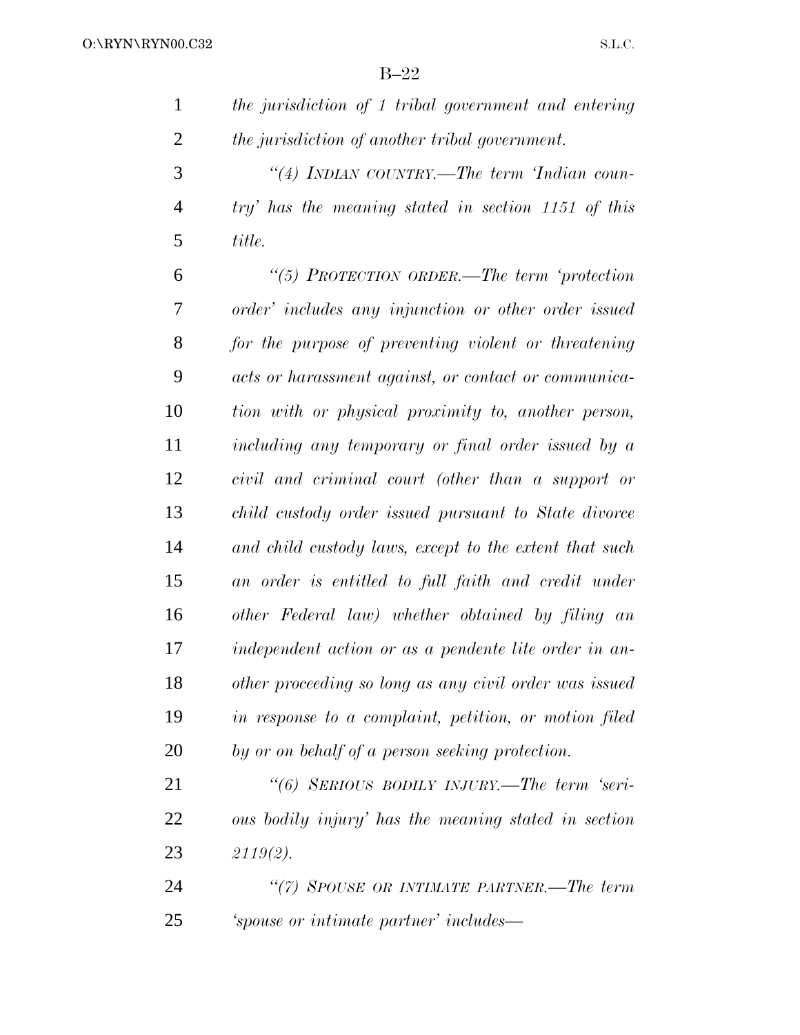*the jurisdiction of 1 tribal government and entering the jurisdiction of another tribal government.*

*"(4) INDIAN COUNTRY.—The term 'Indian country' has the meaning stated in section 1151 of this title.*

*"(5) PROTECTION ORDER.—The term 'protection order' includes any injunction or other order issued for the purpose of preventing violent or threatening acts or harassment against, or contact or communication with or physical proximity to, another person, including any temporary or final order issued by a civil and criminal court (other than a support or child custody order issued pursuant to State divorce and child custody laws, except to the extent that such an order is entitled to full faith and credit under other Federal law) whether obtained by filing an independent action or as a pendente lite order in another proceeding so long as any civil order was issued in response to a complaint, petition, or motion filed by or on behalf of a person seeking protection.*

*"(6) SERIOUS BODILY INJURY.—The term 'serious bodily injury' has the meaning stated in section 2119(2).*

*"(7) SPOUSE OR INTIMATE PARTNER.—The term 'spouse or intimate partner' includes—*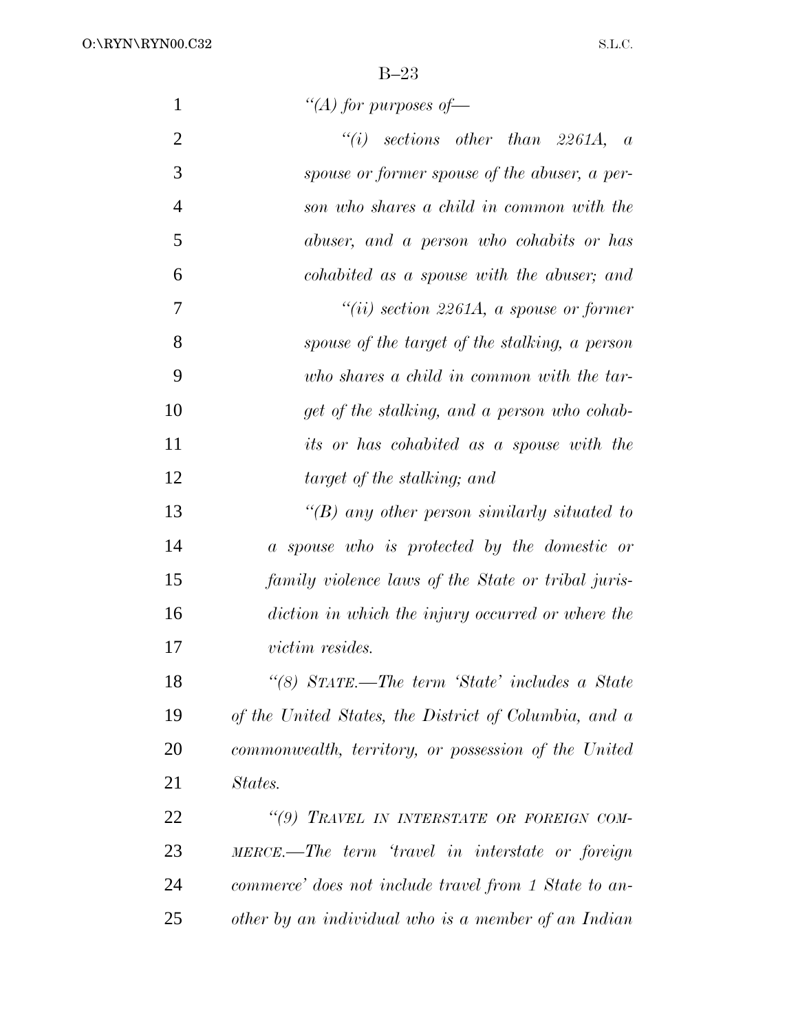*"(A) for purposes of—*

*"(i) sections other than 2261A, a spouse or former spouse of the abuser, a person who shares a child in common with the abuser, and a person who cohabits or has cohabited as a spouse with the abuser; and*

*"(ii) section 2261A, a spouse or former spouse of the target of the stalking, a person who shares a child in common with the target of the stalking, and a person who cohabits or has cohabited as a spouse with the target of the stalking; and*

*"(B) any other person similarly situated to a spouse who is protected by the domestic or family violence laws of the State or tribal jurisdiction in which the injury occurred or where the victim resides.*

*"(8) STATE.—The term 'State' includes a State of the United States, the District of Columbia, and a commonwealth, territory, or possession of the United States.*

*"(9) TRAVEL IN INTERSTATE OR FOREIGN COMMERCE.—The term 'travel in interstate or foreign commerce' does not include travel from 1 State to another by an individual who is a member of an Indian*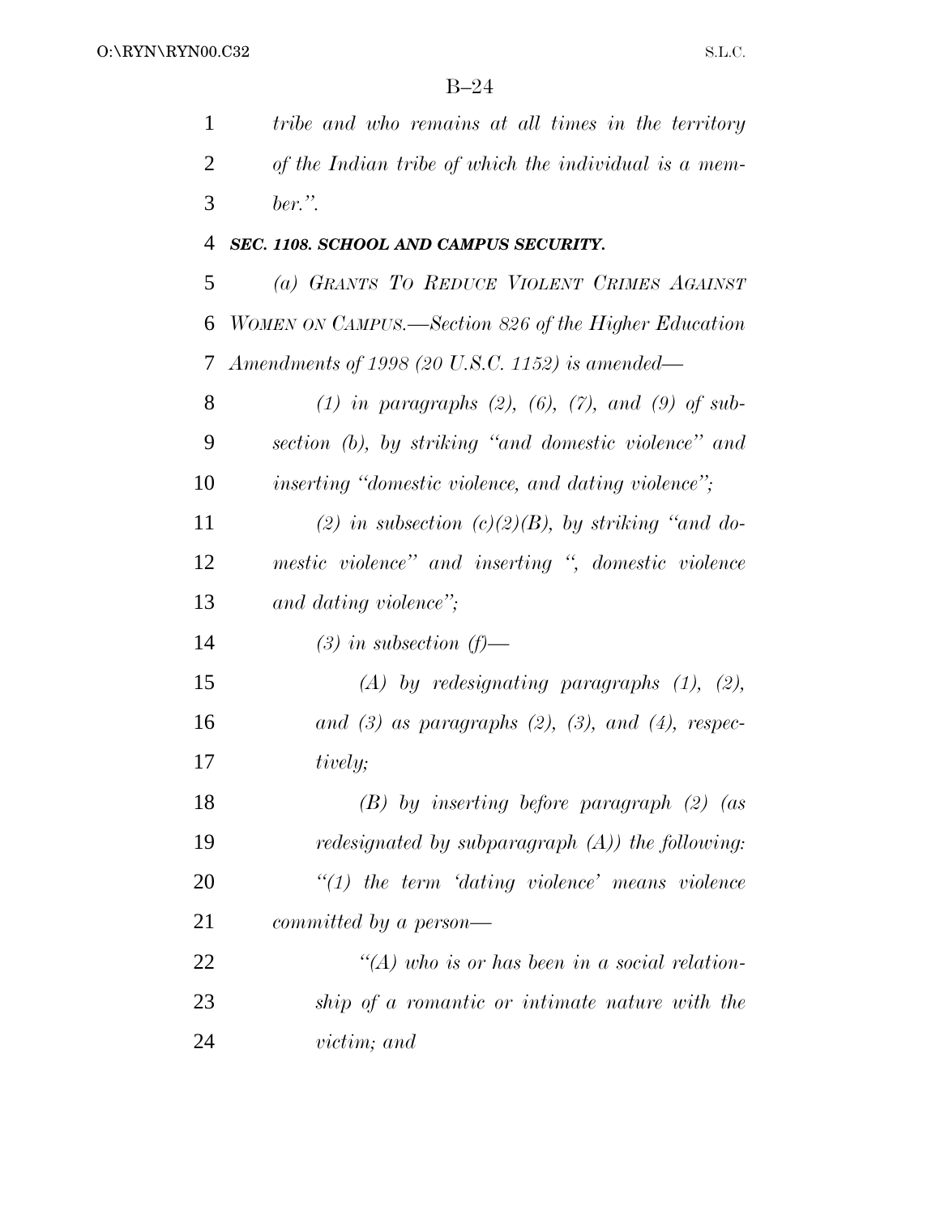*tribe and who remains at all times in the territory of the Indian tribe of which the individual is a member.".*

***SEC. 1108. SCHOOL AND CAMPUS SECURITY.***

*(a) GRANTS TO REDUCE VIOLENT CRIMES AGAINST WOMEN ON CAMPUS.—Section 826 of the Higher Education Amendments of 1998 (20 U.S.C. 1152) is amended—*

*(1) in paragraphs (2), (6), (7), and (9) of subsection (b), by striking "and domestic violence" and inserting "domestic violence, and dating violence";*

*(2) in subsection (c)(2)(B), by striking "and domestic violence" and inserting ", domestic violence and dating violence";*

*(3) in subsection (f)—*

*(A) by redesignating paragraphs (1), (2), and (3) as paragraphs (2), (3), and (4), respectively;*

*(B) by inserting before paragraph (2) (as redesignated by subparagraph (A)) the following:*

*"(1) the term 'dating violence' means violence committed by a person—*

*"(A) who is or has been in a social relationship of a romantic or intimate nature with the victim; and*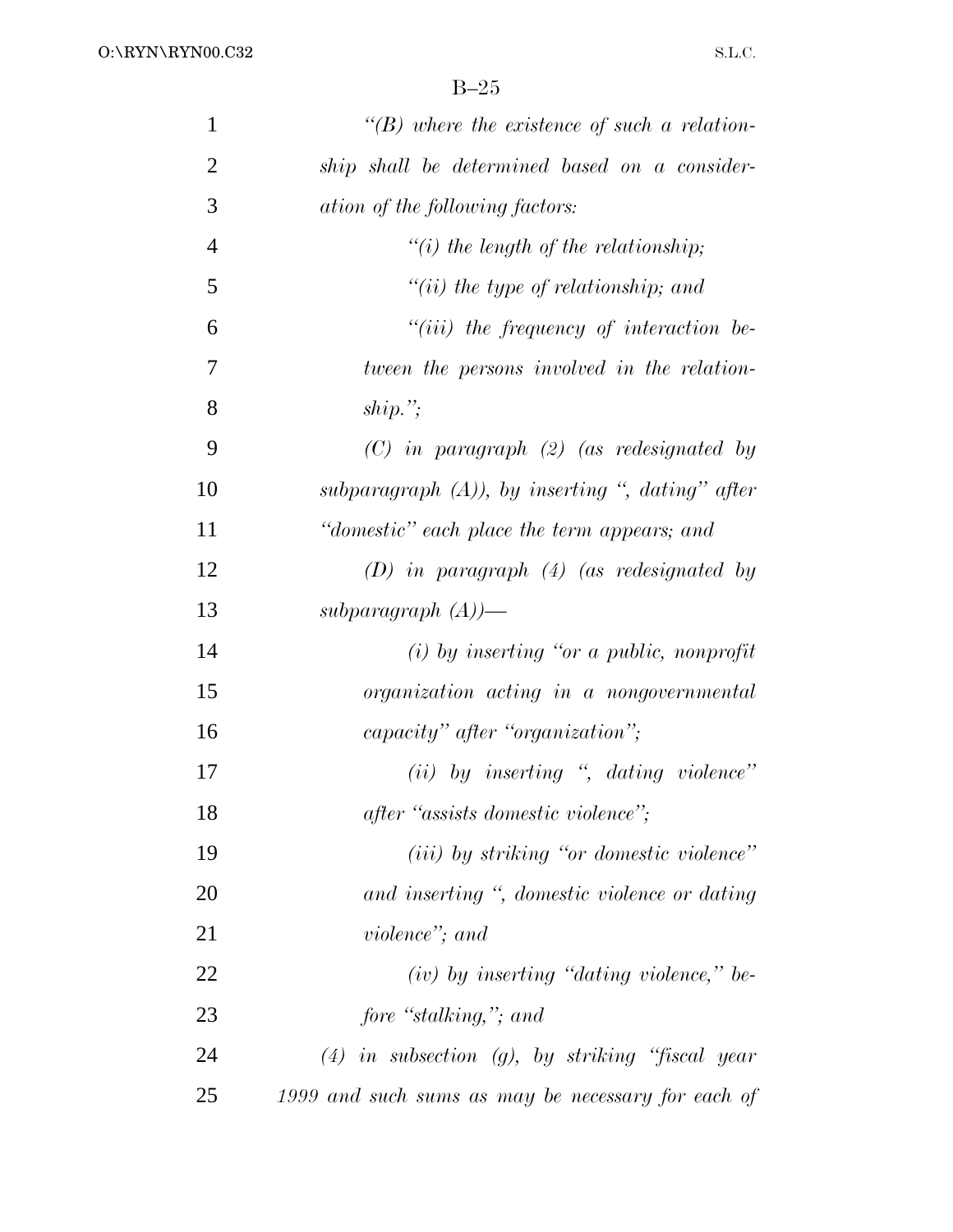*"(B) where the existence of such a relationship shall be determined based on a consideration of the following factors:*

*"(i) the length of the relationship;*

*"(ii) the type of relationship; and*

*"(iii) the frequency of interaction between the persons involved in the relationship.";*

*(C) in paragraph (2) (as redesignated by subparagraph (A)), by inserting ", dating" after "domestic" each place the term appears; and*

*(D) in paragraph (4) (as redesignated by subparagraph (A))—*

*(i) by inserting "or a public, nonprofit organization acting in a nongovernmental capacity" after "organization";*

*(ii) by inserting ", dating violence" after "assists domestic violence";*

*(iii) by striking "or domestic violence" and inserting ", domestic violence or dating violence"; and*

*(iv) by inserting "dating violence," before "stalking,"; and*

*(4) in subsection (g), by striking "fiscal year 1999 and such sums as may be necessary for each of*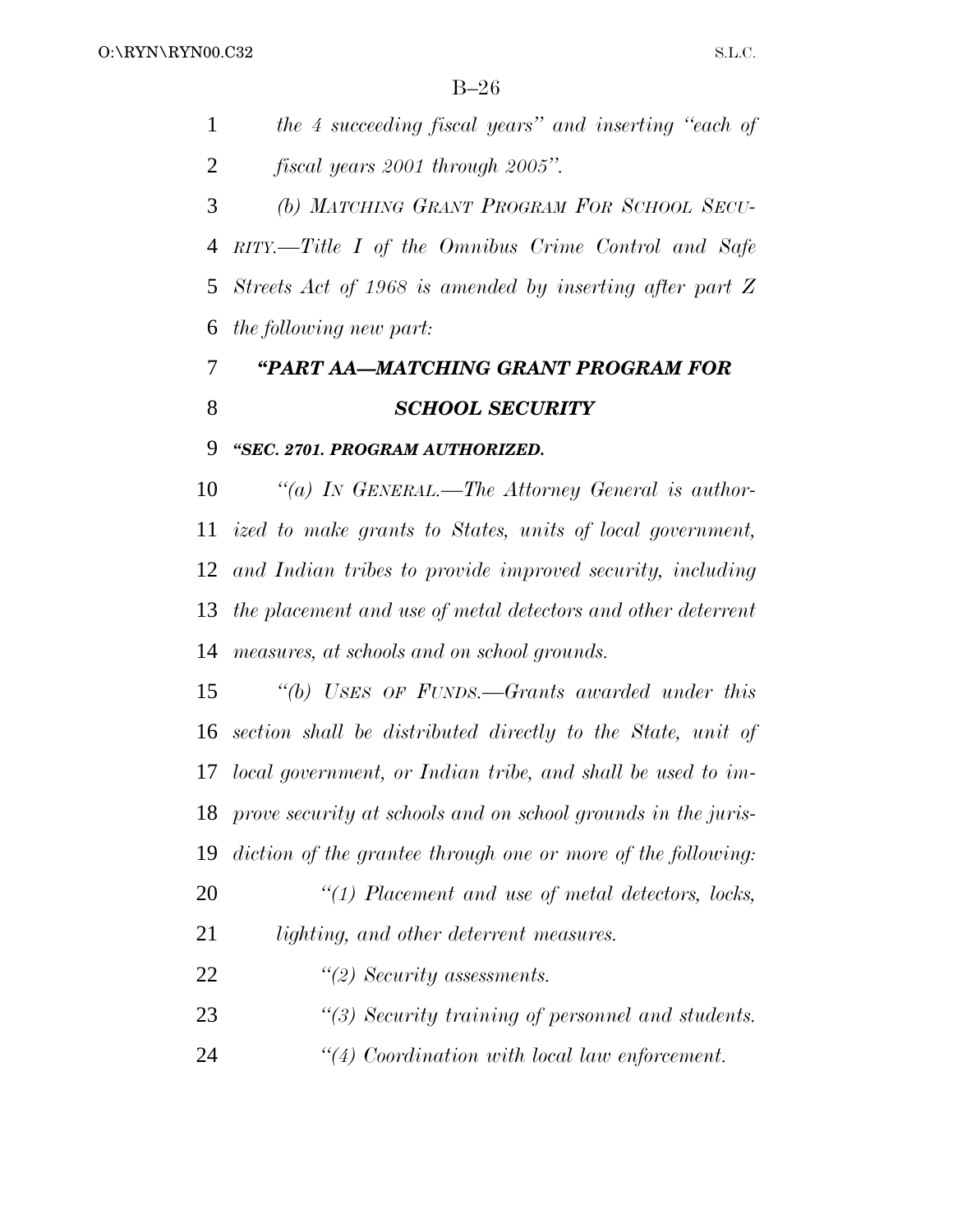*the 4 succeeding fiscal years'' and inserting ''each of fiscal years 2001 through 2005''.*

*(b) MATCHING GRANT PROGRAM FOR SCHOOL SECURITY.—Title I of the Omnibus Crime Control and Safe Streets Act of 1968 is amended by inserting after part Z the following new part:*

### *''PART AA—MATCHING GRANT PROGRAM FOR SCHOOL SECURITY*

#### *''SEC. 2701. PROGRAM AUTHORIZED.*

*''(a) IN GENERAL.—The Attorney General is authorized to make grants to States, units of local government, and Indian tribes to provide improved security, including the placement and use of metal detectors and other deterrent measures, at schools and on school grounds.*

*''(b) USES OF FUNDS.—Grants awarded under this section shall be distributed directly to the State, unit of local government, or Indian tribe, and shall be used to improve security at schools and on school grounds in the jurisdiction of the grantee through one or more of the following:*

*''(1) Placement and use of metal detectors, locks, lighting, and other deterrent measures.*

*''(2) Security assessments.*

*''(3) Security training of personnel and students.*

*''(4) Coordination with local law enforcement.*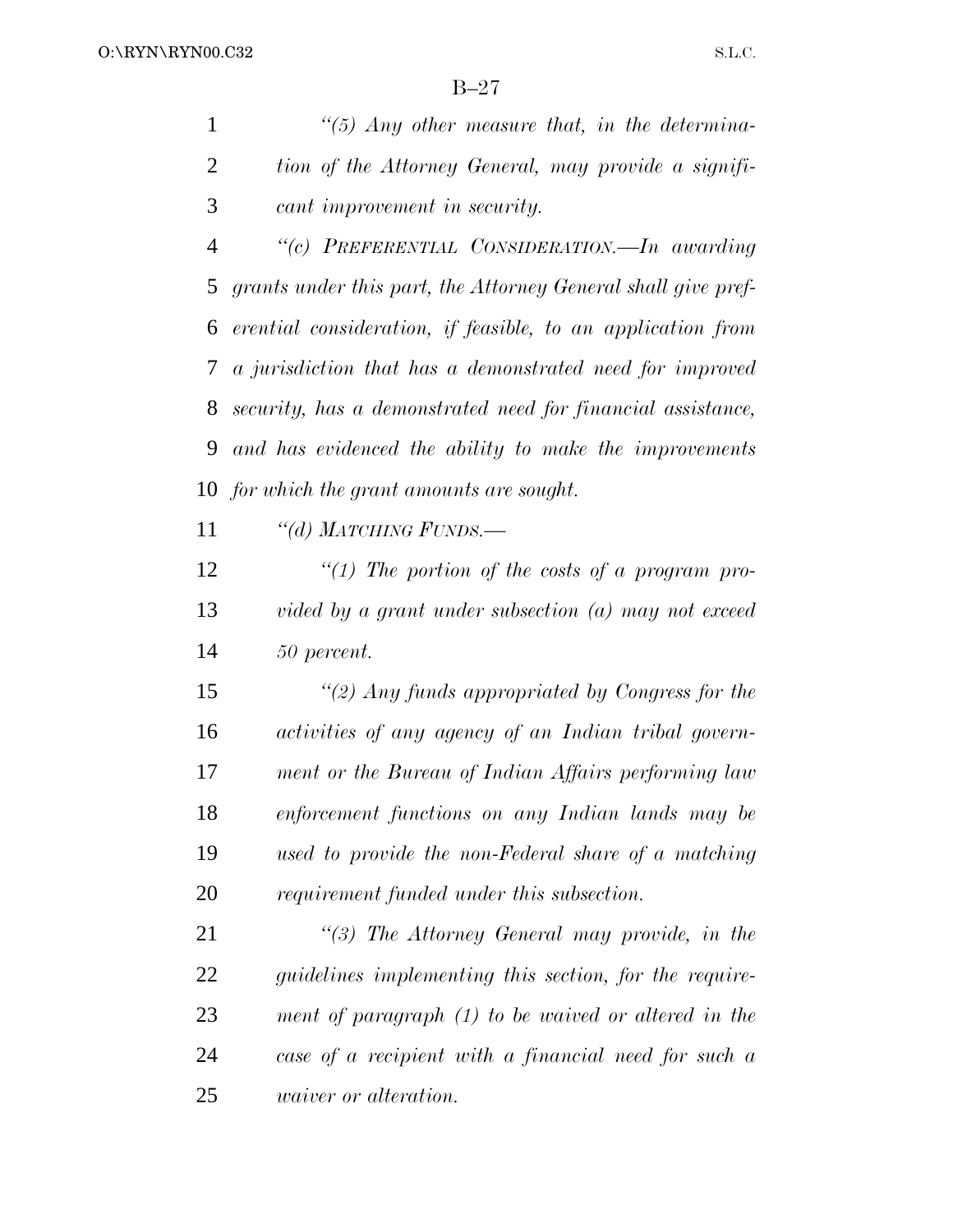*"(5) Any other measure that, in the determination of the Attorney General, may provide a significant improvement in security.*

*"(c) PREFERENTIAL CONSIDERATION.—In awarding grants under this part, the Attorney General shall give preferential consideration, if feasible, to an application from a jurisdiction that has a demonstrated need for improved security, has a demonstrated need for financial assistance, and has evidenced the ability to make the improvements for which the grant amounts are sought.*

*"(d) MATCHING FUNDS.—*

*"(1) The portion of the costs of a program provided by a grant under subsection (a) may not exceed 50 percent.*

*"(2) Any funds appropriated by Congress for the activities of any agency of an Indian tribal government or the Bureau of Indian Affairs performing law enforcement functions on any Indian lands may be used to provide the non-Federal share of a matching requirement funded under this subsection.*

*"(3) The Attorney General may provide, in the guidelines implementing this section, for the requirement of paragraph (1) to be waived or altered in the case of a recipient with a financial need for such a waiver or alteration.*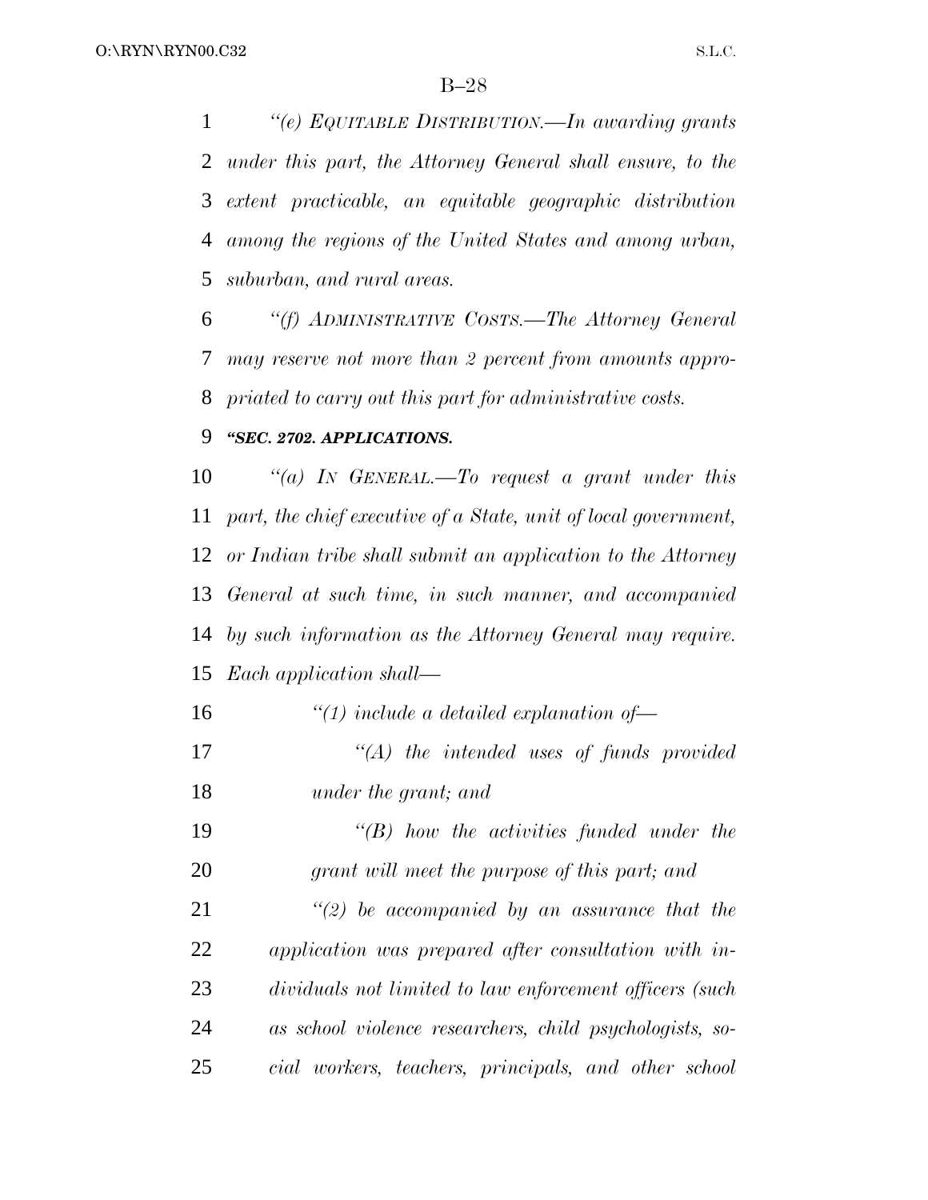*"(e) EQUITABLE DISTRIBUTION.—In awarding grants under this part, the Attorney General shall ensure, to the extent practicable, an equitable geographic distribution among the regions of the United States and among urban, suburban, and rural areas.*

*"(f) ADMINISTRATIVE COSTS.—The Attorney General may reserve not more than 2 percent from amounts appropriated to carry out this part for administrative costs.*

***"SEC. 2702. APPLICATIONS.***

*"(a) IN GENERAL.—To request a grant under this part, the chief executive of a State, unit of local government, or Indian tribe shall submit an application to the Attorney General at such time, in such manner, and accompanied by such information as the Attorney General may require. Each application shall—*

*"(1) include a detailed explanation of—*

*"(A) the intended uses of funds provided under the grant; and*

*"(B) how the activities funded under the grant will meet the purpose of this part; and*

*"(2) be accompanied by an assurance that the application was prepared after consultation with individuals not limited to law enforcement officers (such as school violence researchers, child psychologists, social workers, teachers, principals, and other school*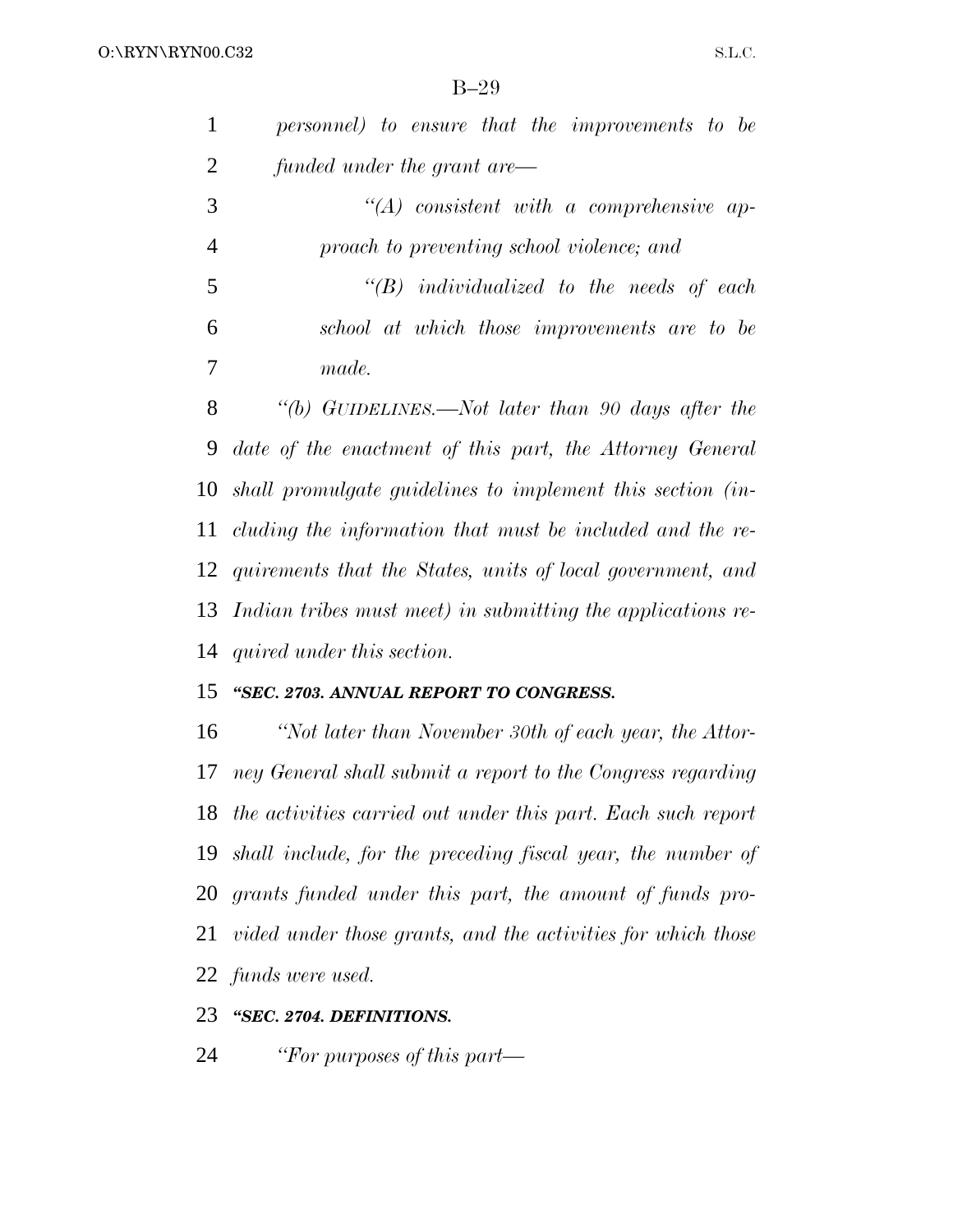*personnel) to ensure that the improvements to be funded under the grant are—*

*"(A) consistent with a comprehensive approach to preventing school violence; and*

*"(B) individualized to the needs of each school at which those improvements are to be made.*

*"(b) GUIDELINES.—Not later than 90 days after the date of the enactment of this part, the Attorney General shall promulgate guidelines to implement this section (including the information that must be included and the requirements that the States, units of local government, and Indian tribes must meet) in submitting the applications required under this section.*

***"SEC. 2703. ANNUAL REPORT TO CONGRESS.***

*"Not later than November 30th of each year, the Attorney General shall submit a report to the Congress regarding the activities carried out under this part. Each such report shall include, for the preceding fiscal year, the number of grants funded under this part, the amount of funds provided under those grants, and the activities for which those funds were used.*

***"SEC. 2704. DEFINITIONS.***

*"For purposes of this part—*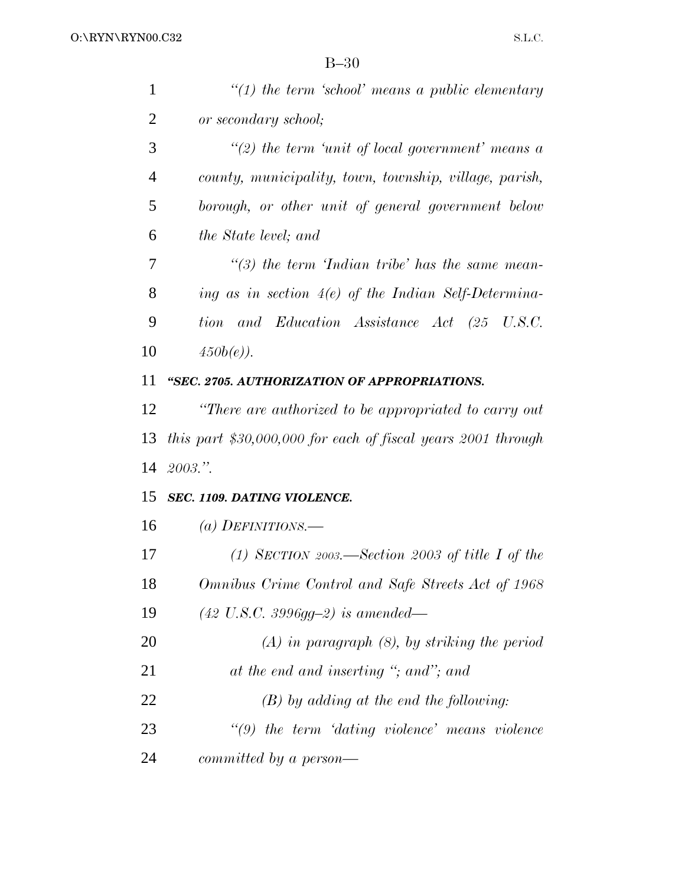*"(1) the term 'school' means a public elementary or secondary school;*

*"(2) the term 'unit of local government' means a county, municipality, town, township, village, parish, borough, or other unit of general government below the State level; and*

*"(3) the term 'Indian tribe' has the same meaning as in section 4(e) of the Indian Self-Determination and Education Assistance Act (25 U.S.C. 450b(e)).*

***"SEC. 2705. AUTHORIZATION OF APPROPRIATIONS.***

*"There are authorized to be appropriated to carry out this part $30,000,000 for each of fiscal years 2001 through 2003.".*

***SEC. 1109. DATING VIOLENCE.***

*(a) DEFINITIONS.—*

*(1) SECTION 2003.—Section 2003 of title I of the Omnibus Crime Control and Safe Streets Act of 1968 (42 U.S.C. 3996gg–2) is amended—*

*(A) in paragraph (8), by striking the period at the end and inserting "; and"; and*

*(B) by adding at the end the following:*

*"(9) the term 'dating violence' means violence committed by a person—*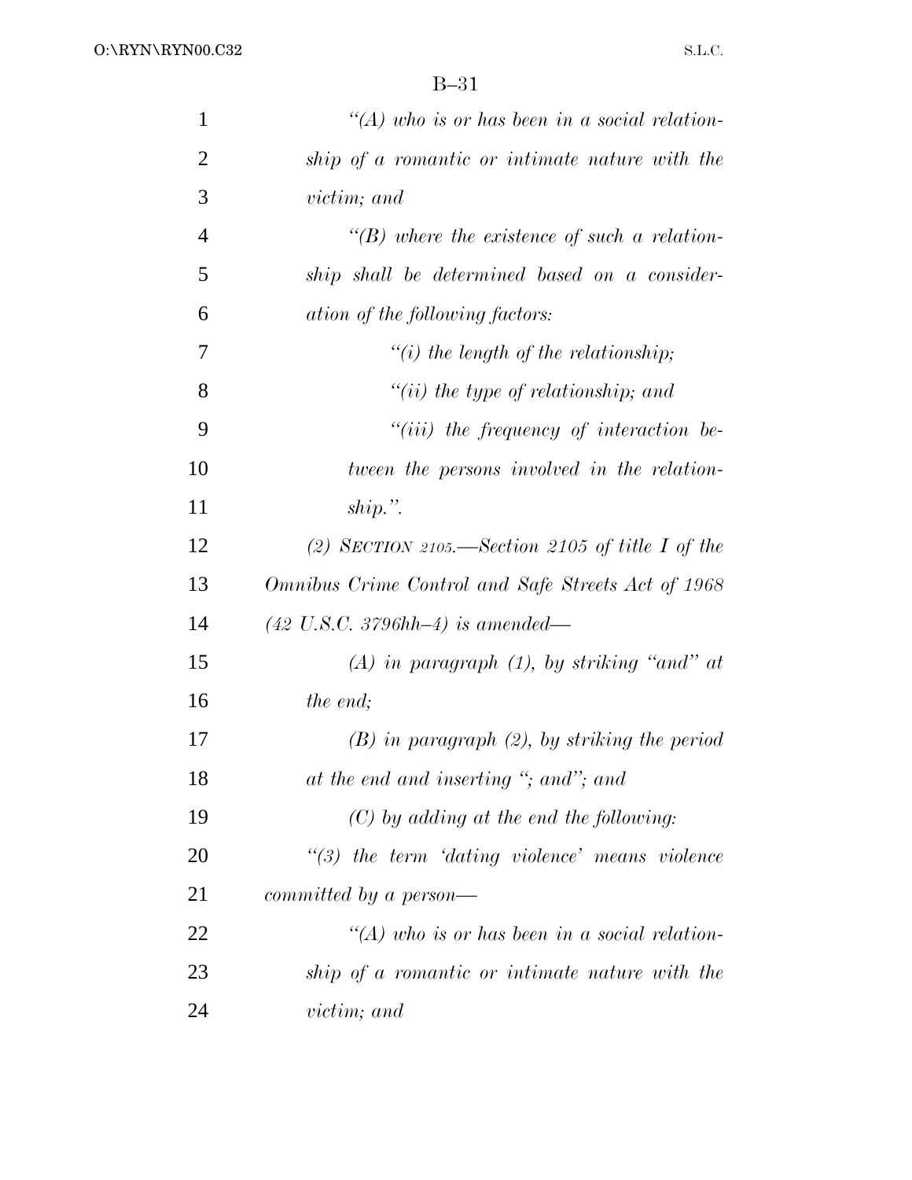*"(A) who is or has been in a social relationship of a romantic or intimate nature with the victim; and*

*"(B) where the existence of such a relationship shall be determined based on a consideration of the following factors:*

*"(i) the length of the relationship;*

*"(ii) the type of relationship; and*

*"(iii) the frequency of interaction between the persons involved in the relationship.".*

*(2) SECTION 2105.—Section 2105 of title I of the Omnibus Crime Control and Safe Streets Act of 1968 (42 U.S.C. 3796hh–4) is amended—*

*(A) in paragraph (1), by striking "and" at the end;*

*(B) in paragraph (2), by striking the period at the end and inserting "; and"; and*

*(C) by adding at the end the following:*

*"(3) the term 'dating violence' means violence committed by a person—*

*"(A) who is or has been in a social relationship of a romantic or intimate nature with the victim; and*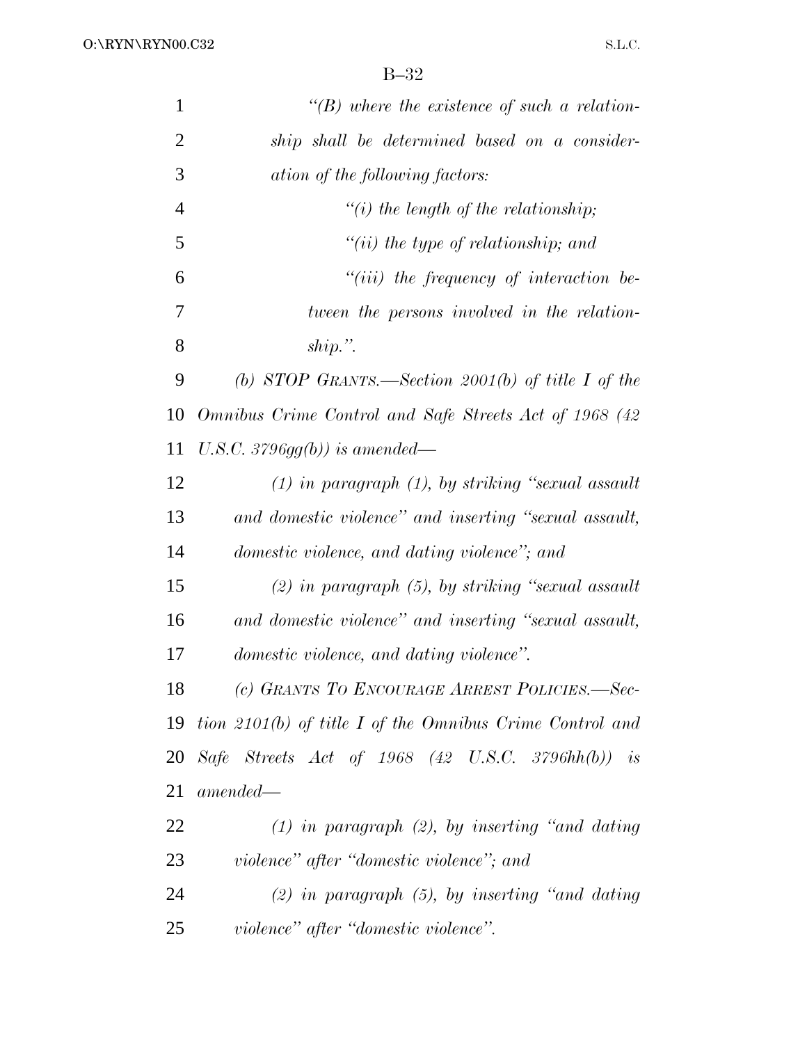*"(B) where the existence of such a relationship shall be determined based on a consideration of the following factors:*

*"(i) the length of the relationship;*

*"(ii) the type of relationship; and*

*"(iii) the frequency of interaction between the persons involved in the relationship.".*

*(b) STOP GRANTS.—Section 2001(b) of title I of the Omnibus Crime Control and Safe Streets Act of 1968 (42 U.S.C. 3796gg(b)) is amended—*

*(1) in paragraph (1), by striking "sexual assault and domestic violence" and inserting "sexual assault, domestic violence, and dating violence"; and*

*(2) in paragraph (5), by striking "sexual assault and domestic violence" and inserting "sexual assault, domestic violence, and dating violence".*

*(c) GRANTS TO ENCOURAGE ARREST POLICIES.—Section 2101(b) of title I of the Omnibus Crime Control and Safe Streets Act of 1968 (42 U.S.C. 3796hh(b)) is amended—*

*(1) in paragraph (2), by inserting "and dating violence" after "domestic violence"; and*

*(2) in paragraph (5), by inserting "and dating violence" after "domestic violence".*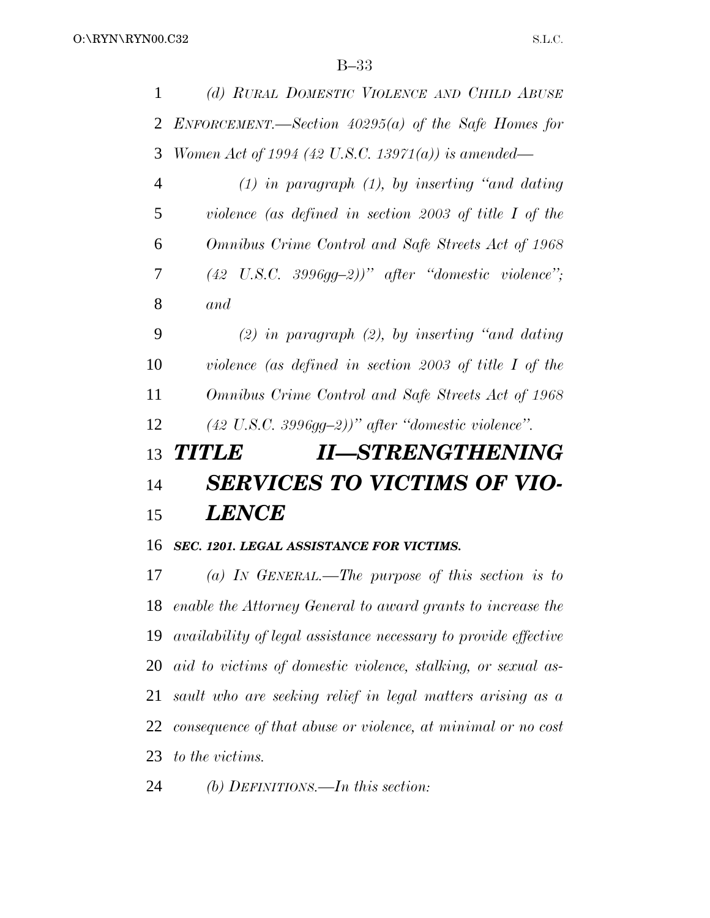*(d) RURAL DOMESTIC VIOLENCE AND CHILD ABUSE ENFORCEMENT.—Section 40295(a) of the Safe Homes for Women Act of 1994 (42 U.S.C. 13971(a)) is amended—*

*(1) in paragraph (1), by inserting "and dating violence (as defined in section 2003 of title I of the Omnibus Crime Control and Safe Streets Act of 1968 (42 U.S.C. 3996gg–2))" after "domestic violence"; and*

*(2) in paragraph (2), by inserting "and dating violence (as defined in section 2003 of title I of the Omnibus Crime Control and Safe Streets Act of 1968 (42 U.S.C. 3996gg–2))" after "domestic violence".*

# *TITLE II—STRENGTHENING SERVICES TO VICTIMS OF VIOLENCE*

***SEC. 1201. LEGAL ASSISTANCE FOR VICTIMS.***

*(a) IN GENERAL.—The purpose of this section is to enable the Attorney General to award grants to increase the availability of legal assistance necessary to provide effective aid to victims of domestic violence, stalking, or sexual assault who are seeking relief in legal matters arising as a consequence of that abuse or violence, at minimal or no cost to the victims.*

*(b) DEFINITIONS.—In this section:*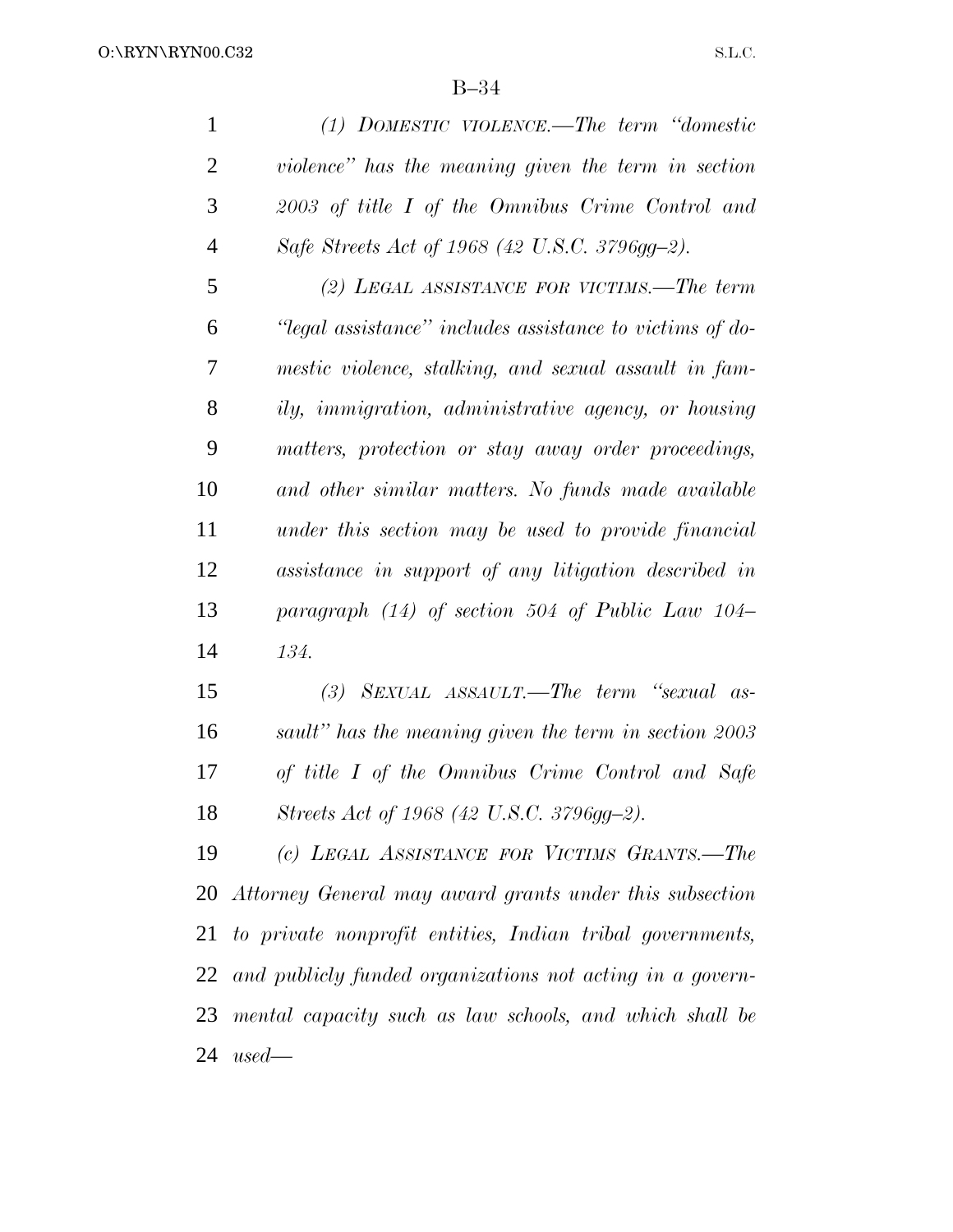*(1) DOMESTIC VIOLENCE.—The term "domestic violence" has the meaning given the term in section 2003 of title I of the Omnibus Crime Control and Safe Streets Act of 1968 (42 U.S.C. 3796gg–2).*

*(2) LEGAL ASSISTANCE FOR VICTIMS.—The term "legal assistance" includes assistance to victims of domestic violence, stalking, and sexual assault in family, immigration, administrative agency, or housing matters, protection or stay away order proceedings, and other similar matters. No funds made available under this section may be used to provide financial assistance in support of any litigation described in paragraph (14) of section 504 of Public Law 104–134.*

*(3) SEXUAL ASSAULT.—The term "sexual assault" has the meaning given the term in section 2003 of title I of the Omnibus Crime Control and Safe Streets Act of 1968 (42 U.S.C. 3796gg–2).*

*(c) LEGAL ASSISTANCE FOR VICTIMS GRANTS.—The Attorney General may award grants under this subsection to private nonprofit entities, Indian tribal governments, and publicly funded organizations not acting in a governmental capacity such as law schools, and which shall be used—*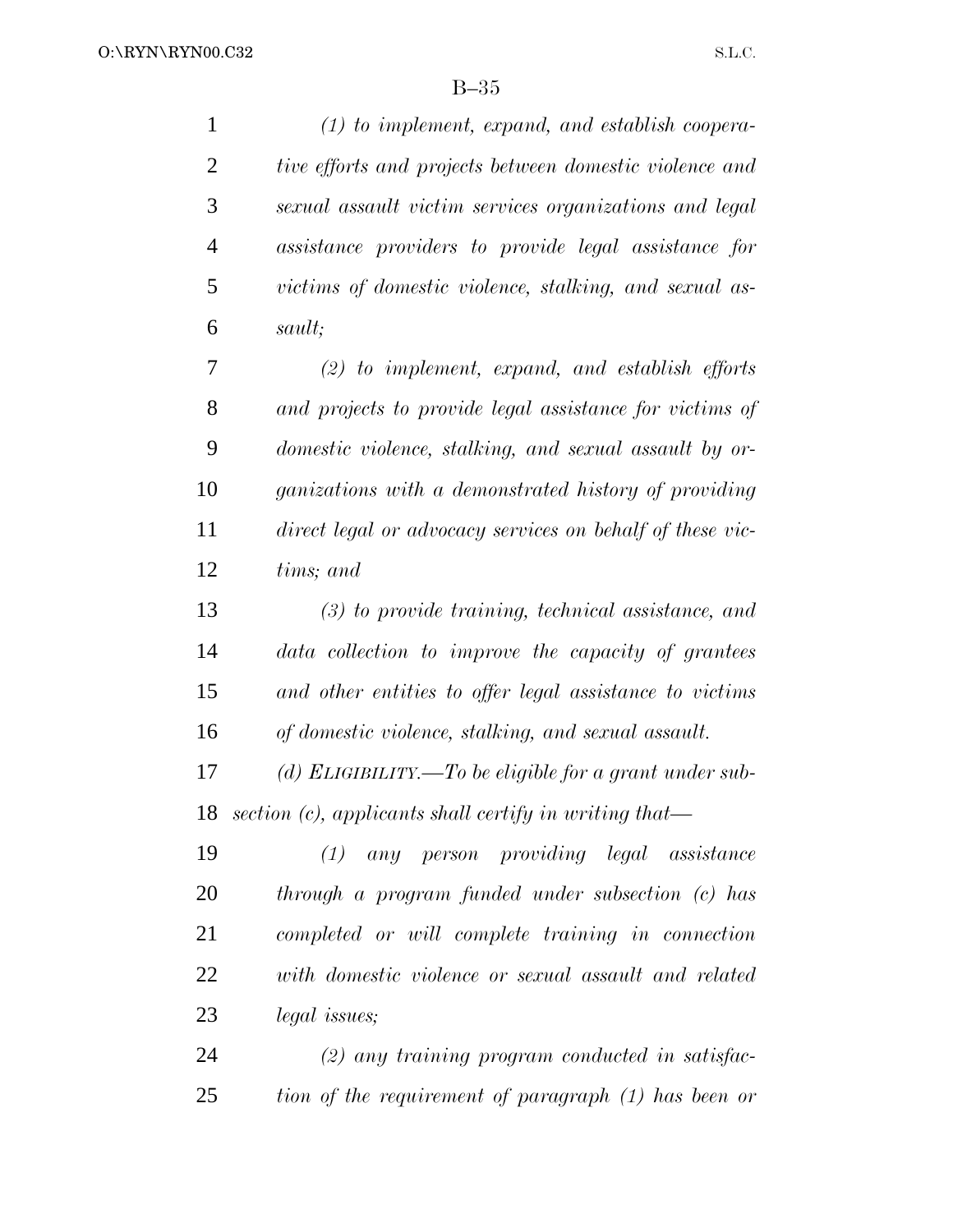*(1) to implement, expand, and establish cooperative efforts and projects between domestic violence and sexual assault victim services organizations and legal assistance providers to provide legal assistance for victims of domestic violence, stalking, and sexual assault;*

*(2) to implement, expand, and establish efforts and projects to provide legal assistance for victims of domestic violence, stalking, and sexual assault by organizations with a demonstrated history of providing direct legal or advocacy services on behalf of these victims; and*

*(3) to provide training, technical assistance, and data collection to improve the capacity of grantees and other entities to offer legal assistance to victims of domestic violence, stalking, and sexual assault.*

*(d) ELIGIBILITY.—To be eligible for a grant under subsection (c), applicants shall certify in writing that—*

*(1) any person providing legal assistance through a program funded under subsection (c) has completed or will complete training in connection with domestic violence or sexual assault and related legal issues;*

*(2) any training program conducted in satisfaction of the requirement of paragraph (1) has been or*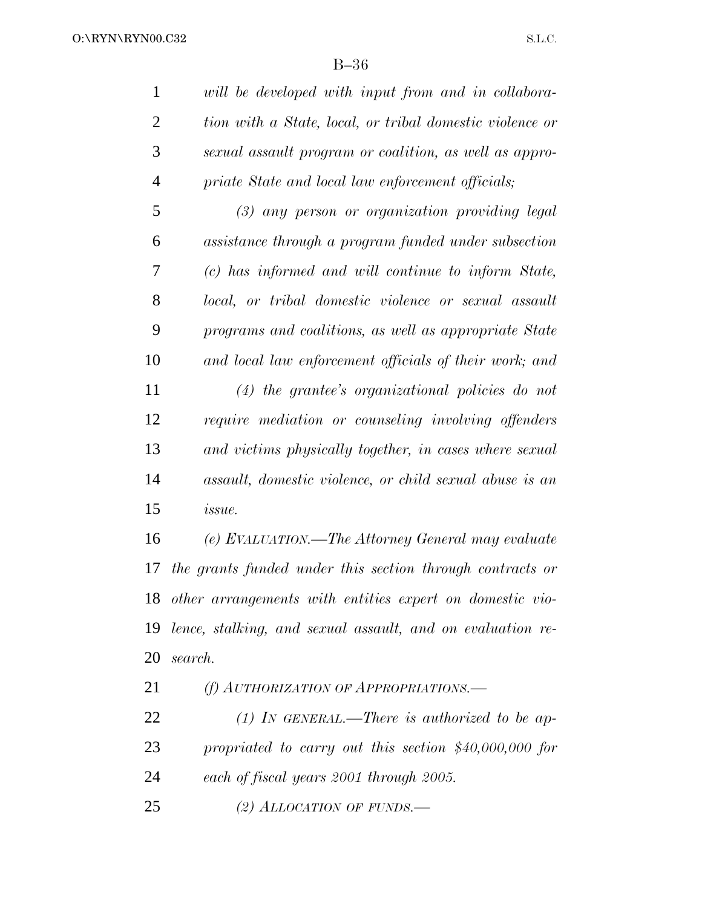*will be developed with input from and in collaboration with a State, local, or tribal domestic violence or sexual assault program or coalition, as well as appropriate State and local law enforcement officials;*

*(3) any person or organization providing legal assistance through a program funded under subsection (c) has informed and will continue to inform State, local, or tribal domestic violence or sexual assault programs and coalitions, as well as appropriate State and local law enforcement officials of their work; and*

*(4) the grantee's organizational policies do not require mediation or counseling involving offenders and victims physically together, in cases where sexual assault, domestic violence, or child sexual abuse is an issue.*

*(e) EVALUATION.—The Attorney General may evaluate the grants funded under this section through contracts or other arrangements with entities expert on domestic violence, stalking, and sexual assault, and on evaluation research.*

*(f) AUTHORIZATION OF APPROPRIATIONS.—*

*(1) IN GENERAL.—There is authorized to be appropriated to carry out this section $40,000,000 for each of fiscal years 2001 through 2005.*

*(2) ALLOCATION OF FUNDS.—*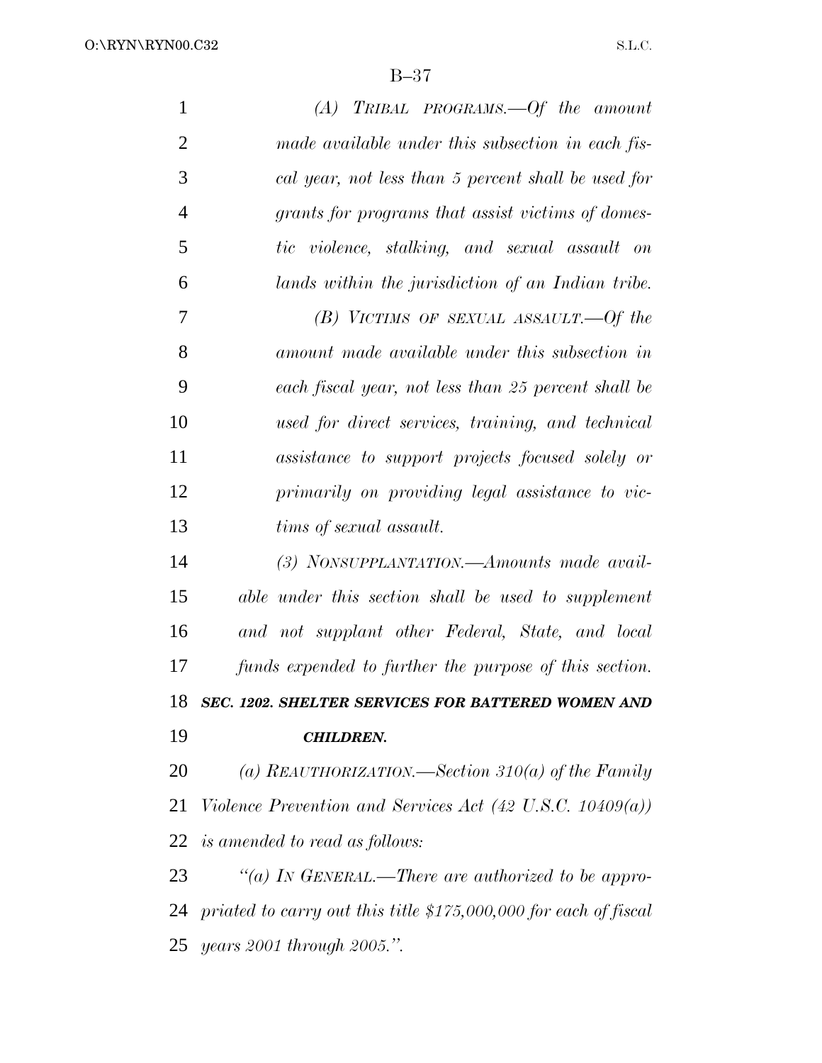*(A) TRIBAL PROGRAMS.—Of the amount made available under this subsection in each fiscal year, not less than 5 percent shall be used for grants for programs that assist victims of domestic violence, stalking, and sexual assault on lands within the jurisdiction of an Indian tribe.*

*(B) VICTIMS OF SEXUAL ASSAULT.—Of the amount made available under this subsection in each fiscal year, not less than 25 percent shall be used for direct services, training, and technical assistance to support projects focused solely or primarily on providing legal assistance to victims of sexual assault.*

*(3) NONSUPPLANTATION.—Amounts made available under this section shall be used to supplement and not supplant other Federal, State, and local funds expended to further the purpose of this section.*

***SEC. 1202. SHELTER SERVICES FOR BATTERED WOMEN AND CHILDREN.***

*(a) REAUTHORIZATION.—Section 310(a) of the Family Violence Prevention and Services Act (42 U.S.C. 10409(a)) is amended to read as follows:*

*"(a) IN GENERAL.—There are authorized to be appropriated to carry out this title $175,000,000 for each of fiscal years 2001 through 2005.".*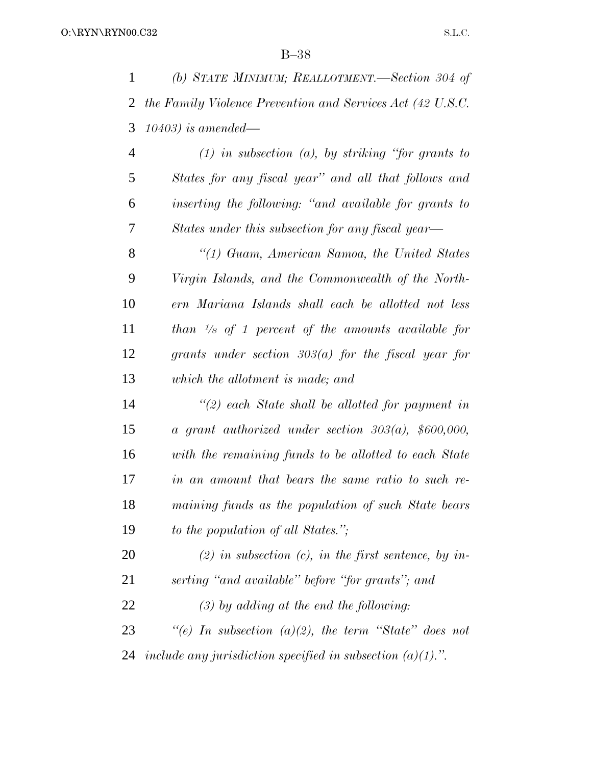*(b) STATE MINIMUM; REALLOTMENT.—Section 304 of the Family Violence Prevention and Services Act (42 U.S.C. 10403) is amended—*

*(1) in subsection (a), by striking "for grants to States for any fiscal year" and all that follows and inserting the following: "and available for grants to States under this subsection for any fiscal year—*

*"(1) Guam, American Samoa, the United States Virgin Islands, and the Commonwealth of the Northern Mariana Islands shall each be allotted not less than 1/8 of 1 percent of the amounts available for grants under section 303(a) for the fiscal year for which the allotment is made; and*

*"(2) each State shall be allotted for payment in a grant authorized under section 303(a), $600,000, with the remaining funds to be allotted to each State in an amount that bears the same ratio to such remaining funds as the population of such State bears to the population of all States.";*

*(2) in subsection (c), in the first sentence, by inserting "and available" before "for grants"; and*

*(3) by adding at the end the following:*

*"(e) In subsection (a)(2), the term "State" does not include any jurisdiction specified in subsection (a)(1).".*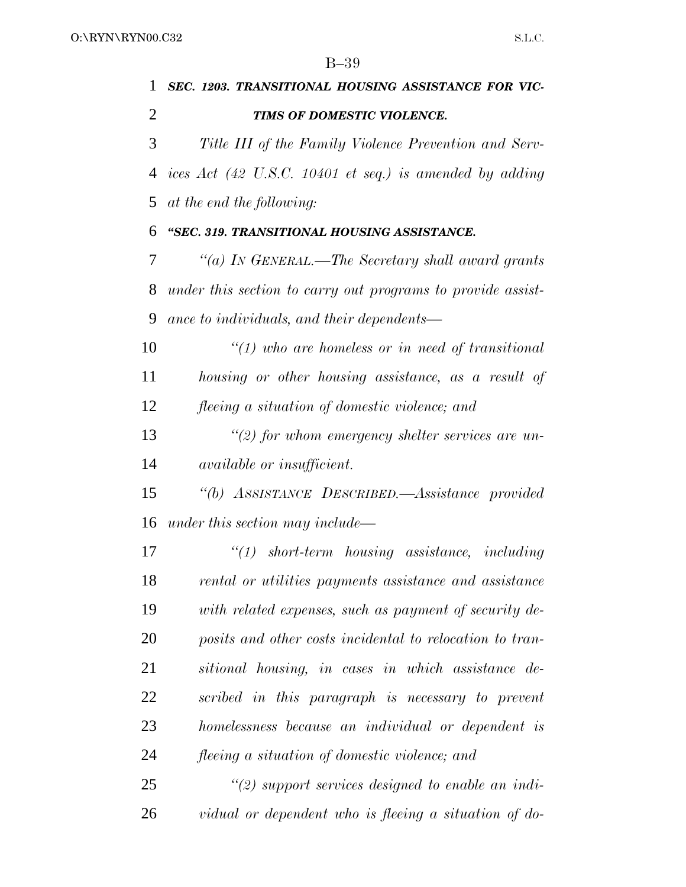***SEC. 1203. TRANSITIONAL HOUSING ASSISTANCE FOR VICTIMS OF DOMESTIC VIOLENCE.***

*Title III of the Family Violence Prevention and Services Act (42 U.S.C. 10401 et seq.) is amended by adding at the end the following:*

***"SEC. 319. TRANSITIONAL HOUSING ASSISTANCE.***

*"(a) IN GENERAL.—The Secretary shall award grants under this section to carry out programs to provide assistance to individuals, and their dependents—*

*"(1) who are homeless or in need of transitional housing or other housing assistance, as a result of fleeing a situation of domestic violence; and*

*"(2) for whom emergency shelter services are unavailable or insufficient.*

*"(b) ASSISTANCE DESCRIBED.—Assistance provided under this section may include—*

*"(1) short-term housing assistance, including rental or utilities payments assistance and assistance with related expenses, such as payment of security deposits and other costs incidental to relocation to transitional housing, in cases in which assistance described in this paragraph is necessary to prevent homelessness because an individual or dependent is fleeing a situation of domestic violence; and*

*"(2) support services designed to enable an individual or dependent who is fleeing a situation of do-*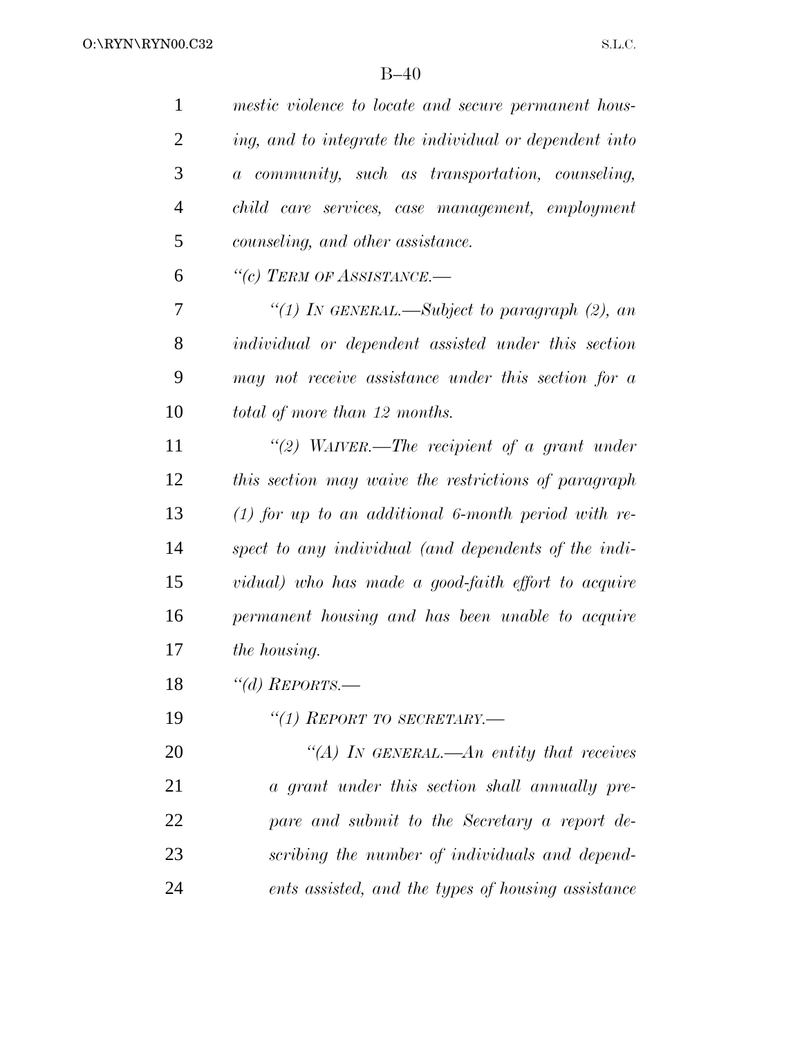*mestic violence to locate and secure permanent housing, and to integrate the individual or dependent into a community, such as transportation, counseling, child care services, case management, employment counseling, and other assistance.*

*"(c) TERM OF ASSISTANCE.—*

*"(1) IN GENERAL.—Subject to paragraph (2), an individual or dependent assisted under this section may not receive assistance under this section for a total of more than 12 months.*

*"(2) WAIVER.—The recipient of a grant under this section may waive the restrictions of paragraph (1) for up to an additional 6-month period with respect to any individual (and dependents of the individual) who has made a good-faith effort to acquire permanent housing and has been unable to acquire the housing.*

*"(d) REPORTS.—*

*"(1) REPORT TO SECRETARY.—*

*"(A) IN GENERAL.—An entity that receives a grant under this section shall annually prepare and submit to the Secretary a report describing the number of individuals and dependents assisted, and the types of housing assistance*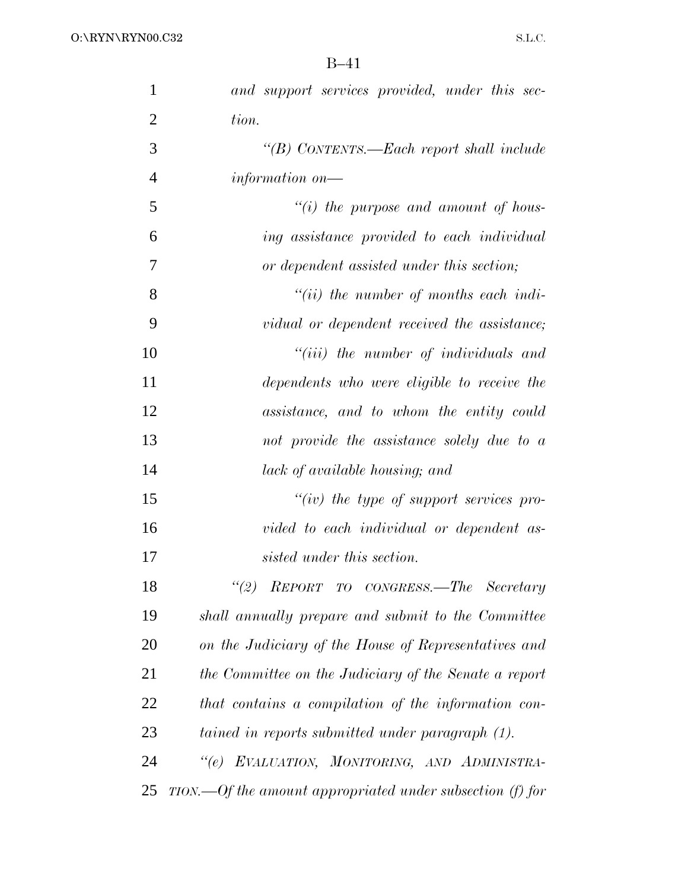*and support services provided, under this section.*

*"(B) CONTENTS.—Each report shall include information on—*

*"(i) the purpose and amount of housing assistance provided to each individual or dependent assisted under this section;*

*"(ii) the number of months each individual or dependent received the assistance;*

*"(iii) the number of individuals and dependents who were eligible to receive the assistance, and to whom the entity could not provide the assistance solely due to a lack of available housing; and*

*"(iv) the type of support services provided to each individual or dependent assisted under this section.*

*"(2) REPORT TO CONGRESS.—The Secretary shall annually prepare and submit to the Committee on the Judiciary of the House of Representatives and the Committee on the Judiciary of the Senate a report that contains a compilation of the information contained in reports submitted under paragraph (1).*

*"(e) EVALUATION, MONITORING, AND ADMINISTRATION.—Of the amount appropriated under subsection (f) for*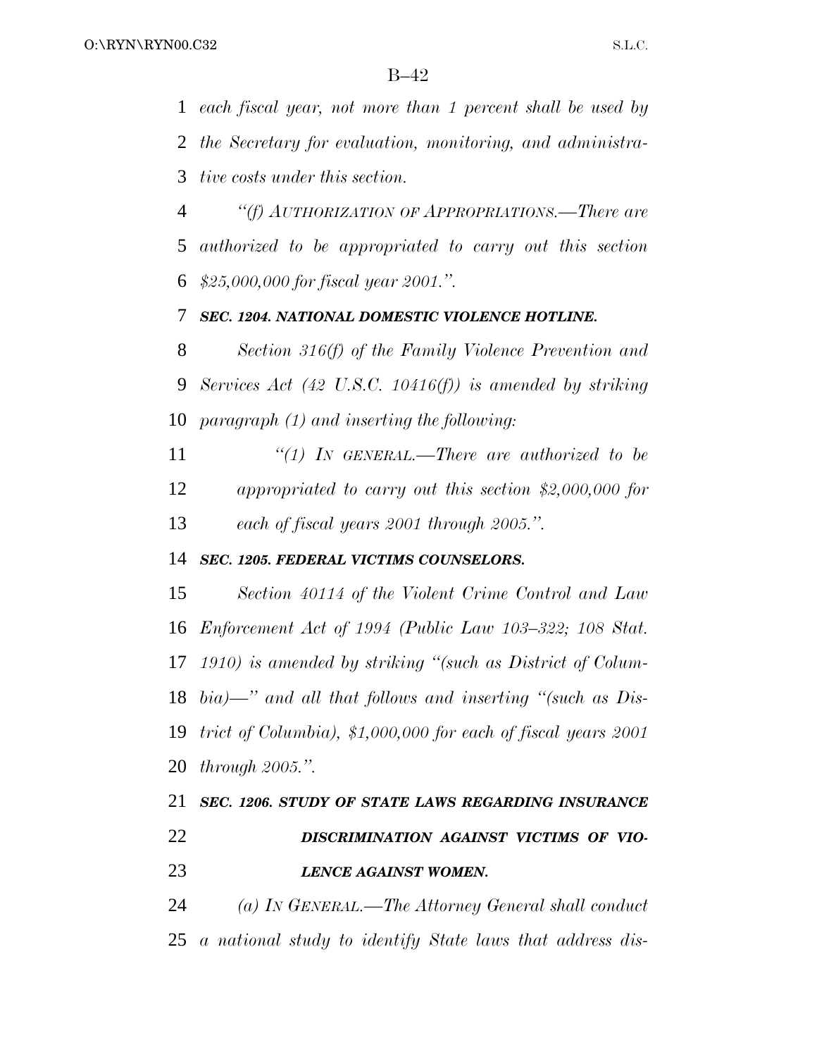*each fiscal year, not more than 1 percent shall be used by the Secretary for evaluation, monitoring, and administrative costs under this section.*

*"(f) AUTHORIZATION OF APPROPRIATIONS.—There are authorized to be appropriated to carry out this section $25,000,000 for fiscal year 2001.".*

***SEC. 1204. NATIONAL DOMESTIC VIOLENCE HOTLINE.***

*Section 316(f) of the Family Violence Prevention and Services Act (42 U.S.C. 10416(f)) is amended by striking paragraph (1) and inserting the following:*

*"(1) IN GENERAL.—There are authorized to be appropriated to carry out this section $2,000,000 for each of fiscal years 2001 through 2005.".*

***SEC. 1205. FEDERAL VICTIMS COUNSELORS.***

*Section 40114 of the Violent Crime Control and Law Enforcement Act of 1994 (Public Law 103–322; 108 Stat. 1910) is amended by striking "(such as District of Columbia)—" and all that follows and inserting "(such as District of Columbia), $1,000,000 for each of fiscal years 2001 through 2005.".*

***SEC. 1206. STUDY OF STATE LAWS REGARDING INSURANCE DISCRIMINATION AGAINST VICTIMS OF VIOLENCE AGAINST WOMEN.***

*(a) IN GENERAL.—The Attorney General shall conduct a national study to identify State laws that address dis-*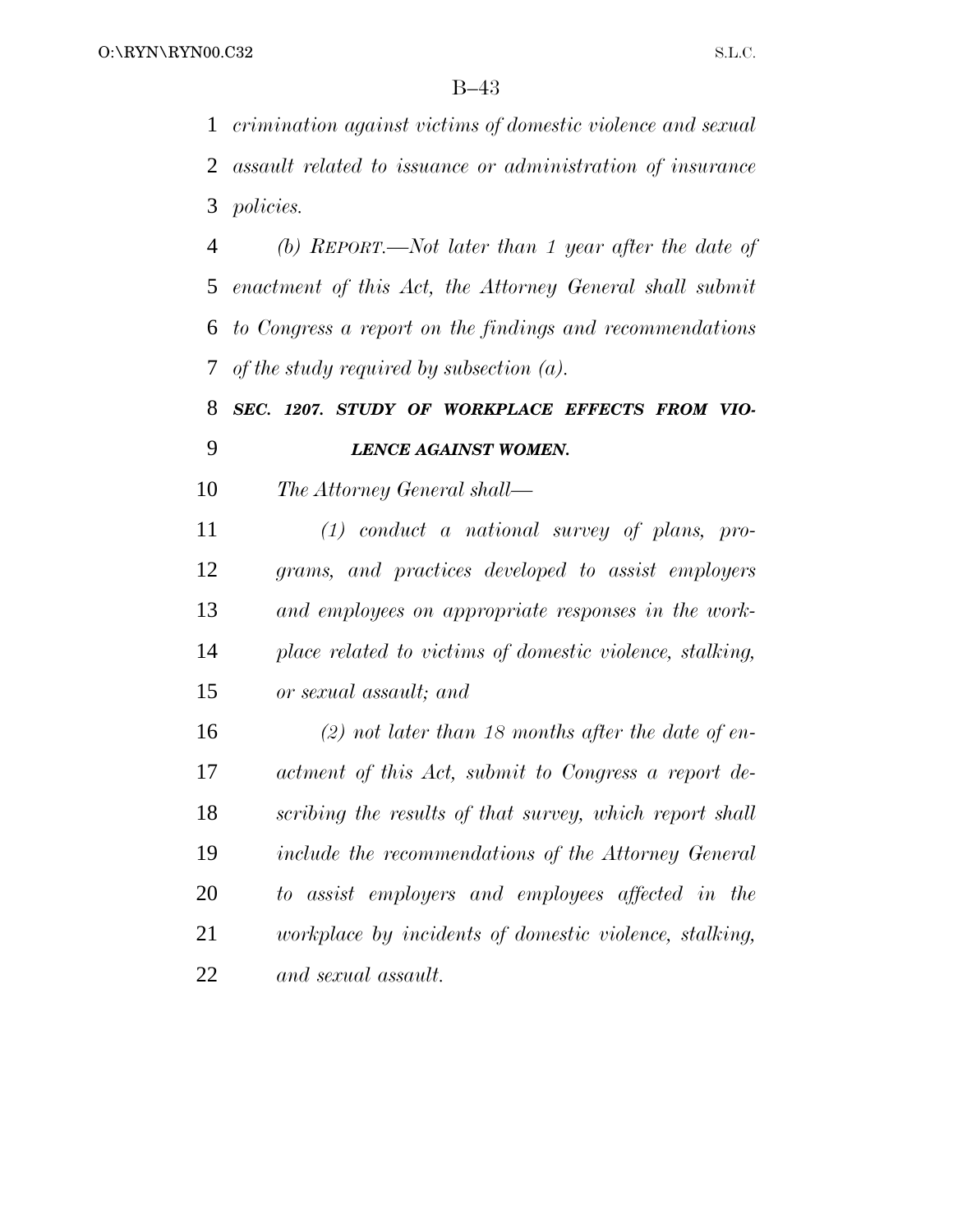*crimination against victims of domestic violence and sexual assault related to issuance or administration of insurance policies.*

*(b) REPORT.—Not later than 1 year after the date of enactment of this Act, the Attorney General shall submit to Congress a report on the findings and recommendations of the study required by subsection (a).*

### ***SEC. 1207. STUDY OF WORKPLACE EFFECTS FROM VIOLENCE AGAINST WOMEN.***

*The Attorney General shall—*

*(1) conduct a national survey of plans, programs, and practices developed to assist employers and employees on appropriate responses in the workplace related to victims of domestic violence, stalking, or sexual assault; and*

*(2) not later than 18 months after the date of enactment of this Act, submit to Congress a report describing the results of that survey, which report shall include the recommendations of the Attorney General to assist employers and employees affected in the workplace by incidents of domestic violence, stalking, and sexual assault.*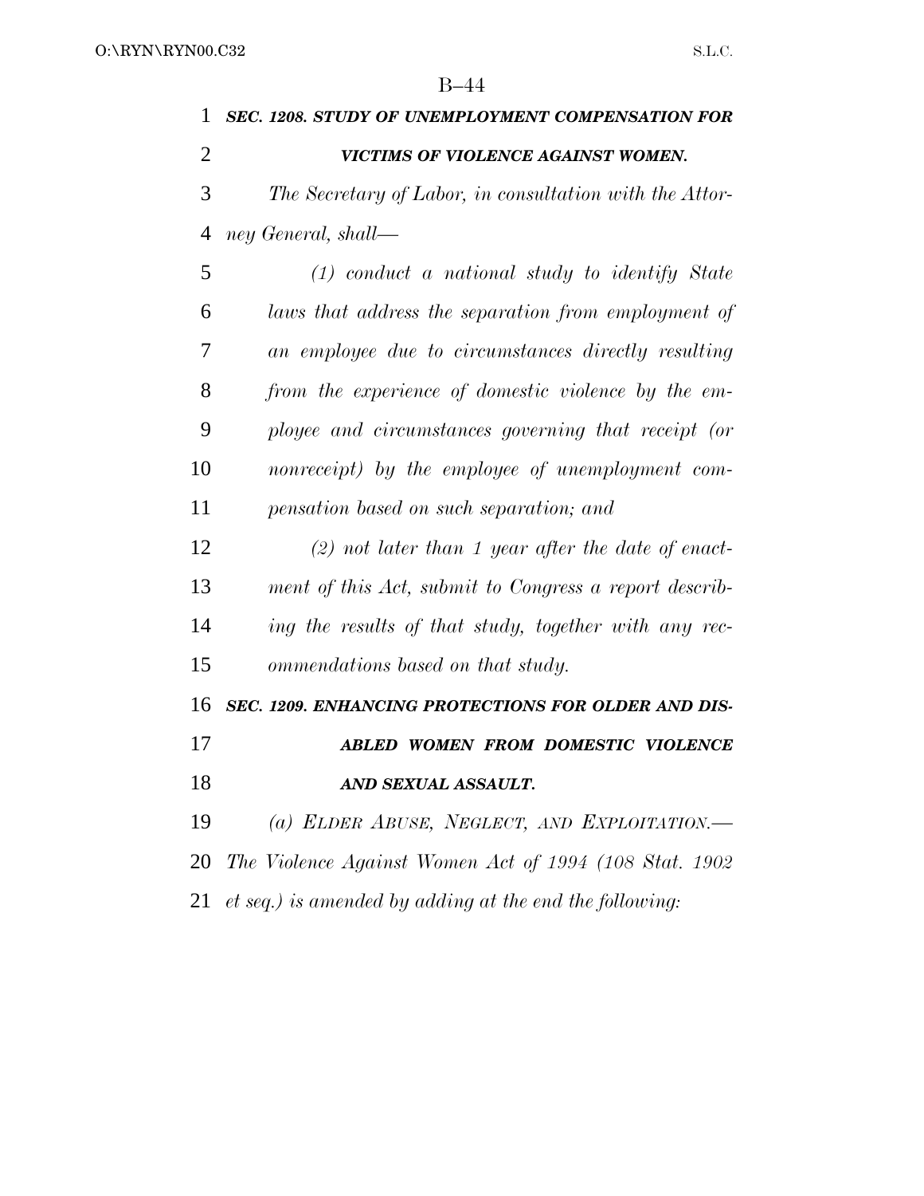***SEC. 1208. STUDY OF UNEMPLOYMENT COMPENSATION FOR VICTIMS OF VIOLENCE AGAINST WOMEN.***

*The Secretary of Labor, in consultation with the Attorney General, shall—*

*(1) conduct a national study to identify State laws that address the separation from employment of an employee due to circumstances directly resulting from the experience of domestic violence by the employee and circumstances governing that receipt (or nonreceipt) by the employee of unemployment compensation based on such separation; and*

*(2) not later than 1 year after the date of enactment of this Act, submit to Congress a report describing the results of that study, together with any recommendations based on that study.*

***SEC. 1209. ENHANCING PROTECTIONS FOR OLDER AND DISABLED WOMEN FROM DOMESTIC VIOLENCE AND SEXUAL ASSAULT.***

*(a) ELDER ABUSE, NEGLECT, AND EXPLOITATION.— The Violence Against Women Act of 1994 (108 Stat. 1902 et seq.) is amended by adding at the end the following:*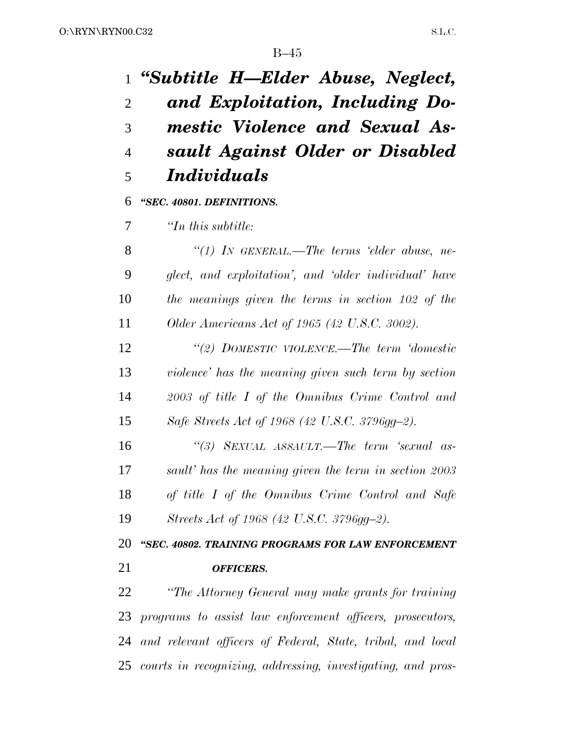# *"Subtitle H—Elder Abuse, Neglect, and Exploitation, Including Domestic Violence and Sexual Assault Against Older or Disabled Individuals*

***"SEC. 40801. DEFINITIONS.***

*"In this subtitle:*

*"(1) IN GENERAL.—The terms 'elder abuse, neglect, and exploitation', and 'older individual' have the meanings given the terms in section 102 of the Older Americans Act of 1965 (42 U.S.C. 3002).*

*"(2) DOMESTIC VIOLENCE.—The term 'domestic violence' has the meaning given such term by section 2003 of title I of the Omnibus Crime Control and Safe Streets Act of 1968 (42 U.S.C. 3796gg–2).*

*"(3) SEXUAL ASSAULT.—The term 'sexual assault' has the meaning given the term in section 2003 of title I of the Omnibus Crime Control and Safe Streets Act of 1968 (42 U.S.C. 3796gg–2).*

***"SEC. 40802. TRAINING PROGRAMS FOR LAW ENFORCEMENT OFFICERS.***

*"The Attorney General may make grants for training programs to assist law enforcement officers, prosecutors, and relevant officers of Federal, State, tribal, and local courts in recognizing, addressing, investigating, and pros-*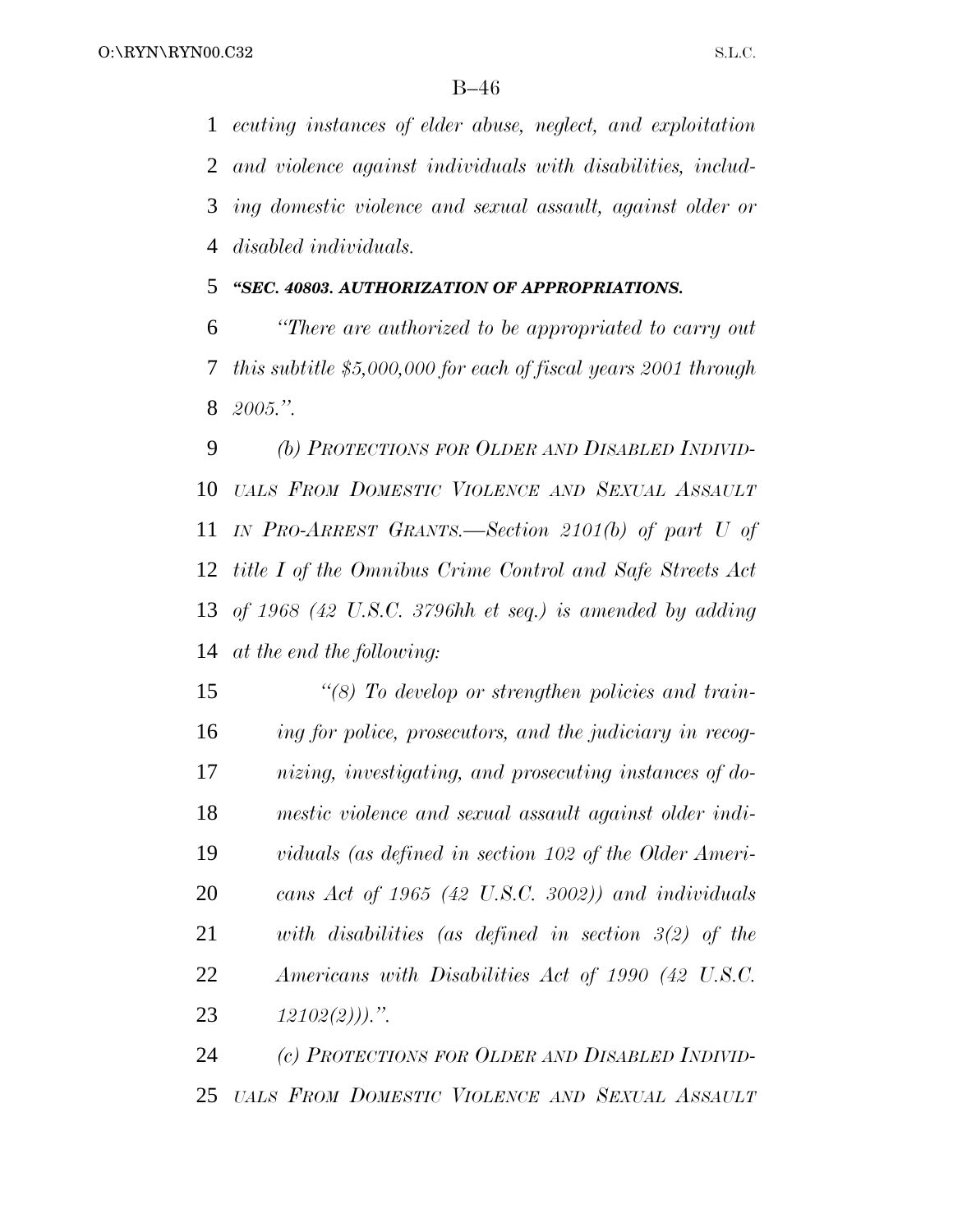*ecuting instances of elder abuse, neglect, and exploitation and violence against individuals with disabilities, including domestic violence and sexual assault, against older or disabled individuals.*

***"SEC. 40803. AUTHORIZATION OF APPROPRIATIONS.***

*"There are authorized to be appropriated to carry out this subtitle $5,000,000 for each of fiscal years 2001 through 2005.".*

*(b) PROTECTIONS FOR OLDER AND DISABLED INDIVIDUALS FROM DOMESTIC VIOLENCE AND SEXUAL ASSAULT IN PRO-ARREST GRANTS.—Section 2101(b) of part U of title I of the Omnibus Crime Control and Safe Streets Act of 1968 (42 U.S.C. 3796hh et seq.) is amended by adding at the end the following:*

*"(8) To develop or strengthen policies and training for police, prosecutors, and the judiciary in recognizing, investigating, and prosecuting instances of domestic violence and sexual assault against older individuals (as defined in section 102 of the Older Americans Act of 1965 (42 U.S.C. 3002)) and individuals with disabilities (as defined in section 3(2) of the Americans with Disabilities Act of 1990 (42 U.S.C. 12102(2))).".*

*(c) PROTECTIONS FOR OLDER AND DISABLED INDIVIDUALS FROM DOMESTIC VIOLENCE AND SEXUAL ASSAULT*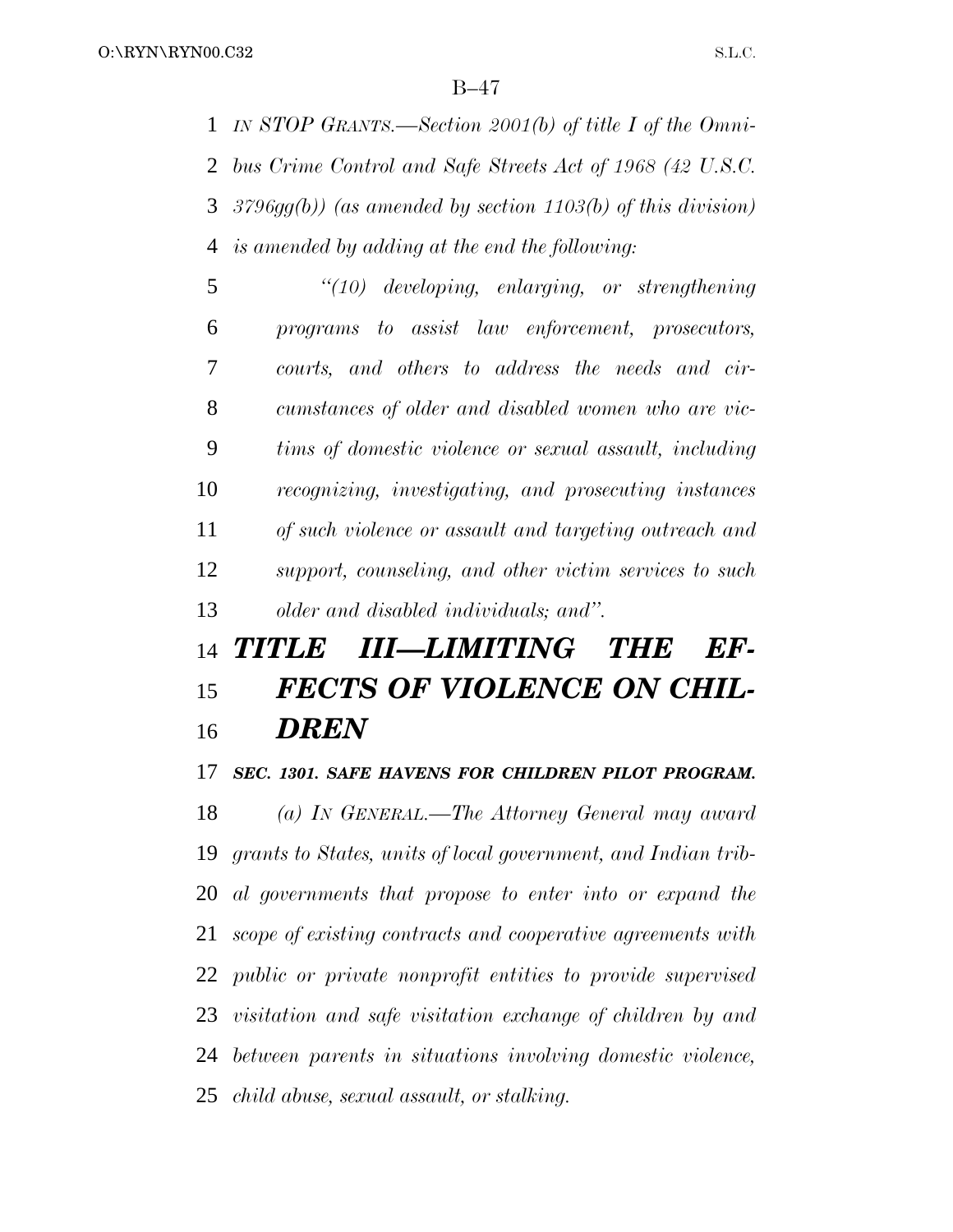*IN STOP GRANTS.—Section 2001(b) of title I of the Omnibus Crime Control and Safe Streets Act of 1968 (42 U.S.C. 3796gg(b)) (as amended by section 1103(b) of this division) is amended by adding at the end the following:*

*"(10) developing, enlarging, or strengthening programs to assist law enforcement, prosecutors, courts, and others to address the needs and circumstances of older and disabled women who are victims of domestic violence or sexual assault, including recognizing, investigating, and prosecuting instances of such violence or assault and targeting outreach and support, counseling, and other victim services to such older and disabled individuals; and".*

# *TITLE III—LIMITING THE EFFECTS OF VIOLENCE ON CHILDREN*

### *SEC. 1301. SAFE HAVENS FOR CHILDREN PILOT PROGRAM.*

*(a) IN GENERAL.—The Attorney General may award grants to States, units of local government, and Indian tribal governments that propose to enter into or expand the scope of existing contracts and cooperative agreements with public or private nonprofit entities to provide supervised visitation and safe visitation exchange of children by and between parents in situations involving domestic violence, child abuse, sexual assault, or stalking.*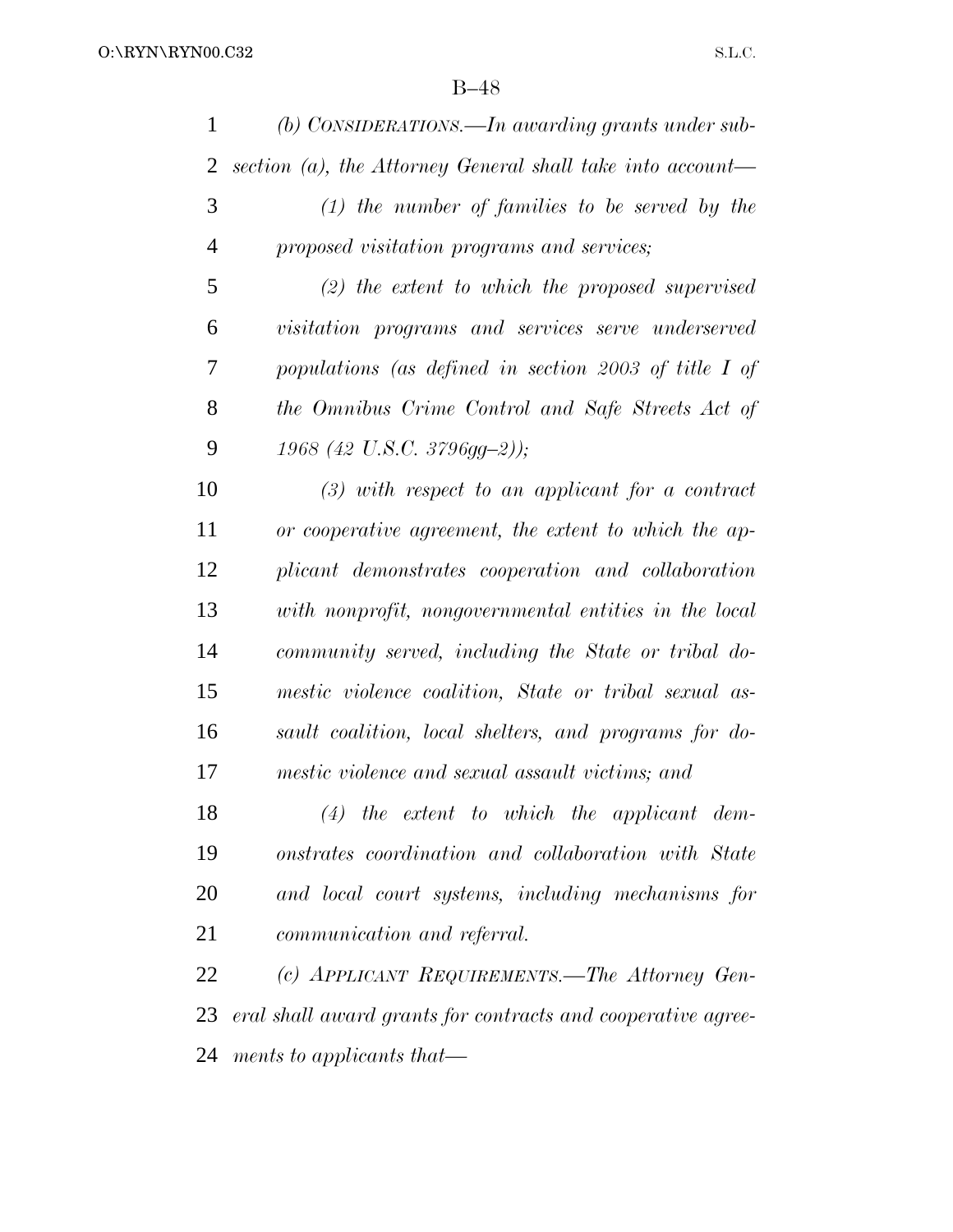*(b) CONSIDERATIONS.—In awarding grants under subsection (a), the Attorney General shall take into account—*

*(1) the number of families to be served by the proposed visitation programs and services;*

*(2) the extent to which the proposed supervised visitation programs and services serve underserved populations (as defined in section 2003 of title I of the Omnibus Crime Control and Safe Streets Act of 1968 (42 U.S.C. 3796gg–2));*

*(3) with respect to an applicant for a contract or cooperative agreement, the extent to which the applicant demonstrates cooperation and collaboration with nonprofit, nongovernmental entities in the local community served, including the State or tribal domestic violence coalition, State or tribal sexual assault coalition, local shelters, and programs for domestic violence and sexual assault victims; and*

*(4) the extent to which the applicant demonstrates coordination and collaboration with State and local court systems, including mechanisms for communication and referral.*

*(c) APPLICANT REQUIREMENTS.—The Attorney General shall award grants for contracts and cooperative agreements to applicants that—*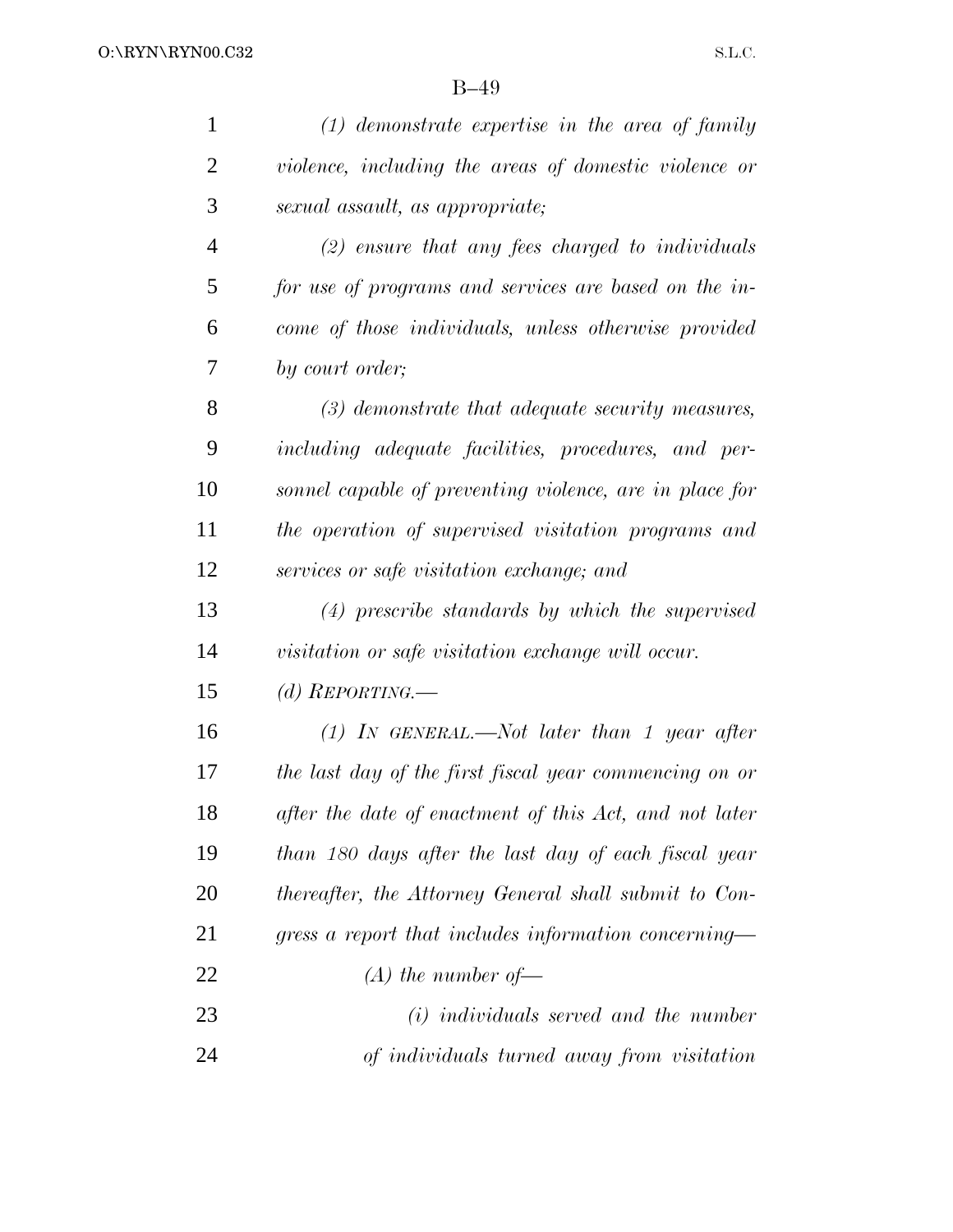*(1) demonstrate expertise in the area of family violence, including the areas of domestic violence or sexual assault, as appropriate;*

*(2) ensure that any fees charged to individuals for use of programs and services are based on the income of those individuals, unless otherwise provided by court order;*

*(3) demonstrate that adequate security measures, including adequate facilities, procedures, and personnel capable of preventing violence, are in place for the operation of supervised visitation programs and services or safe visitation exchange; and*

*(4) prescribe standards by which the supervised visitation or safe visitation exchange will occur.*

*(d) REPORTING.—*

*(1) IN GENERAL.—Not later than 1 year after the last day of the first fiscal year commencing on or after the date of enactment of this Act, and not later than 180 days after the last day of each fiscal year thereafter, the Attorney General shall submit to Congress a report that includes information concerning—*

*(A) the number of—*

*(i) individuals served and the number of individuals turned away from visitation*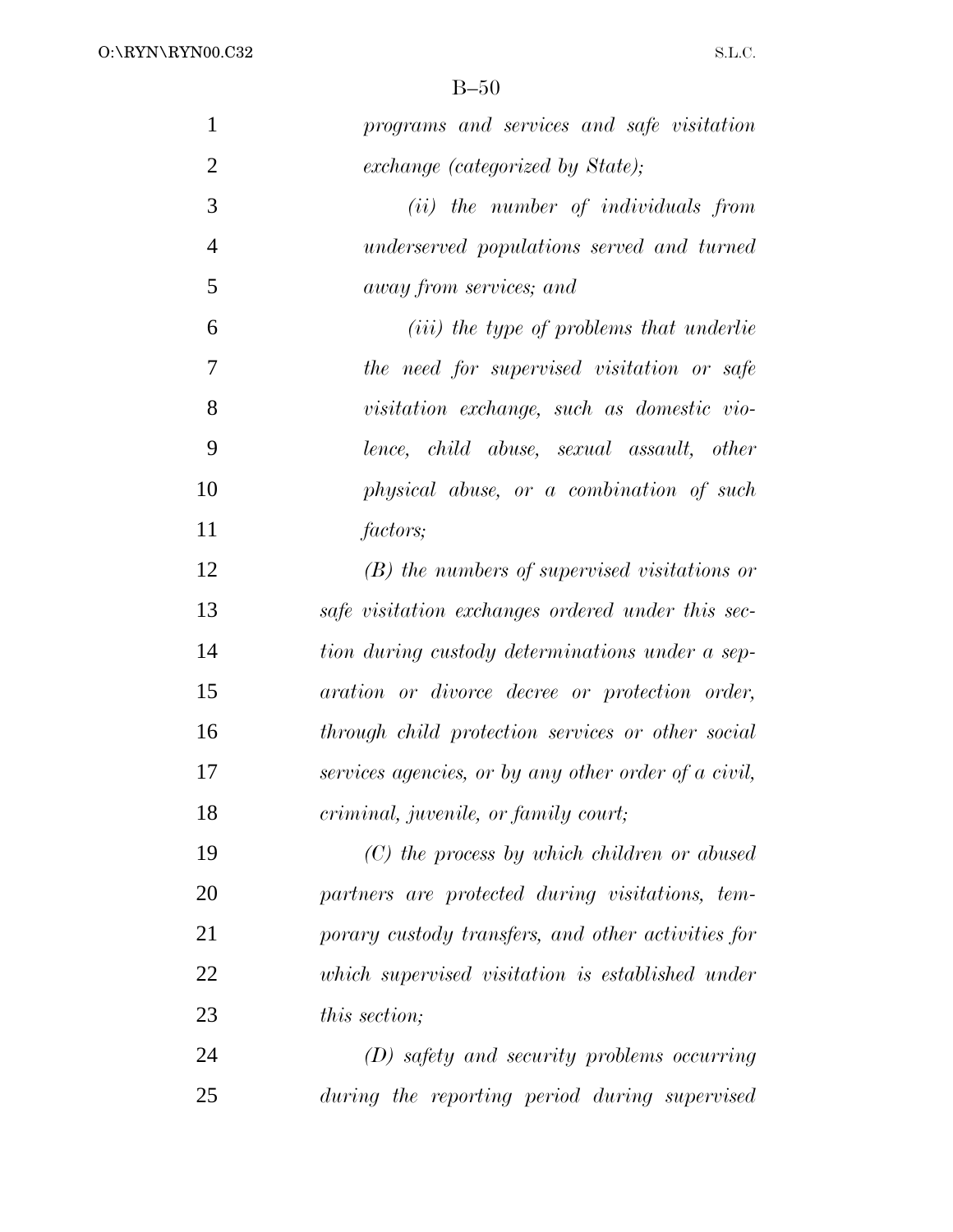*programs and services and safe visitation exchange (categorized by State);*

*(ii) the number of individuals from underserved populations served and turned away from services; and*

*(iii) the type of problems that underlie the need for supervised visitation or safe visitation exchange, such as domestic violence, child abuse, sexual assault, other physical abuse, or a combination of such factors;*

*(B) the numbers of supervised visitations or safe visitation exchanges ordered under this section during custody determinations under a separation or divorce decree or protection order, through child protection services or other social services agencies, or by any other order of a civil, criminal, juvenile, or family court;*

*(C) the process by which children or abused partners are protected during visitations, temporary custody transfers, and other activities for which supervised visitation is established under this section;*

*(D) safety and security problems occurring during the reporting period during supervised*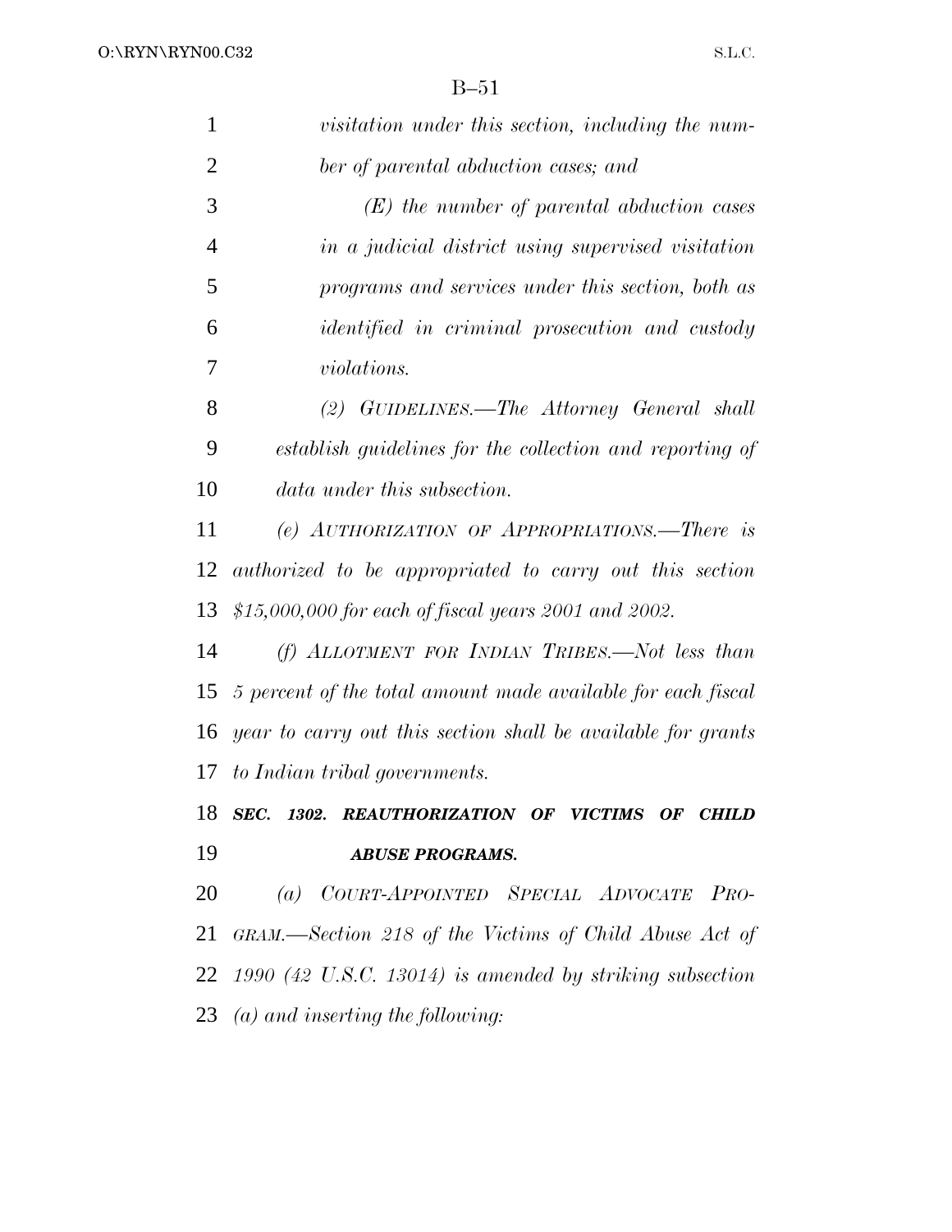*visitation under this section, including the number of parental abduction cases; and*

*(E) the number of parental abduction cases in a judicial district using supervised visitation programs and services under this section, both as identified in criminal prosecution and custody violations.*

*(2) GUIDELINES.—The Attorney General shall establish guidelines for the collection and reporting of data under this subsection.*

*(e) AUTHORIZATION OF APPROPRIATIONS.—There is authorized to be appropriated to carry out this section $15,000,000 for each of fiscal years 2001 and 2002.*

*(f) ALLOTMENT FOR INDIAN TRIBES.—Not less than 5 percent of the total amount made available for each fiscal year to carry out this section shall be available for grants to Indian tribal governments.*

***SEC. 1302. REAUTHORIZATION OF VICTIMS OF CHILD ABUSE PROGRAMS.***

*(a) COURT-APPOINTED SPECIAL ADVOCATE PROGRAM.—Section 218 of the Victims of Child Abuse Act of 1990 (42 U.S.C. 13014) is amended by striking subsection (a) and inserting the following:*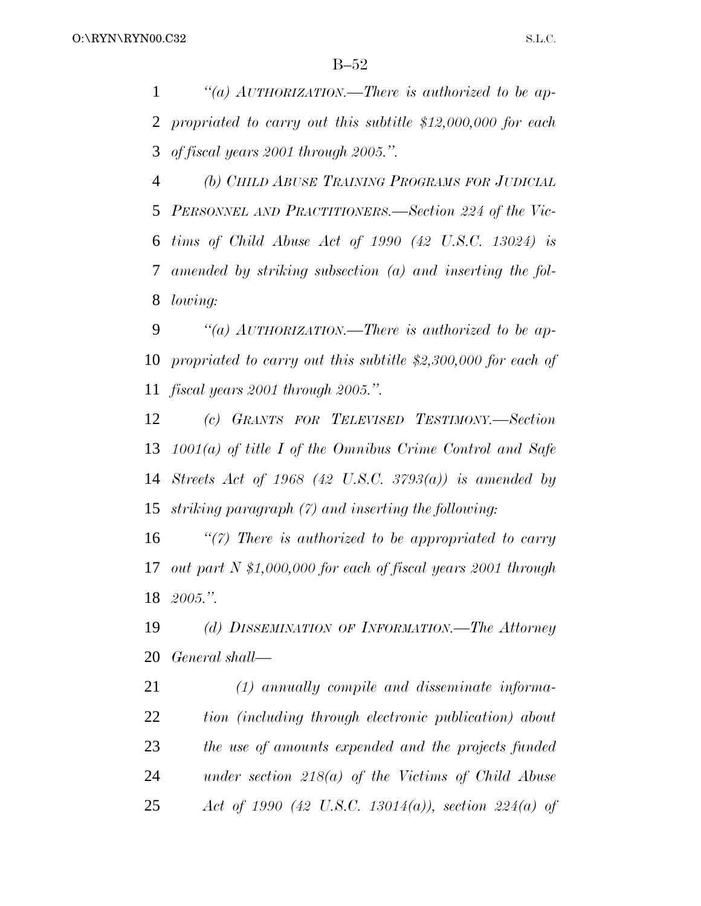*"(a) AUTHORIZATION.—There is authorized to be appropriated to carry out this subtitle $12,000,000 for each of fiscal years 2001 through 2005.".*

*(b) CHILD ABUSE TRAINING PROGRAMS FOR JUDICIAL PERSONNEL AND PRACTITIONERS.—Section 224 of the Victims of Child Abuse Act of 1990 (42 U.S.C. 13024) is amended by striking subsection (a) and inserting the following:*

*"(a) AUTHORIZATION.—There is authorized to be appropriated to carry out this subtitle $2,300,000 for each of fiscal years 2001 through 2005.".*

*(c) GRANTS FOR TELEVISED TESTIMONY.—Section 1001(a) of title I of the Omnibus Crime Control and Safe Streets Act of 1968 (42 U.S.C. 3793(a)) is amended by striking paragraph (7) and inserting the following:*

*"(7) There is authorized to be appropriated to carry out part N $1,000,000 for each of fiscal years 2001 through 2005.".*

*(d) DISSEMINATION OF INFORMATION.—The Attorney General shall—*

*(1) annually compile and disseminate information (including through electronic publication) about the use of amounts expended and the projects funded under section 218(a) of the Victims of Child Abuse Act of 1990 (42 U.S.C. 13014(a)), section 224(a) of*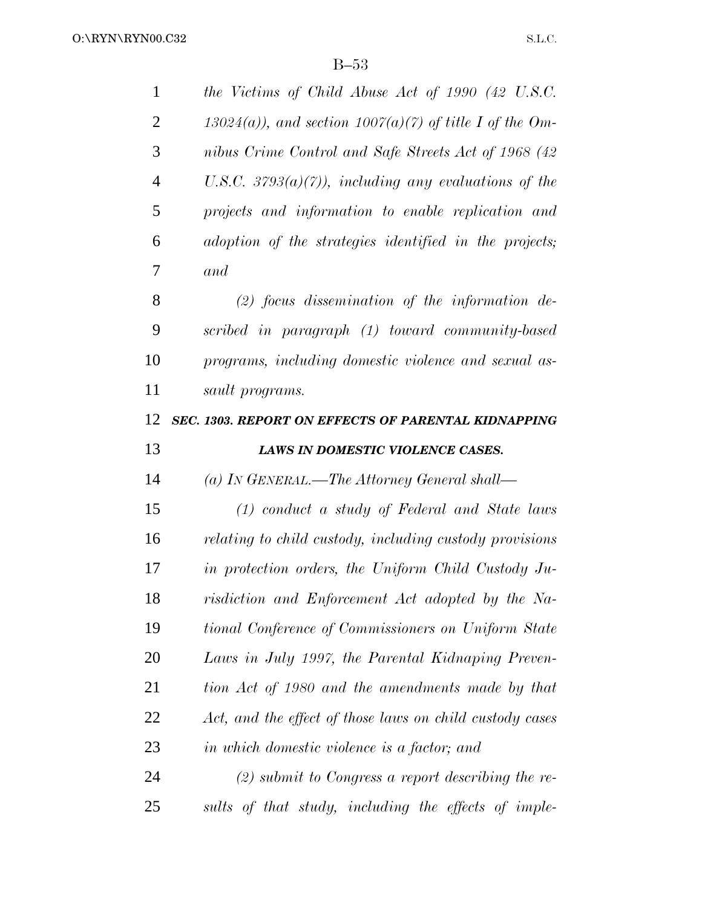*the Victims of Child Abuse Act of 1990 (42 U.S.C. 13024(a)), and section 1007(a)(7) of title I of the Omnibus Crime Control and Safe Streets Act of 1968 (42 U.S.C. 3793(a)(7)), including any evaluations of the projects and information to enable replication and adoption of the strategies identified in the projects; and*

*(2) focus dissemination of the information described in paragraph (1) toward community-based programs, including domestic violence and sexual assault programs.*

***SEC. 1303. REPORT ON EFFECTS OF PARENTAL KIDNAPPING LAWS IN DOMESTIC VIOLENCE CASES.***

*(a) IN GENERAL.—The Attorney General shall—*

*(1) conduct a study of Federal and State laws relating to child custody, including custody provisions in protection orders, the Uniform Child Custody Jurisdiction and Enforcement Act adopted by the National Conference of Commissioners on Uniform State Laws in July 1997, the Parental Kidnaping Prevention Act of 1980 and the amendments made by that Act, and the effect of those laws on child custody cases in which domestic violence is a factor; and*

*(2) submit to Congress a report describing the results of that study, including the effects of imple-*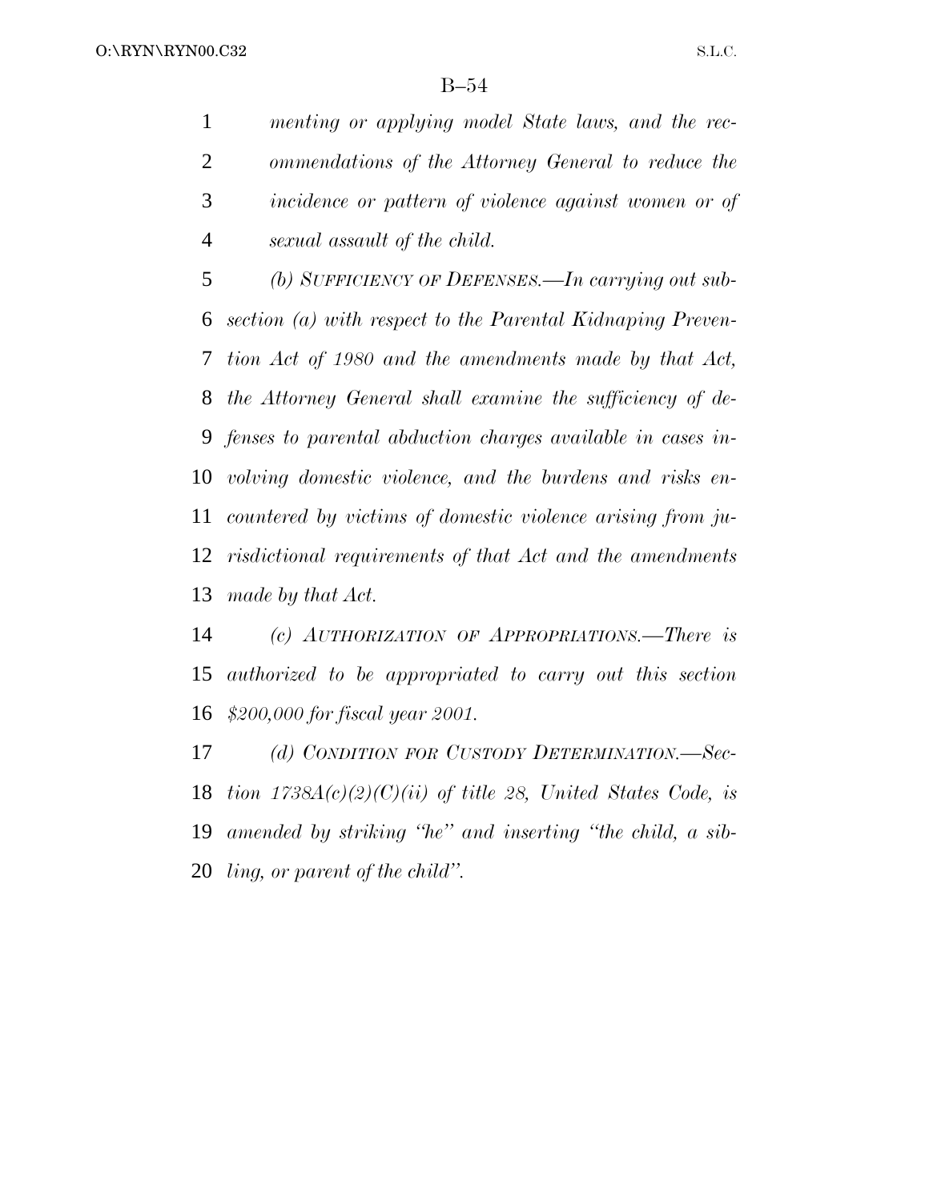*menting or applying model State laws, and the recommendations of the Attorney General to reduce the incidence or pattern of violence against women or of sexual assault of the child.*

*(b) SUFFICIENCY OF DEFENSES.—In carrying out subsection (a) with respect to the Parental Kidnaping Prevention Act of 1980 and the amendments made by that Act, the Attorney General shall examine the sufficiency of defenses to parental abduction charges available in cases involving domestic violence, and the burdens and risks encountered by victims of domestic violence arising from jurisdictional requirements of that Act and the amendments made by that Act.*

*(c) AUTHORIZATION OF APPROPRIATIONS.—There is authorized to be appropriated to carry out this section $200,000 for fiscal year 2001.*

*(d) CONDITION FOR CUSTODY DETERMINATION.—Section 1738A(c)(2)(C)(ii) of title 28, United States Code, is amended by striking "he" and inserting "the child, a sibling, or parent of the child".*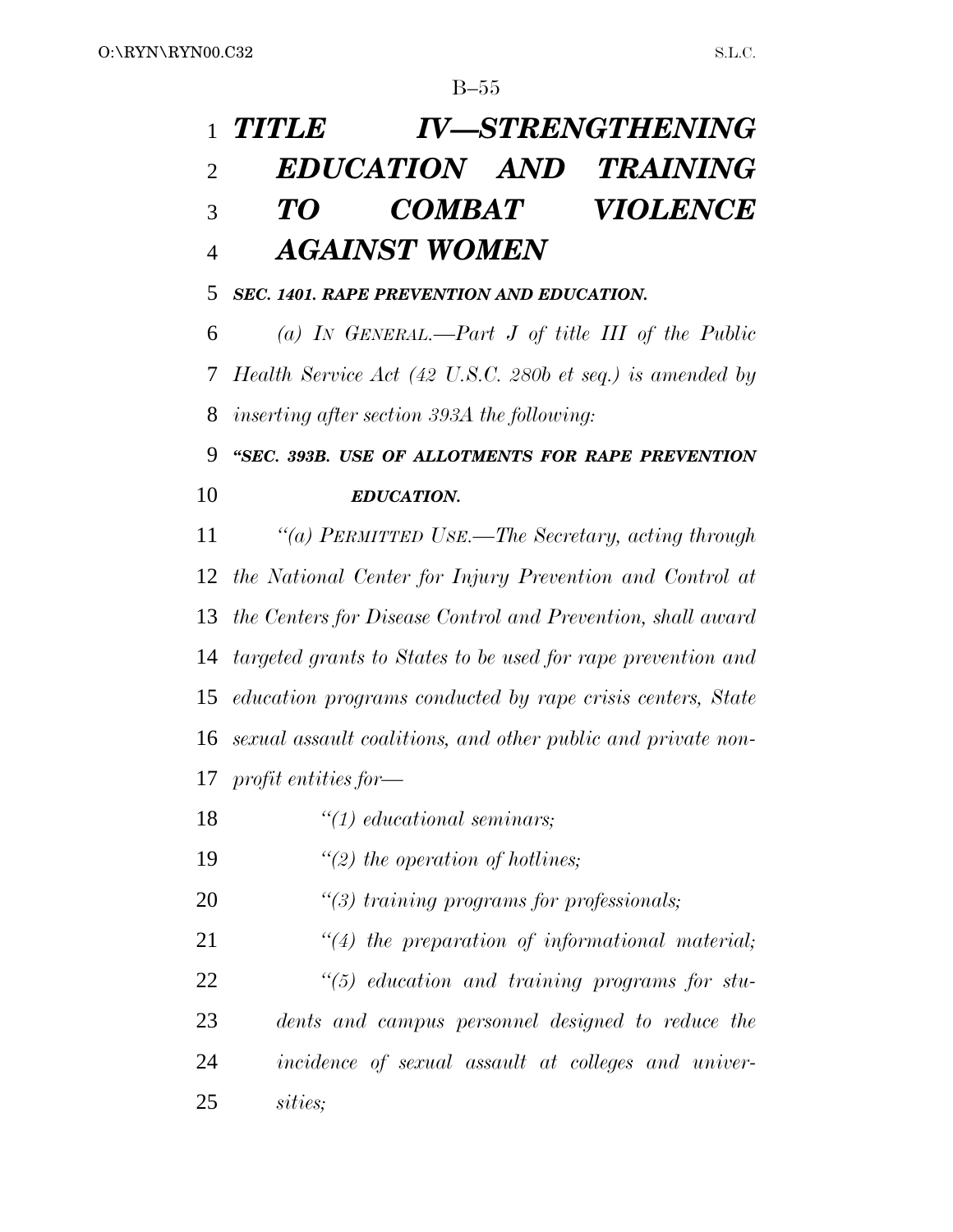# *TITLE IV—STRENGTHENING EDUCATION AND TRAINING TO COMBAT VIOLENCE AGAINST WOMEN*

***SEC. 1401. RAPE PREVENTION AND EDUCATION.***

*(a) IN GENERAL.—Part J of title III of the Public Health Service Act (42 U.S.C. 280b et seq.) is amended by inserting after section 393A the following:*

***"SEC. 393B. USE OF ALLOTMENTS FOR RAPE PREVENTION EDUCATION.***

*"(a) PERMITTED USE.—The Secretary, acting through the National Center for Injury Prevention and Control at the Centers for Disease Control and Prevention, shall award targeted grants to States to be used for rape prevention and education programs conducted by rape crisis centers, State sexual assault coalitions, and other public and private non-profit entities for—*

*"(1) educational seminars;*

*"(2) the operation of hotlines;*

*"(3) training programs for professionals;*

*"(4) the preparation of informational material;*

*"(5) education and training programs for students and campus personnel designed to reduce the incidence of sexual assault at colleges and universities;*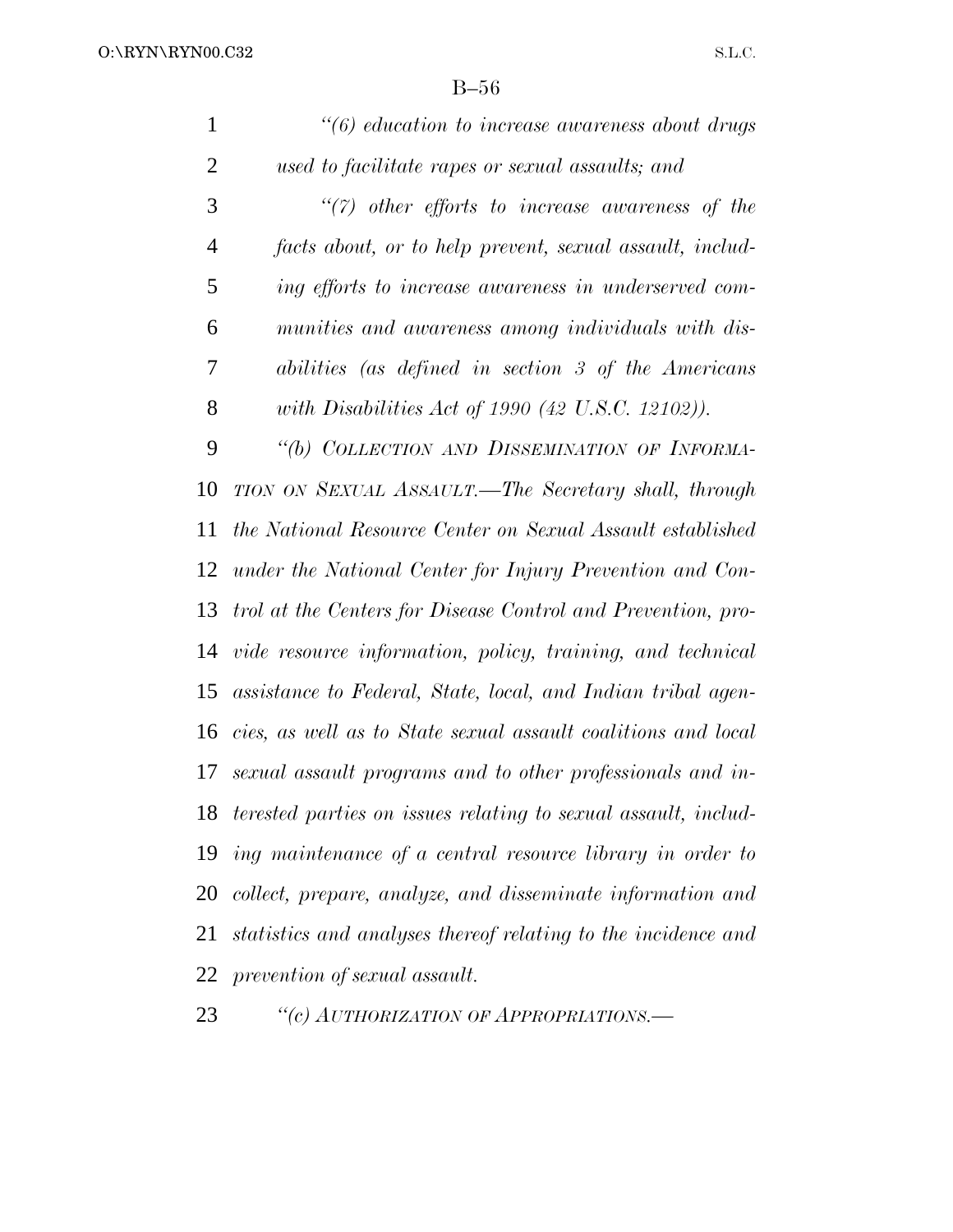*"(6) education to increase awareness about drugs used to facilitate rapes or sexual assaults; and*

*"(7) other efforts to increase awareness of the facts about, or to help prevent, sexual assault, including efforts to increase awareness in underserved communities and awareness among individuals with disabilities (as defined in section 3 of the Americans with Disabilities Act of 1990 (42 U.S.C. 12102)).*

*"(b) COLLECTION AND DISSEMINATION OF INFORMATION ON SEXUAL ASSAULT.—The Secretary shall, through the National Resource Center on Sexual Assault established under the National Center for Injury Prevention and Control at the Centers for Disease Control and Prevention, provide resource information, policy, training, and technical assistance to Federal, State, local, and Indian tribal agencies, as well as to State sexual assault coalitions and local sexual assault programs and to other professionals and interested parties on issues relating to sexual assault, including maintenance of a central resource library in order to collect, prepare, analyze, and disseminate information and statistics and analyses thereof relating to the incidence and prevention of sexual assault.*

*"(c) AUTHORIZATION OF APPROPRIATIONS.—*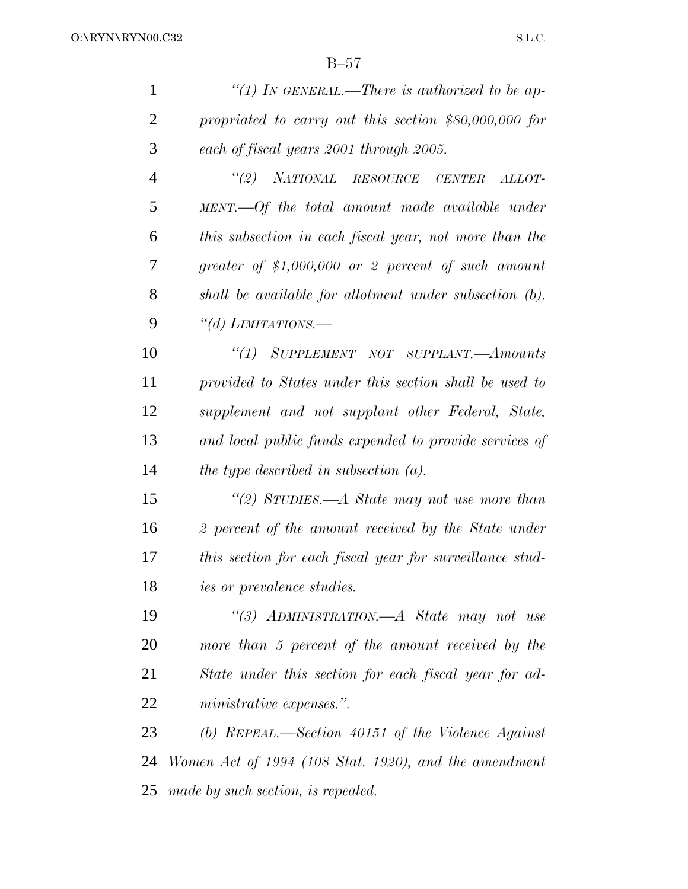*"(1) In general.—There is authorized to be appropriated to carry out this section $80,000,000 for each of fiscal years 2001 through 2005.*

*"(2) National resource center allotment.—Of the total amount made available under this subsection in each fiscal year, not more than the greater of $1,000,000 or 2 percent of such amount shall be available for allotment under subsection (b).*

*"(d) Limitations.—*

*"(1) Supplement not supplant.—Amounts provided to States under this section shall be used to supplement and not supplant other Federal, State, and local public funds expended to provide services of the type described in subsection (a).*

*"(2) Studies.—A State may not use more than 2 percent of the amount received by the State under this section for each fiscal year for surveillance studies or prevalence studies.*

*"(3) Administration.—A State may not use more than 5 percent of the amount received by the State under this section for each fiscal year for administrative expenses.".*

*(b) Repeal.—Section 40151 of the Violence Against Women Act of 1994 (108 Stat. 1920), and the amendment made by such section, is repealed.*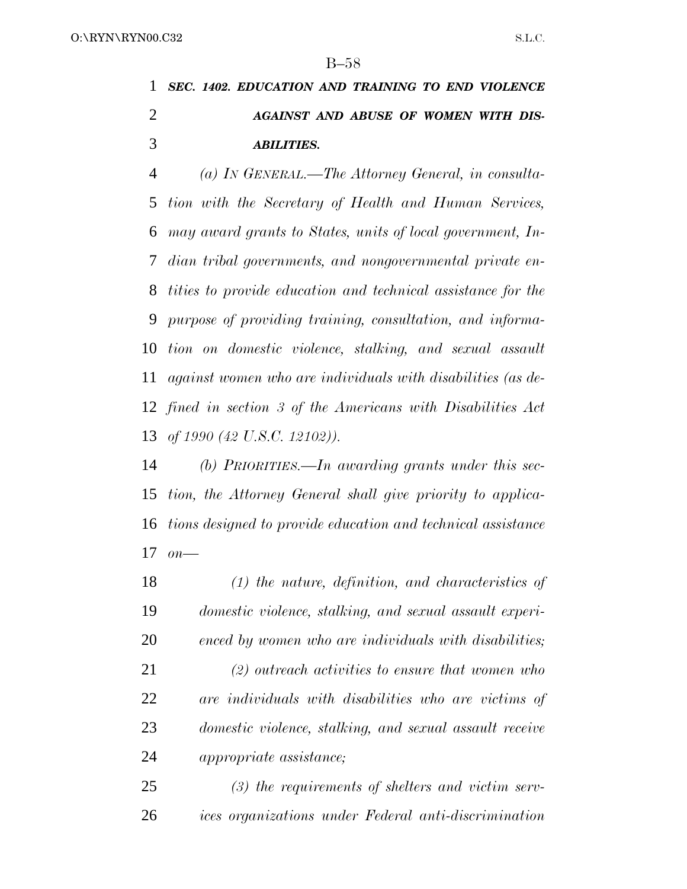***SEC. 1402. EDUCATION AND TRAINING TO END VIOLENCE AGAINST AND ABUSE OF WOMEN WITH DISABILITIES.***

*(a) IN GENERAL.—The Attorney General, in consultation with the Secretary of Health and Human Services, may award grants to States, units of local government, Indian tribal governments, and nongovernmental private entities to provide education and technical assistance for the purpose of providing training, consultation, and information on domestic violence, stalking, and sexual assault against women who are individuals with disabilities (as defined in section 3 of the Americans with Disabilities Act of 1990 (42 U.S.C. 12102)).*

*(b) PRIORITIES.—In awarding grants under this section, the Attorney General shall give priority to applications designed to provide education and technical assistance on—*

*(1) the nature, definition, and characteristics of domestic violence, stalking, and sexual assault experienced by women who are individuals with disabilities;*

*(2) outreach activities to ensure that women who are individuals with disabilities who are victims of domestic violence, stalking, and sexual assault receive appropriate assistance;*

*(3) the requirements of shelters and victim services organizations under Federal anti-discrimination*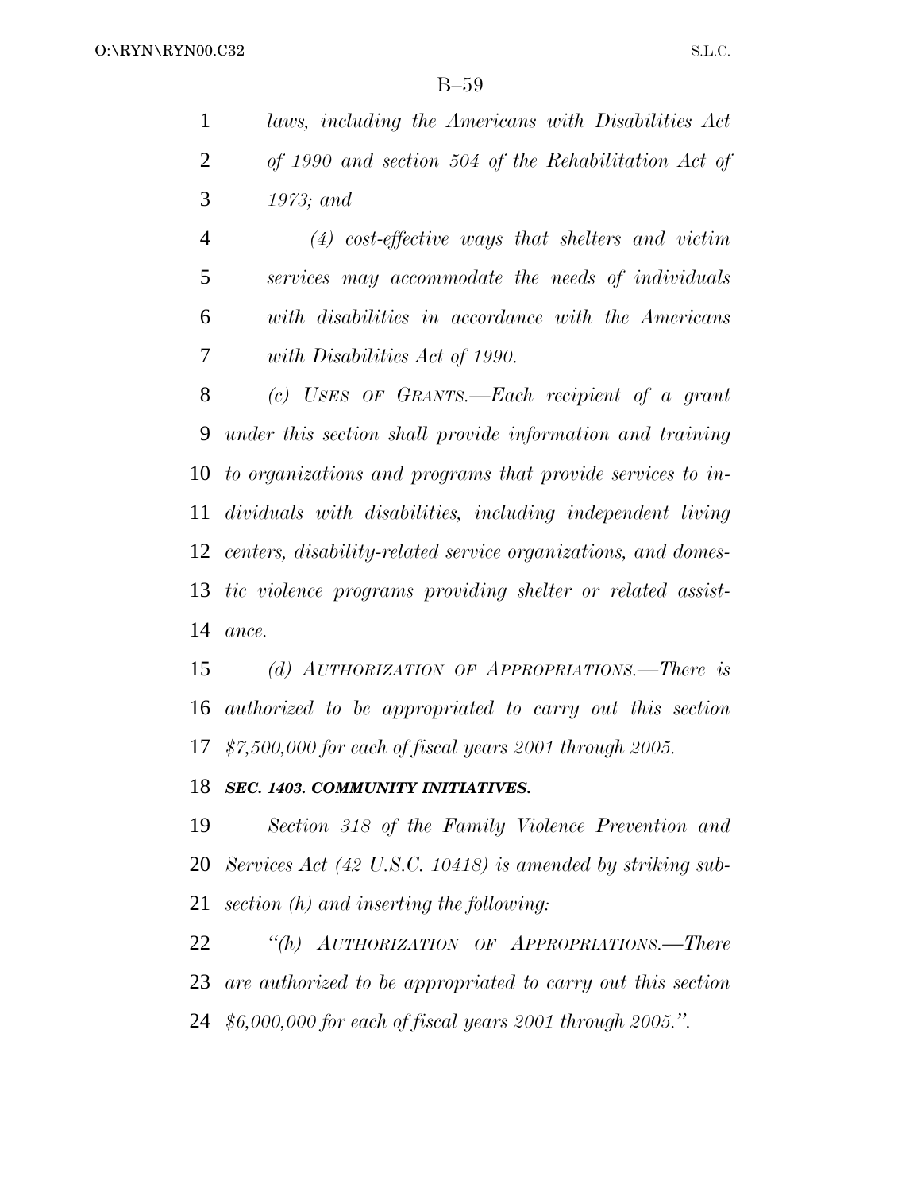*laws, including the Americans with Disabilities Act of 1990 and section 504 of the Rehabilitation Act of 1973; and*

*(4) cost-effective ways that shelters and victim services may accommodate the needs of individuals with disabilities in accordance with the Americans with Disabilities Act of 1990.*

*(c) USES OF GRANTS.—Each recipient of a grant under this section shall provide information and training to organizations and programs that provide services to individuals with disabilities, including independent living centers, disability-related service organizations, and domestic violence programs providing shelter or related assistance.*

*(d) AUTHORIZATION OF APPROPRIATIONS.—There is authorized to be appropriated to carry out this section $7,500,000 for each of fiscal years 2001 through 2005.*

***SEC. 1403. COMMUNITY INITIATIVES.***

*Section 318 of the Family Violence Prevention and Services Act (42 U.S.C. 10418) is amended by striking subsection (h) and inserting the following:*

*"(h) AUTHORIZATION OF APPROPRIATIONS.—There are authorized to be appropriated to carry out this section $6,000,000 for each of fiscal years 2001 through 2005.".*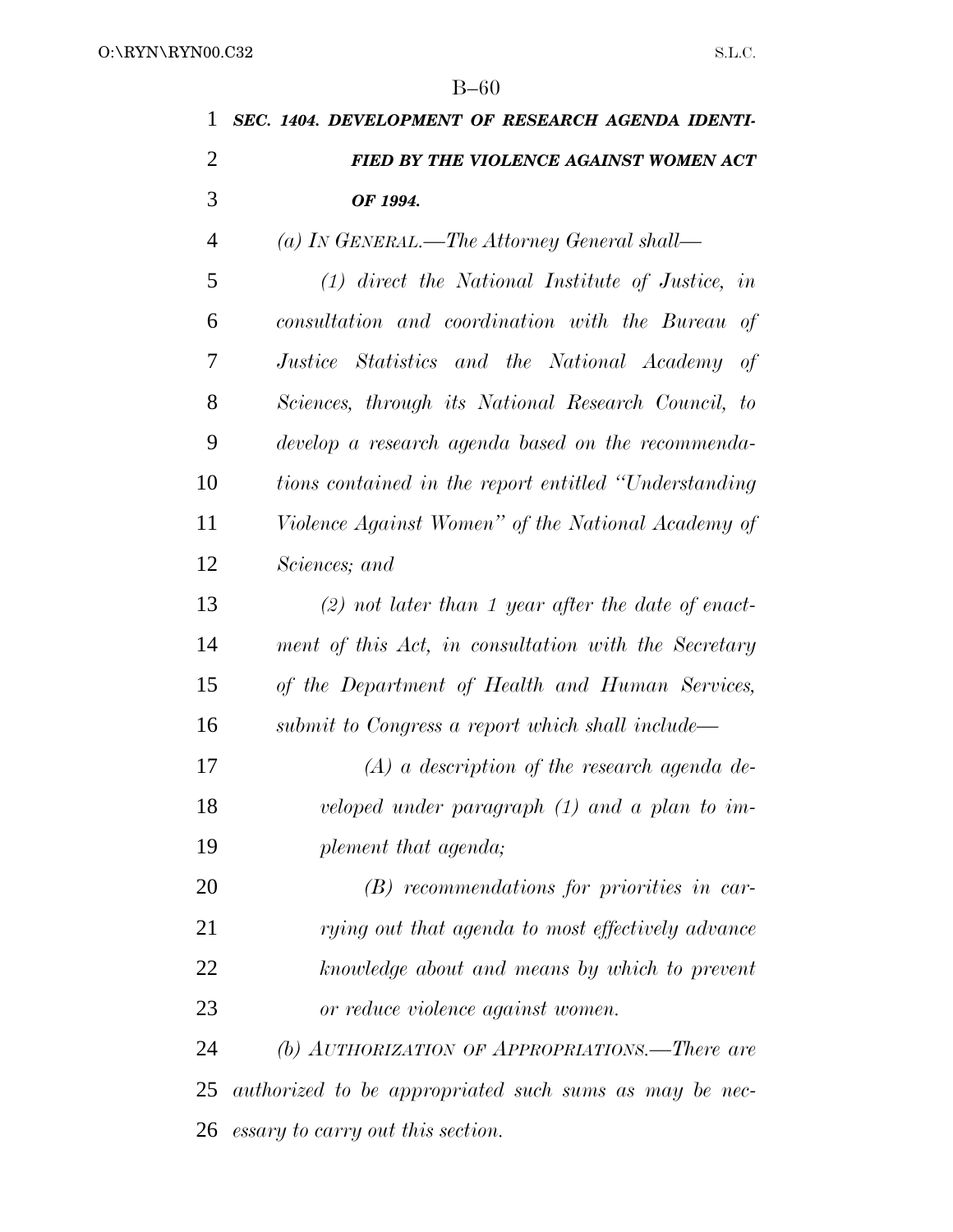***SEC. 1404. DEVELOPMENT OF RESEARCH AGENDA IDENTIFIED BY THE VIOLENCE AGAINST WOMEN ACT OF 1994.***

*(a) IN GENERAL.—The Attorney General shall—*

*(1) direct the National Institute of Justice, in consultation and coordination with the Bureau of Justice Statistics and the National Academy of Sciences, through its National Research Council, to develop a research agenda based on the recommendations contained in the report entitled "Understanding Violence Against Women" of the National Academy of Sciences; and*

*(2) not later than 1 year after the date of enactment of this Act, in consultation with the Secretary of the Department of Health and Human Services, submit to Congress a report which shall include—*

*(A) a description of the research agenda developed under paragraph (1) and a plan to implement that agenda;*

*(B) recommendations for priorities in carrying out that agenda to most effectively advance knowledge about and means by which to prevent or reduce violence against women.*

*(b) AUTHORIZATION OF APPROPRIATIONS.—There are authorized to be appropriated such sums as may be necessary to carry out this section.*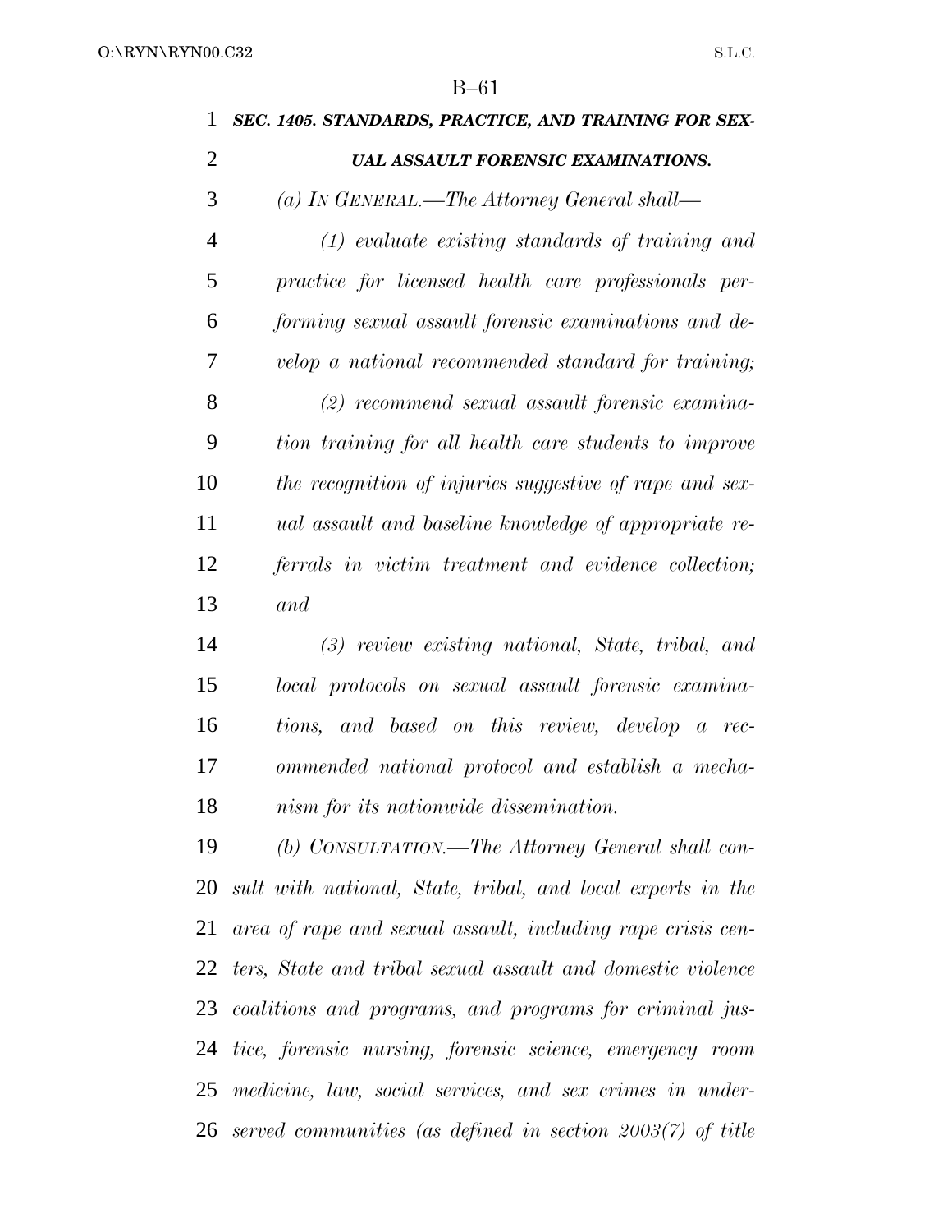***SEC. 1405. STANDARDS, PRACTICE, AND TRAINING FOR SEXUAL ASSAULT FORENSIC EXAMINATIONS.***

*(a) IN GENERAL.—The Attorney General shall—*

*(1) evaluate existing standards of training and practice for licensed health care professionals performing sexual assault forensic examinations and develop a national recommended standard for training;*

*(2) recommend sexual assault forensic examination training for all health care students to improve the recognition of injuries suggestive of rape and sexual assault and baseline knowledge of appropriate referrals in victim treatment and evidence collection; and*

*(3) review existing national, State, tribal, and local protocols on sexual assault forensic examinations, and based on this review, develop a recommended national protocol and establish a mechanism for its nationwide dissemination.*

*(b) CONSULTATION.—The Attorney General shall consult with national, State, tribal, and local experts in the area of rape and sexual assault, including rape crisis centers, State and tribal sexual assault and domestic violence coalitions and programs, and programs for criminal justice, forensic nursing, forensic science, emergency room medicine, law, social services, and sex crimes in underserved communities (as defined in section 2003(7) of title*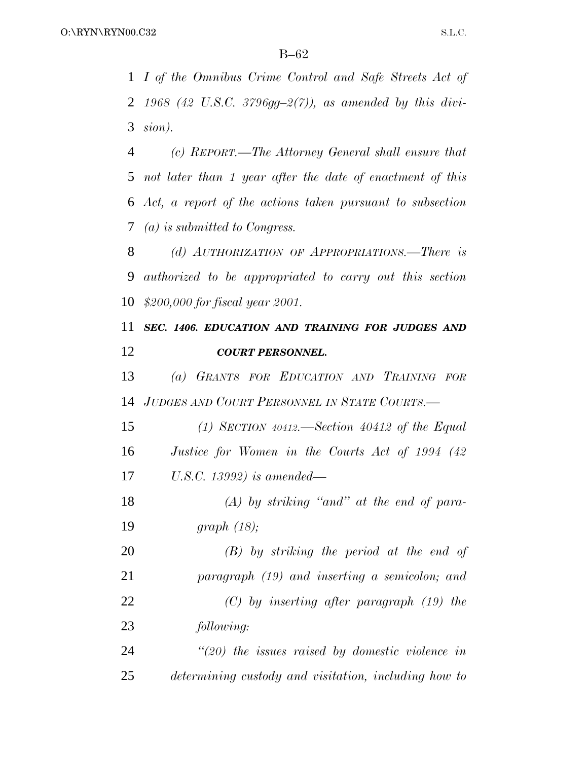*I of the Omnibus Crime Control and Safe Streets Act of 1968 (42 U.S.C. 3796gg–2(7)), as amended by this division).*

*(c) REPORT.—The Attorney General shall ensure that not later than 1 year after the date of enactment of this Act, a report of the actions taken pursuant to subsection (a) is submitted to Congress.*

*(d) AUTHORIZATION OF APPROPRIATIONS.—There is authorized to be appropriated to carry out this section $200,000 for fiscal year 2001.*

***SEC. 1406. EDUCATION AND TRAINING FOR JUDGES AND COURT PERSONNEL.***

*(a) GRANTS FOR EDUCATION AND TRAINING FOR JUDGES AND COURT PERSONNEL IN STATE COURTS.—*

*(1) SECTION 40412.—Section 40412 of the Equal Justice for Women in the Courts Act of 1994 (42 U.S.C. 13992) is amended—*

*(A) by striking "and" at the end of paragraph (18);*

*(B) by striking the period at the end of paragraph (19) and inserting a semicolon; and*

*(C) by inserting after paragraph (19) the following:*

*"(20) the issues raised by domestic violence in determining custody and visitation, including how to*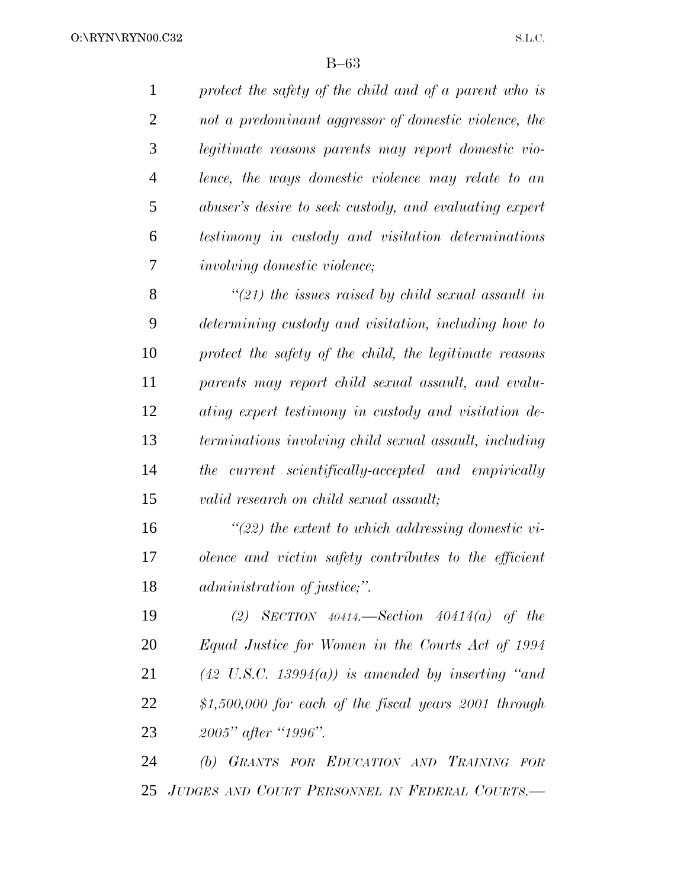*protect the safety of the child and of a parent who is not a predominant aggressor of domestic violence, the legitimate reasons parents may report domestic violence, the ways domestic violence may relate to an abuser's desire to seek custody, and evaluating expert testimony in custody and visitation determinations involving domestic violence;*

*"(21) the issues raised by child sexual assault in determining custody and visitation, including how to protect the safety of the child, the legitimate reasons parents may report child sexual assault, and evaluating expert testimony in custody and visitation determinations involving child sexual assault, including the current scientifically-accepted and empirically valid research on child sexual assault;*

*"(22) the extent to which addressing domestic violence and victim safety contributes to the efficient administration of justice;".*

*(2) SECTION 40414.—Section 40414(a) of the Equal Justice for Women in the Courts Act of 1994 (42 U.S.C. 13994(a)) is amended by inserting "and $1,500,000 for each of the fiscal years 2001 through 2005" after "1996".*

*(b) GRANTS FOR EDUCATION AND TRAINING FOR JUDGES AND COURT PERSONNEL IN FEDERAL COURTS.—*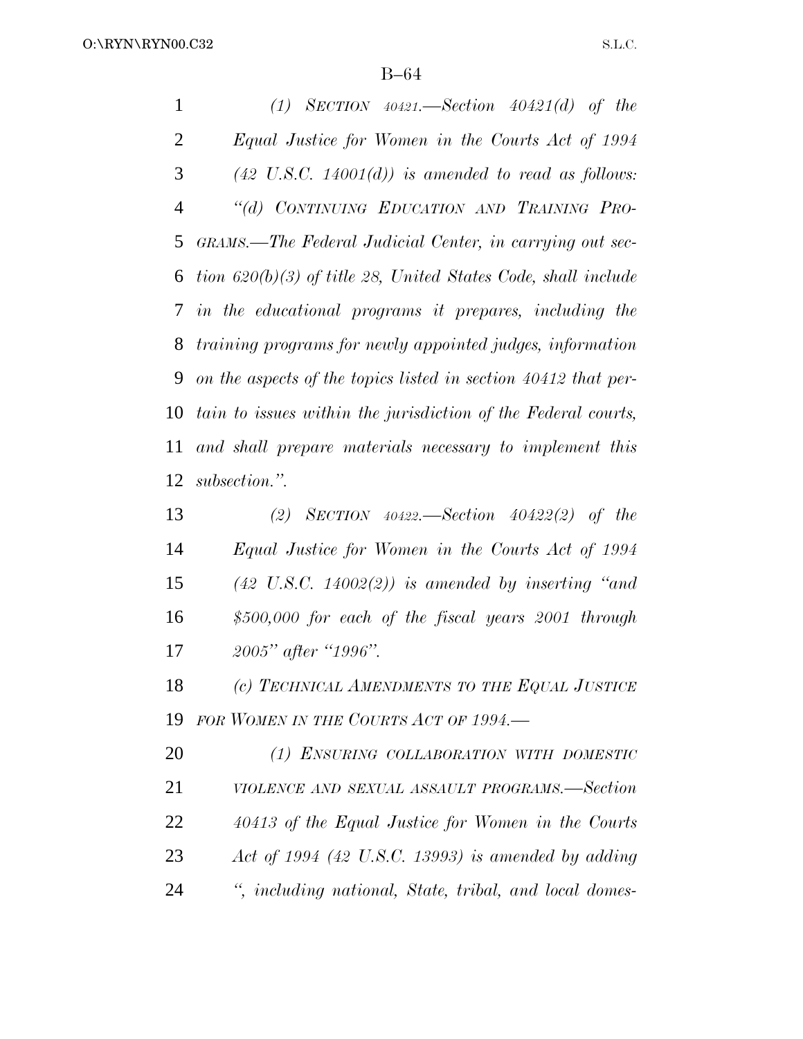*(1) SECTION 40421.—Section 40421(d) of the Equal Justice for Women in the Courts Act of 1994 (42 U.S.C. 14001(d)) is amended to read as follows:*

*"(d) CONTINUING EDUCATION AND TRAINING PROGRAMS.—The Federal Judicial Center, in carrying out section 620(b)(3) of title 28, United States Code, shall include in the educational programs it prepares, including the training programs for newly appointed judges, information on the aspects of the topics listed in section 40412 that pertain to issues within the jurisdiction of the Federal courts, and shall prepare materials necessary to implement this subsection.".*

*(2) SECTION 40422.—Section 40422(2) of the Equal Justice for Women in the Courts Act of 1994 (42 U.S.C. 14002(2)) is amended by inserting "and $500,000 for each of the fiscal years 2001 through 2005" after "1996".*

*(c) TECHNICAL AMENDMENTS TO THE EQUAL JUSTICE FOR WOMEN IN THE COURTS ACT OF 1994.—*

*(1) ENSURING COLLABORATION WITH DOMESTIC VIOLENCE AND SEXUAL ASSAULT PROGRAMS.—Section 40413 of the Equal Justice for Women in the Courts Act of 1994 (42 U.S.C. 13993) is amended by adding ", including national, State, tribal, and local domes-*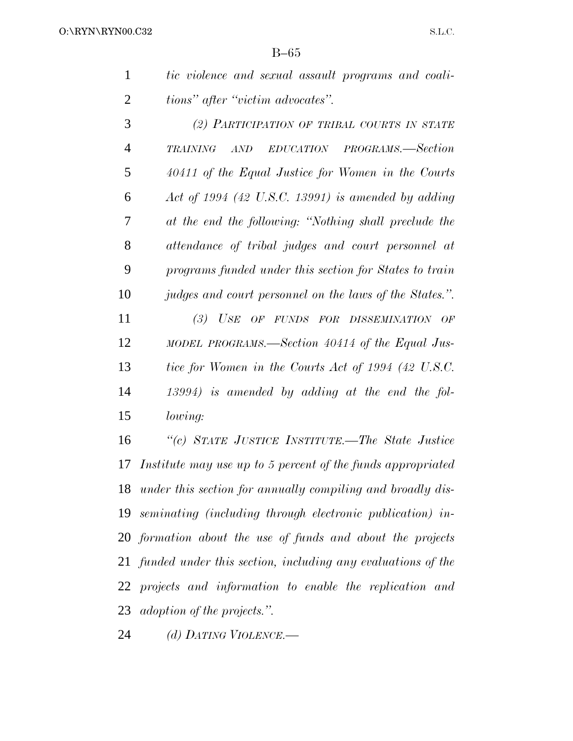*tic violence and sexual assault programs and coalitions" after "victim advocates".*

*(2) PARTICIPATION OF TRIBAL COURTS IN STATE TRAINING AND EDUCATION PROGRAMS.—Section 40411 of the Equal Justice for Women in the Courts Act of 1994 (42 U.S.C. 13991) is amended by adding at the end the following: "Nothing shall preclude the attendance of tribal judges and court personnel at programs funded under this section for States to train judges and court personnel on the laws of the States.".*

*(3) USE OF FUNDS FOR DISSEMINATION OF MODEL PROGRAMS.—Section 40414 of the Equal Justice for Women in the Courts Act of 1994 (42 U.S.C. 13994) is amended by adding at the end the following:*

*"(c) STATE JUSTICE INSTITUTE.—The State Justice Institute may use up to 5 percent of the funds appropriated under this section for annually compiling and broadly disseminating (including through electronic publication) information about the use of funds and about the projects funded under this section, including any evaluations of the projects and information to enable the replication and adoption of the projects.".*

*(d) DATING VIOLENCE.—*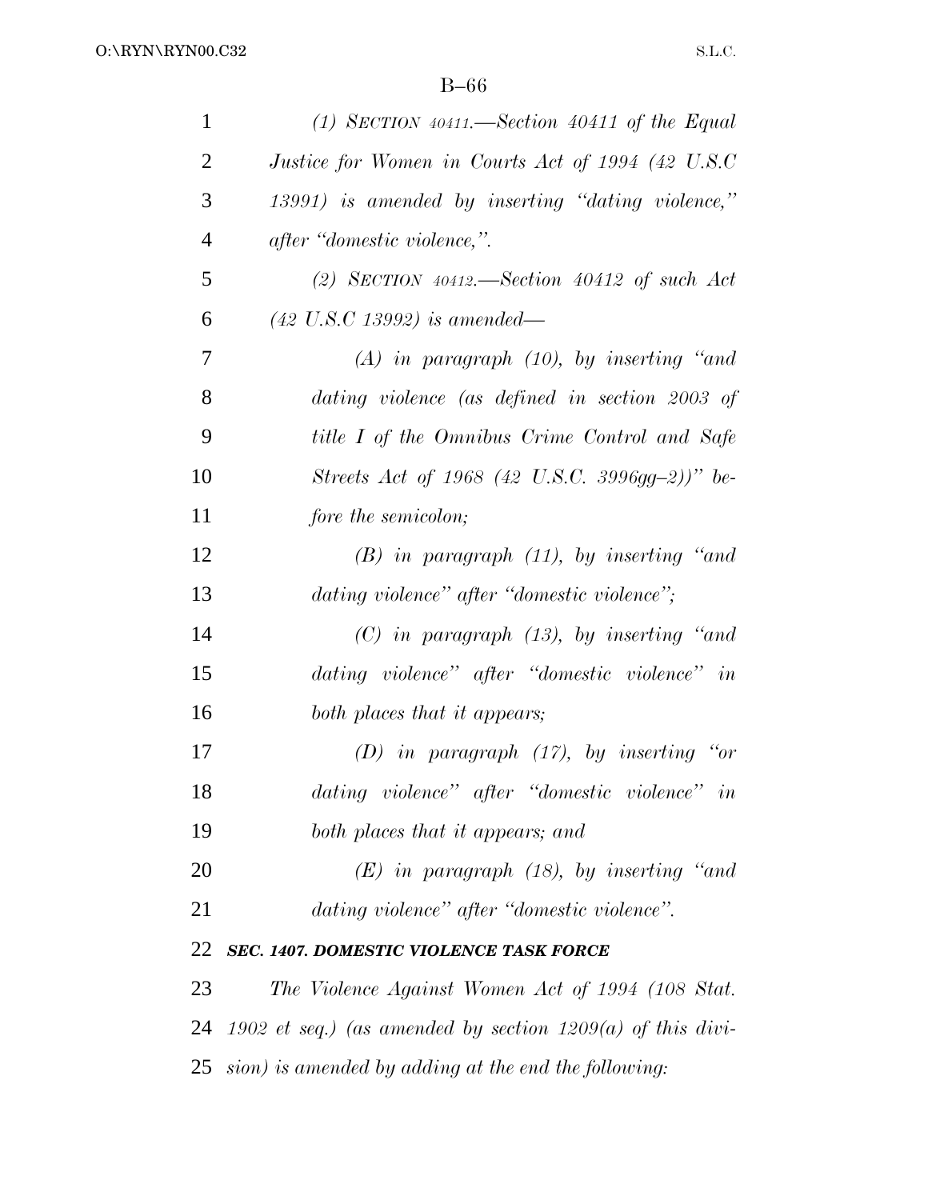*(1) SECTION 40411.—Section 40411 of the Equal Justice for Women in Courts Act of 1994 (42 U.S.C 13991) is amended by inserting "dating violence," after "domestic violence,".*

*(2) SECTION 40412.—Section 40412 of such Act (42 U.S.C 13992) is amended—*

*(A) in paragraph (10), by inserting "and dating violence (as defined in section 2003 of title I of the Omnibus Crime Control and Safe Streets Act of 1968 (42 U.S.C. 3996gg–2))" before the semicolon;*

*(B) in paragraph (11), by inserting "and dating violence" after "domestic violence";*

*(C) in paragraph (13), by inserting "and dating violence" after "domestic violence" in both places that it appears;*

*(D) in paragraph (17), by inserting "or dating violence" after "domestic violence" in both places that it appears; and*

*(E) in paragraph (18), by inserting "and dating violence" after "domestic violence".*

***SEC. 1407. DOMESTIC VIOLENCE TASK FORCE***

*The Violence Against Women Act of 1994 (108 Stat. 1902 et seq.) (as amended by section 1209(a) of this division) is amended by adding at the end the following:*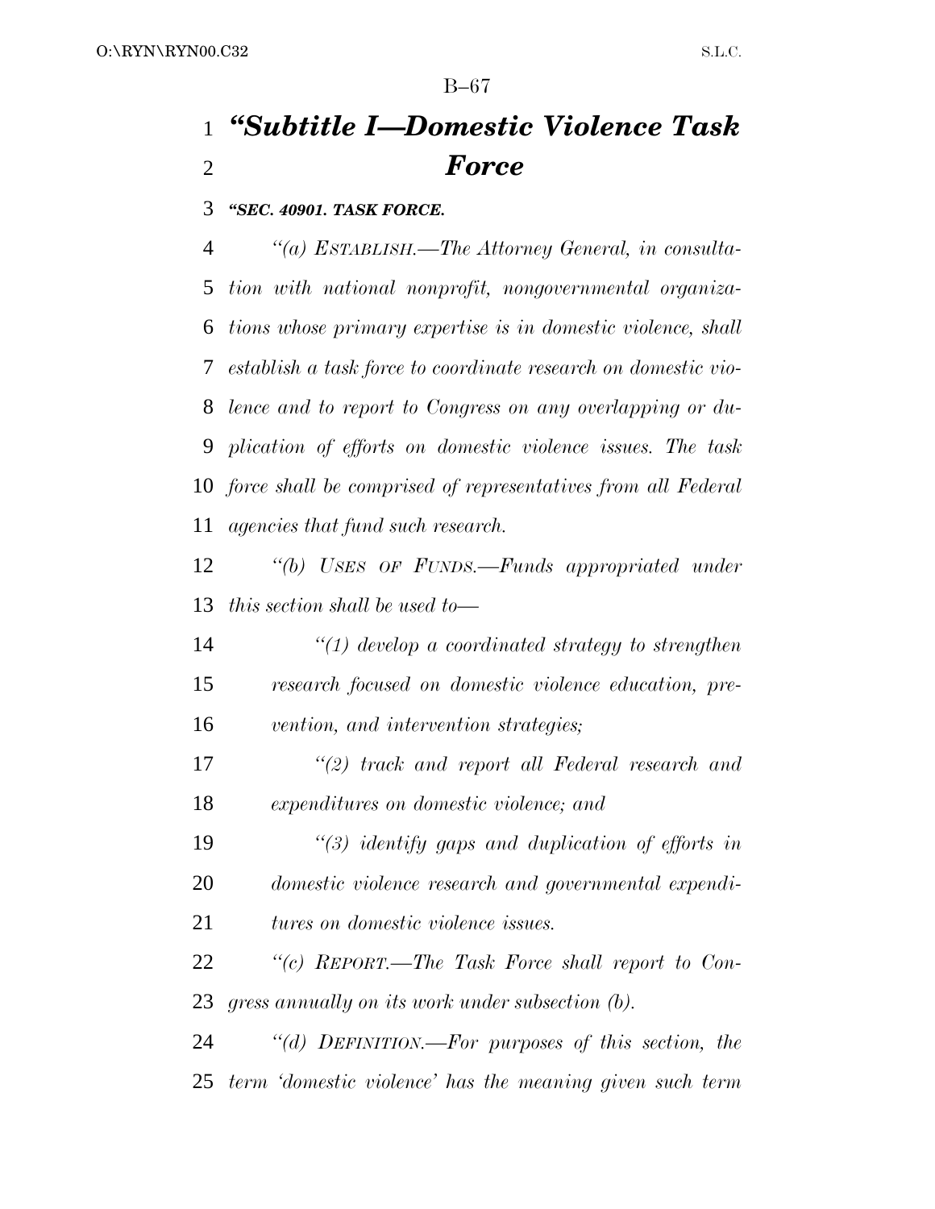# *"Subtitle I—Domestic Violence Task Force*

***"SEC. 40901. TASK FORCE.***

*"(a) ESTABLISH.—The Attorney General, in consultation with national nonprofit, nongovernmental organizations whose primary expertise is in domestic violence, shall establish a task force to coordinate research on domestic violence and to report to Congress on any overlapping or duplication of efforts on domestic violence issues. The task force shall be comprised of representatives from all Federal agencies that fund such research.*

*"(b) USES OF FUNDS.—Funds appropriated under this section shall be used to—*

*"(1) develop a coordinated strategy to strengthen research focused on domestic violence education, prevention, and intervention strategies;*

*"(2) track and report all Federal research and expenditures on domestic violence; and*

*"(3) identify gaps and duplication of efforts in domestic violence research and governmental expenditures on domestic violence issues.*

*"(c) REPORT.—The Task Force shall report to Congress annually on its work under subsection (b).*

*"(d) DEFINITION.—For purposes of this section, the term 'domestic violence' has the meaning given such term*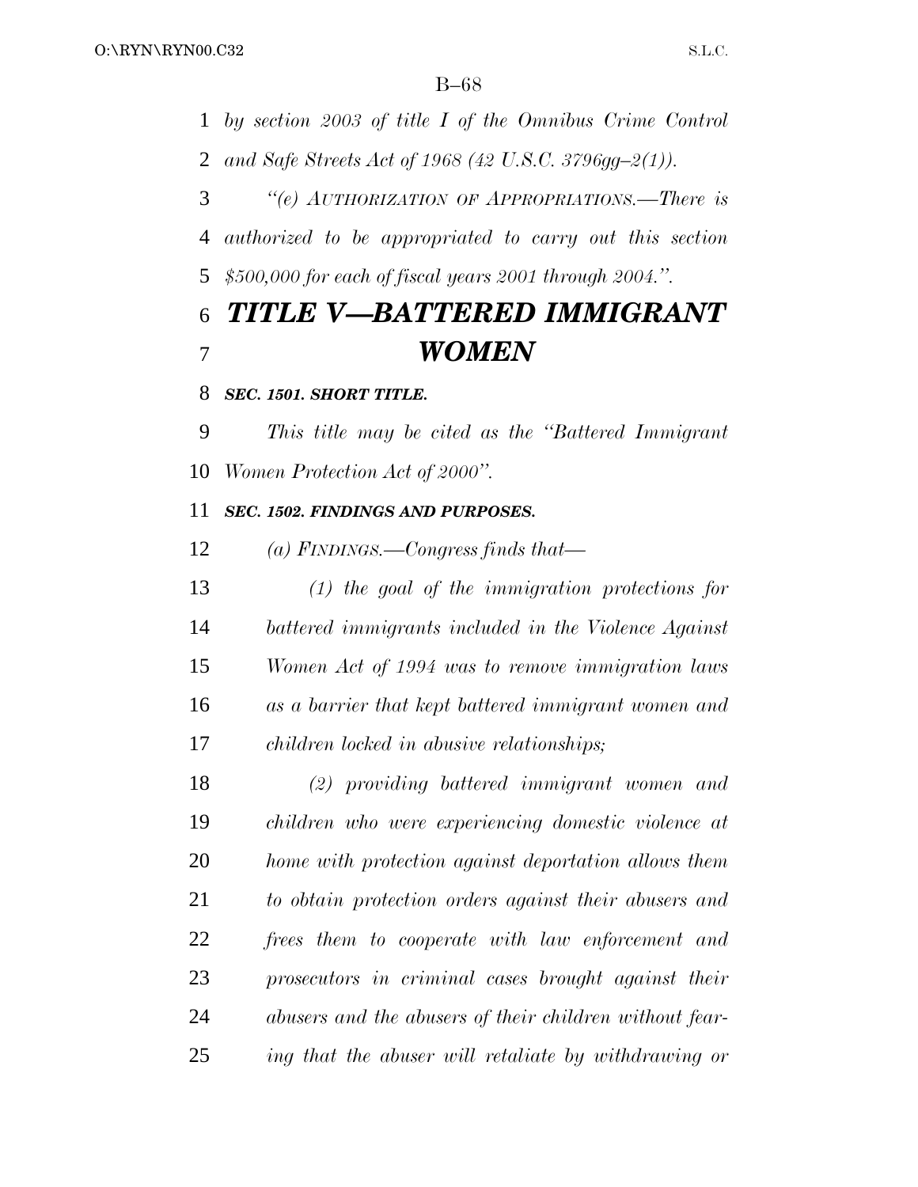*by section 2003 of title I of the Omnibus Crime Control and Safe Streets Act of 1968 (42 U.S.C. 3796gg–2(1)).*

*''(e) AUTHORIZATION OF APPROPRIATIONS.—There is authorized to be appropriated to carry out this section $500,000 for each of fiscal years 2001 through 2004.''.*

# *TITLE V—BATTERED IMMIGRANT WOMEN*

### *SEC. 1501. SHORT TITLE.*

*This title may be cited as the ''Battered Immigrant Women Protection Act of 2000''.*

### *SEC. 1502. FINDINGS AND PURPOSES.*

*(a) FINDINGS.—Congress finds that—*

*(1) the goal of the immigration protections for battered immigrants included in the Violence Against Women Act of 1994 was to remove immigration laws as a barrier that kept battered immigrant women and children locked in abusive relationships;*

*(2) providing battered immigrant women and children who were experiencing domestic violence at home with protection against deportation allows them to obtain protection orders against their abusers and frees them to cooperate with law enforcement and prosecutors in criminal cases brought against their abusers and the abusers of their children without fearing that the abuser will retaliate by withdrawing or*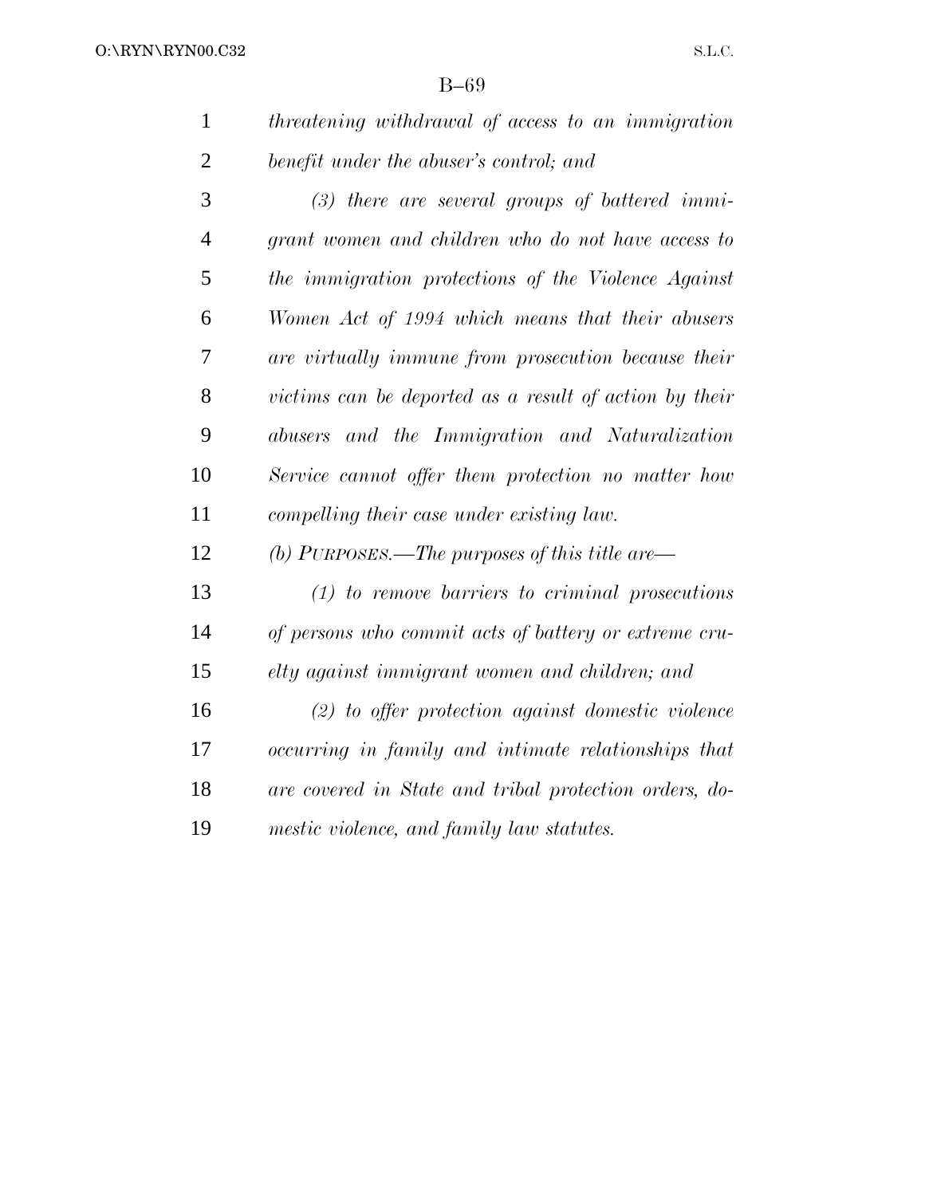*threatening withdrawal of access to an immigration benefit under the abuser's control; and*

*(3) there are several groups of battered immigrant women and children who do not have access to the immigration protections of the Violence Against Women Act of 1994 which means that their abusers are virtually immune from prosecution because their victims can be deported as a result of action by their abusers and the Immigration and Naturalization Service cannot offer them protection no matter how compelling their case under existing law.*

*(b) PURPOSES.—The purposes of this title are—*

*(1) to remove barriers to criminal prosecutions of persons who commit acts of battery or extreme cruelty against immigrant women and children; and*

*(2) to offer protection against domestic violence occurring in family and intimate relationships that are covered in State and tribal protection orders, domestic violence, and family law statutes.*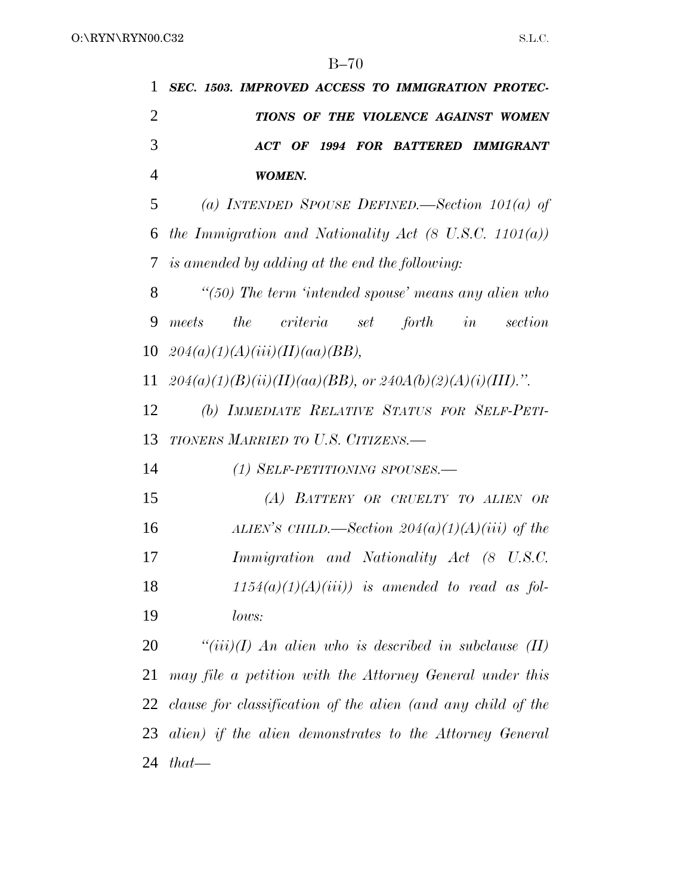***SEC. 1503. IMPROVED ACCESS TO IMMIGRATION PROTECTIONS OF THE VIOLENCE AGAINST WOMEN ACT OF 1994 FOR BATTERED IMMIGRANT WOMEN.***

*(a) INTENDED SPOUSE DEFINED.—Section 101(a) of the Immigration and Nationality Act (8 U.S.C. 1101(a)) is amended by adding at the end the following:*

*"(50) The term 'intended spouse' means any alien who meets the criteria set forth in section 204(a)(1)(A)(iii)(II)(aa)(BB), 204(a)(1)(B)(ii)(II)(aa)(BB), or 240A(b)(2)(A)(i)(III).".*

*(b) IMMEDIATE RELATIVE STATUS FOR SELF-PETITIONERS MARRIED TO U.S. CITIZENS.—*

*(1) SELF-PETITIONING SPOUSES.—*

*(A) BATTERY OR CRUELTY TO ALIEN OR ALIEN'S CHILD.—Section 204(a)(1)(A)(iii) of the Immigration and Nationality Act (8 U.S.C. 1154(a)(1)(A)(iii)) is amended to read as follows:*

*"(iii)(I) An alien who is described in subclause (II) may file a petition with the Attorney General under this clause for classification of the alien (and any child of the alien) if the alien demonstrates to the Attorney General that—*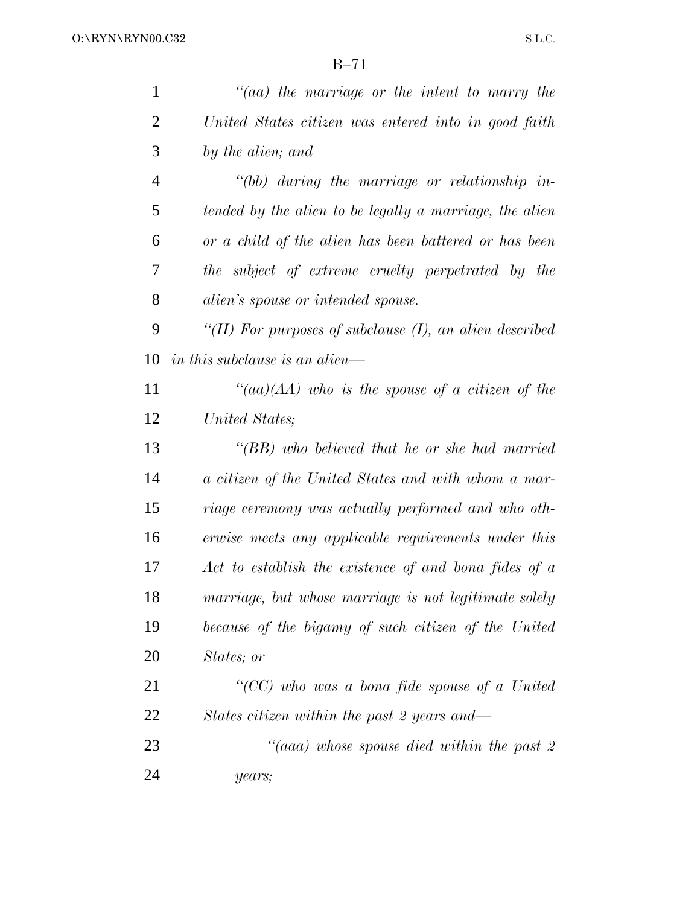*''(aa) the marriage or the intent to marry the United States citizen was entered into in good faith by the alien; and*

*''(bb) during the marriage or relationship intended by the alien to be legally a marriage, the alien or a child of the alien has been battered or has been the subject of extreme cruelty perpetrated by the alien's spouse or intended spouse.*

*''(II) For purposes of subclause (I), an alien described in this subclause is an alien—*

*''(aa)(AA) who is the spouse of a citizen of the United States;*

*''(BB) who believed that he or she had married a citizen of the United States and with whom a marriage ceremony was actually performed and who otherwise meets any applicable requirements under this Act to establish the existence of and bona fides of a marriage, but whose marriage is not legitimate solely because of the bigamy of such citizen of the United States; or*

*''(CC) who was a bona fide spouse of a United States citizen within the past 2 years and—*

*''(aaa) whose spouse died within the past 2 years;*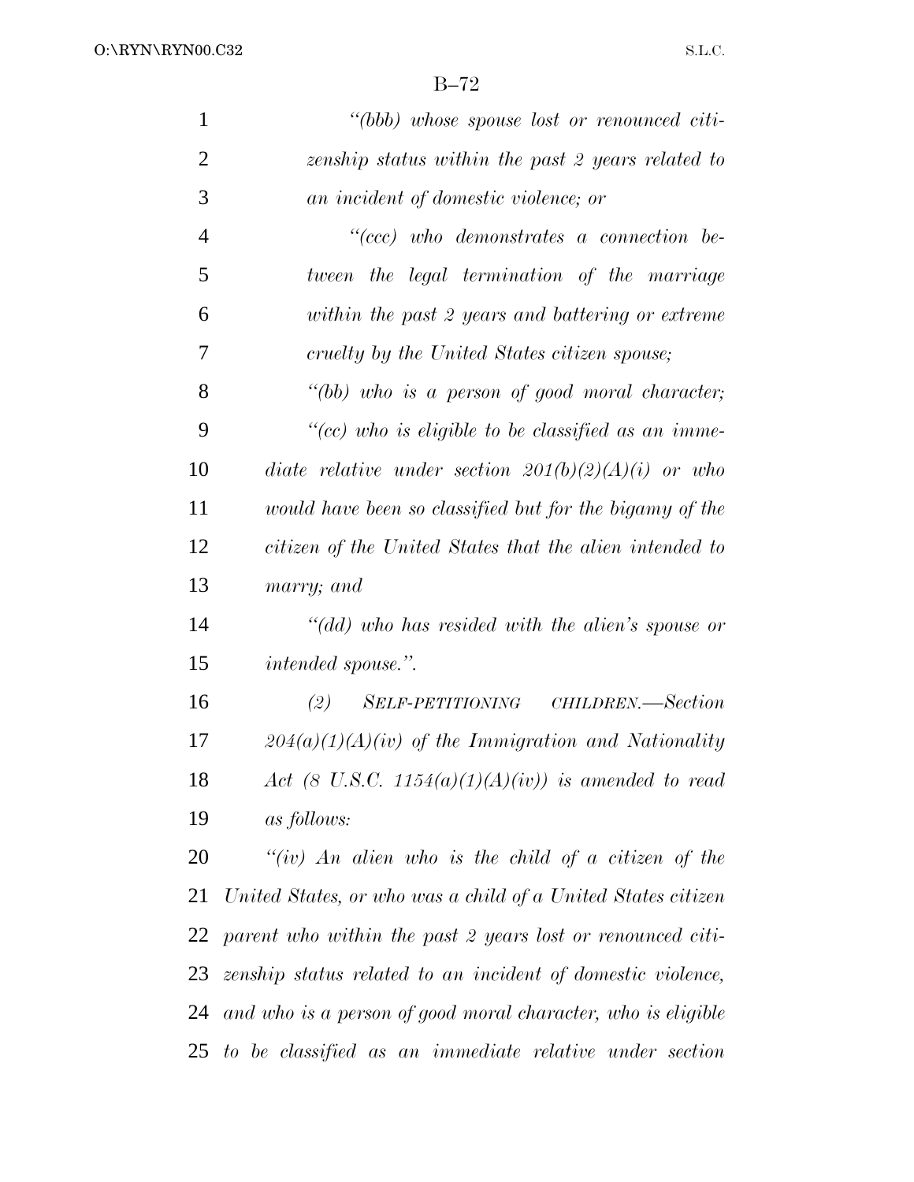*"(bbb) whose spouse lost or renounced citizenship status within the past 2 years related to an incident of domestic violence; or*

*"(ccc) who demonstrates a connection between the legal termination of the marriage within the past 2 years and battering or extreme cruelty by the United States citizen spouse;*

*"(bb) who is a person of good moral character;*

*"(cc) who is eligible to be classified as an immediate relative under section 201(b)(2)(A)(i) or who would have been so classified but for the bigamy of the citizen of the United States that the alien intended to marry; and*

*"(dd) who has resided with the alien's spouse or intended spouse.".*

*(2) SELF-PETITIONING CHILDREN.—Section 204(a)(1)(A)(iv) of the Immigration and Nationality Act (8 U.S.C. 1154(a)(1)(A)(iv)) is amended to read as follows:*

*"(iv) An alien who is the child of a citizen of the United States, or who was a child of a United States citizen parent who within the past 2 years lost or renounced citizenship status related to an incident of domestic violence, and who is a person of good moral character, who is eligible to be classified as an immediate relative under section*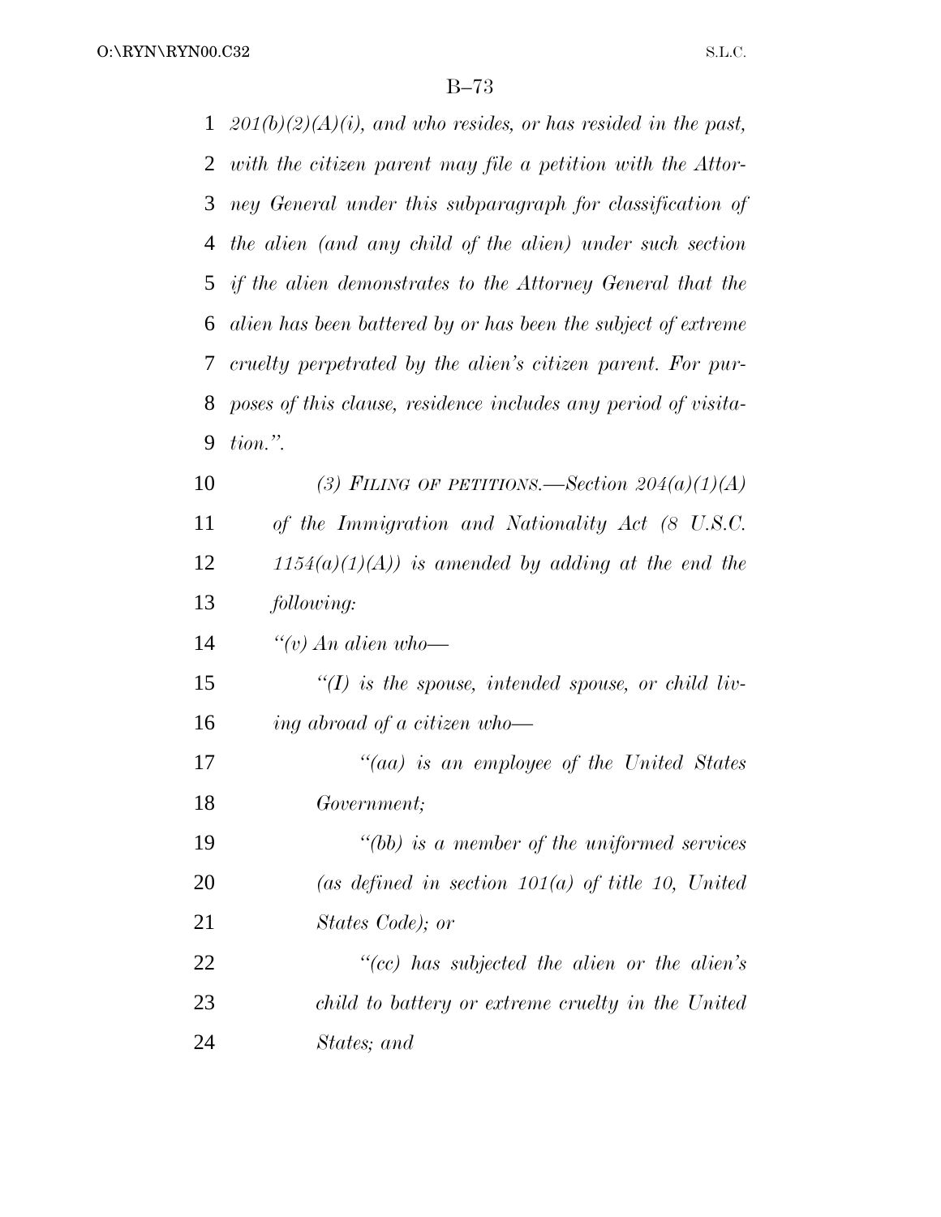*201(b)(2)(A)(i), and who resides, or has resided in the past, with the citizen parent may file a petition with the Attorney General under this subparagraph for classification of the alien (and any child of the alien) under such section if the alien demonstrates to the Attorney General that the alien has been battered by or has been the subject of extreme cruelty perpetrated by the alien's citizen parent. For purposes of this clause, residence includes any period of visitation.".*

*(3) FILING OF PETITIONS.—Section 204(a)(1)(A) of the Immigration and Nationality Act (8 U.S.C. 1154(a)(1)(A)) is amended by adding at the end the following:*

*"(v) An alien who—*

*"(I) is the spouse, intended spouse, or child living abroad of a citizen who—*

*"(aa) is an employee of the United States Government;*

*"(bb) is a member of the uniformed services (as defined in section 101(a) of title 10, United States Code); or*

*"(cc) has subjected the alien or the alien's child to battery or extreme cruelty in the United States; and*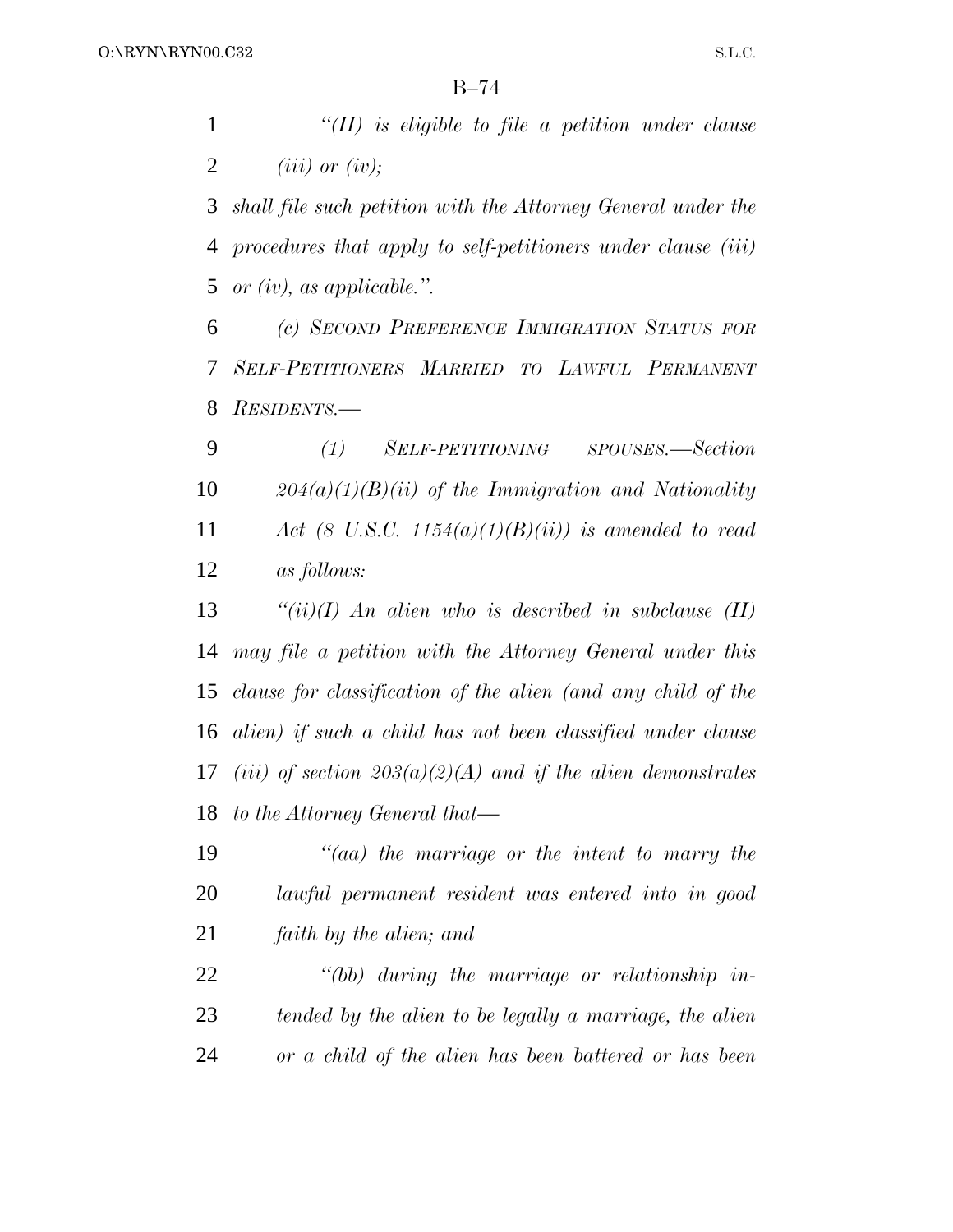*"(II) is eligible to file a petition under clause (iii) or (iv);*

*shall file such petition with the Attorney General under the procedures that apply to self-petitioners under clause (iii) or (iv), as applicable.".*

*(c) SECOND PREFERENCE IMMIGRATION STATUS FOR SELF-PETITIONERS MARRIED TO LAWFUL PERMANENT RESIDENTS.—*

*(1) SELF-PETITIONING SPOUSES.—Section 204(a)(1)(B)(ii) of the Immigration and Nationality Act (8 U.S.C. 1154(a)(1)(B)(ii)) is amended to read as follows:*

*"(ii)(I) An alien who is described in subclause (II) may file a petition with the Attorney General under this clause for classification of the alien (and any child of the alien) if such a child has not been classified under clause (iii) of section 203(a)(2)(A) and if the alien demonstrates to the Attorney General that—*

*"(aa) the marriage or the intent to marry the lawful permanent resident was entered into in good faith by the alien; and*

*"(bb) during the marriage or relationship intended by the alien to be legally a marriage, the alien or a child of the alien has been battered or has been*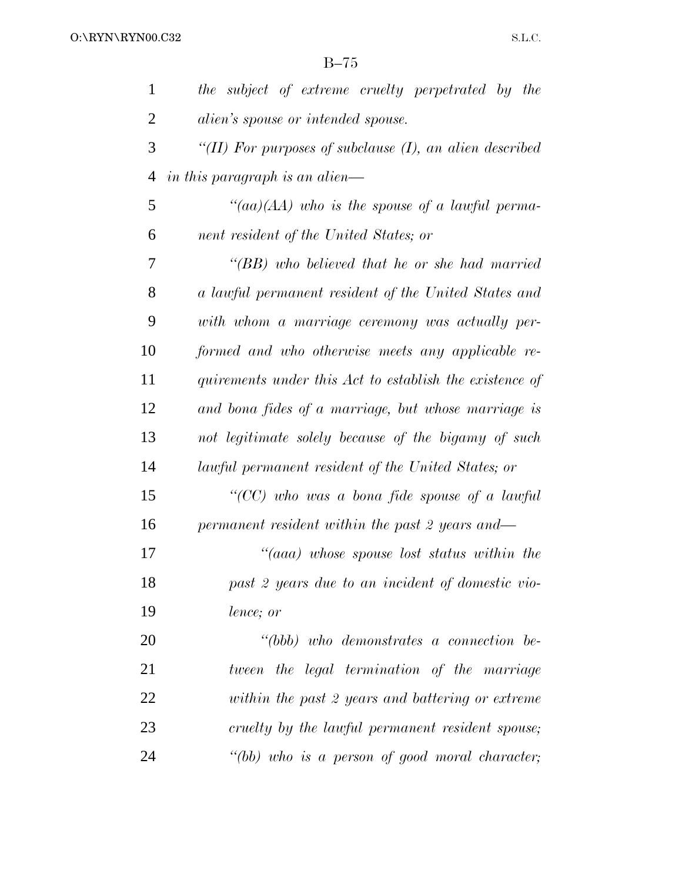*the subject of extreme cruelty perpetrated by the alien's spouse or intended spouse.*

*''(II) For purposes of subclause (I), an alien described in this paragraph is an alien—*

*''(aa)(AA) who is the spouse of a lawful permanent resident of the United States; or*

*''(BB) who believed that he or she had married a lawful permanent resident of the United States and with whom a marriage ceremony was actually performed and who otherwise meets any applicable requirements under this Act to establish the existence of and bona fides of a marriage, but whose marriage is not legitimate solely because of the bigamy of such lawful permanent resident of the United States; or*

*''(CC) who was a bona fide spouse of a lawful permanent resident within the past 2 years and—*

*''(aaa) whose spouse lost status within the past 2 years due to an incident of domestic violence; or*

*''(bbb) who demonstrates a connection between the legal termination of the marriage within the past 2 years and battering or extreme cruelty by the lawful permanent resident spouse;*

*''(bb) who is a person of good moral character;*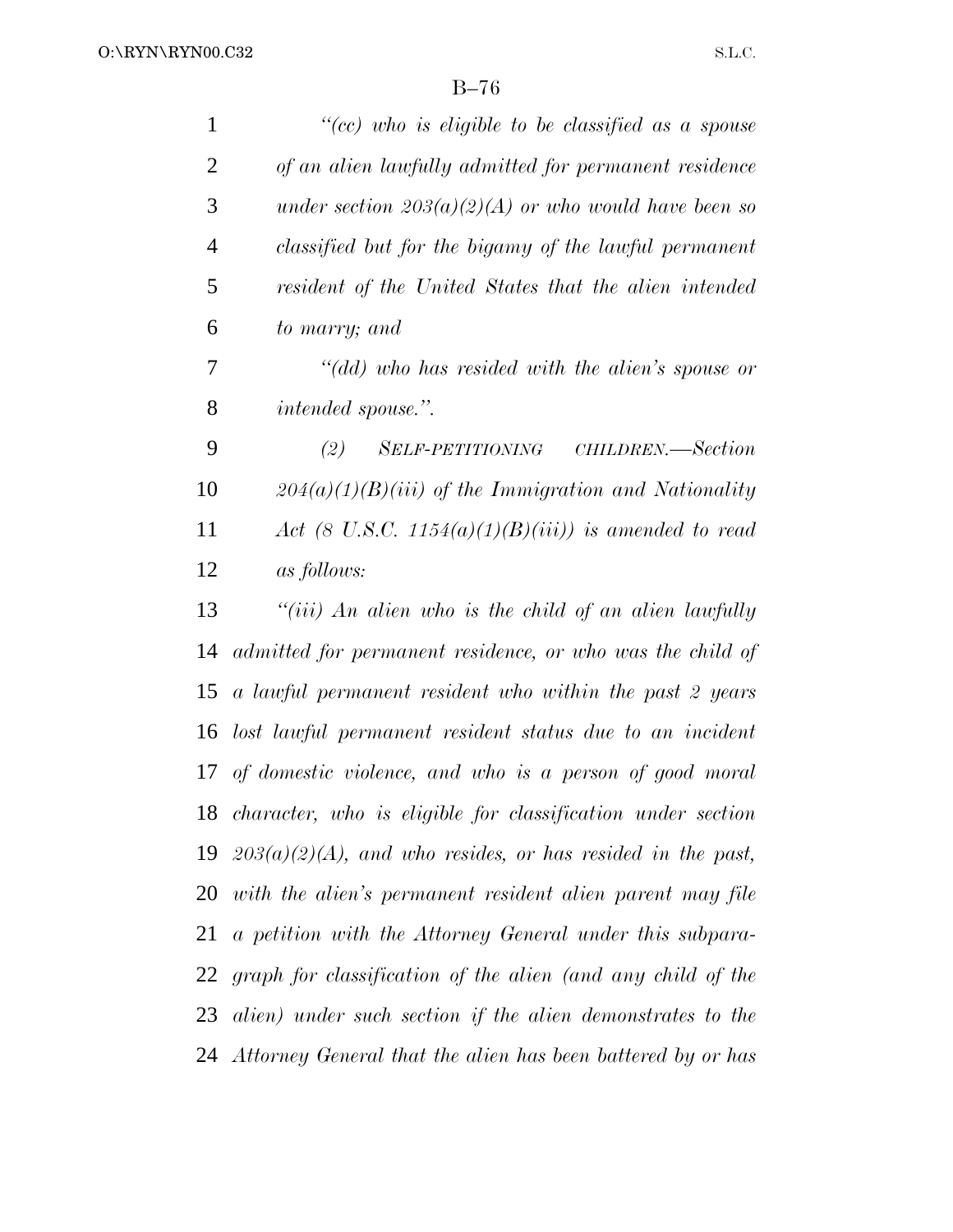*"(cc) who is eligible to be classified as a spouse of an alien lawfully admitted for permanent residence under section 203(a)(2)(A) or who would have been so classified but for the bigamy of the lawful permanent resident of the United States that the alien intended to marry; and*

*"(dd) who has resided with the alien's spouse or intended spouse.".*

*(2) SELF-PETITIONING CHILDREN.—Section 204(a)(1)(B)(iii) of the Immigration and Nationality Act (8 U.S.C. 1154(a)(1)(B)(iii)) is amended to read as follows:*

*"(iii) An alien who is the child of an alien lawfully admitted for permanent residence, or who was the child of a lawful permanent resident who within the past 2 years lost lawful permanent resident status due to an incident of domestic violence, and who is a person of good moral character, who is eligible for classification under section 203(a)(2)(A), and who resides, or has resided in the past, with the alien's permanent resident alien parent may file a petition with the Attorney General under this subparagraph for classification of the alien (and any child of the alien) under such section if the alien demonstrates to the Attorney General that the alien has been battered by or has*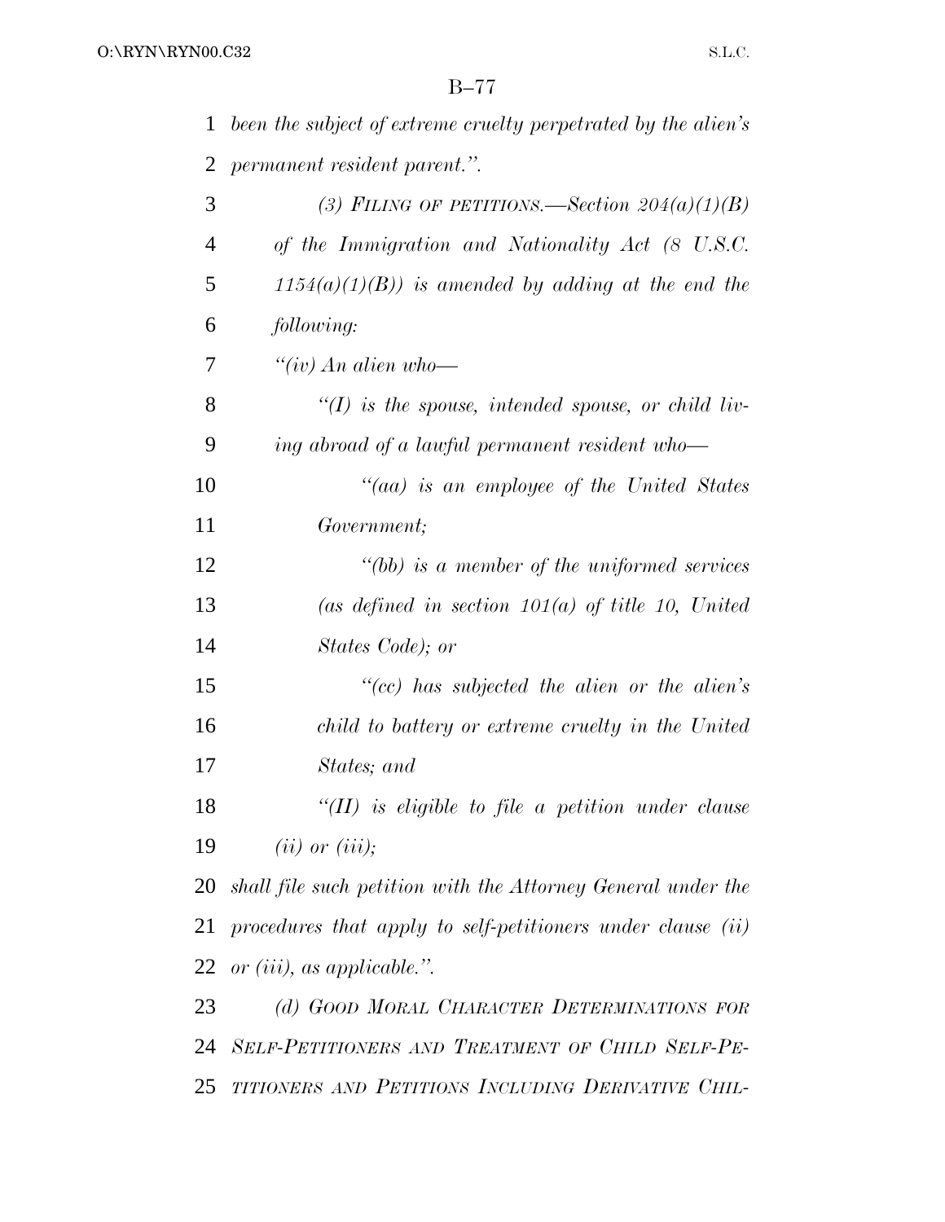*been the subject of extreme cruelty perpetrated by the alien's permanent resident parent.''.*

*(3) FILING OF PETITIONS.—Section 204(a)(1)(B) of the Immigration and Nationality Act (8 U.S.C. 1154(a)(1)(B)) is amended by adding at the end the following:*

*''(iv) An alien who—*

*''(I) is the spouse, intended spouse, or child living abroad of a lawful permanent resident who—*

*''(aa) is an employee of the United States Government;*

*''(bb) is a member of the uniformed services (as defined in section 101(a) of title 10, United States Code); or*

*''(cc) has subjected the alien or the alien's child to battery or extreme cruelty in the United States; and*

*''(II) is eligible to file a petition under clause (ii) or (iii);*

*shall file such petition with the Attorney General under the procedures that apply to self-petitioners under clause (ii) or (iii), as applicable.''.*

*(d) GOOD MORAL CHARACTER DETERMINATIONS FOR SELF-PETITIONERS AND TREATMENT OF CHILD SELF-PETITIONERS AND PETITIONS INCLUDING DERIVATIVE CHIL-*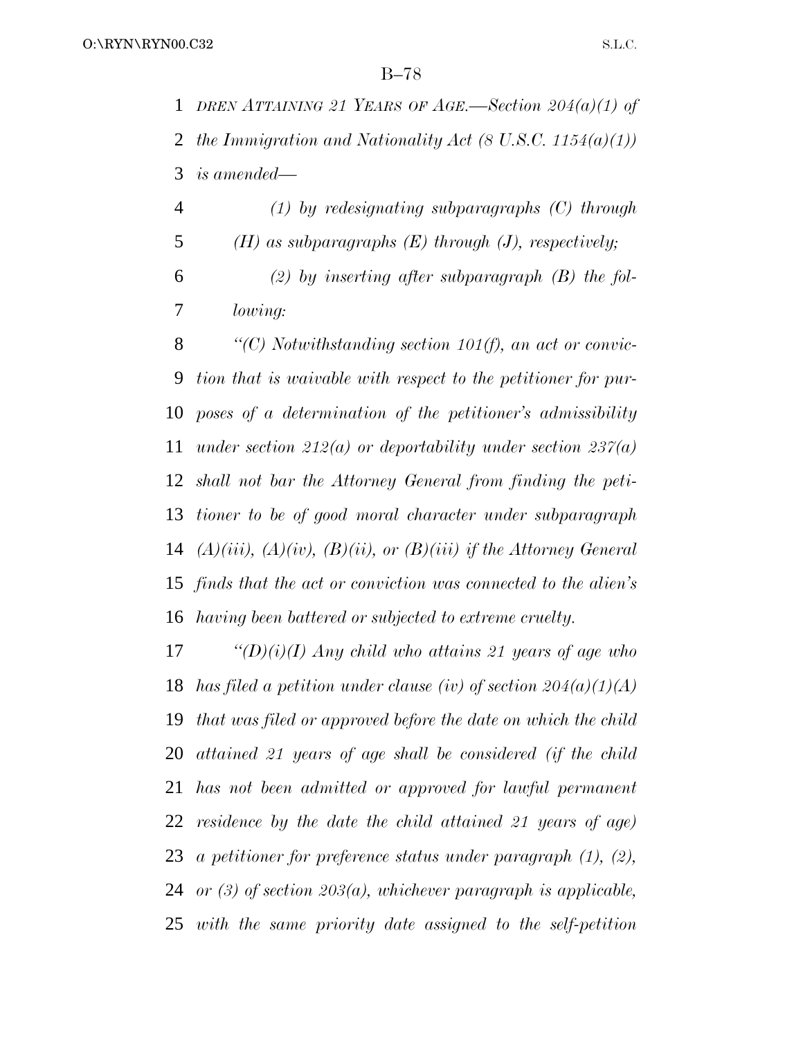*DREN ATTAINING 21 YEARS OF AGE.—Section 204(a)(1) of the Immigration and Nationality Act (8 U.S.C. 1154(a)(1)) is amended—*

*(1) by redesignating subparagraphs (C) through (H) as subparagraphs (E) through (J), respectively;*

*(2) by inserting after subparagraph (B) the following:*

*"(C) Notwithstanding section 101(f), an act or conviction that is waivable with respect to the petitioner for purposes of a determination of the petitioner's admissibility under section 212(a) or deportability under section 237(a) shall not bar the Attorney General from finding the petitioner to be of good moral character under subparagraph (A)(iii), (A)(iv), (B)(ii), or (B)(iii) if the Attorney General finds that the act or conviction was connected to the alien's having been battered or subjected to extreme cruelty.*

*"(D)(i)(I) Any child who attains 21 years of age who has filed a petition under clause (iv) of section 204(a)(1)(A) that was filed or approved before the date on which the child attained 21 years of age shall be considered (if the child has not been admitted or approved for lawful permanent residence by the date the child attained 21 years of age) a petitioner for preference status under paragraph (1), (2), or (3) of section 203(a), whichever paragraph is applicable, with the same priority date assigned to the self-petition*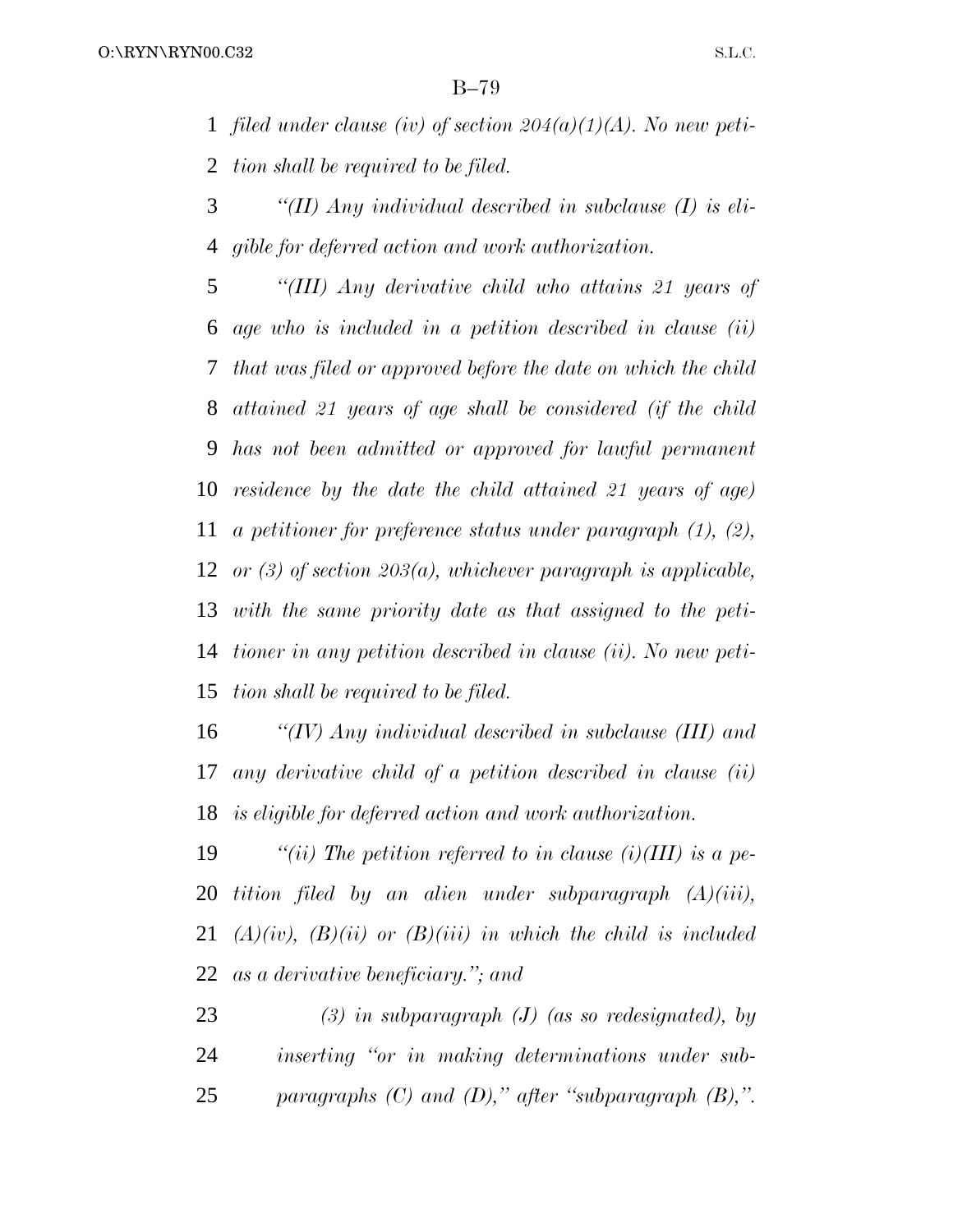*filed under clause (iv) of section 204(a)(1)(A). No new petition shall be required to be filed.*

*"(II) Any individual described in subclause (I) is eligible for deferred action and work authorization.*

*"(III) Any derivative child who attains 21 years of age who is included in a petition described in clause (ii) that was filed or approved before the date on which the child attained 21 years of age shall be considered (if the child has not been admitted or approved for lawful permanent residence by the date the child attained 21 years of age) a petitioner for preference status under paragraph (1), (2), or (3) of section 203(a), whichever paragraph is applicable, with the same priority date as that assigned to the petitioner in any petition described in clause (ii). No new petition shall be required to be filed.*

*"(IV) Any individual described in subclause (III) and any derivative child of a petition described in clause (ii) is eligible for deferred action and work authorization.*

*"(ii) The petition referred to in clause (i)(III) is a petition filed by an alien under subparagraph (A)(iii), (A)(iv), (B)(ii) or (B)(iii) in which the child is included as a derivative beneficiary."; and*

*(3) in subparagraph (J) (as so redesignated), by inserting "or in making determinations under subparagraphs (C) and (D)," after "subparagraph (B),".*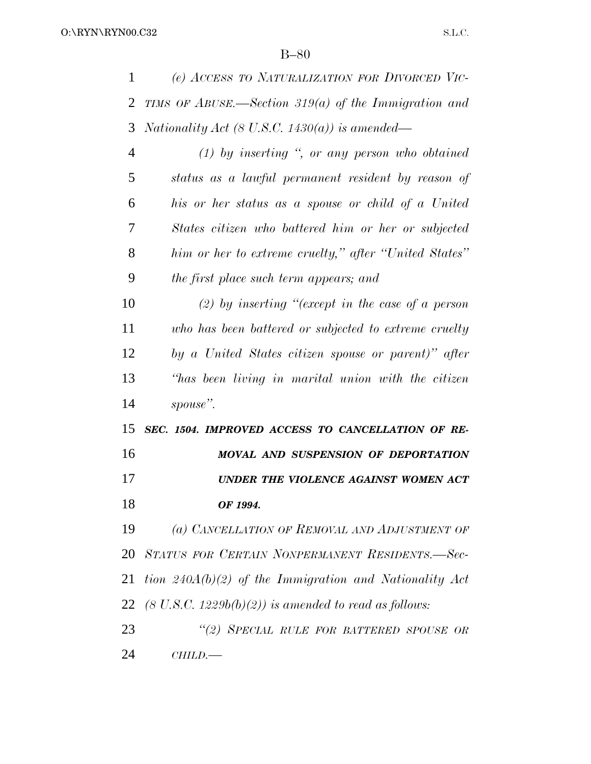*(e) ACCESS TO NATURALIZATION FOR DIVORCED VICTIMS OF ABUSE.—Section 319(a) of the Immigration and Nationality Act (8 U.S.C. 1430(a)) is amended—*

*(1) by inserting ", or any person who obtained status as a lawful permanent resident by reason of his or her status as a spouse or child of a United States citizen who battered him or her or subjected him or her to extreme cruelty," after "United States" the first place such term appears; and*

*(2) by inserting "(except in the case of a person who has been battered or subjected to extreme cruelty by a United States citizen spouse or parent)" after "has been living in marital union with the citizen spouse".*

***SEC. 1504. IMPROVED ACCESS TO CANCELLATION OF REMOVAL AND SUSPENSION OF DEPORTATION UNDER THE VIOLENCE AGAINST WOMEN ACT OF 1994.***

*(a) CANCELLATION OF REMOVAL AND ADJUSTMENT OF STATUS FOR CERTAIN NONPERMANENT RESIDENTS.—Section 240A(b)(2) of the Immigration and Nationality Act (8 U.S.C. 1229b(b)(2)) is amended to read as follows:*

*"(2) SPECIAL RULE FOR BATTERED SPOUSE OR CHILD.—*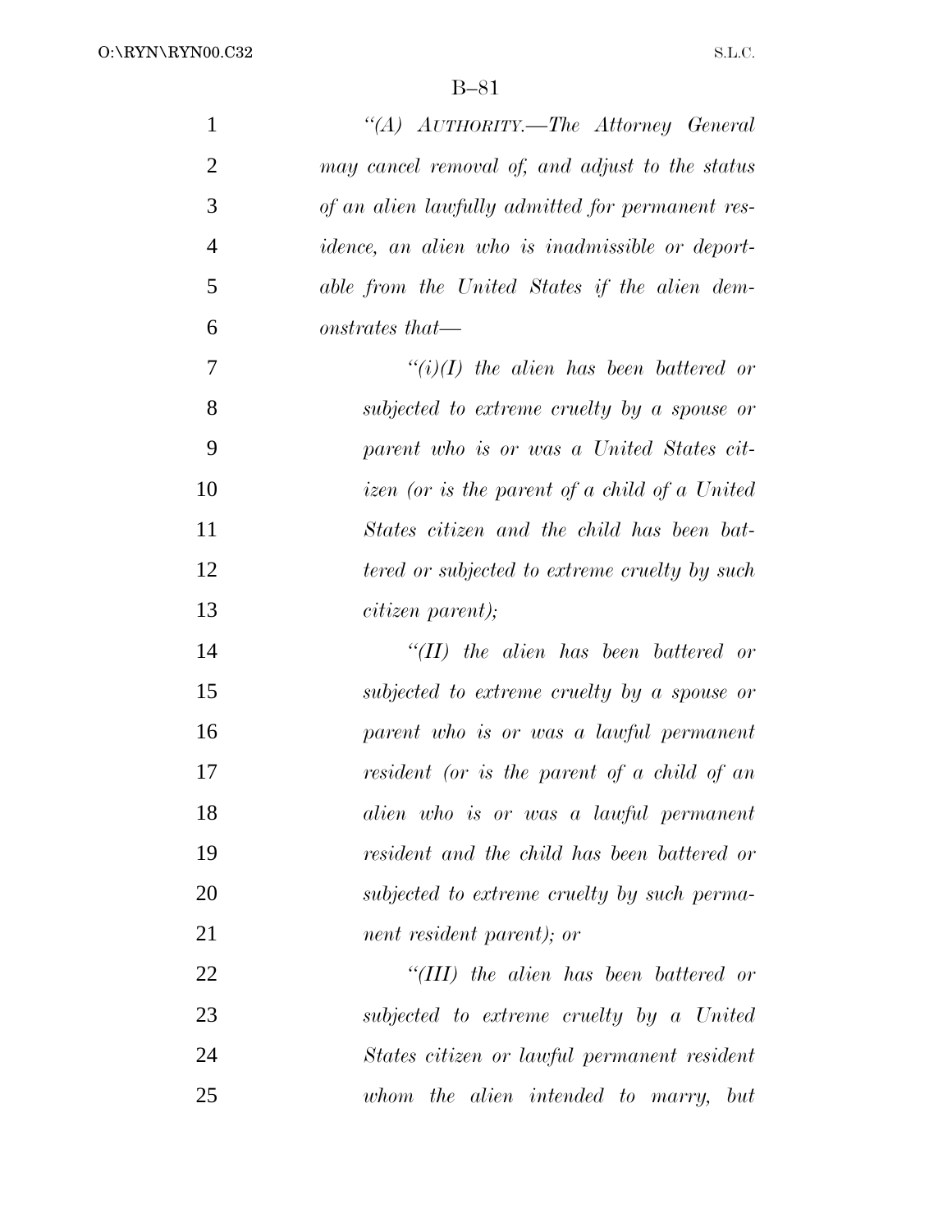*"(A) AUTHORITY.—The Attorney General may cancel removal of, and adjust to the status of an alien lawfully admitted for permanent residence, an alien who is inadmissible or deportable from the United States if the alien demonstrates that—*

*"(i)(I) the alien has been battered or subjected to extreme cruelty by a spouse or parent who is or was a United States citizen (or is the parent of a child of a United States citizen and the child has been battered or subjected to extreme cruelty by such citizen parent);*

*"(II) the alien has been battered or subjected to extreme cruelty by a spouse or parent who is or was a lawful permanent resident (or is the parent of a child of an alien who is or was a lawful permanent resident and the child has been battered or subjected to extreme cruelty by such permanent resident parent); or*

*"(III) the alien has been battered or subjected to extreme cruelty by a United States citizen or lawful permanent resident whom the alien intended to marry, but*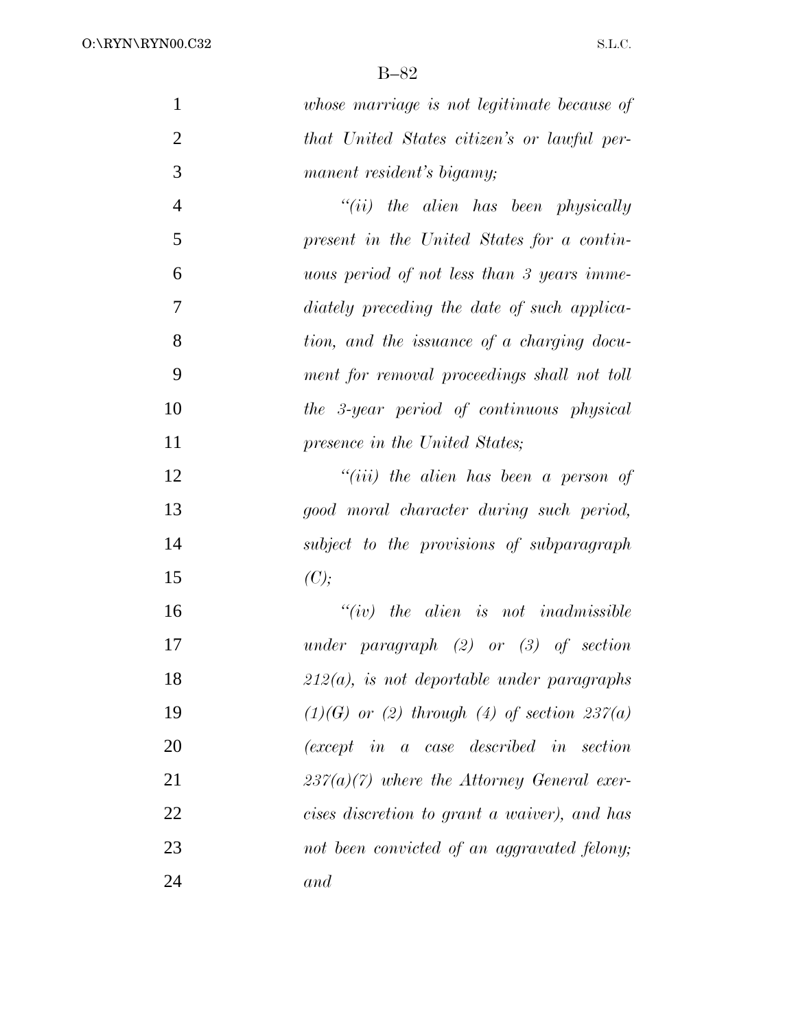*whose marriage is not legitimate because of that United States citizen's or lawful permanent resident's bigamy;*

*"(ii) the alien has been physically present in the United States for a continuous period of not less than 3 years immediately preceding the date of such application, and the issuance of a charging document for removal proceedings shall not toll the 3-year period of continuous physical presence in the United States;*

*"(iii) the alien has been a person of good moral character during such period, subject to the provisions of subparagraph (C);*

*"(iv) the alien is not inadmissible under paragraph (2) or (3) of section 212(a), is not deportable under paragraphs (1)(G) or (2) through (4) of section 237(a) (except in a case described in section 237(a)(7) where the Attorney General exercises discretion to grant a waiver), and has not been convicted of an aggravated felony; and*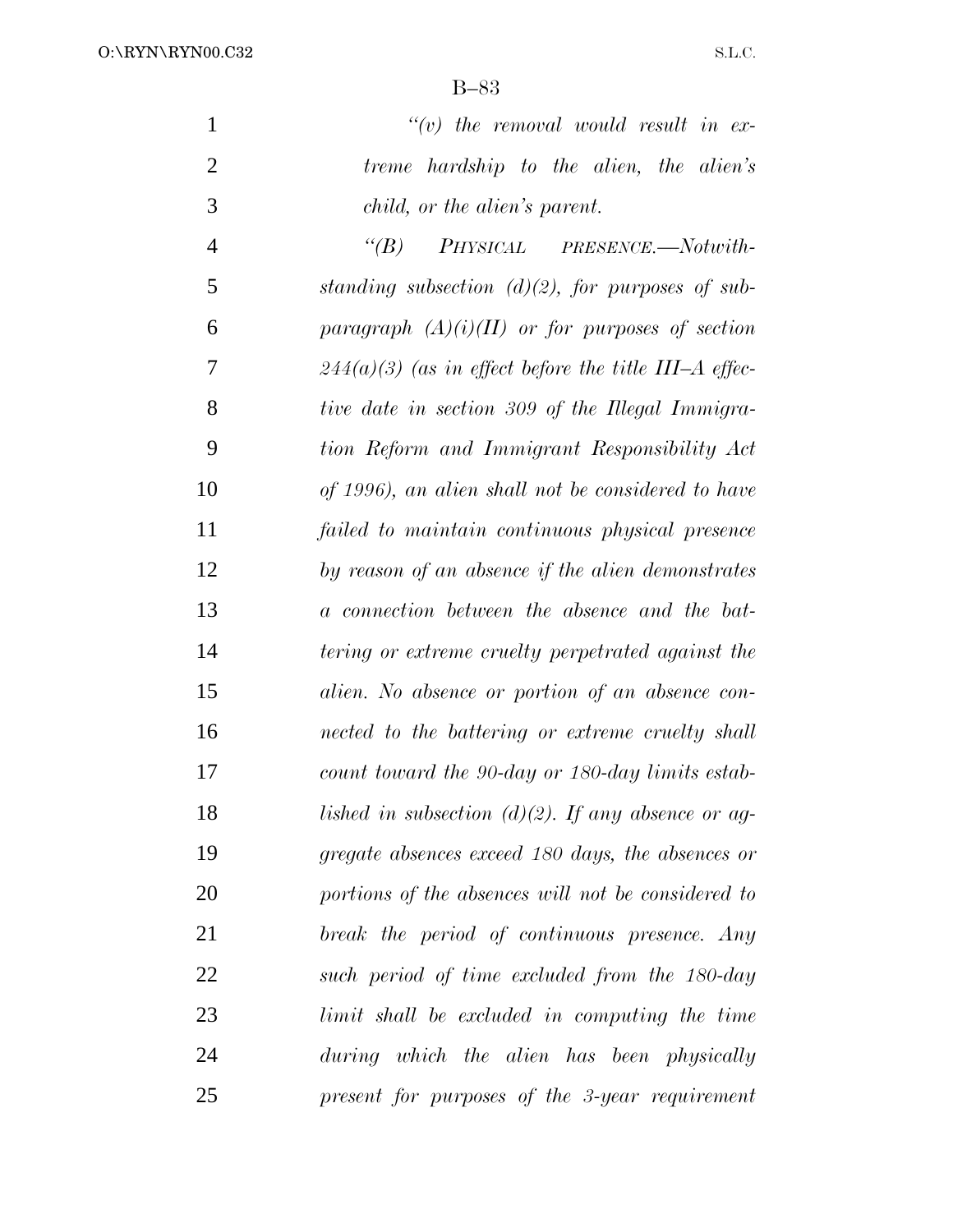*"(v) the removal would result in extreme hardship to the alien, the alien's child, or the alien's parent.*

*"(B) PHYSICAL PRESENCE.—Notwithstanding subsection (d)(2), for purposes of subparagraph (A)(i)(II) or for purposes of section 244(a)(3) (as in effect before the title III–A effective date in section 309 of the Illegal Immigration Reform and Immigrant Responsibility Act of 1996), an alien shall not be considered to have failed to maintain continuous physical presence by reason of an absence if the alien demonstrates a connection between the absence and the battering or extreme cruelty perpetrated against the alien. No absence or portion of an absence connected to the battering or extreme cruelty shall count toward the 90-day or 180-day limits established in subsection (d)(2). If any absence or aggregate absences exceed 180 days, the absences or portions of the absences will not be considered to break the period of continuous presence. Any such period of time excluded from the 180-day limit shall be excluded in computing the time during which the alien has been physically present for purposes of the 3-year requirement*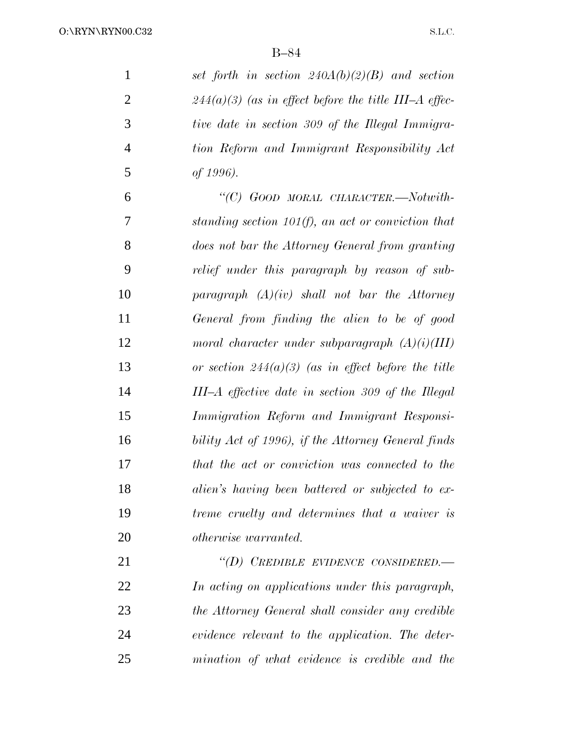*set forth in section 240A(b)(2)(B) and section 244(a)(3) (as in effect before the title III–A effective date in section 309 of the Illegal Immigration Reform and Immigrant Responsibility Act of 1996).*

*"(C) GOOD MORAL CHARACTER.—Notwithstanding section 101(f), an act or conviction that does not bar the Attorney General from granting relief under this paragraph by reason of subparagraph (A)(iv) shall not bar the Attorney General from finding the alien to be of good moral character under subparagraph (A)(i)(III) or section 244(a)(3) (as in effect before the title III–A effective date in section 309 of the Illegal Immigration Reform and Immigrant Responsibility Act of 1996), if the Attorney General finds that the act or conviction was connected to the alien's having been battered or subjected to extreme cruelty and determines that a waiver is otherwise warranted.*

*"(D) CREDIBLE EVIDENCE CONSIDERED.—In acting on applications under this paragraph, the Attorney General shall consider any credible evidence relevant to the application. The determination of what evidence is credible and the*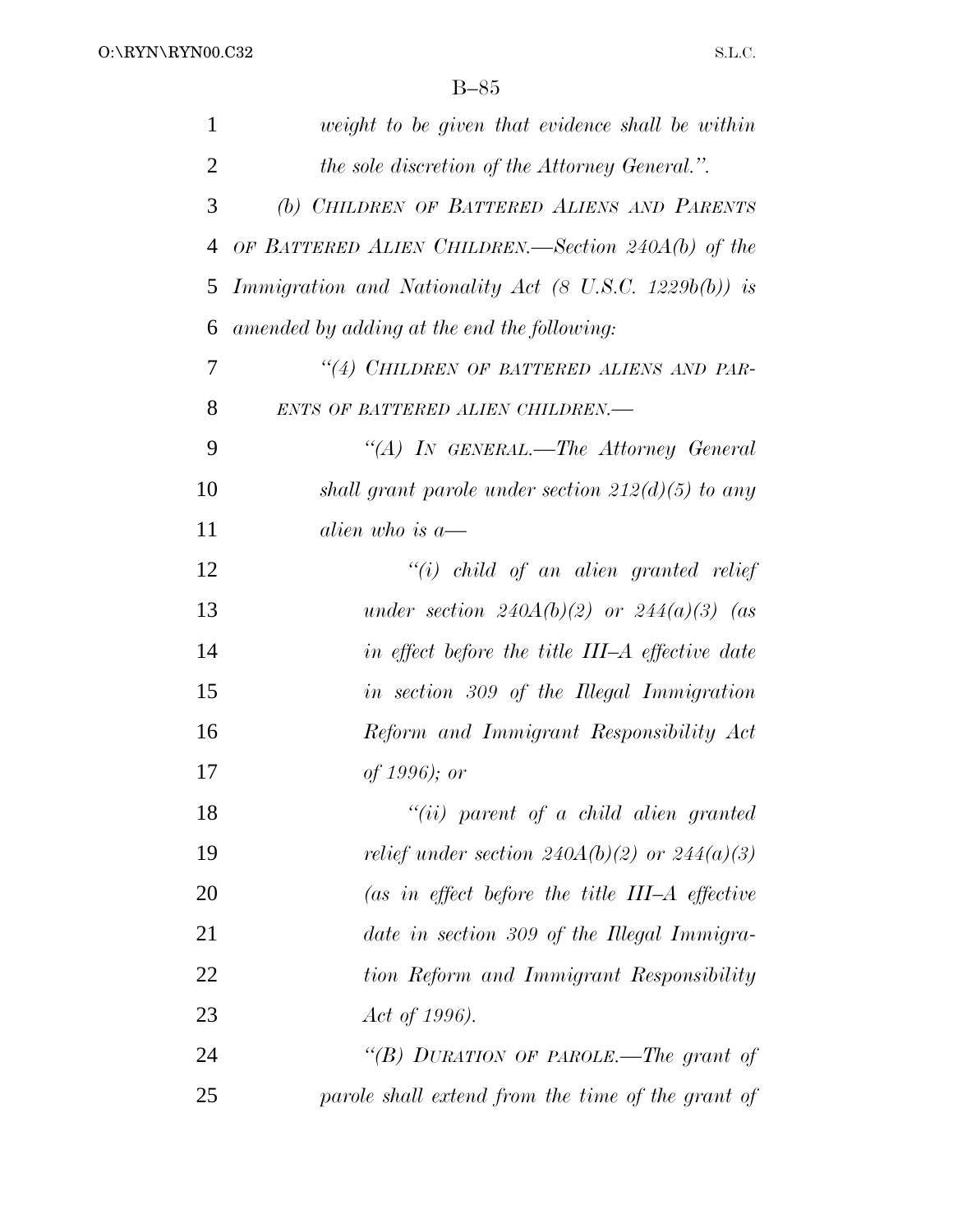*weight to be given that evidence shall be within the sole discretion of the Attorney General.''.*

*(b) CHILDREN OF BATTERED ALIENS AND PARENTS OF BATTERED ALIEN CHILDREN.—Section 240A(b) of the Immigration and Nationality Act (8 U.S.C. 1229b(b)) is amended by adding at the end the following:*

*''(4) CHILDREN OF BATTERED ALIENS AND PARENTS OF BATTERED ALIEN CHILDREN.—*

*''(A) IN GENERAL.—The Attorney General shall grant parole under section 212(d)(5) to any alien who is a—*

*''(i) child of an alien granted relief under section 240A(b)(2) or 244(a)(3) (as in effect before the title III–A effective date in section 309 of the Illegal Immigration Reform and Immigrant Responsibility Act of 1996); or*

*''(ii) parent of a child alien granted relief under section 240A(b)(2) or 244(a)(3) (as in effect before the title III–A effective date in section 309 of the Illegal Immigration Reform and Immigrant Responsibility Act of 1996).*

*''(B) DURATION OF PAROLE.—The grant of parole shall extend from the time of the grant of*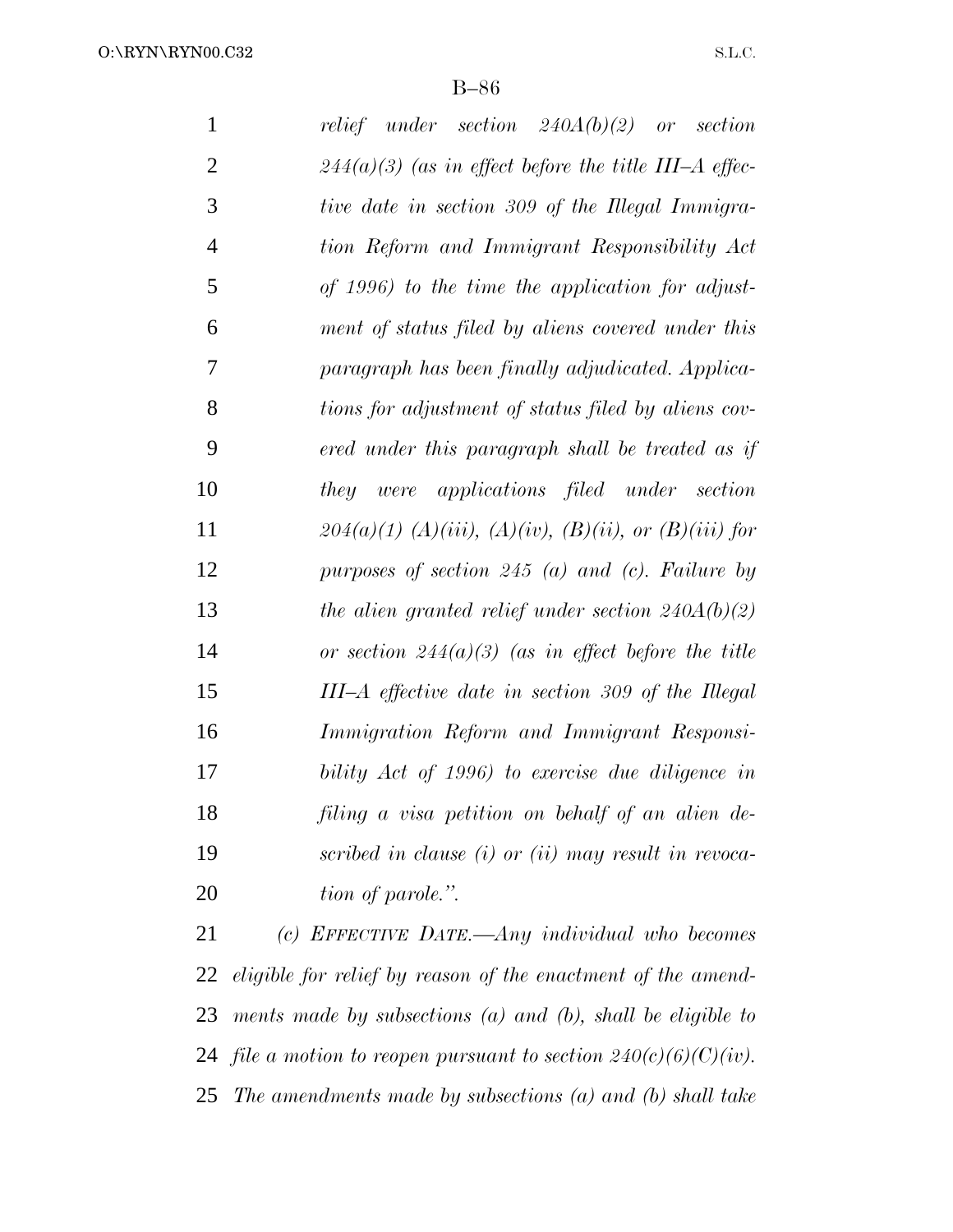*relief under section 240A(b)(2) or section 244(a)(3) (as in effect before the title III–A effective date in section 309 of the Illegal Immigration Reform and Immigrant Responsibility Act of 1996) to the time the application for adjustment of status filed by aliens covered under this paragraph has been finally adjudicated. Applications for adjustment of status filed by aliens covered under this paragraph shall be treated as if they were applications filed under section 204(a)(1) (A)(iii), (A)(iv), (B)(ii), or (B)(iii) for purposes of section 245 (a) and (c). Failure by the alien granted relief under section 240A(b)(2) or section 244(a)(3) (as in effect before the title III–A effective date in section 309 of the Illegal Immigration Reform and Immigrant Responsibility Act of 1996) to exercise due diligence in filing a visa petition on behalf of an alien described in clause (i) or (ii) may result in revocation of parole.".*

*(c) EFFECTIVE DATE.—Any individual who becomes eligible for relief by reason of the enactment of the amendments made by subsections (a) and (b), shall be eligible to file a motion to reopen pursuant to section 240(c)(6)(C)(iv). The amendments made by subsections (a) and (b) shall take*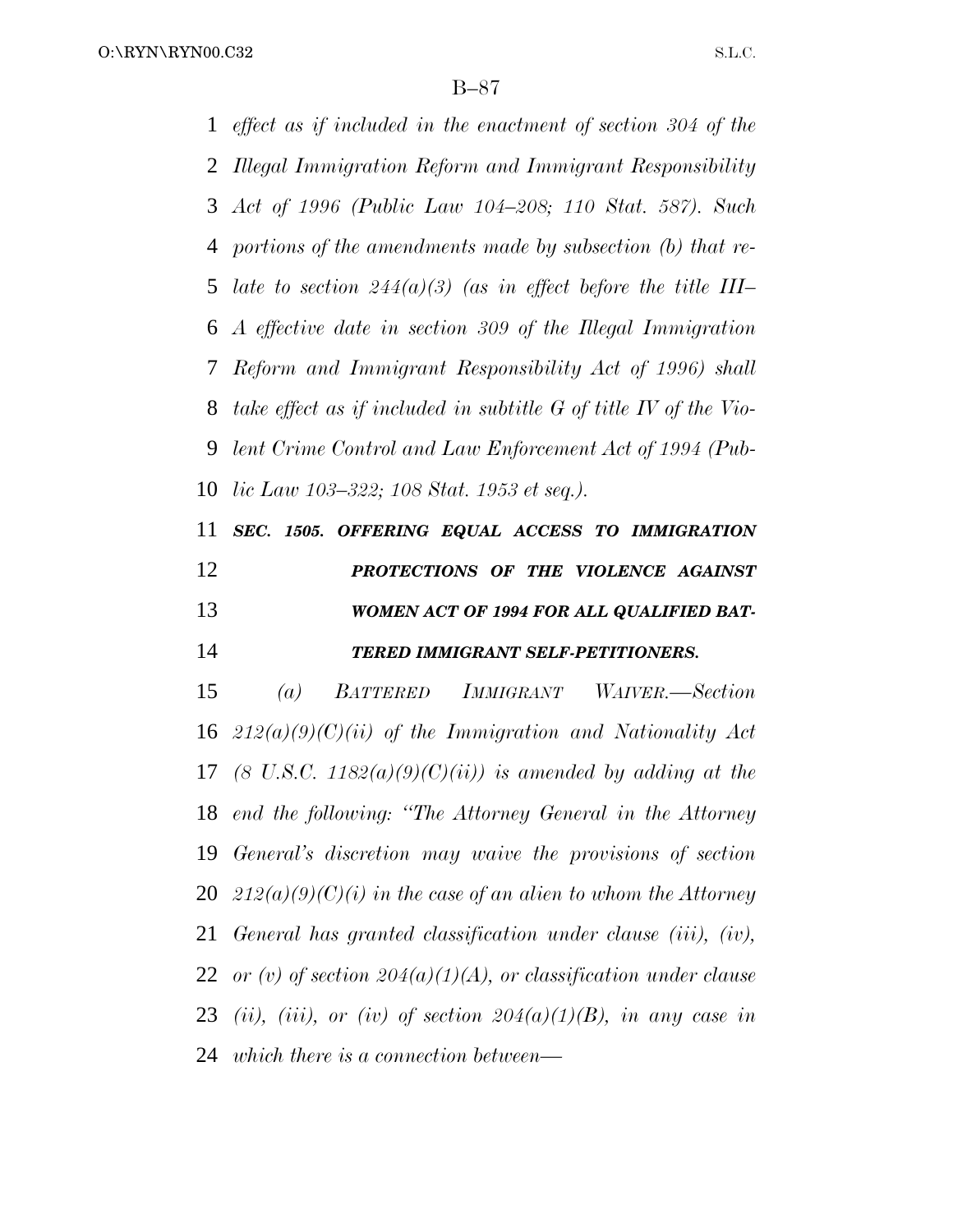*effect as if included in the enactment of section 304 of the Illegal Immigration Reform and Immigrant Responsibility Act of 1996 (Public Law 104–208; 110 Stat. 587). Such portions of the amendments made by subsection (b) that relate to section 244(a)(3) (as in effect before the title III–A effective date in section 309 of the Illegal Immigration Reform and Immigrant Responsibility Act of 1996) shall take effect as if included in subtitle G of title IV of the Violent Crime Control and Law Enforcement Act of 1994 (Public Law 103–322; 108 Stat. 1953 et seq.).*

***SEC. 1505. OFFERING EQUAL ACCESS TO IMMIGRATION PROTECTIONS OF THE VIOLENCE AGAINST WOMEN ACT OF 1994 FOR ALL QUALIFIED BATTERED IMMIGRANT SELF-PETITIONERS.***

*(a) BATTERED IMMIGRANT WAIVER.—Section 212(a)(9)(C)(ii) of the Immigration and Nationality Act (8 U.S.C. 1182(a)(9)(C)(ii)) is amended by adding at the end the following: "The Attorney General in the Attorney General's discretion may waive the provisions of section 212(a)(9)(C)(i) in the case of an alien to whom the Attorney General has granted classification under clause (iii), (iv), or (v) of section 204(a)(1)(A), or classification under clause (ii), (iii), or (iv) of section 204(a)(1)(B), in any case in which there is a connection between—*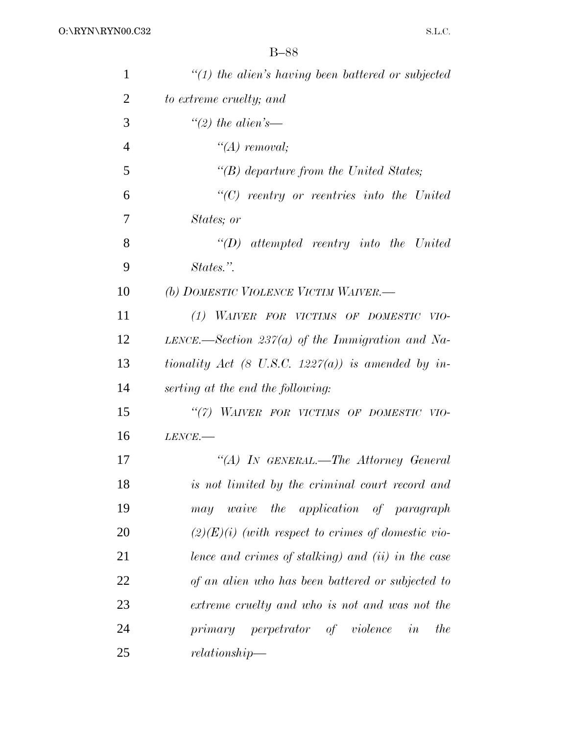*"(1) the alien's having been battered or subjected to extreme cruelty; and*

*"(2) the alien's—*

*"(A) removal;*

*"(B) departure from the United States;*

*"(C) reentry or reentries into the United States; or*

*"(D) attempted reentry into the United States.".*

*(b) DOMESTIC VIOLENCE VICTIM WAIVER.—*

*(1) WAIVER FOR VICTIMS OF DOMESTIC VIOLENCE.—Section 237(a) of the Immigration and Nationality Act (8 U.S.C. 1227(a)) is amended by inserting at the end the following:*

*"(7) WAIVER FOR VICTIMS OF DOMESTIC VIOLENCE.—*

*"(A) IN GENERAL.—The Attorney General is not limited by the criminal court record and may waive the application of paragraph (2)(E)(i) (with respect to crimes of domestic violence and crimes of stalking) and (ii) in the case of an alien who has been battered or subjected to extreme cruelty and who is not and was not the primary perpetrator of violence in the relationship—*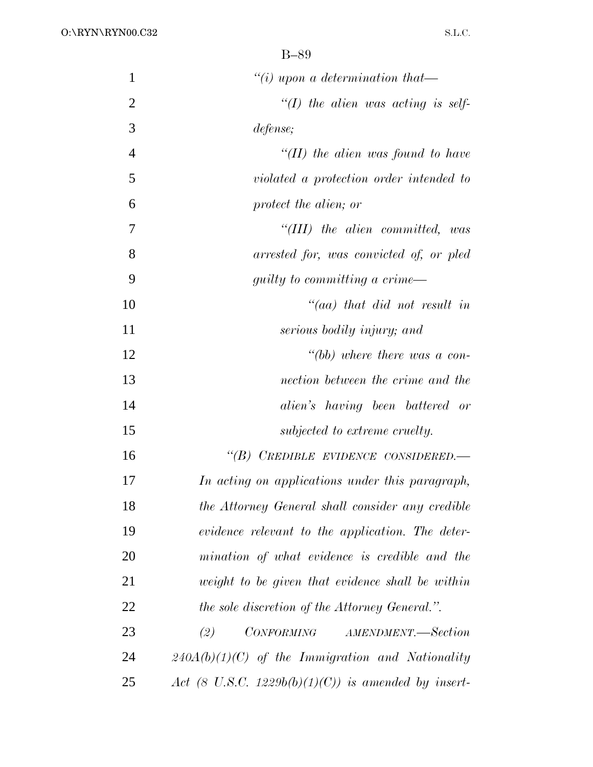*"(i) upon a determination that—*

*"(I) the alien was acting is self-defense;*

*"(II) the alien was found to have violated a protection order intended to protect the alien; or*

*"(III) the alien committed, was arrested for, was convicted of, or pled guilty to committing a crime—*

*"(aa) that did not result in serious bodily injury; and*

*"(bb) where there was a connection between the crime and the alien's having been battered or subjected to extreme cruelty.*

*"(B) CREDIBLE EVIDENCE CONSIDERED.—In acting on applications under this paragraph, the Attorney General shall consider any credible evidence relevant to the application. The determination of what evidence is credible and the weight to be given that evidence shall be within the sole discretion of the Attorney General.".*

*(2) CONFORMING AMENDMENT.—Section 240A(b)(1)(C) of the Immigration and Nationality Act (8 U.S.C. 1229b(b)(1)(C)) is amended by insert-*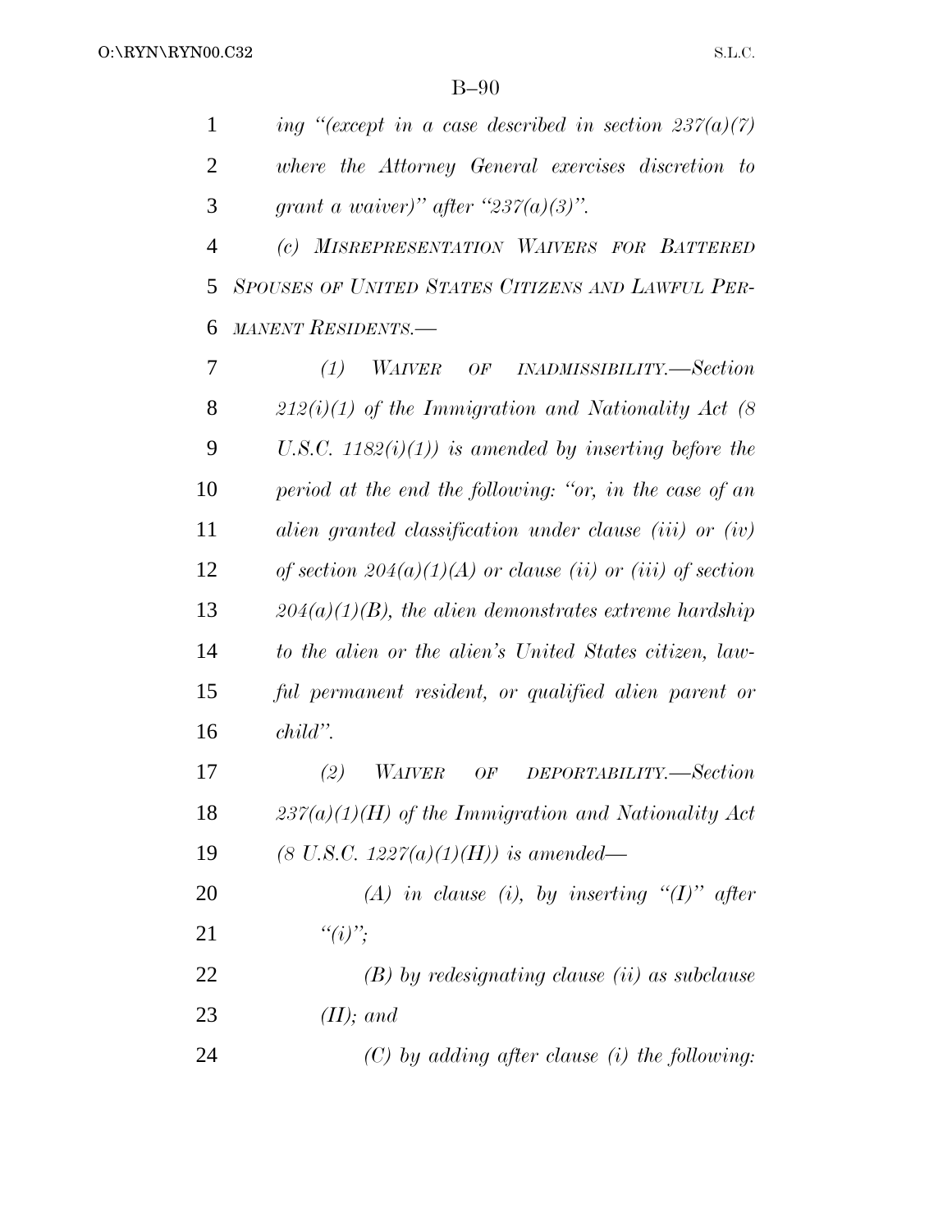*ing "(except in a case described in section 237(a)(7) where the Attorney General exercises discretion to grant a waiver)" after "237(a)(3)".*

*(c) MISREPRESENTATION WAIVERS FOR BATTERED SPOUSES OF UNITED STATES CITIZENS AND LAWFUL PERMANENT RESIDENTS.—*

*(1) WAIVER OF INADMISSIBILITY.—Section 212(i)(1) of the Immigration and Nationality Act (8 U.S.C. 1182(i)(1)) is amended by inserting before the period at the end the following: "or, in the case of an alien granted classification under clause (iii) or (iv) of section 204(a)(1)(A) or clause (ii) or (iii) of section 204(a)(1)(B), the alien demonstrates extreme hardship to the alien or the alien's United States citizen, lawful permanent resident, or qualified alien parent or child".*

*(2) WAIVER OF DEPORTABILITY.—Section 237(a)(1)(H) of the Immigration and Nationality Act (8 U.S.C. 1227(a)(1)(H)) is amended—*

*(A) in clause (i), by inserting "(I)" after "(i)";*

*(B) by redesignating clause (ii) as subclause (II); and*

*(C) by adding after clause (i) the following:*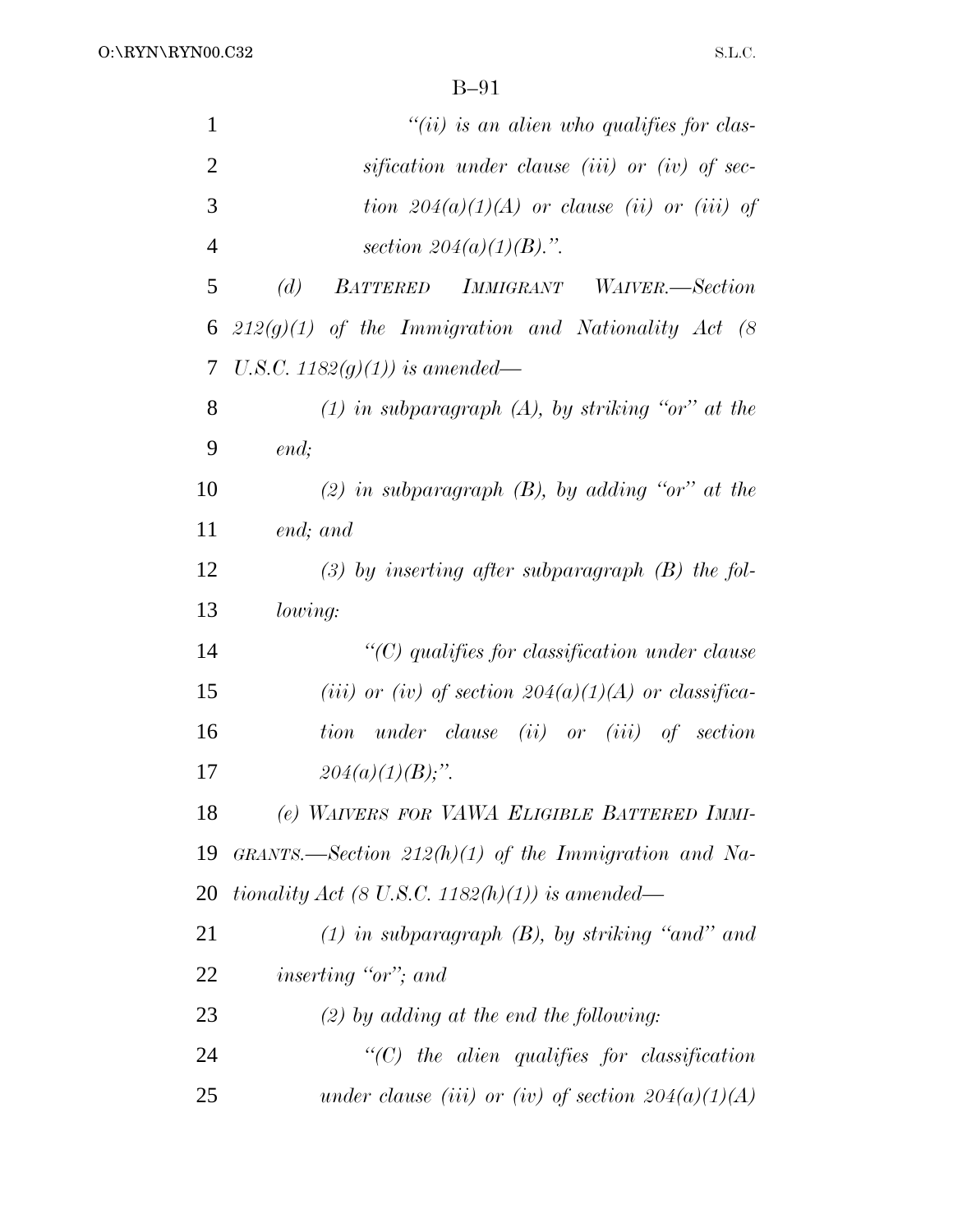*"(ii) is an alien who qualifies for classification under clause (iii) or (iv) of section 204(a)(1)(A) or clause (ii) or (iii) of section 204(a)(1)(B).".*

*(d) BATTERED IMMIGRANT WAIVER.—Section 212(g)(1) of the Immigration and Nationality Act (8 U.S.C. 1182(g)(1)) is amended—*

*(1) in subparagraph (A), by striking "or" at the end;*

*(2) in subparagraph (B), by adding "or" at the end; and*

*(3) by inserting after subparagraph (B) the following:*

*"(C) qualifies for classification under clause (iii) or (iv) of section 204(a)(1)(A) or classification under clause (ii) or (iii) of section 204(a)(1)(B);".*

*(e) WAIVERS FOR VAWA ELIGIBLE BATTERED IMMIGRANTS.—Section 212(h)(1) of the Immigration and Nationality Act (8 U.S.C. 1182(h)(1)) is amended—*

*(1) in subparagraph (B), by striking "and" and inserting "or"; and*

*(2) by adding at the end the following:*

*"(C) the alien qualifies for classification under clause (iii) or (iv) of section 204(a)(1)(A)*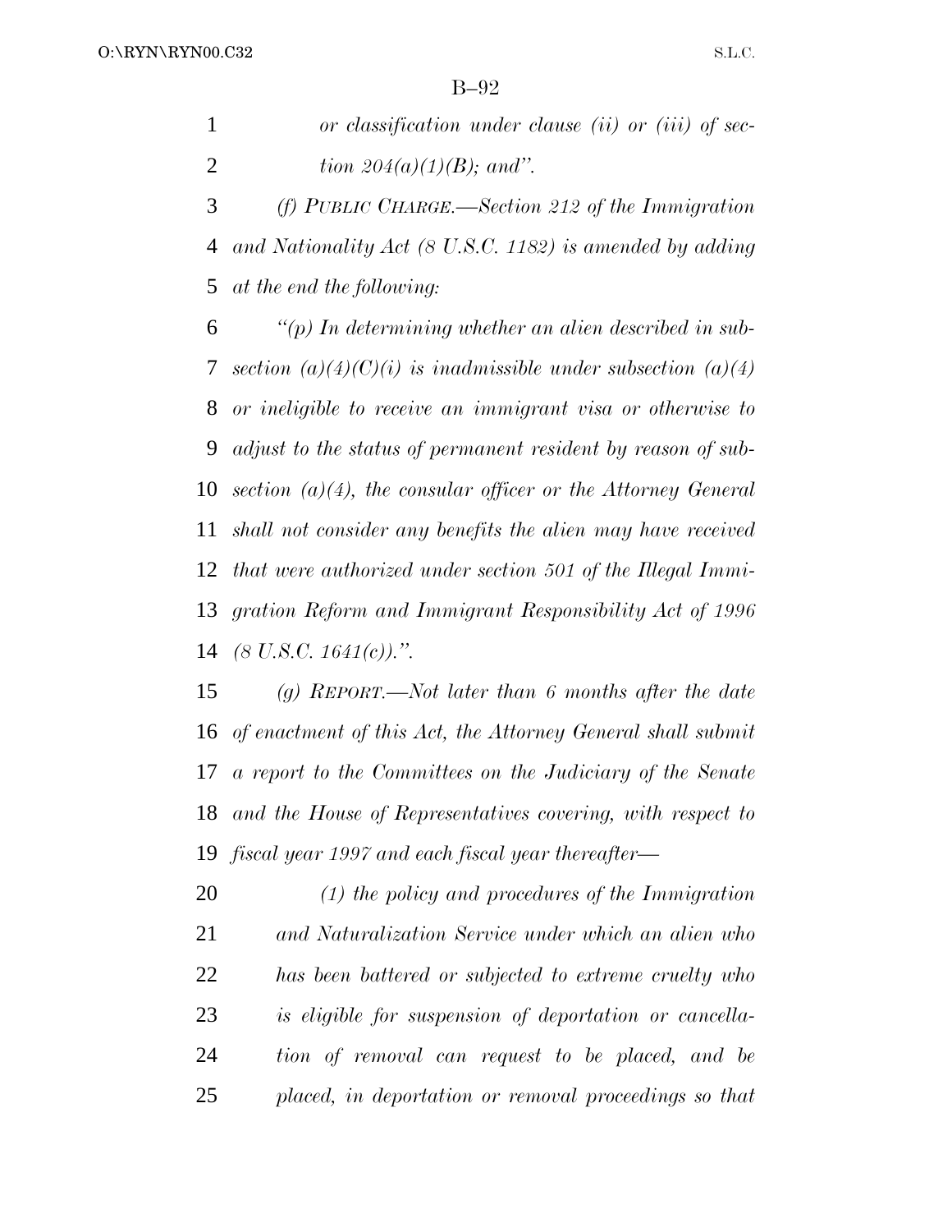*or classification under clause (ii) or (iii) of section 204(a)(1)(B); and".*

*(f) PUBLIC CHARGE.—Section 212 of the Immigration and Nationality Act (8 U.S.C. 1182) is amended by adding at the end the following:*

*"(p) In determining whether an alien described in subsection (a)(4)(C)(i) is inadmissible under subsection (a)(4) or ineligible to receive an immigrant visa or otherwise to adjust to the status of permanent resident by reason of subsection (a)(4), the consular officer or the Attorney General shall not consider any benefits the alien may have received that were authorized under section 501 of the Illegal Immigration Reform and Immigrant Responsibility Act of 1996 (8 U.S.C. 1641(c)).".*

*(g) REPORT.—Not later than 6 months after the date of enactment of this Act, the Attorney General shall submit a report to the Committees on the Judiciary of the Senate and the House of Representatives covering, with respect to fiscal year 1997 and each fiscal year thereafter—*

*(1) the policy and procedures of the Immigration and Naturalization Service under which an alien who has been battered or subjected to extreme cruelty who is eligible for suspension of deportation or cancellation of removal can request to be placed, and be placed, in deportation or removal proceedings so that*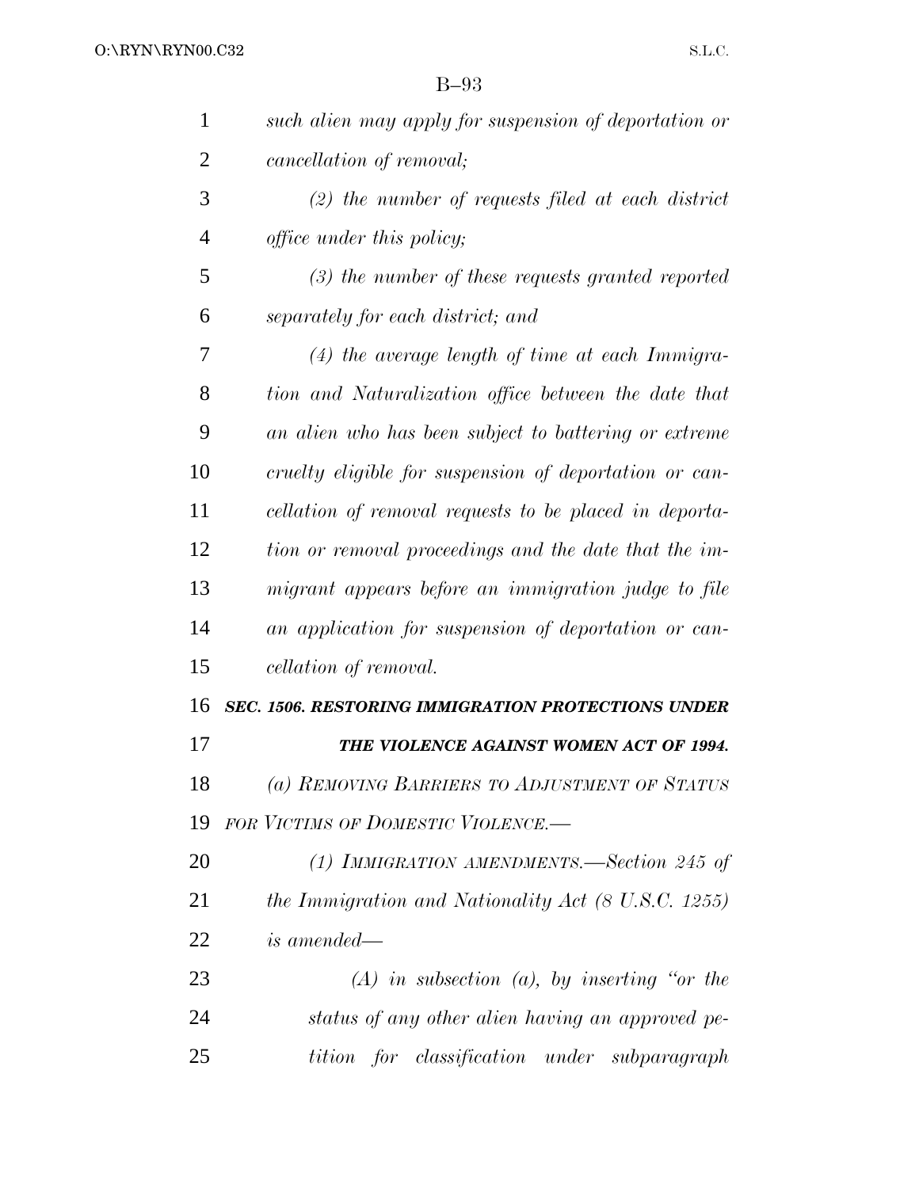*such alien may apply for suspension of deportation or cancellation of removal;*

*(2) the number of requests filed at each district office under this policy;*

*(3) the number of these requests granted reported separately for each district; and*

*(4) the average length of time at each Immigration and Naturalization office between the date that an alien who has been subject to battering or extreme cruelty eligible for suspension of deportation or cancellation of removal requests to be placed in deportation or removal proceedings and the date that the immigrant appears before an immigration judge to file an application for suspension of deportation or cancellation of removal.*

***SEC. 1506. RESTORING IMMIGRATION PROTECTIONS UNDER THE VIOLENCE AGAINST WOMEN ACT OF 1994.***

*(a) REMOVING BARRIERS TO ADJUSTMENT OF STATUS FOR VICTIMS OF DOMESTIC VIOLENCE.—*

*(1) IMMIGRATION AMENDMENTS.—Section 245 of the Immigration and Nationality Act (8 U.S.C. 1255) is amended—*

*(A) in subsection (a), by inserting "or the status of any other alien having an approved petition for classification under subparagraph*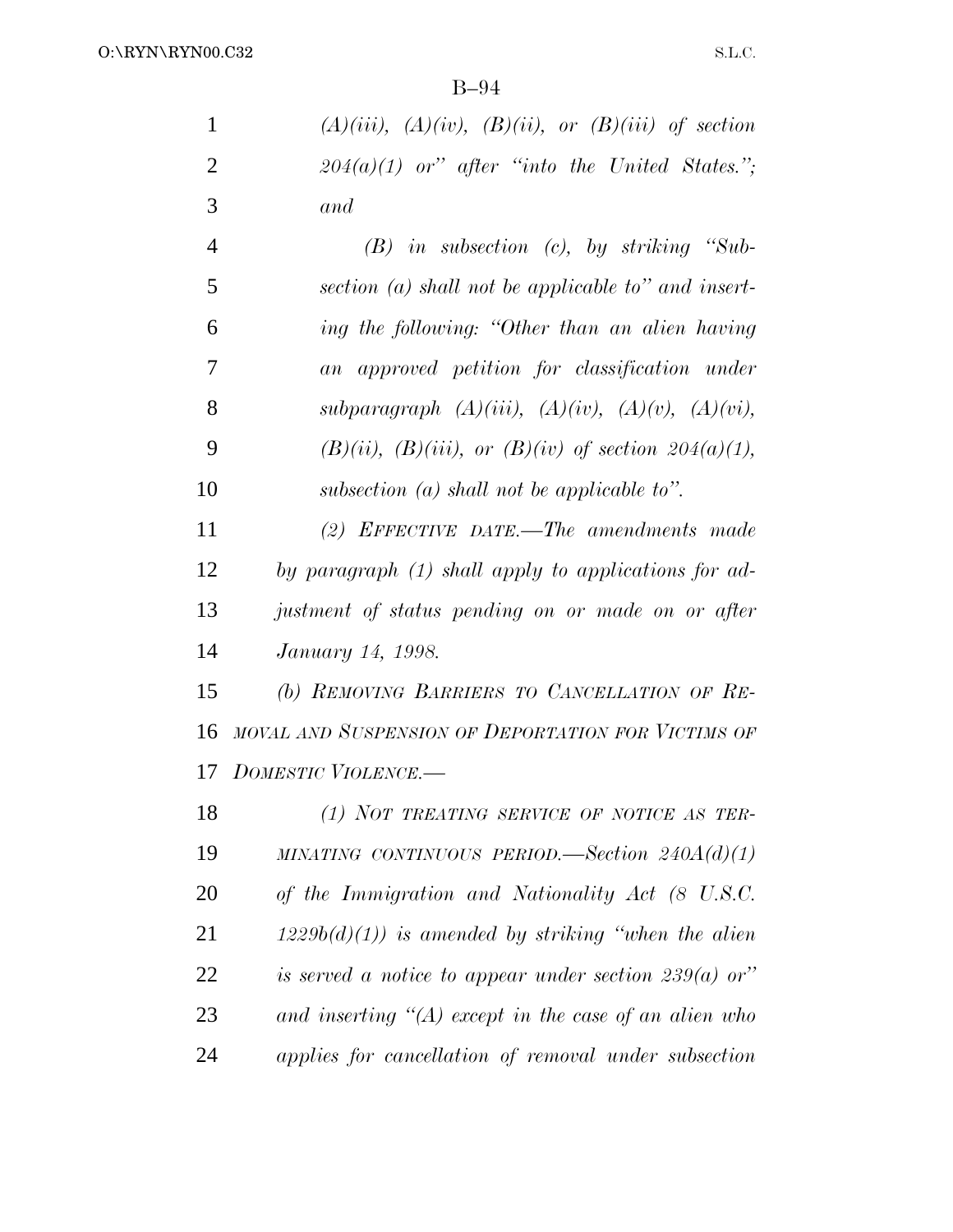*(A)(iii), (A)(iv), (B)(ii), or (B)(iii) of section 204(a)(1) or" after "into the United States."; and*

*(B) in subsection (c), by striking "Subsection (a) shall not be applicable to" and inserting the following: "Other than an alien having an approved petition for classification under subparagraph (A)(iii), (A)(iv), (A)(v), (A)(vi), (B)(ii), (B)(iii), or (B)(iv) of section 204(a)(1), subsection (a) shall not be applicable to".*

*(2) EFFECTIVE DATE.—The amendments made by paragraph (1) shall apply to applications for adjustment of status pending on or made on or after January 14, 1998.*

*(b) REMOVING BARRIERS TO CANCELLATION OF REMOVAL AND SUSPENSION OF DEPORTATION FOR VICTIMS OF DOMESTIC VIOLENCE.—*

*(1) NOT TREATING SERVICE OF NOTICE AS TERMINATING CONTINUOUS PERIOD.—Section 240A(d)(1) of the Immigration and Nationality Act (8 U.S.C. 1229b(d)(1)) is amended by striking "when the alien is served a notice to appear under section 239(a) or" and inserting "(A) except in the case of an alien who applies for cancellation of removal under subsection*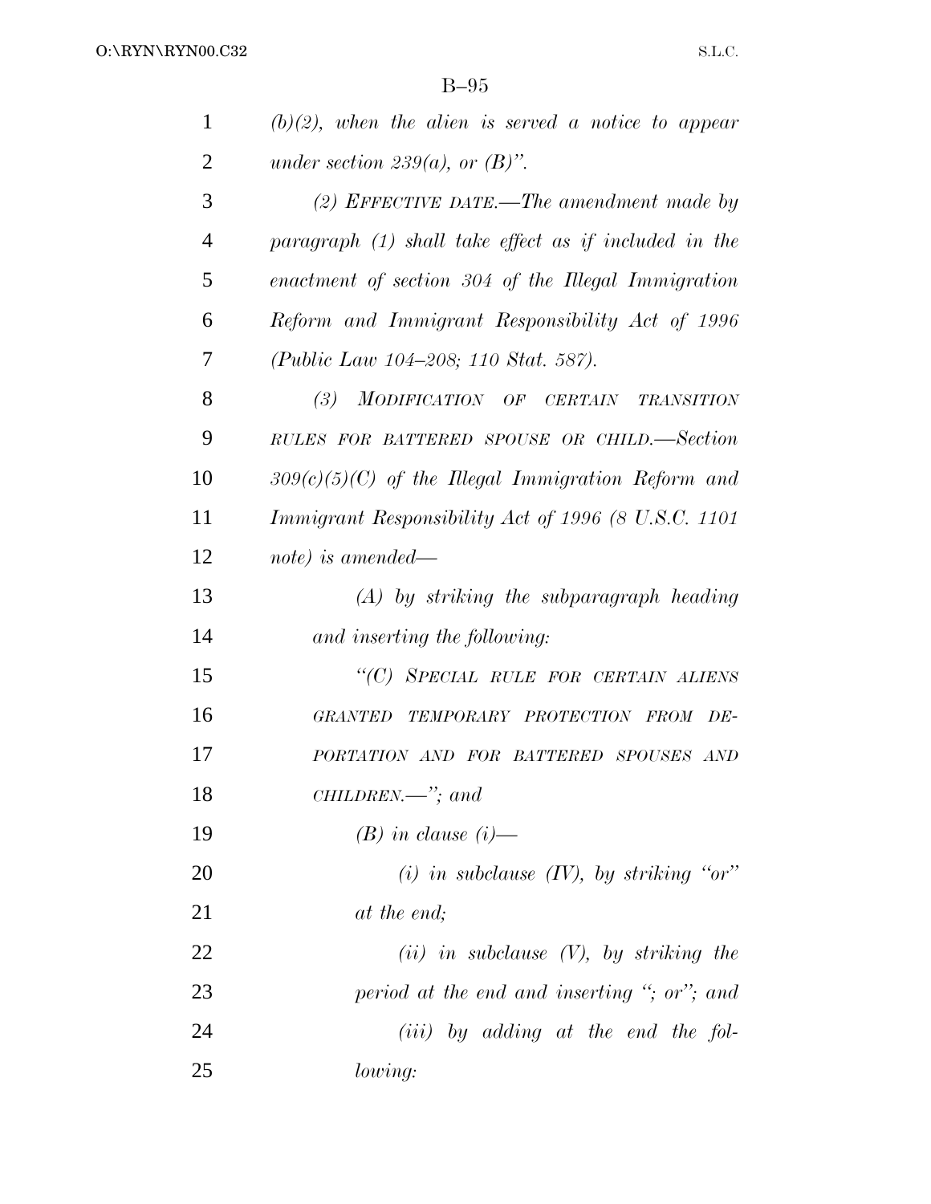*(b)(2), when the alien is served a notice to appear under section 239(a), or (B)".*

*(2) EFFECTIVE DATE.—The amendment made by paragraph (1) shall take effect as if included in the enactment of section 304 of the Illegal Immigration Reform and Immigrant Responsibility Act of 1996 (Public Law 104–208; 110 Stat. 587).*

*(3) MODIFICATION OF CERTAIN TRANSITION RULES FOR BATTERED SPOUSE OR CHILD.—Section 309(c)(5)(C) of the Illegal Immigration Reform and Immigrant Responsibility Act of 1996 (8 U.S.C. 1101 note) is amended—*

*(A) by striking the subparagraph heading and inserting the following:*

*"(C) SPECIAL RULE FOR CERTAIN ALIENS GRANTED TEMPORARY PROTECTION FROM DEPORTATION AND FOR BATTERED SPOUSES AND CHILDREN.—"; and*

*(B) in clause (i)—*

*(i) in subclause (IV), by striking "or" at the end;*

*(ii) in subclause (V), by striking the period at the end and inserting "; or"; and*

*(iii) by adding at the end the following:*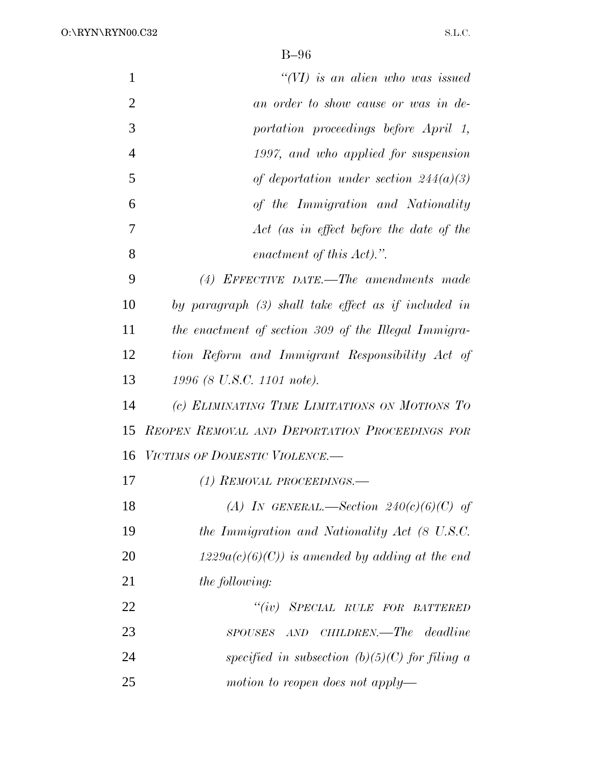*"(VI) is an alien who was issued an order to show cause or was in deportation proceedings before April 1, 1997, and who applied for suspension of deportation under section 244(a)(3) of the Immigration and Nationality Act (as in effect before the date of the enactment of this Act).".*

*(4) EFFECTIVE DATE.—The amendments made by paragraph (3) shall take effect as if included in the enactment of section 309 of the Illegal Immigration Reform and Immigrant Responsibility Act of 1996 (8 U.S.C. 1101 note).*

*(c) ELIMINATING TIME LIMITATIONS ON MOTIONS TO REOPEN REMOVAL AND DEPORTATION PROCEEDINGS FOR VICTIMS OF DOMESTIC VIOLENCE.—*

*(1) REMOVAL PROCEEDINGS.—*

*(A) IN GENERAL.—Section 240(c)(6)(C) of the Immigration and Nationality Act (8 U.S.C. 1229a(c)(6)(C)) is amended by adding at the end the following:*

*"(iv) SPECIAL RULE FOR BATTERED SPOUSES AND CHILDREN.—The deadline specified in subsection (b)(5)(C) for filing a motion to reopen does not apply—*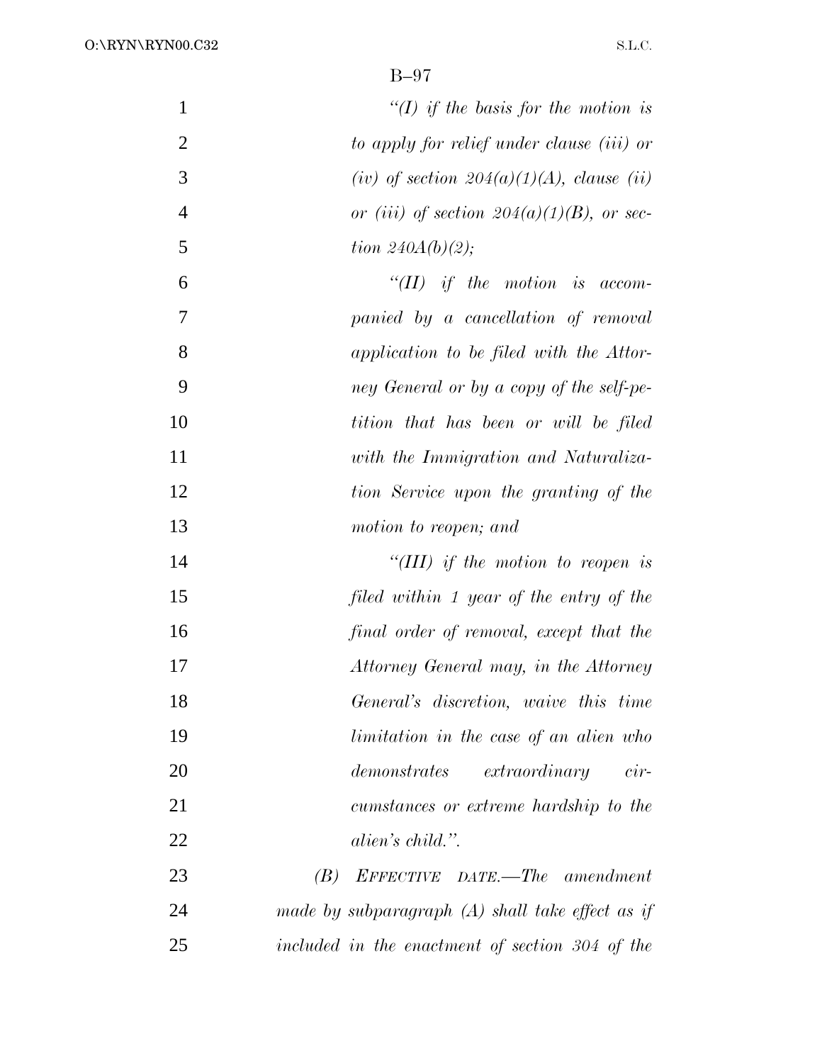*"(I) if the basis for the motion is to apply for relief under clause (iii) or (iv) of section 204(a)(1)(A), clause (ii) or (iii) of section 204(a)(1)(B), or section 240A(b)(2);*

*"(II) if the motion is accompanied by a cancellation of removal application to be filed with the Attorney General or by a copy of the self-petition that has been or will be filed with the Immigration and Naturalization Service upon the granting of the motion to reopen; and*

*"(III) if the motion to reopen is filed within 1 year of the entry of the final order of removal, except that the Attorney General may, in the Attorney General's discretion, waive this time limitation in the case of an alien who demonstrates extraordinary circumstances or extreme hardship to the alien's child.".*

*(B) EFFECTIVE DATE.—The amendment made by subparagraph (A) shall take effect as if included in the enactment of section 304 of the*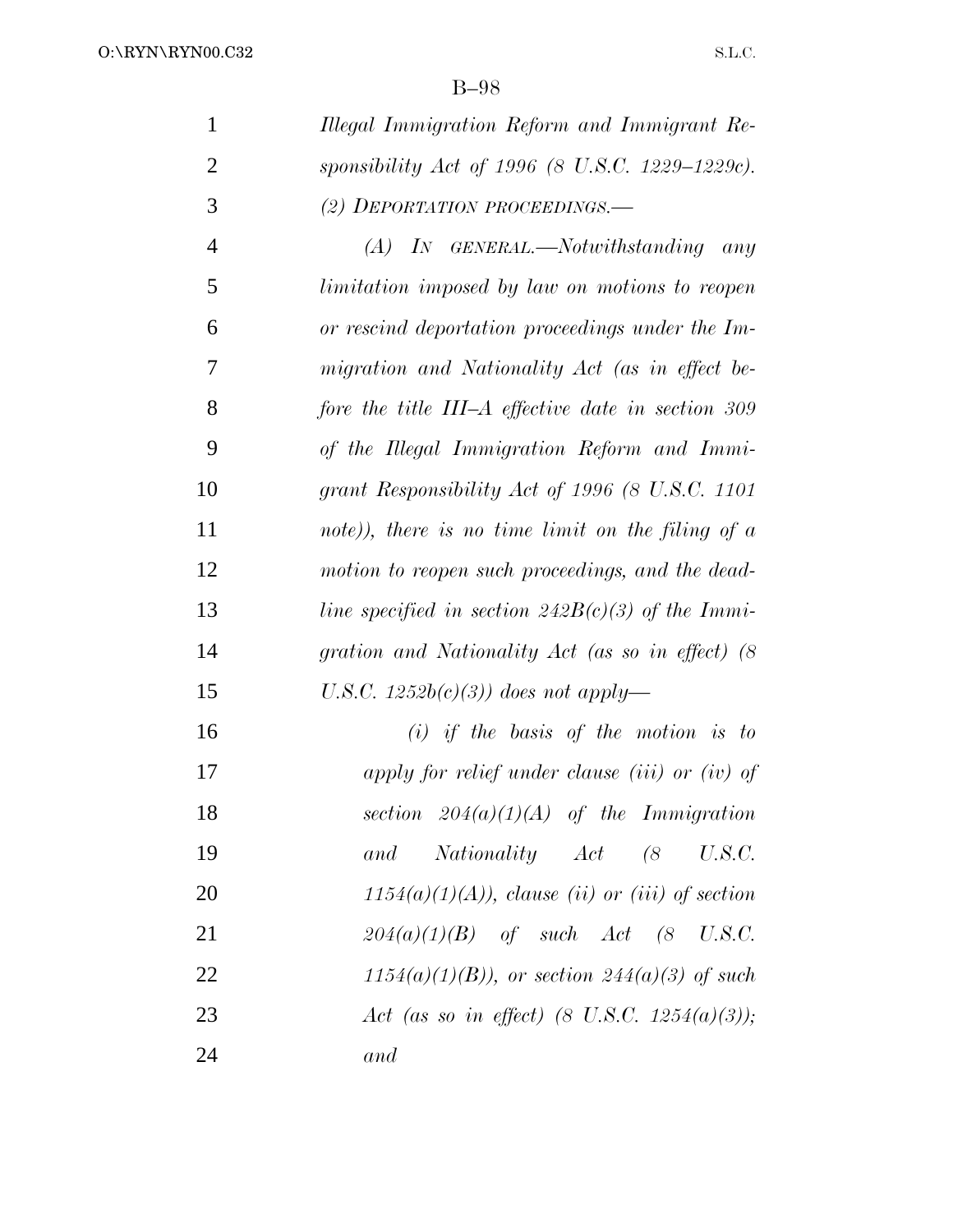*Illegal Immigration Reform and Immigrant Responsibility Act of 1996 (8 U.S.C. 1229–1229c).*

*(2) DEPORTATION PROCEEDINGS.—*

*(A) IN GENERAL.—Notwithstanding any limitation imposed by law on motions to reopen or rescind deportation proceedings under the Immigration and Nationality Act (as in effect before the title III–A effective date in section 309 of the Illegal Immigration Reform and Immigrant Responsibility Act of 1996 (8 U.S.C. 1101 note)), there is no time limit on the filing of a motion to reopen such proceedings, and the deadline specified in section 242B(c)(3) of the Immigration and Nationality Act (as so in effect) (8 U.S.C. 1252b(c)(3)) does not apply—*

*(i) if the basis of the motion is to apply for relief under clause (iii) or (iv) of section 204(a)(1)(A) of the Immigration and Nationality Act (8 U.S.C. 1154(a)(1)(A)), clause (ii) or (iii) of section 204(a)(1)(B) of such Act (8 U.S.C. 1154(a)(1)(B)), or section 244(a)(3) of such Act (as so in effect) (8 U.S.C. 1254(a)(3)); and*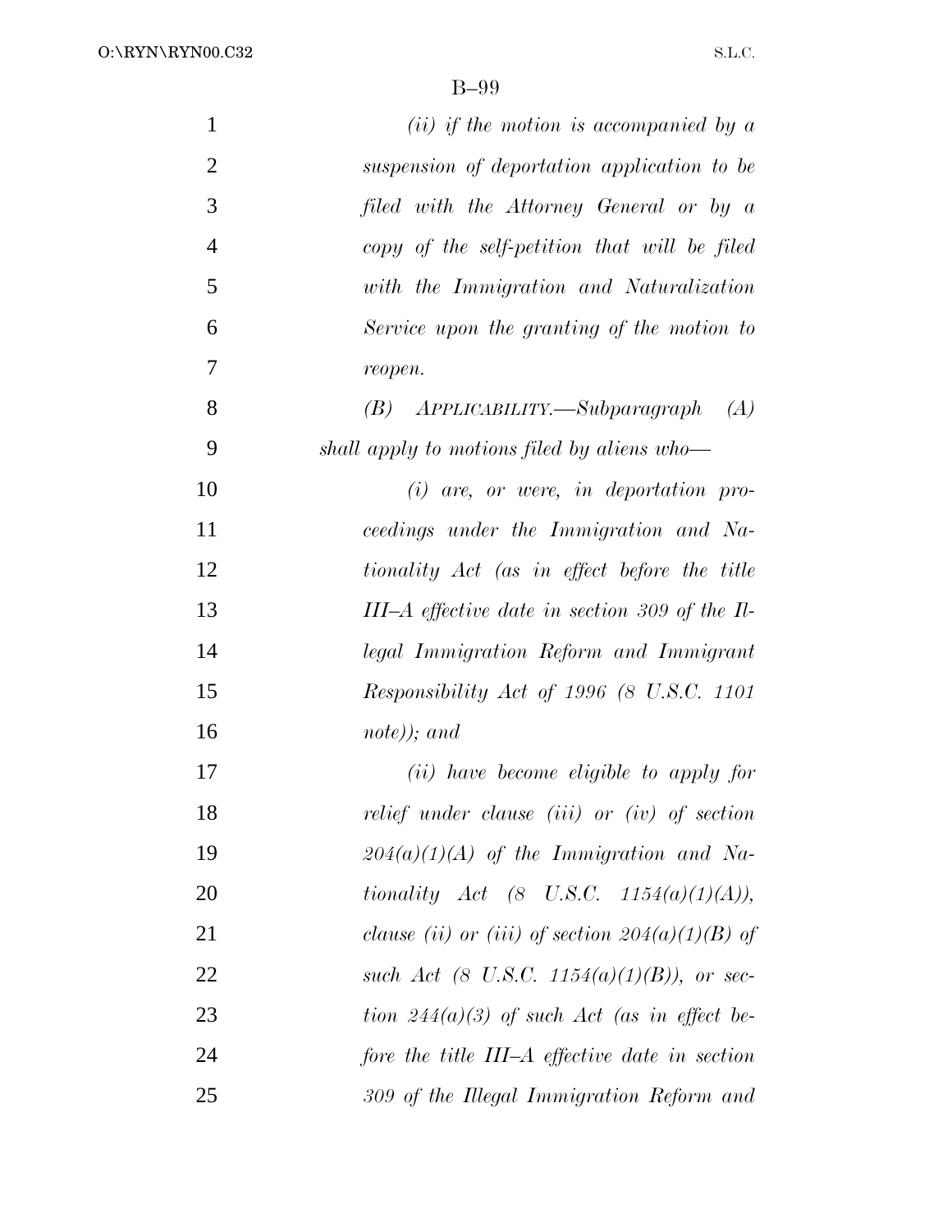*(ii) if the motion is accompanied by a suspension of deportation application to be filed with the Attorney General or by a copy of the self-petition that will be filed with the Immigration and Naturalization Service upon the granting of the motion to reopen.*

*(B) APPLICABILITY.—Subparagraph (A) shall apply to motions filed by aliens who—*

*(i) are, or were, in deportation proceedings under the Immigration and Nationality Act (as in effect before the title III–A effective date in section 309 of the Illegal Immigration Reform and Immigrant Responsibility Act of 1996 (8 U.S.C. 1101 note)); and*

*(ii) have become eligible to apply for relief under clause (iii) or (iv) of section 204(a)(1)(A) of the Immigration and Nationality Act (8 U.S.C. 1154(a)(1)(A)), clause (ii) or (iii) of section 204(a)(1)(B) of such Act (8 U.S.C. 1154(a)(1)(B)), or section 244(a)(3) of such Act (as in effect before the title III–A effective date in section 309 of the Illegal Immigration Reform and*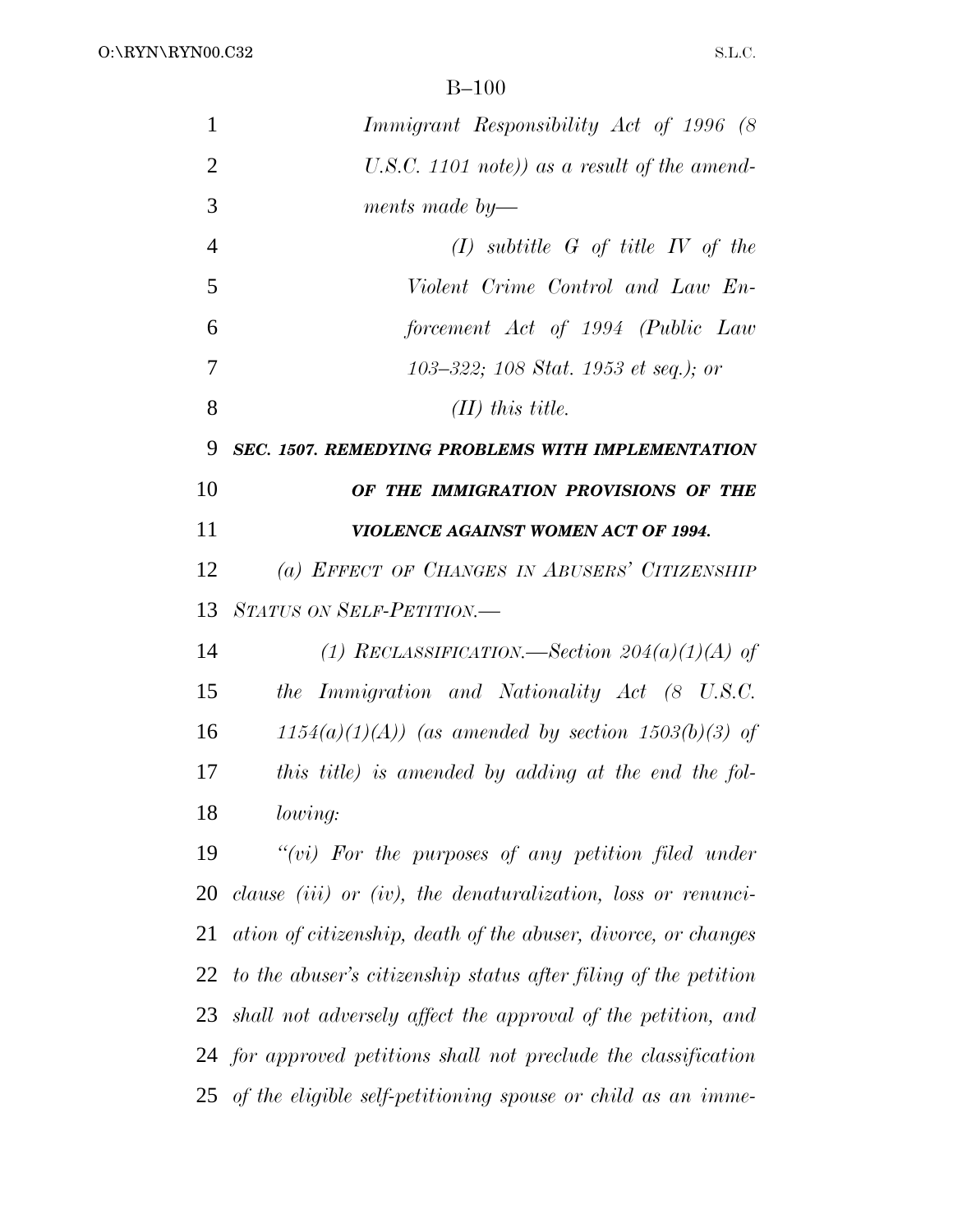*Immigrant Responsibility Act of 1996 (8 U.S.C. 1101 note)) as a result of the amendments made by—*

*(I) subtitle G of title IV of the Violent Crime Control and Law Enforcement Act of 1994 (Public Law 103–322; 108 Stat. 1953 et seq.); or*

*(II) this title.*

***SEC. 1507. REMEDYING PROBLEMS WITH IMPLEMENTATION OF THE IMMIGRATION PROVISIONS OF THE VIOLENCE AGAINST WOMEN ACT OF 1994.***

*(a) EFFECT OF CHANGES IN ABUSERS' CITIZENSHIP STATUS ON SELF-PETITION.—*

*(1) RECLASSIFICATION.—Section 204(a)(1)(A) of the Immigration and Nationality Act (8 U.S.C. 1154(a)(1)(A)) (as amended by section 1503(b)(3) of this title) is amended by adding at the end the following:*

*"(vi) For the purposes of any petition filed under clause (iii) or (iv), the denaturalization, loss or renunciation of citizenship, death of the abuser, divorce, or changes to the abuser's citizenship status after filing of the petition shall not adversely affect the approval of the petition, and for approved petitions shall not preclude the classification of the eligible self-petitioning spouse or child as an imme-*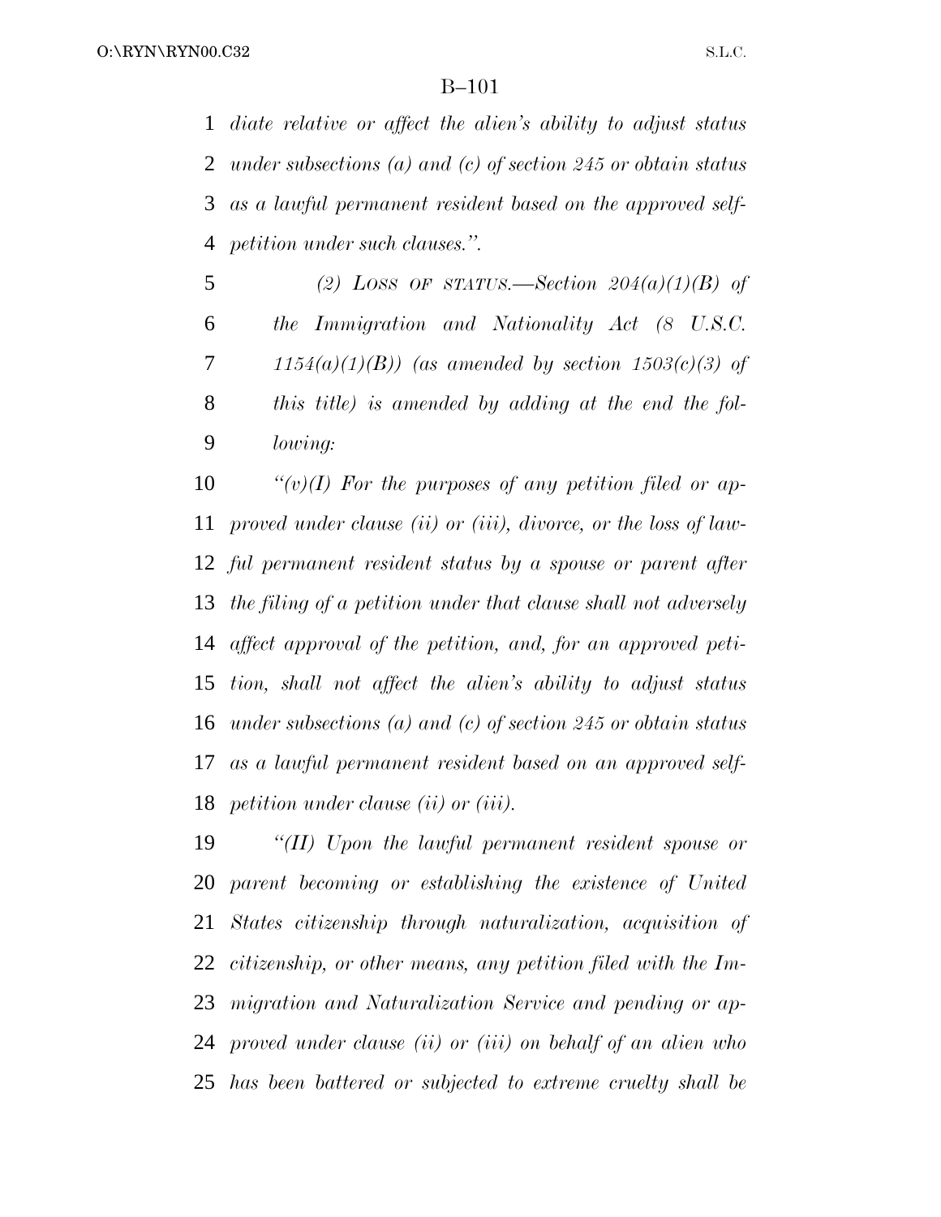*diate relative or affect the alien's ability to adjust status under subsections (a) and (c) of section 245 or obtain status as a lawful permanent resident based on the approved self-petition under such clauses.''.*

*(2) LOSS OF STATUS.—Section 204(a)(1)(B) of the Immigration and Nationality Act (8 U.S.C. 1154(a)(1)(B)) (as amended by section 1503(c)(3) of this title) is amended by adding at the end the following:*

*''(v)(I) For the purposes of any petition filed or approved under clause (ii) or (iii), divorce, or the loss of lawful permanent resident status by a spouse or parent after the filing of a petition under that clause shall not adversely affect approval of the petition, and, for an approved petition, shall not affect the alien's ability to adjust status under subsections (a) and (c) of section 245 or obtain status as a lawful permanent resident based on an approved self-petition under clause (ii) or (iii).*

*''(II) Upon the lawful permanent resident spouse or parent becoming or establishing the existence of United States citizenship through naturalization, acquisition of citizenship, or other means, any petition filed with the Immigration and Naturalization Service and pending or approved under clause (ii) or (iii) on behalf of an alien who has been battered or subjected to extreme cruelty shall be*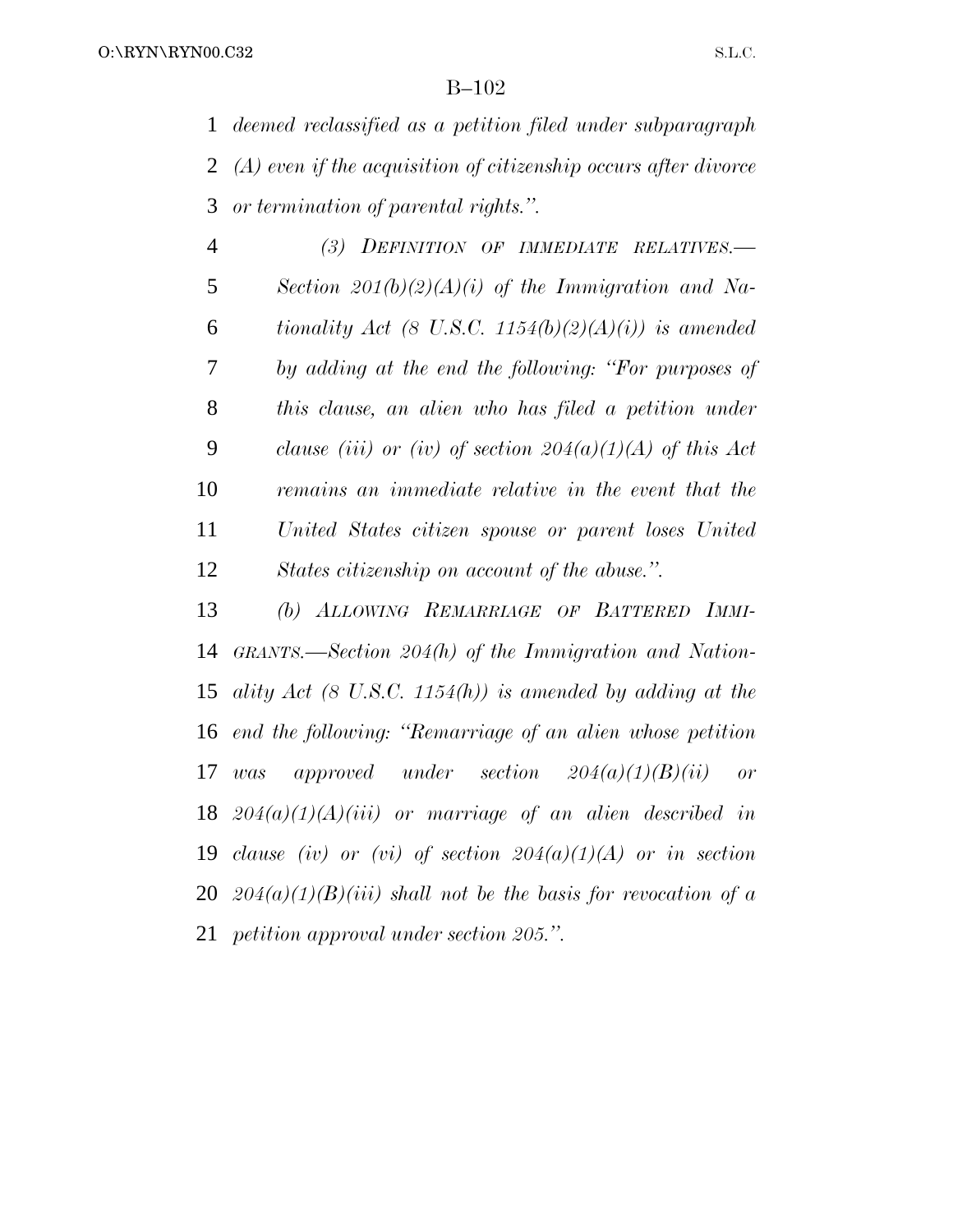*deemed reclassified as a petition filed under subparagraph (A) even if the acquisition of citizenship occurs after divorce or termination of parental rights.''.*

*(3) DEFINITION OF IMMEDIATE RELATIVES.—Section 201(b)(2)(A)(i) of the Immigration and Nationality Act (8 U.S.C. 1154(b)(2)(A)(i)) is amended by adding at the end the following: ''For purposes of this clause, an alien who has filed a petition under clause (iii) or (iv) of section 204(a)(1)(A) of this Act remains an immediate relative in the event that the United States citizen spouse or parent loses United States citizenship on account of the abuse.''.*

*(b) ALLOWING REMARRIAGE OF BATTERED IMMIGRANTS.—Section 204(h) of the Immigration and Nationality Act (8 U.S.C. 1154(h)) is amended by adding at the end the following: ''Remarriage of an alien whose petition was approved under section 204(a)(1)(B)(ii) or 204(a)(1)(A)(iii) or marriage of an alien described in clause (iv) or (vi) of section 204(a)(1)(A) or in section 204(a)(1)(B)(iii) shall not be the basis for revocation of a petition approval under section 205.''.*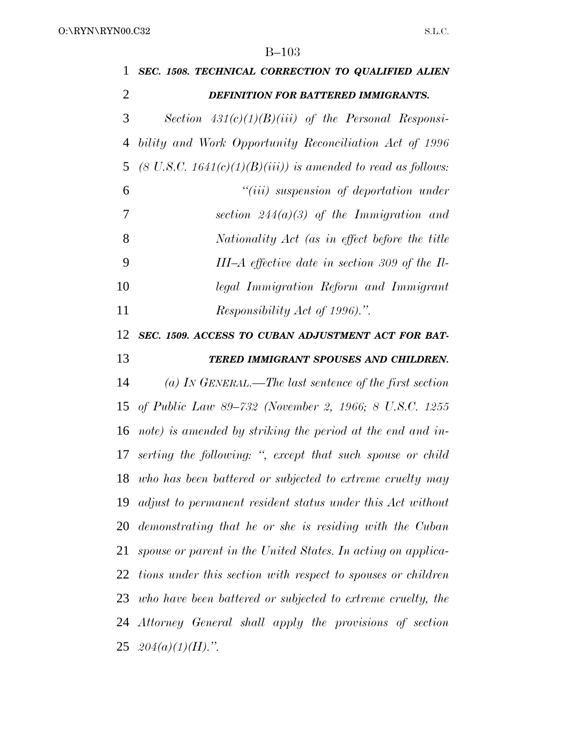### *SEC. 1508. TECHNICAL CORRECTION TO QUALIFIED ALIEN DEFINITION FOR BATTERED IMMIGRANTS.*

*Section 431(c)(1)(B)(iii) of the Personal Responsibility and Work Opportunity Reconciliation Act of 1996 (8 U.S.C. 1641(c)(1)(B)(iii)) is amended to read as follows:*

> *"(iii) suspension of deportation under section 244(a)(3) of the Immigration and Nationality Act (as in effect before the title III–A effective date in section 309 of the Illegal Immigration Reform and Immigrant Responsibility Act of 1996).".*

### *SEC. 1509. ACCESS TO CUBAN ADJUSTMENT ACT FOR BATTERED IMMIGRANT SPOUSES AND CHILDREN.*

*(a) IN GENERAL.—The last sentence of the first section of Public Law 89–732 (November 2, 1966; 8 U.S.C. 1255 note) is amended by striking the period at the end and inserting the following: ", except that such spouse or child who has been battered or subjected to extreme cruelty may adjust to permanent resident status under this Act without demonstrating that he or she is residing with the Cuban spouse or parent in the United States. In acting on applications under this section with respect to spouses or children who have been battered or subjected to extreme cruelty, the Attorney General shall apply the provisions of section 204(a)(1)(H).".*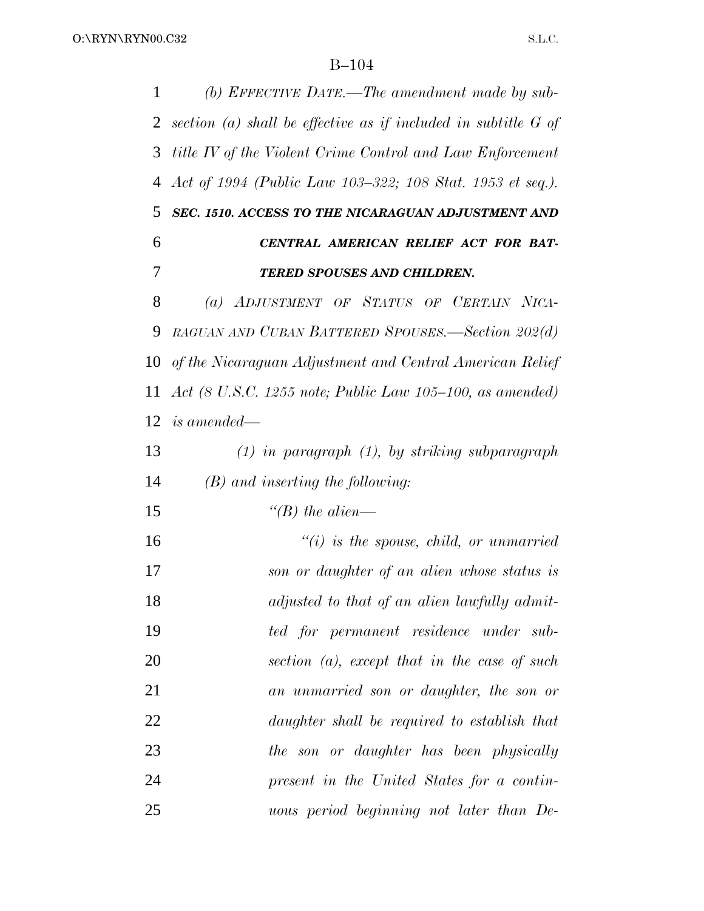*(b) EFFECTIVE DATE.—The amendment made by subsection (a) shall be effective as if included in subtitle G of title IV of the Violent Crime Control and Law Enforcement Act of 1994 (Public Law 103–322; 108 Stat. 1953 et seq.).*

***SEC. 1510. ACCESS TO THE NICARAGUAN ADJUSTMENT AND CENTRAL AMERICAN RELIEF ACT FOR BATTERED SPOUSES AND CHILDREN.***

*(a) ADJUSTMENT OF STATUS OF CERTAIN NICARAGUAN AND CUBAN BATTERED SPOUSES.—Section 202(d) of the Nicaraguan Adjustment and Central American Relief Act (8 U.S.C. 1255 note; Public Law 105–100, as amended) is amended—*

*(1) in paragraph (1), by striking subparagraph (B) and inserting the following:*

*"(B) the alien—*

*"(i) is the spouse, child, or unmarried son or daughter of an alien whose status is adjusted to that of an alien lawfully admitted for permanent residence under subsection (a), except that in the case of such an unmarried son or daughter, the son or daughter shall be required to establish that the son or daughter has been physically present in the United States for a continuous period beginning not later than De-*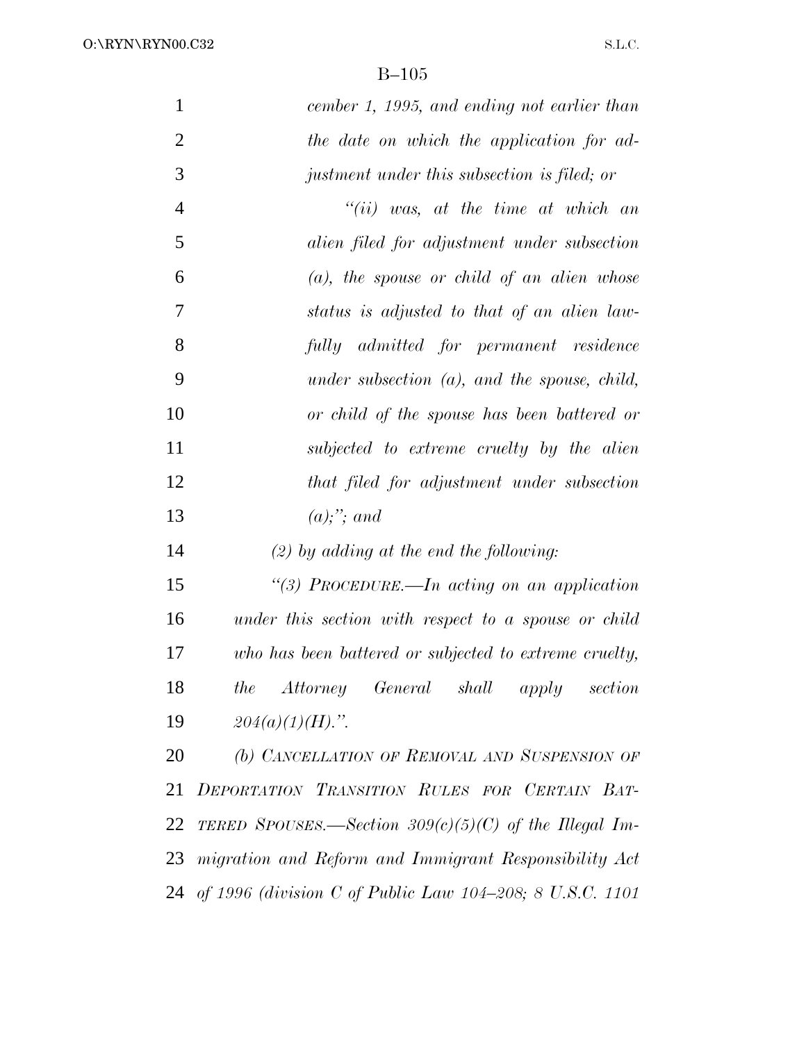*cember 1, 1995, and ending not earlier than the date on which the application for adjustment under this subsection is filed; or*

*"(ii) was, at the time at which an alien filed for adjustment under subsection (a), the spouse or child of an alien whose status is adjusted to that of an alien lawfully admitted for permanent residence under subsection (a), and the spouse, child, or child of the spouse has been battered or subjected to extreme cruelty by the alien that filed for adjustment under subsection (a);"; and*

*(2) by adding at the end the following:*

*"(3) PROCEDURE.—In acting on an application under this section with respect to a spouse or child who has been battered or subjected to extreme cruelty, the Attorney General shall apply section 204(a)(1)(H).".*

*(b) CANCELLATION OF REMOVAL AND SUSPENSION OF DEPORTATION TRANSITION RULES FOR CERTAIN BATTERED SPOUSES.—Section 309(c)(5)(C) of the Illegal Immigration and Reform and Immigrant Responsibility Act of 1996 (division C of Public Law 104–208; 8 U.S.C. 1101*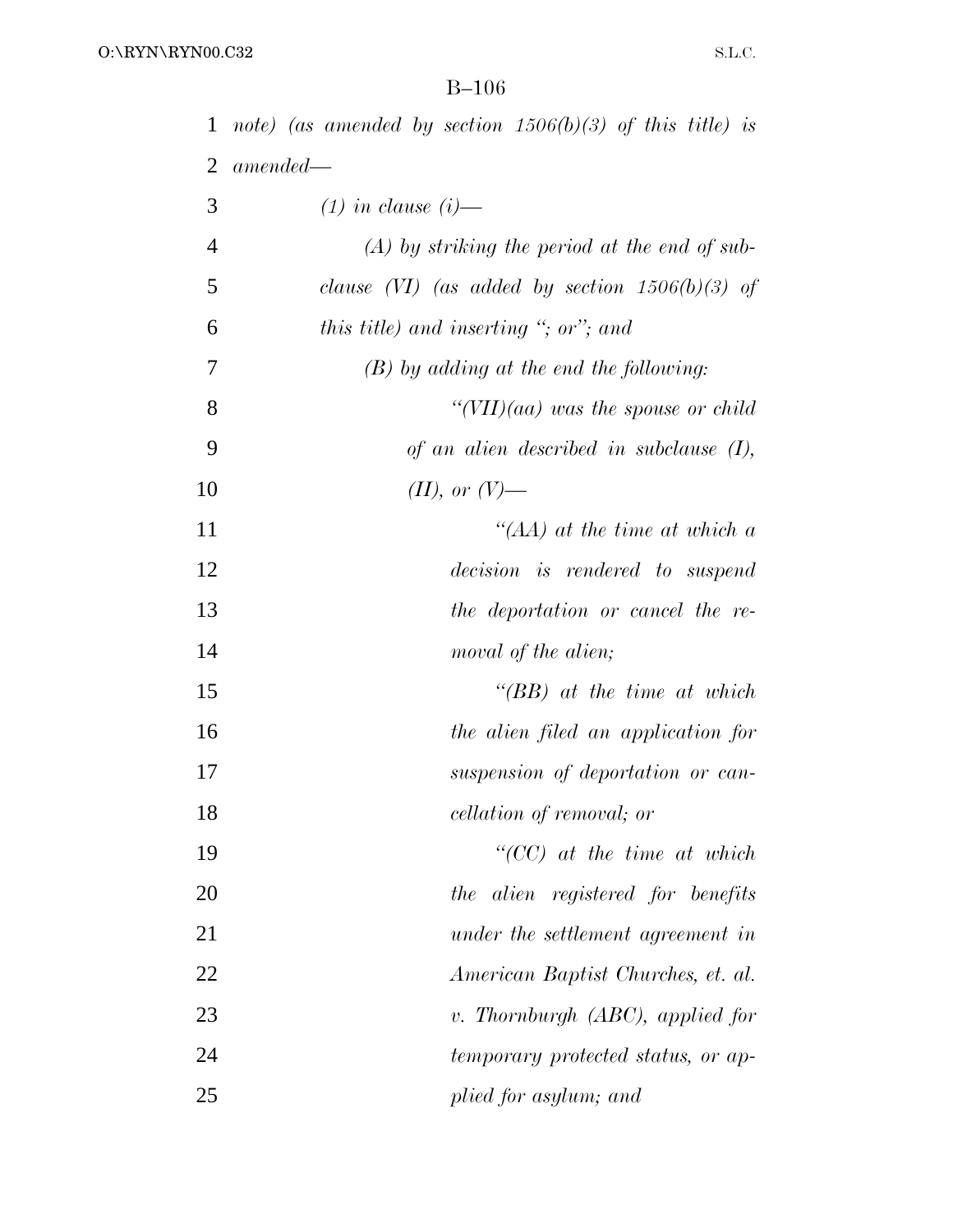*note) (as amended by section 1506(b)(3) of this title) is amended—*

*(1) in clause (i)—*

*(A) by striking the period at the end of subclause (VI) (as added by section 1506(b)(3) of this title) and inserting "; or"; and*

*(B) by adding at the end the following:*

*"(VII)(aa) was the spouse or child of an alien described in subclause (I), (II), or (V)—*

*"(AA) at the time at which a decision is rendered to suspend the deportation or cancel the removal of the alien;*

*"(BB) at the time at which the alien filed an application for suspension of deportation or cancellation of removal; or*

*"(CC) at the time at which the alien registered for benefits under the settlement agreement in American Baptist Churches, et. al. v. Thornburgh (ABC), applied for temporary protected status, or applied for asylum; and*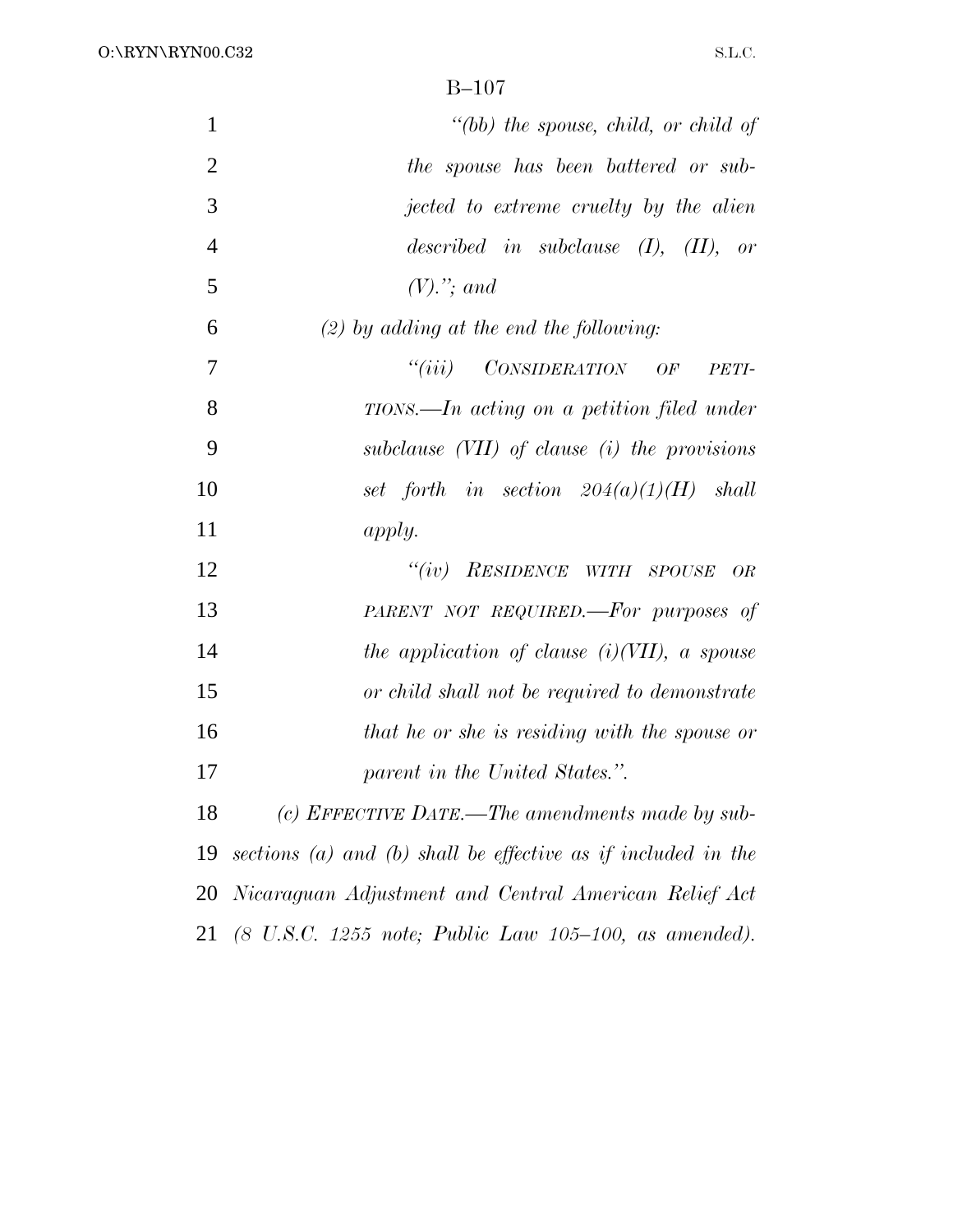*"(bb) the spouse, child, or child of the spouse has been battered or subjected to extreme cruelty by the alien described in subclause (I), (II), or (V)."; and*

*(2) by adding at the end the following:*

*"(iii) CONSIDERATION OF PETITIONS.—In acting on a petition filed under subclause (VII) of clause (i) the provisions set forth in section 204(a)(1)(H) shall apply.*

*"(iv) RESIDENCE WITH SPOUSE OR PARENT NOT REQUIRED.—For purposes of the application of clause (i)(VII), a spouse or child shall not be required to demonstrate that he or she is residing with the spouse or parent in the United States.".*

*(c) EFFECTIVE DATE.—The amendments made by subsections (a) and (b) shall be effective as if included in the Nicaraguan Adjustment and Central American Relief Act (8 U.S.C. 1255 note; Public Law 105–100, as amended).*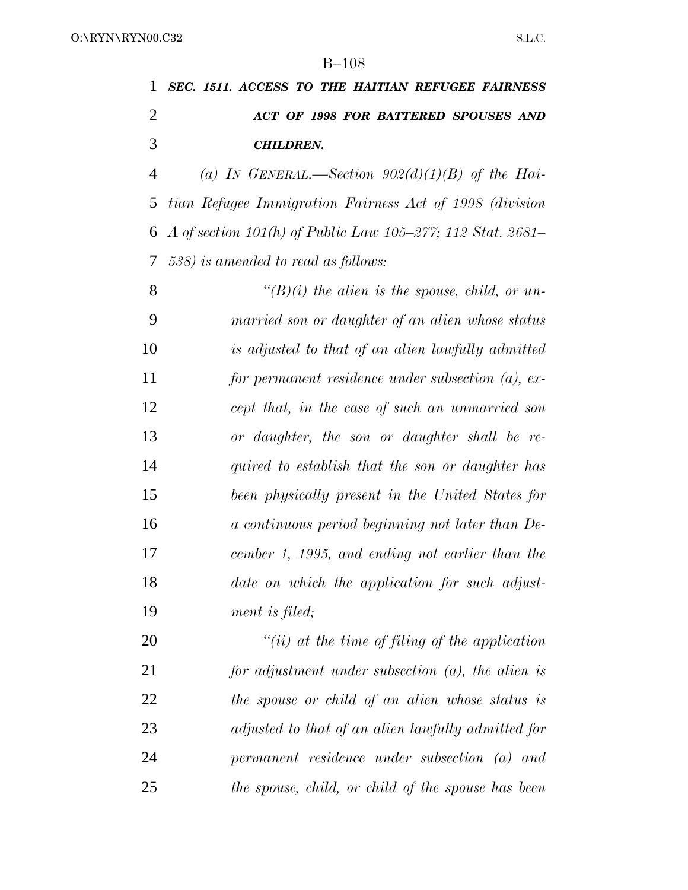***SEC. 1511. ACCESS TO THE HAITIAN REFUGEE FAIRNESS ACT OF 1998 FOR BATTERED SPOUSES AND CHILDREN.***

*(a) IN GENERAL.—Section 902(d)(1)(B) of the Haitian Refugee Immigration Fairness Act of 1998 (division A of section 101(h) of Public Law 105–277; 112 Stat. 2681–538) is amended to read as follows:*

*"(B)(i) the alien is the spouse, child, or unmarried son or daughter of an alien whose status is adjusted to that of an alien lawfully admitted for permanent residence under subsection (a), except that, in the case of such an unmarried son or daughter, the son or daughter shall be required to establish that the son or daughter has been physically present in the United States for a continuous period beginning not later than December 1, 1995, and ending not earlier than the date on which the application for such adjustment is filed;*

*"(ii) at the time of filing of the application for adjustment under subsection (a), the alien is the spouse or child of an alien whose status is adjusted to that of an alien lawfully admitted for permanent residence under subsection (a) and the spouse, child, or child of the spouse has been*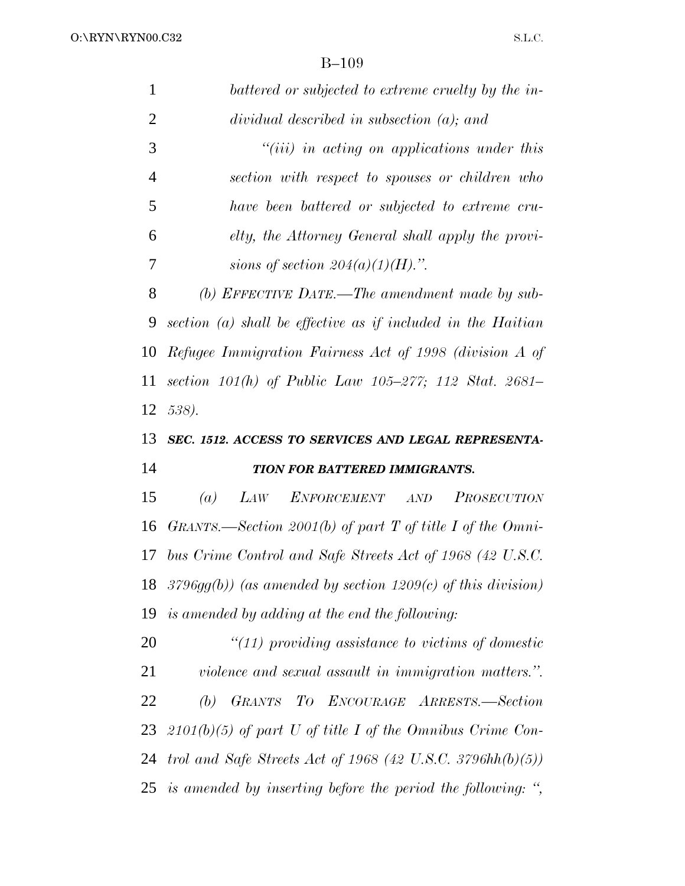*battered or subjected to extreme cruelty by the individual described in subsection (a); and*

*"(iii) in acting on applications under this section with respect to spouses or children who have been battered or subjected to extreme cruelty, the Attorney General shall apply the provisions of section 204(a)(1)(H).".*

*(b) EFFECTIVE DATE.—The amendment made by subsection (a) shall be effective as if included in the Haitian Refugee Immigration Fairness Act of 1998 (division A of section 101(h) of Public Law 105–277; 112 Stat. 2681–538).*

***SEC. 1512. ACCESS TO SERVICES AND LEGAL REPRESENTATION FOR BATTERED IMMIGRANTS.***

*(a) LAW ENFORCEMENT AND PROSECUTION GRANTS.—Section 2001(b) of part T of title I of the Omnibus Crime Control and Safe Streets Act of 1968 (42 U.S.C. 3796gg(b)) (as amended by section 1209(c) of this division) is amended by adding at the end the following:*

*"(11) providing assistance to victims of domestic violence and sexual assault in immigration matters.".*

*(b) GRANTS TO ENCOURAGE ARRESTS.—Section 2101(b)(5) of part U of title I of the Omnibus Crime Control and Safe Streets Act of 1968 (42 U.S.C. 3796hh(b)(5)) is amended by inserting before the period the following: ",*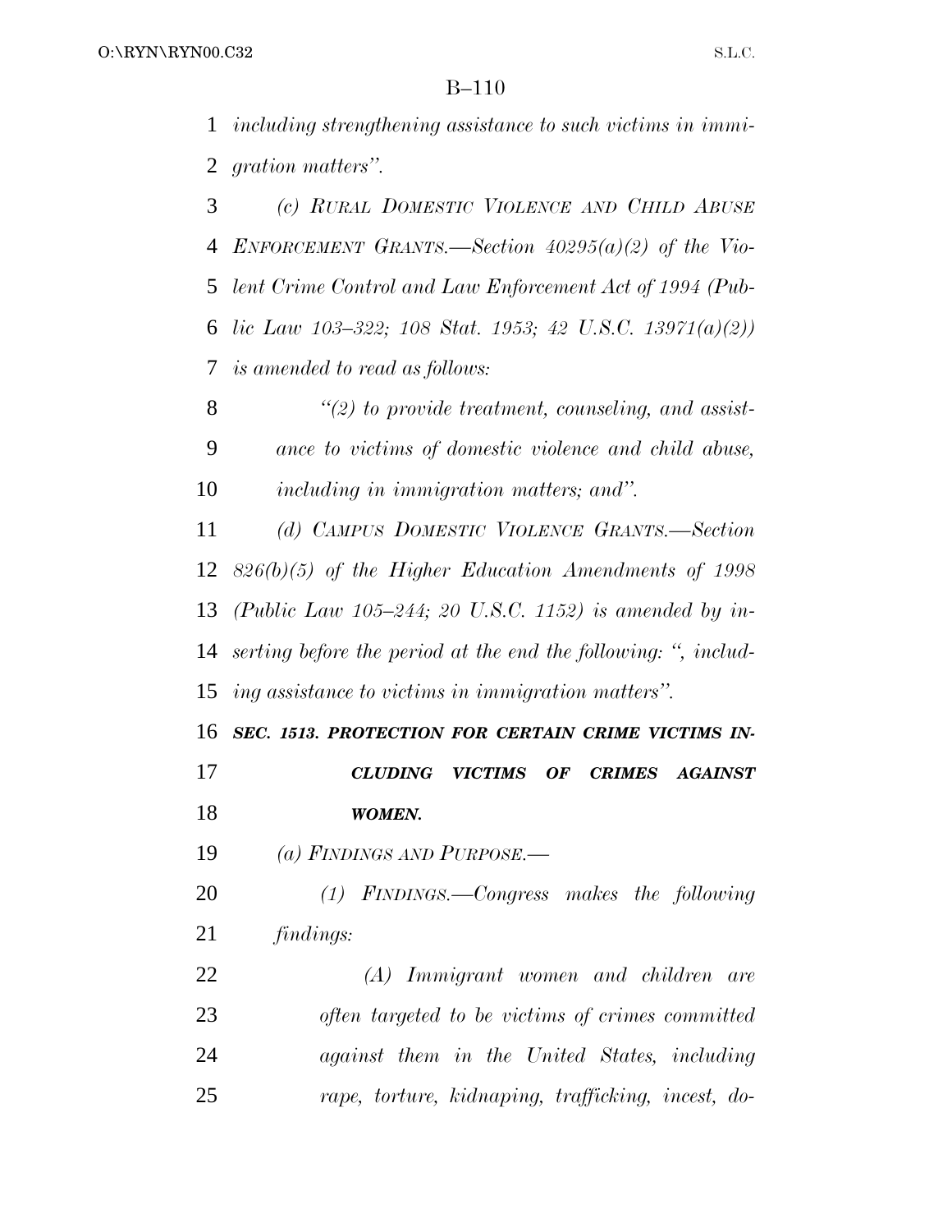*including strengthening assistance to such victims in immigration matters".*

*(c) RURAL DOMESTIC VIOLENCE AND CHILD ABUSE ENFORCEMENT GRANTS.—Section 40295(a)(2) of the Violent Crime Control and Law Enforcement Act of 1994 (Public Law 103–322; 108 Stat. 1953; 42 U.S.C. 13971(a)(2)) is amended to read as follows:*

*"(2) to provide treatment, counseling, and assistance to victims of domestic violence and child abuse, including in immigration matters; and".*

*(d) CAMPUS DOMESTIC VIOLENCE GRANTS.—Section 826(b)(5) of the Higher Education Amendments of 1998 (Public Law 105–244; 20 U.S.C. 1152) is amended by inserting before the period at the end the following: ", including assistance to victims in immigration matters".*

***SEC. 1513. PROTECTION FOR CERTAIN CRIME VICTIMS INCLUDING VICTIMS OF CRIMES AGAINST WOMEN.***

*(a) FINDINGS AND PURPOSE.—*

*(1) FINDINGS.—Congress makes the following findings:*

*(A) Immigrant women and children are often targeted to be victims of crimes committed against them in the United States, including rape, torture, kidnaping, trafficking, incest, do-*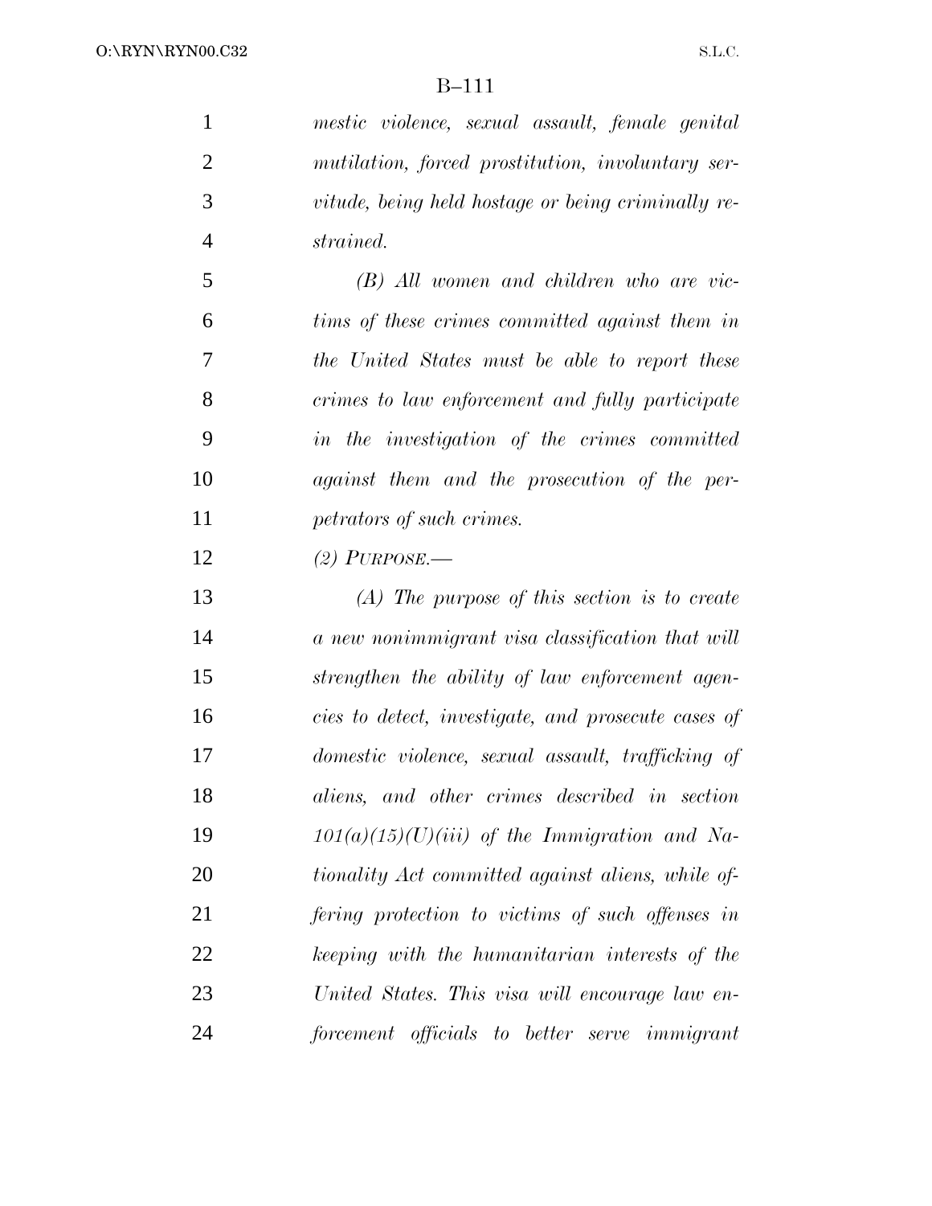*mestic violence, sexual assault, female genital mutilation, forced prostitution, involuntary servitude, being held hostage or being criminally restrained.*

*(B) All women and children who are victims of these crimes committed against them in the United States must be able to report these crimes to law enforcement and fully participate in the investigation of the crimes committed against them and the prosecution of the perpetrators of such crimes.*

*(2) PURPOSE.—*

*(A) The purpose of this section is to create a new nonimmigrant visa classification that will strengthen the ability of law enforcement agencies to detect, investigate, and prosecute cases of domestic violence, sexual assault, trafficking of aliens, and other crimes described in section 101(a)(15)(U)(iii) of the Immigration and Nationality Act committed against aliens, while offering protection to victims of such offenses in keeping with the humanitarian interests of the United States. This visa will encourage law enforcement officials to better serve immigrant*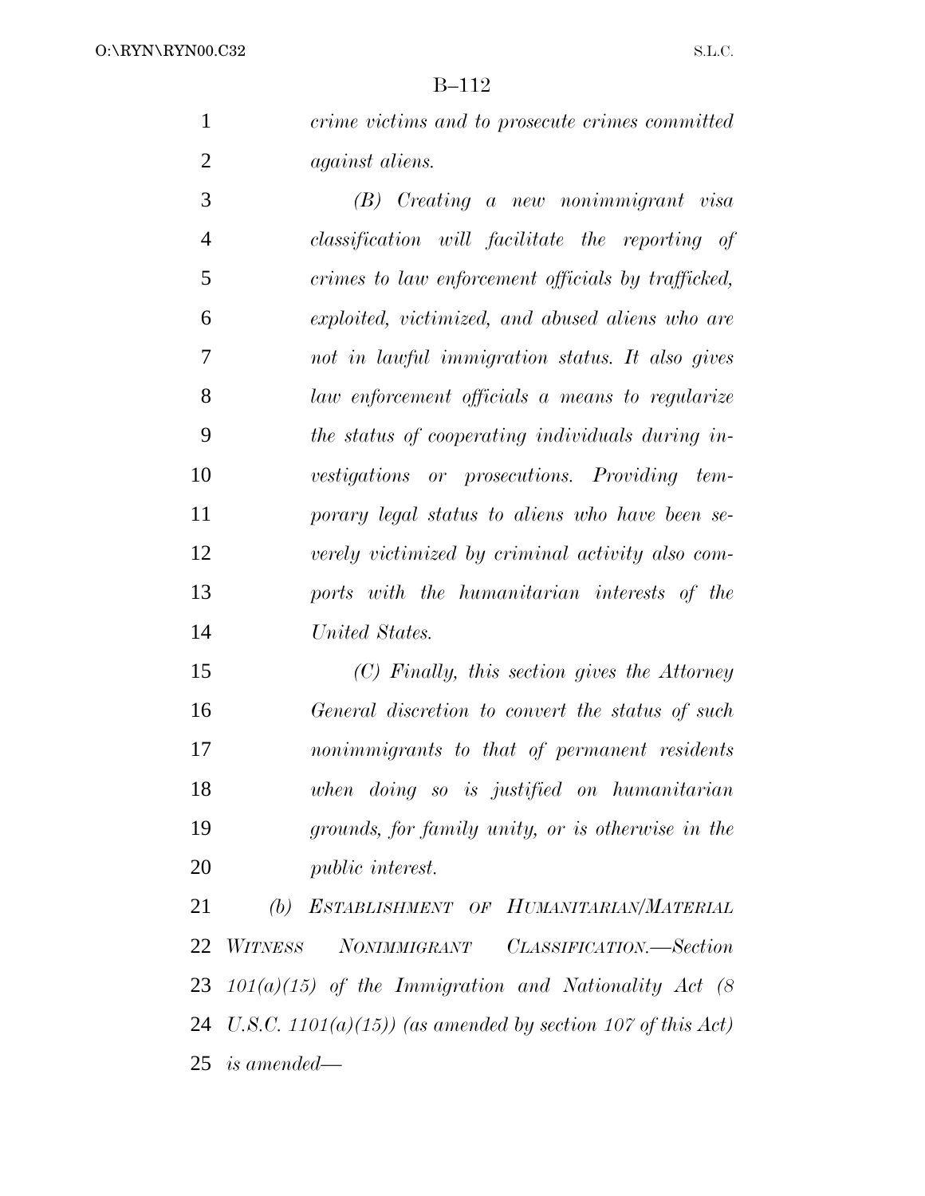*crime victims and to prosecute crimes committed against aliens.*

*(B) Creating a new nonimmigrant visa classification will facilitate the reporting of crimes to law enforcement officials by trafficked, exploited, victimized, and abused aliens who are not in lawful immigration status. It also gives law enforcement officials a means to regularize the status of cooperating individuals during investigations or prosecutions. Providing temporary legal status to aliens who have been severely victimized by criminal activity also comports with the humanitarian interests of the United States.*

*(C) Finally, this section gives the Attorney General discretion to convert the status of such nonimmigrants to that of permanent residents when doing so is justified on humanitarian grounds, for family unity, or is otherwise in the public interest.*

*(b) ESTABLISHMENT OF HUMANITARIAN/MATERIAL WITNESS NONIMMIGRANT CLASSIFICATION.—Section 101(a)(15) of the Immigration and Nationality Act (8 U.S.C. 1101(a)(15)) (as amended by section 107 of this Act) is amended—*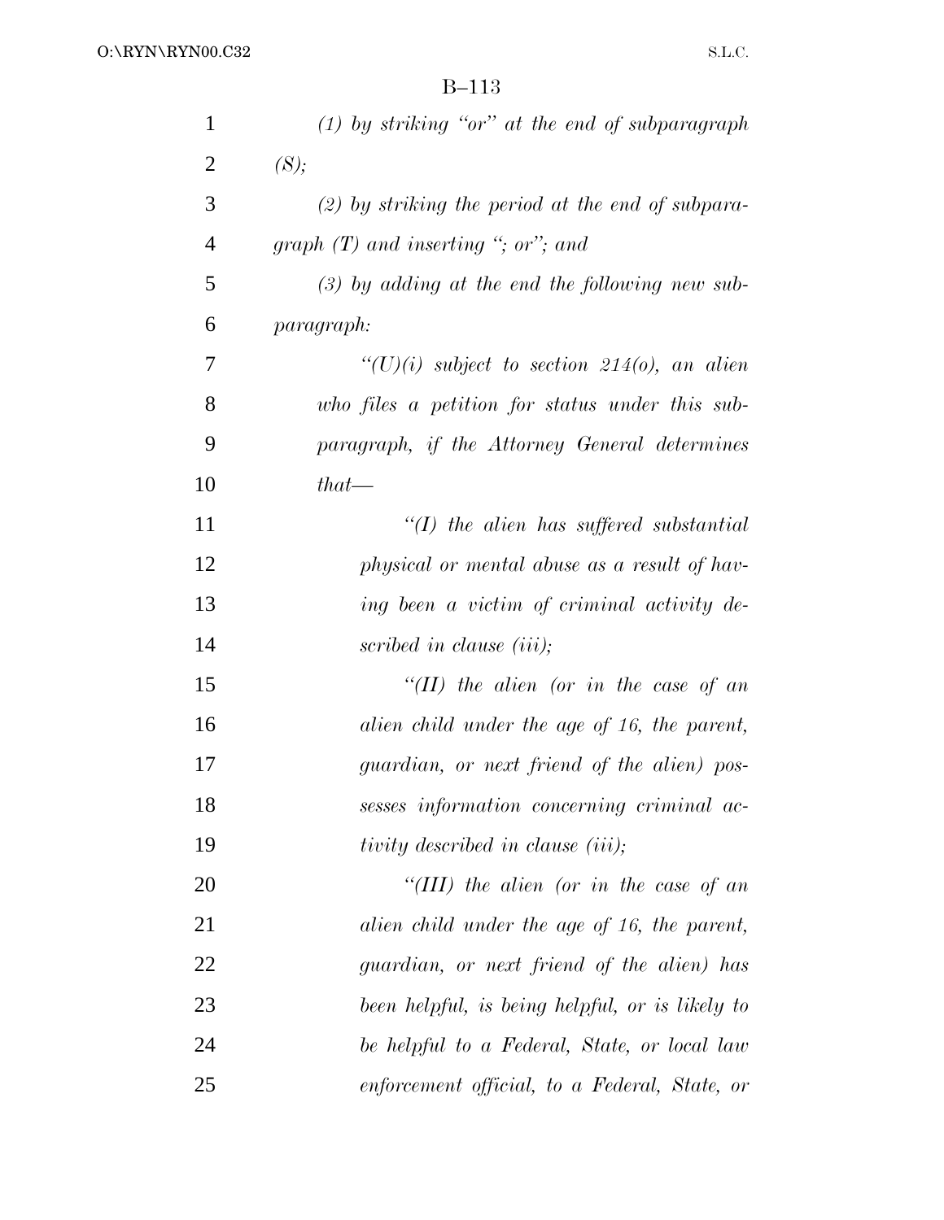*(1) by striking "or" at the end of subparagraph (S);*

*(2) by striking the period at the end of subparagraph (T) and inserting "; or"; and*

*(3) by adding at the end the following new subparagraph:*

*"(U)(i) subject to section 214(o), an alien who files a petition for status under this subparagraph, if the Attorney General determines that—*

*"(I) the alien has suffered substantial physical or mental abuse as a result of having been a victim of criminal activity described in clause (iii);*

*"(II) the alien (or in the case of an alien child under the age of 16, the parent, guardian, or next friend of the alien) possesses information concerning criminal activity described in clause (iii);*

*"(III) the alien (or in the case of an alien child under the age of 16, the parent, guardian, or next friend of the alien) has been helpful, is being helpful, or is likely to be helpful to a Federal, State, or local law enforcement official, to a Federal, State, or*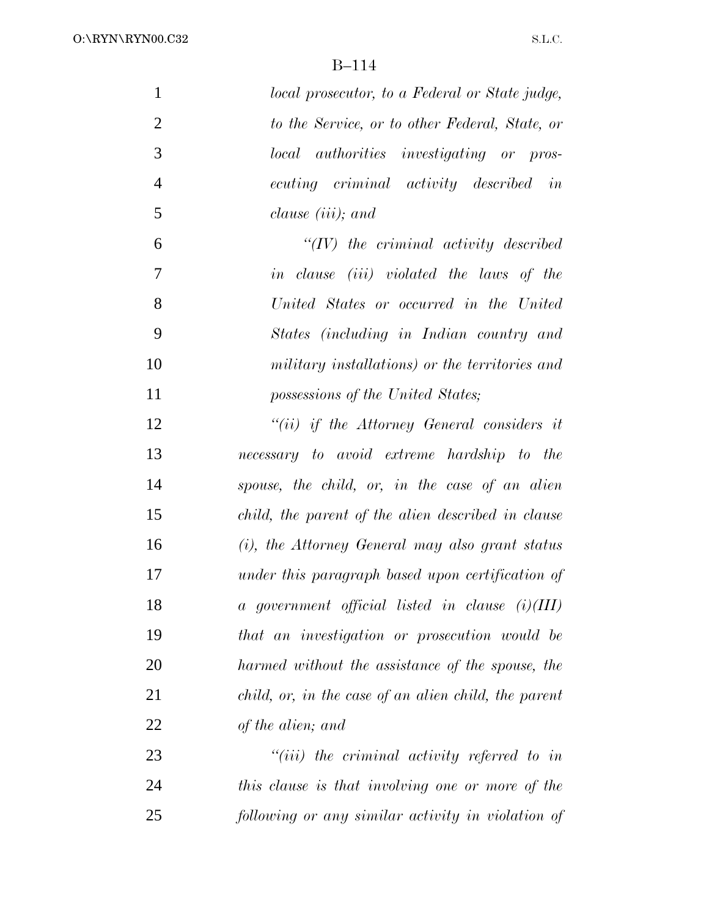*local prosecutor, to a Federal or State judge, to the Service, or to other Federal, State, or local authorities investigating or prosecuting criminal activity described in clause (iii); and*

*"(IV) the criminal activity described in clause (iii) violated the laws of the United States or occurred in the United States (including in Indian country and military installations) or the territories and possessions of the United States;*

*"(ii) if the Attorney General considers it necessary to avoid extreme hardship to the spouse, the child, or, in the case of an alien child, the parent of the alien described in clause (i), the Attorney General may also grant status under this paragraph based upon certification of a government official listed in clause (i)(III) that an investigation or prosecution would be harmed without the assistance of the spouse, the child, or, in the case of an alien child, the parent of the alien; and*

*"(iii) the criminal activity referred to in this clause is that involving one or more of the following or any similar activity in violation of*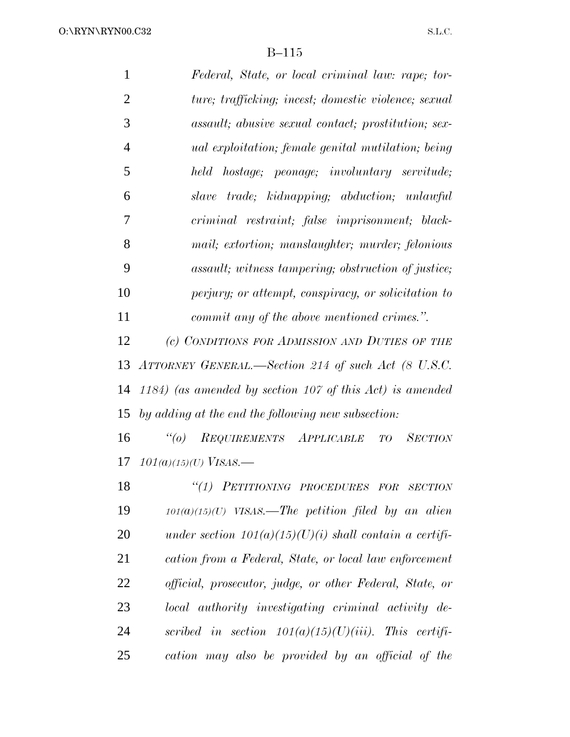*Federal, State, or local criminal law: rape; torture; trafficking; incest; domestic violence; sexual assault; abusive sexual contact; prostitution; sexual exploitation; female genital mutilation; being held hostage; peonage; involuntary servitude; slave trade; kidnapping; abduction; unlawful criminal restraint; false imprisonment; blackmail; extortion; manslaughter; murder; felonious assault; witness tampering; obstruction of justice; perjury; or attempt, conspiracy, or solicitation to commit any of the above mentioned crimes.".*

*(c) CONDITIONS FOR ADMISSION AND DUTIES OF THE ATTORNEY GENERAL.—Section 214 of such Act (8 U.S.C. 1184) (as amended by section 107 of this Act) is amended by adding at the end the following new subsection:*

*"(o) REQUIREMENTS APPLICABLE TO SECTION 101(a)(15)(U) VISAS.—*

*"(1) PETITIONING PROCEDURES FOR SECTION 101(a)(15)(U) VISAS.—The petition filed by an alien under section 101(a)(15)(U)(i) shall contain a certification from a Federal, State, or local law enforcement official, prosecutor, judge, or other Federal, State, or local authority investigating criminal activity described in section 101(a)(15)(U)(iii). This certification may also be provided by an official of the*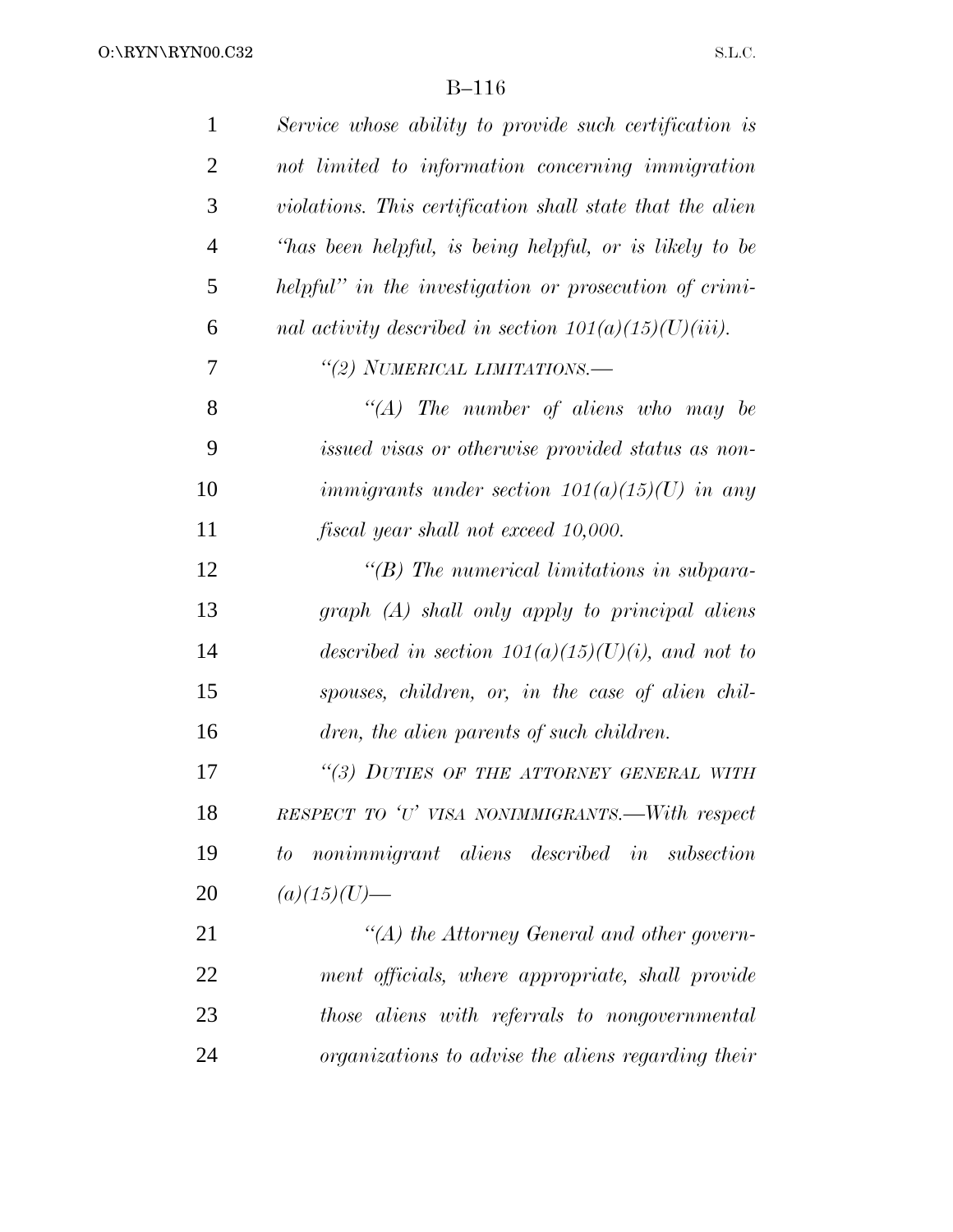*Service whose ability to provide such certification is not limited to information concerning immigration violations. This certification shall state that the alien "has been helpful, is being helpful, or is likely to be helpful" in the investigation or prosecution of criminal activity described in section 101(a)(15)(U)(iii).*

*"(2) NUMERICAL LIMITATIONS.—*

*"(A) The number of aliens who may be issued visas or otherwise provided status as nonimmigrants under section 101(a)(15)(U) in any fiscal year shall not exceed 10,000.*

*"(B) The numerical limitations in subparagraph (A) shall only apply to principal aliens described in section 101(a)(15)(U)(i), and not to spouses, children, or, in the case of alien children, the alien parents of such children.*

*"(3) DUTIES OF THE ATTORNEY GENERAL WITH RESPECT TO 'U' VISA NONIMMIGRANTS.—With respect to nonimmigrant aliens described in subsection (a)(15)(U)—*

*"(A) the Attorney General and other government officials, where appropriate, shall provide those aliens with referrals to nongovernmental organizations to advise the aliens regarding their*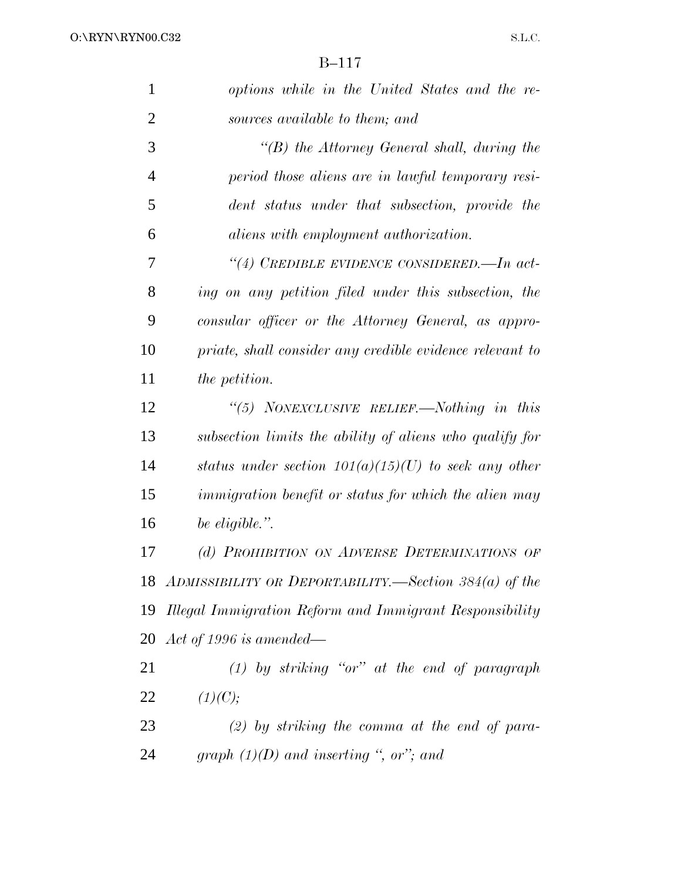*options while in the United States and the resources available to them; and*

*"(B) the Attorney General shall, during the period those aliens are in lawful temporary resident status under that subsection, provide the aliens with employment authorization.*

*"(4) CREDIBLE EVIDENCE CONSIDERED.—In acting on any petition filed under this subsection, the consular officer or the Attorney General, as appropriate, shall consider any credible evidence relevant to the petition.*

*"(5) NONEXCLUSIVE RELIEF.—Nothing in this subsection limits the ability of aliens who qualify for status under section 101(a)(15)(U) to seek any other immigration benefit or status for which the alien may be eligible.".*

*(d) PROHIBITION ON ADVERSE DETERMINATIONS OF ADMISSIBILITY OR DEPORTABILITY.—Section 384(a) of the Illegal Immigration Reform and Immigrant Responsibility Act of 1996 is amended—*

*(1) by striking "or" at the end of paragraph (1)(C);*

*(2) by striking the comma at the end of paragraph (1)(D) and inserting ", or"; and*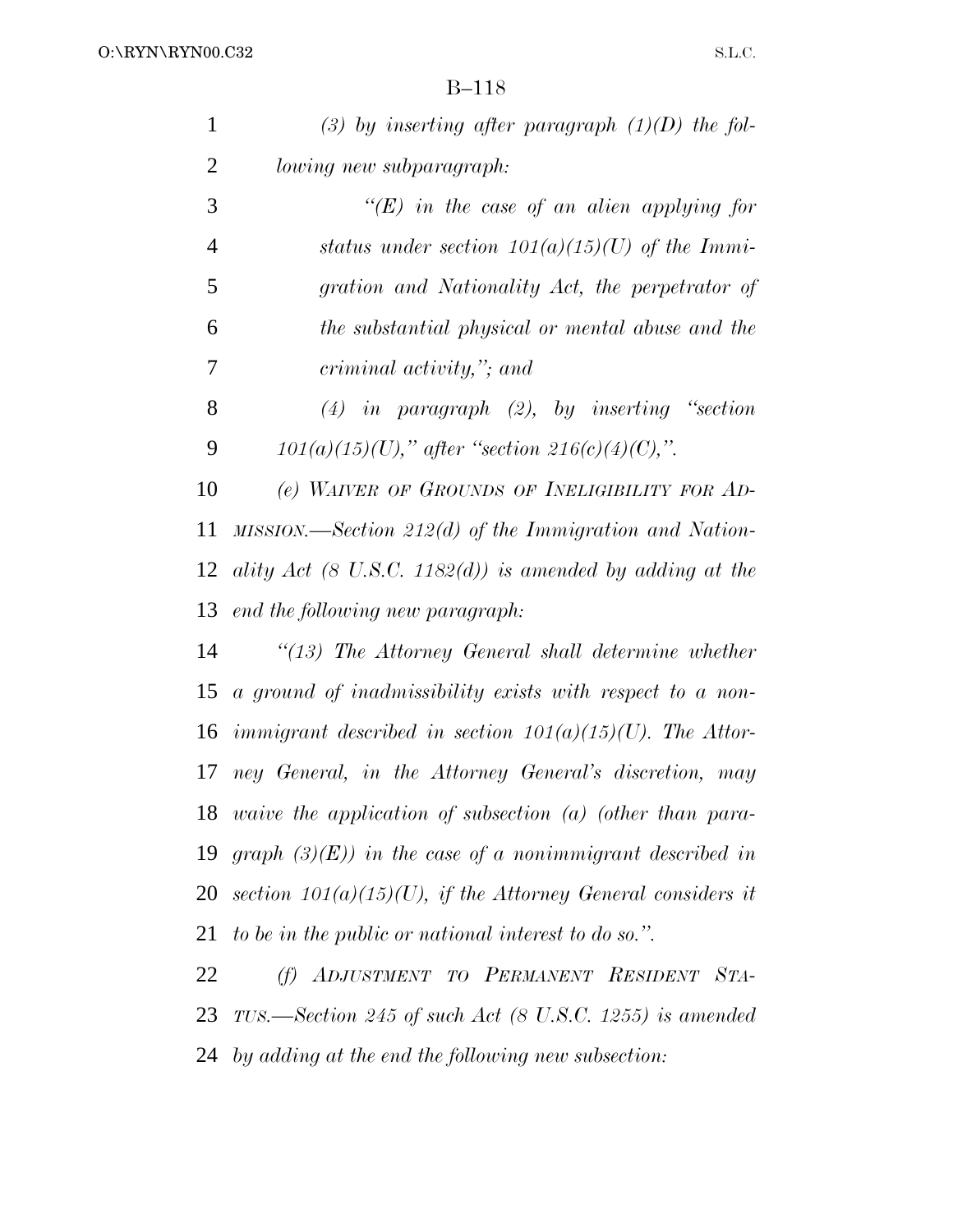*(3) by inserting after paragraph (1)(D) the following new subparagraph:*

*"(E) in the case of an alien applying for status under section 101(a)(15)(U) of the Immigration and Nationality Act, the perpetrator of the substantial physical or mental abuse and the criminal activity,"; and*

*(4) in paragraph (2), by inserting "section 101(a)(15)(U)," after "section 216(c)(4)(C),".*

*(e) WAIVER OF GROUNDS OF INELIGIBILITY FOR ADMISSION.—Section 212(d) of the Immigration and Nationality Act (8 U.S.C. 1182(d)) is amended by adding at the end the following new paragraph:*

*"(13) The Attorney General shall determine whether a ground of inadmissibility exists with respect to a nonimmigrant described in section 101(a)(15)(U). The Attorney General, in the Attorney General's discretion, may waive the application of subsection (a) (other than paragraph (3)(E)) in the case of a nonimmigrant described in section 101(a)(15)(U), if the Attorney General considers it to be in the public or national interest to do so.".*

*(f) ADJUSTMENT TO PERMANENT RESIDENT STATUS.—Section 245 of such Act (8 U.S.C. 1255) is amended by adding at the end the following new subsection:*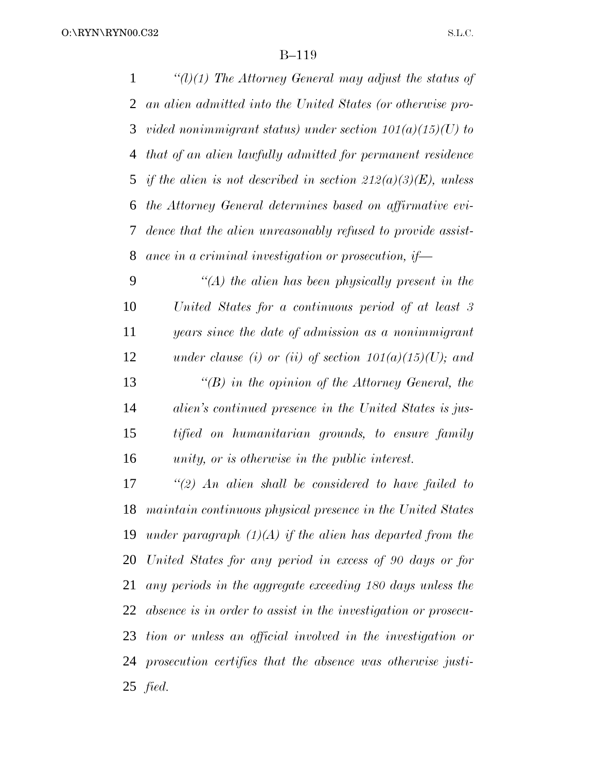*"(l)(1) The Attorney General may adjust the status of an alien admitted into the United States (or otherwise provided nonimmigrant status) under section 101(a)(15)(U) to that of an alien lawfully admitted for permanent residence if the alien is not described in section 212(a)(3)(E), unless the Attorney General determines based on affirmative evidence that the alien unreasonably refused to provide assistance in a criminal investigation or prosecution, if—*

*"(A) the alien has been physically present in the United States for a continuous period of at least 3 years since the date of admission as a nonimmigrant under clause (i) or (ii) of section 101(a)(15)(U); and*

*"(B) in the opinion of the Attorney General, the alien's continued presence in the United States is justified on humanitarian grounds, to ensure family unity, or is otherwise in the public interest.*

*"(2) An alien shall be considered to have failed to maintain continuous physical presence in the United States under paragraph (1)(A) if the alien has departed from the United States for any period in excess of 90 days or for any periods in the aggregate exceeding 180 days unless the absence is in order to assist in the investigation or prosecution or unless an official involved in the investigation or prosecution certifies that the absence was otherwise justified.*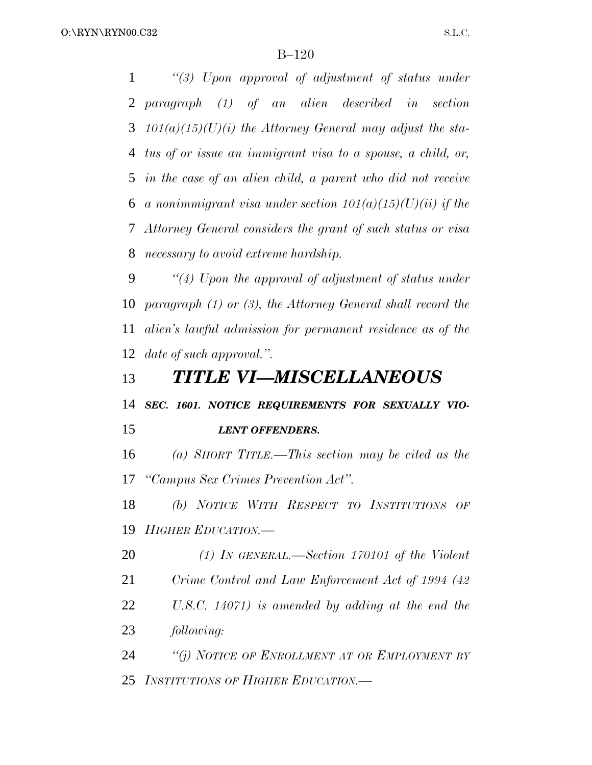*"(3) Upon approval of adjustment of status under paragraph (1) of an alien described in section 101(a)(15)(U)(i) the Attorney General may adjust the status of or issue an immigrant visa to a spouse, a child, or, in the case of an alien child, a parent who did not receive a nonimmigrant visa under section 101(a)(15)(U)(ii) if the Attorney General considers the grant of such status or visa necessary to avoid extreme hardship.*

*"(4) Upon the approval of adjustment of status under paragraph (1) or (3), the Attorney General shall record the alien's lawful admission for permanent residence as of the date of such approval.".*

# *TITLE VI—MISCELLANEOUS*

### *SEC. 1601. NOTICE REQUIREMENTS FOR SEXUALLY VIOLENT OFFENDERS.*

*(a) SHORT TITLE.—This section may be cited as the "Campus Sex Crimes Prevention Act".*

*(b) NOTICE WITH RESPECT TO INSTITUTIONS OF HIGHER EDUCATION.—*

*(1) IN GENERAL.—Section 170101 of the Violent Crime Control and Law Enforcement Act of 1994 (42 U.S.C. 14071) is amended by adding at the end the following:*

*"(j) NOTICE OF ENROLLMENT AT OR EMPLOYMENT BY INSTITUTIONS OF HIGHER EDUCATION.—*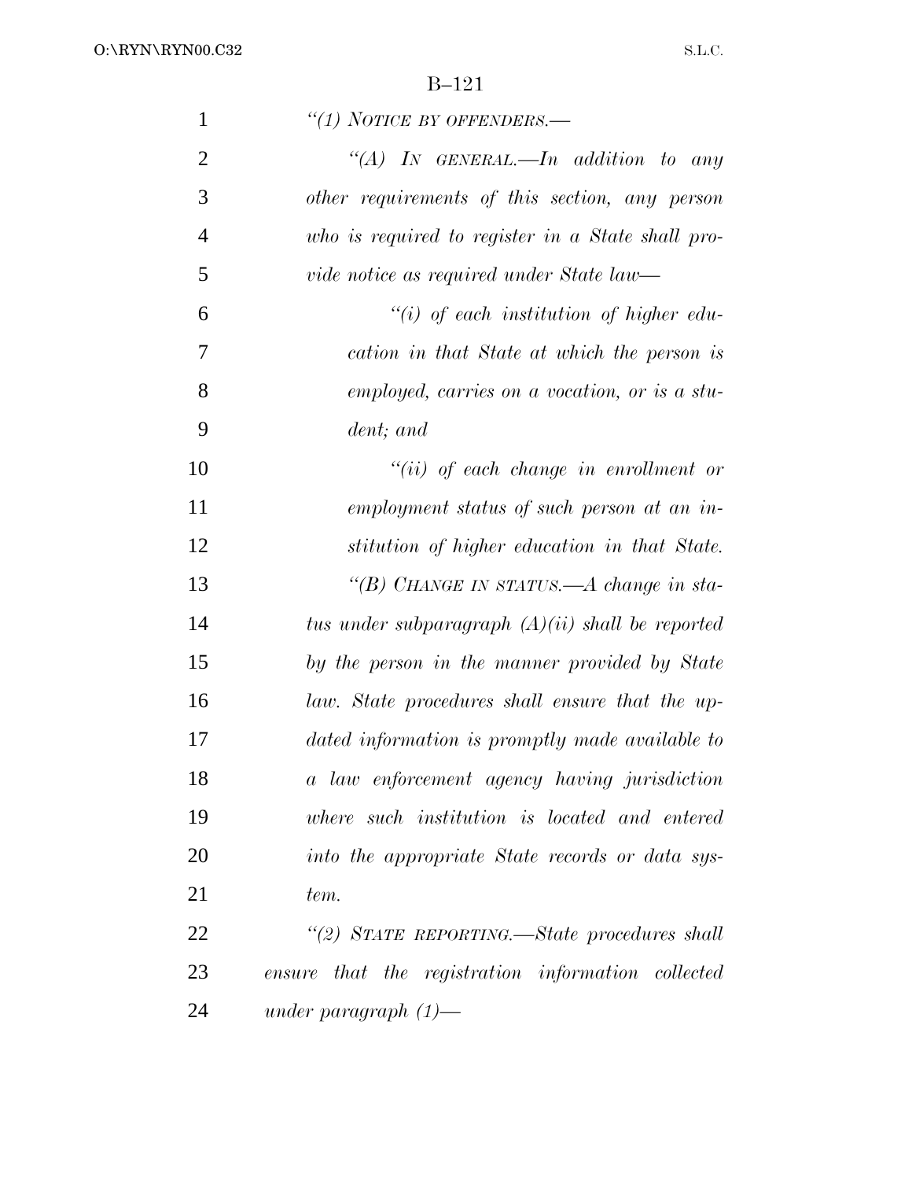*"(1) NOTICE BY OFFENDERS.—*

*"(A) IN GENERAL.—In addition to any other requirements of this section, any person who is required to register in a State shall provide notice as required under State law—*

*"(i) of each institution of higher education in that State at which the person is employed, carries on a vocation, or is a student; and*

*"(ii) of each change in enrollment or employment status of such person at an institution of higher education in that State.*

*"(B) CHANGE IN STATUS.—A change in status under subparagraph (A)(ii) shall be reported by the person in the manner provided by State law. State procedures shall ensure that the updated information is promptly made available to a law enforcement agency having jurisdiction where such institution is located and entered into the appropriate State records or data system.*

*"(2) STATE REPORTING.—State procedures shall ensure that the registration information collected under paragraph (1)—*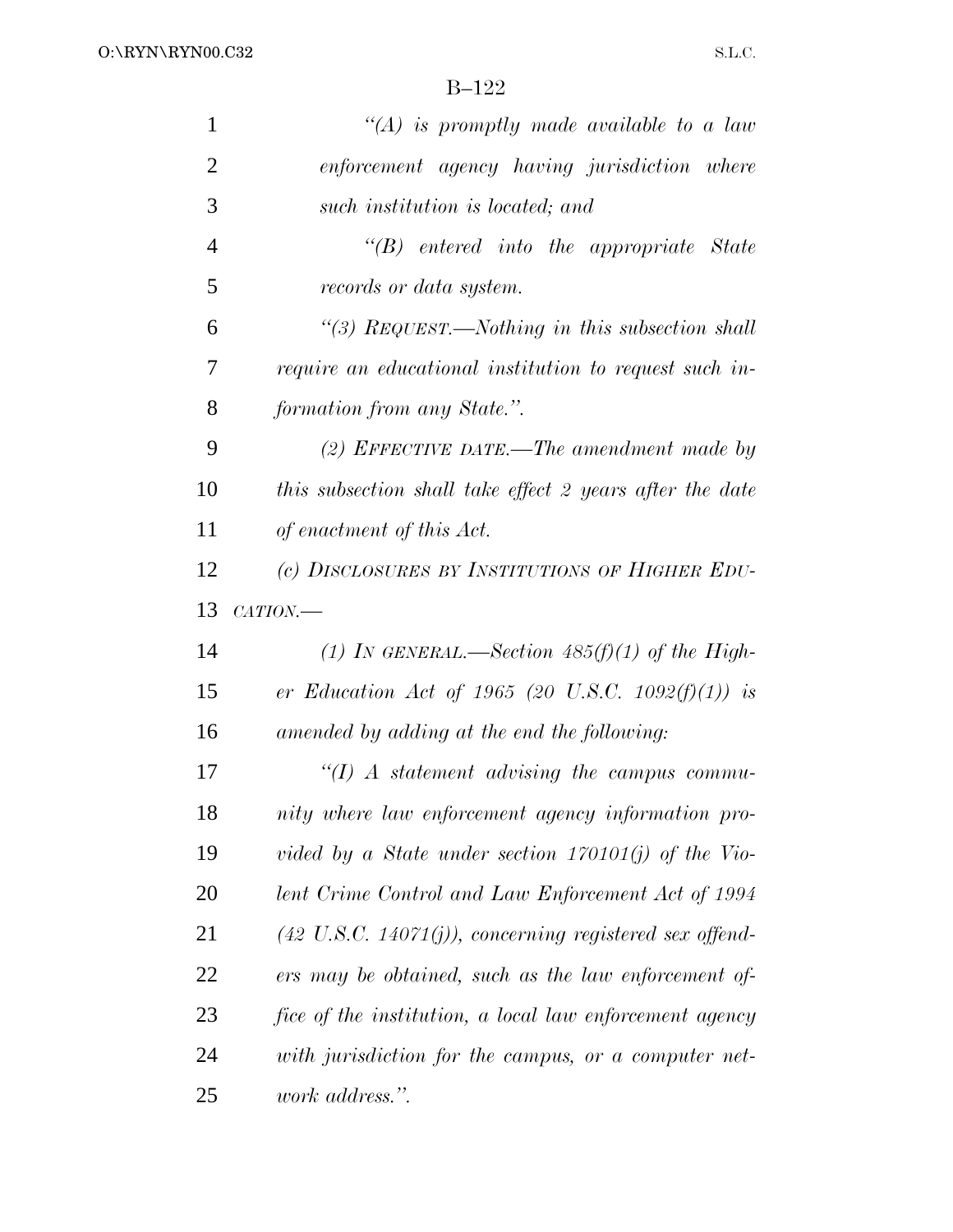*"(A) is promptly made available to a law enforcement agency having jurisdiction where such institution is located; and*

*"(B) entered into the appropriate State records or data system.*

*"(3) REQUEST.—Nothing in this subsection shall require an educational institution to request such information from any State.".*

*(2) EFFECTIVE DATE.—The amendment made by this subsection shall take effect 2 years after the date of enactment of this Act.*

*(c) DISCLOSURES BY INSTITUTIONS OF HIGHER EDUCATION.—*

*(1) IN GENERAL.—Section 485(f)(1) of the Higher Education Act of 1965 (20 U.S.C. 1092(f)(1)) is amended by adding at the end the following:*

*"(I) A statement advising the campus community where law enforcement agency information provided by a State under section 170101(j) of the Violent Crime Control and Law Enforcement Act of 1994 (42 U.S.C. 14071(j)), concerning registered sex offenders may be obtained, such as the law enforcement office of the institution, a local law enforcement agency with jurisdiction for the campus, or a computer network address.".*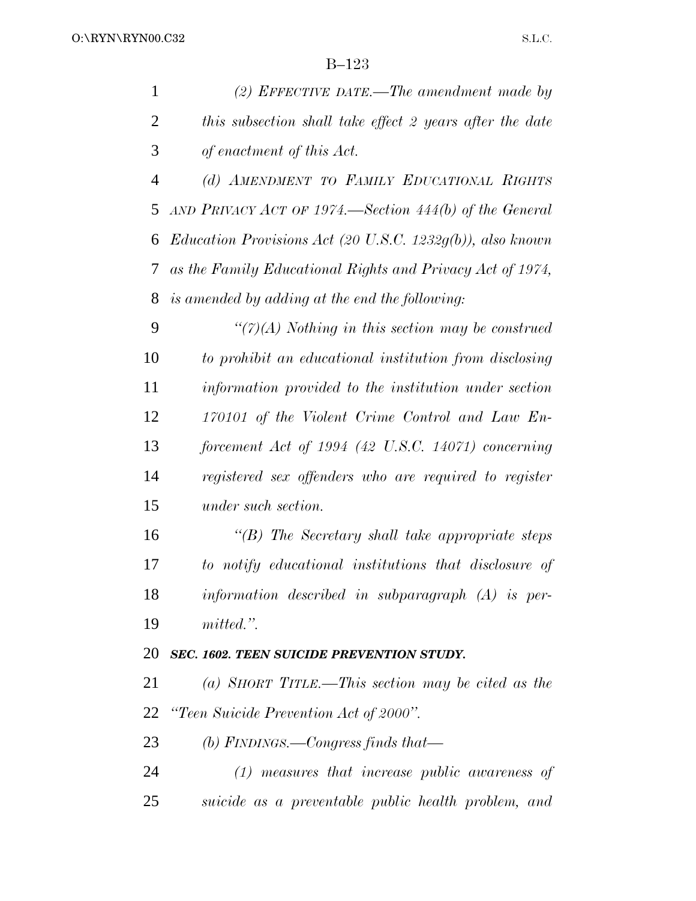*(2) EFFECTIVE DATE.—The amendment made by this subsection shall take effect 2 years after the date of enactment of this Act.*

*(d) AMENDMENT TO FAMILY EDUCATIONAL RIGHTS AND PRIVACY ACT OF 1974.—Section 444(b) of the General Education Provisions Act (20 U.S.C. 1232g(b)), also known as the Family Educational Rights and Privacy Act of 1974, is amended by adding at the end the following:*

*"(7)(A) Nothing in this section may be construed to prohibit an educational institution from disclosing information provided to the institution under section 170101 of the Violent Crime Control and Law Enforcement Act of 1994 (42 U.S.C. 14071) concerning registered sex offenders who are required to register under such section.*

*"(B) The Secretary shall take appropriate steps to notify educational institutions that disclosure of information described in subparagraph (A) is permitted.".*

***SEC. 1602. TEEN SUICIDE PREVENTION STUDY.***

*(a) SHORT TITLE.—This section may be cited as the "Teen Suicide Prevention Act of 2000".*

*(b) FINDINGS.—Congress finds that—*

*(1) measures that increase public awareness of suicide as a preventable public health problem, and*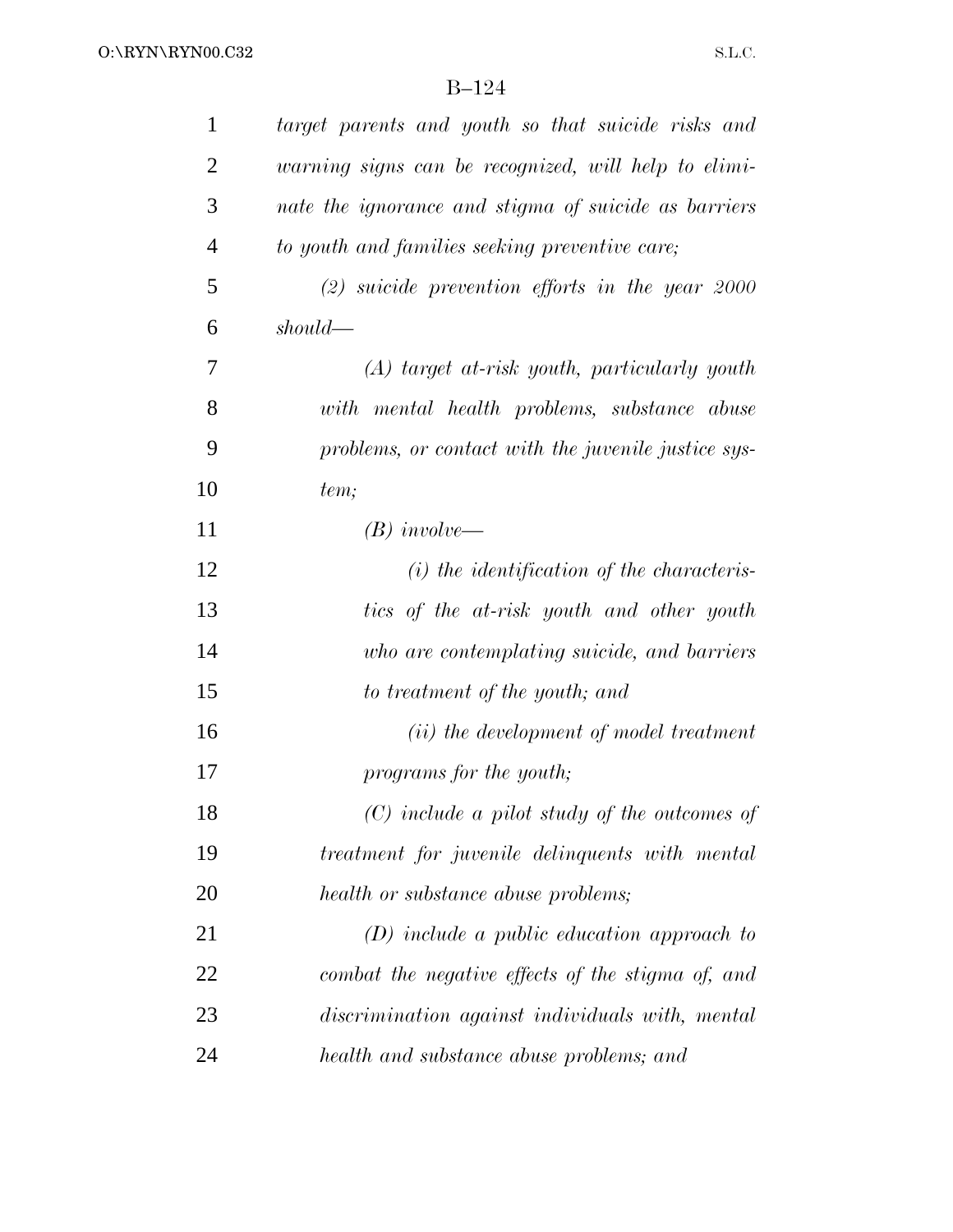*target parents and youth so that suicide risks and warning signs can be recognized, will help to eliminate the ignorance and stigma of suicide as barriers to youth and families seeking preventive care;*

*(2) suicide prevention efforts in the year 2000 should—*

*(A) target at-risk youth, particularly youth with mental health problems, substance abuse problems, or contact with the juvenile justice system;*

*(B) involve—*

*(i) the identification of the characteristics of the at-risk youth and other youth who are contemplating suicide, and barriers to treatment of the youth; and*

*(ii) the development of model treatment programs for the youth;*

*(C) include a pilot study of the outcomes of treatment for juvenile delinquents with mental health or substance abuse problems;*

*(D) include a public education approach to combat the negative effects of the stigma of, and discrimination against individuals with, mental health and substance abuse problems; and*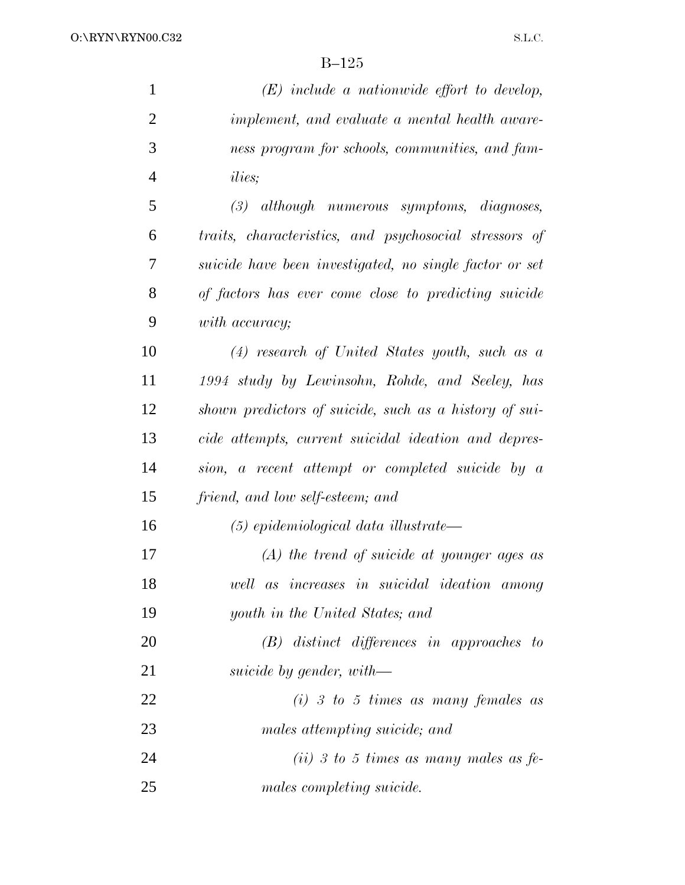*(E) include a nationwide effort to develop, implement, and evaluate a mental health awareness program for schools, communities, and families;*

*(3) although numerous symptoms, diagnoses, traits, characteristics, and psychosocial stressors of suicide have been investigated, no single factor or set of factors has ever come close to predicting suicide with accuracy;*

*(4) research of United States youth, such as a 1994 study by Lewinsohn, Rohde, and Seeley, has shown predictors of suicide, such as a history of suicide attempts, current suicidal ideation and depression, a recent attempt or completed suicide by a friend, and low self-esteem; and*

*(5) epidemiological data illustrate—*

*(A) the trend of suicide at younger ages as well as increases in suicidal ideation among youth in the United States; and*

*(B) distinct differences in approaches to suicide by gender, with—*

*(i) 3 to 5 times as many females as males attempting suicide; and*

*(ii) 3 to 5 times as many males as females completing suicide.*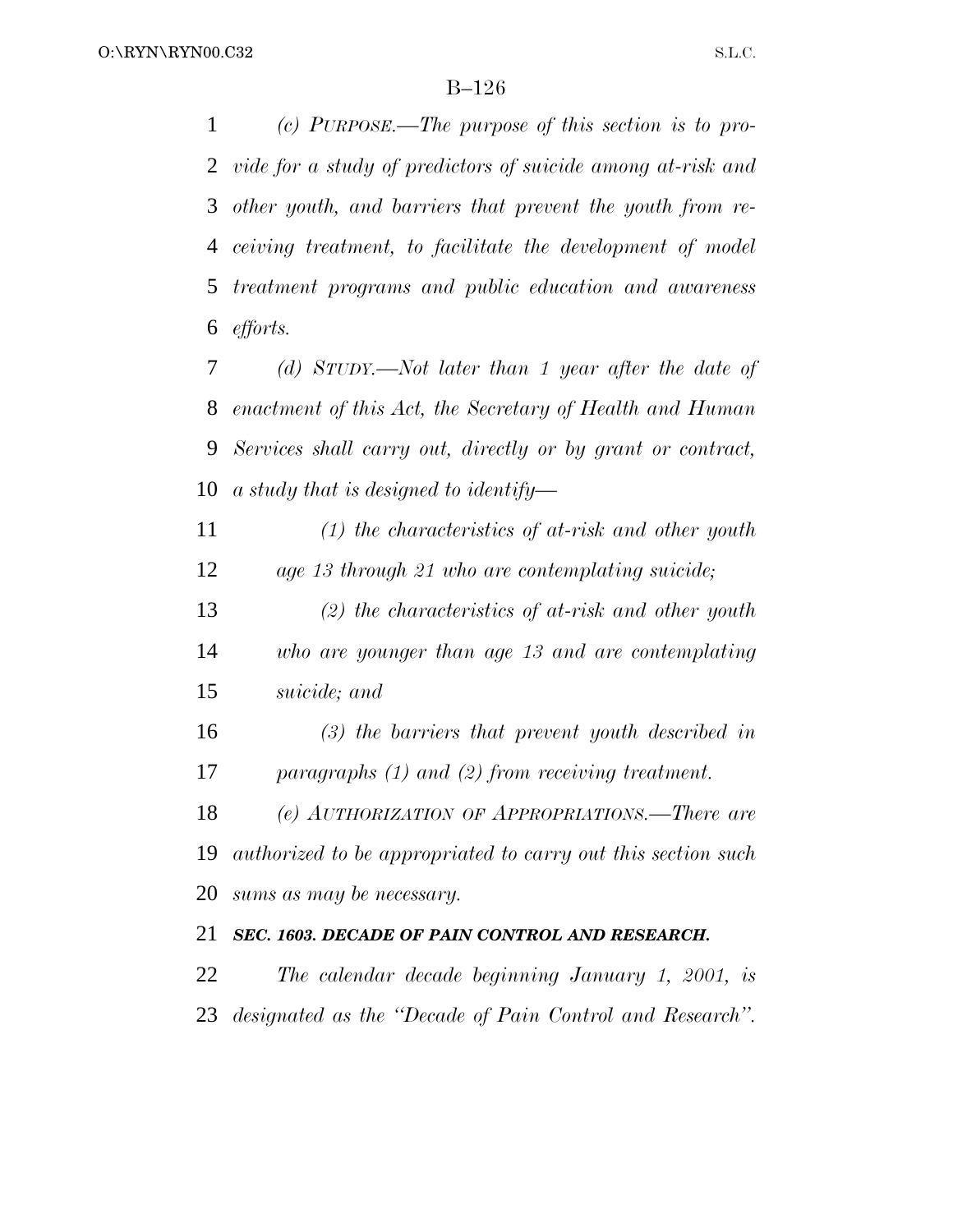*(c) PURPOSE.—The purpose of this section is to provide for a study of predictors of suicide among at-risk and other youth, and barriers that prevent the youth from receiving treatment, to facilitate the development of model treatment programs and public education and awareness efforts.*

*(d) STUDY.—Not later than 1 year after the date of enactment of this Act, the Secretary of Health and Human Services shall carry out, directly or by grant or contract, a study that is designed to identify—*

*(1) the characteristics of at-risk and other youth age 13 through 21 who are contemplating suicide;*

*(2) the characteristics of at-risk and other youth who are younger than age 13 and are contemplating suicide; and*

*(3) the barriers that prevent youth described in paragraphs (1) and (2) from receiving treatment.*

*(e) AUTHORIZATION OF APPROPRIATIONS.—There are authorized to be appropriated to carry out this section such sums as may be necessary.*

***SEC. 1603. DECADE OF PAIN CONTROL AND RESEARCH.***

*The calendar decade beginning January 1, 2001, is designated as the "Decade of Pain Control and Research".*